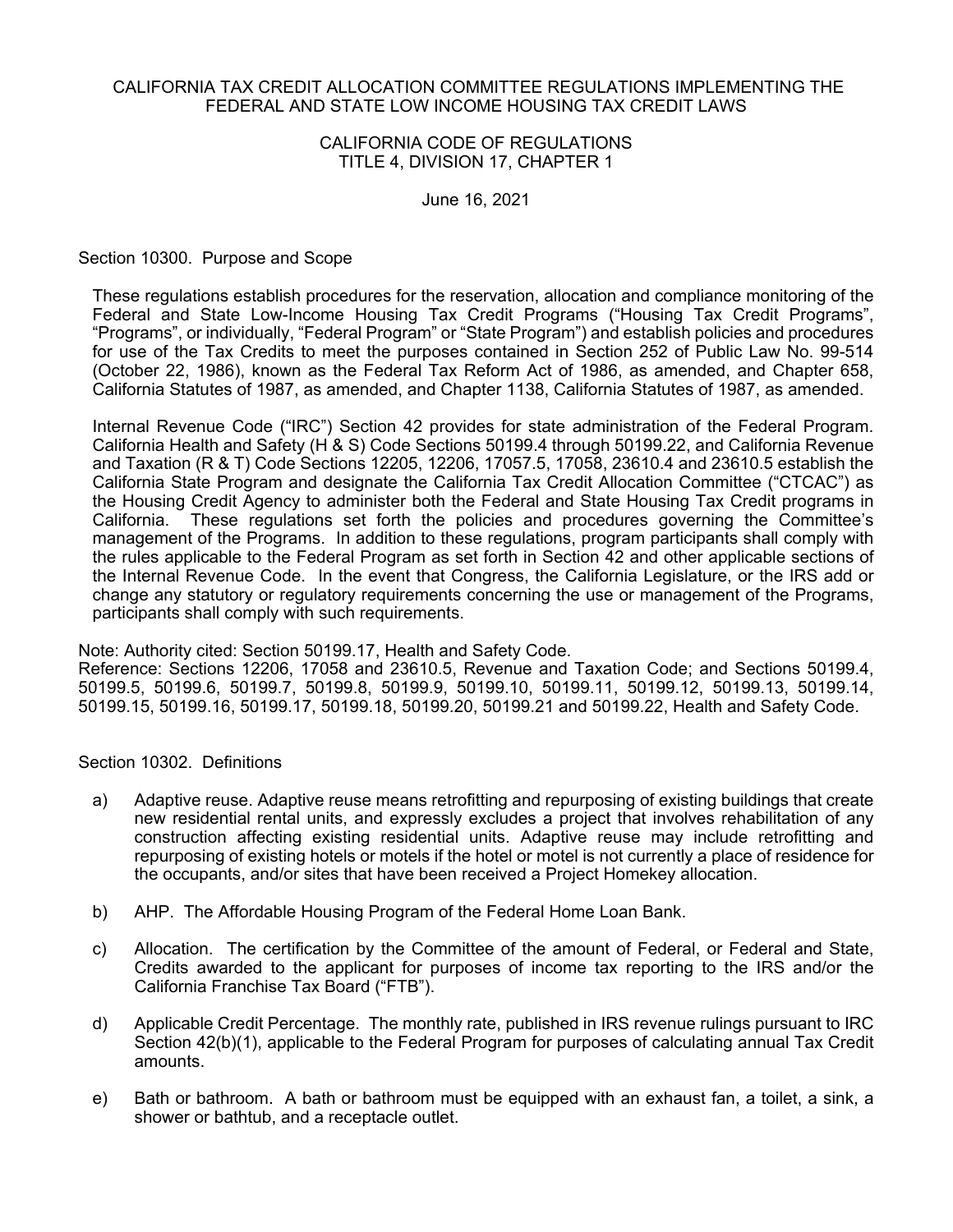# CALIFORNIA TAX CREDIT ALLOCATION COMMITTEE REGULATIONS IMPLEMENTING THE FEDERAL AND STATE LOW INCOME HOUSING TAX CREDIT LAWS

## CALIFORNIA CODE OF REGULATIONS
## TITLE 4, DIVISION 17, CHAPTER 1

June 16, 2021

## Section 10300. Purpose and Scope

These regulations establish procedures for the reservation, allocation and compliance monitoring of the Federal and State Low-Income Housing Tax Credit Programs ("Housing Tax Credit Programs", "Programs", or individually, "Federal Program" or "State Program") and establish policies and procedures for use of the Tax Credits to meet the purposes contained in Section 252 of Public Law No. 99-514 (October 22, 1986), known as the Federal Tax Reform Act of 1986, as amended, and Chapter 658, California Statutes of 1987, as amended, and Chapter 1138, California Statutes of 1987, as amended.

Internal Revenue Code ("IRC") Section 42 provides for state administration of the Federal Program. California Health and Safety (H & S) Code Sections 50199.4 through 50199.22, and California Revenue and Taxation (R & T) Code Sections 12205, 12206, 17057.5, 17058, 23610.4 and 23610.5 establish the California State Program and designate the California Tax Credit Allocation Committee ("CTCAC") as the Housing Credit Agency to administer both the Federal and State Housing Tax Credit programs in California. These regulations set forth the policies and procedures governing the Committee's management of the Programs. In addition to these regulations, program participants shall comply with the rules applicable to the Federal Program as set forth in Section 42 and other applicable sections of the Internal Revenue Code. In the event that Congress, the California Legislature, or the IRS add or change any statutory or regulatory requirements concerning the use or management of the Programs, participants shall comply with such requirements.

Note: Authority cited: Section 50199.17, Health and Safety Code.
Reference: Sections 12206, 17058 and 23610.5, Revenue and Taxation Code; and Sections 50199.4, 50199.5, 50199.6, 50199.7, 50199.8, 50199.9, 50199.10, 50199.11, 50199.12, 50199.13, 50199.14, 50199.15, 50199.16, 50199.17, 50199.18, 50199.20, 50199.21 and 50199.22, Health and Safety Code.

## Section 10302. Definitions

a) Adaptive reuse. Adaptive reuse means retrofitting and repurposing of existing buildings that create new residential rental units, and expressly excludes a project that involves rehabilitation of any construction affecting existing residential units. Adaptive reuse may include retrofitting and repurposing of existing hotels or motels if the hotel or motel is not currently a place of residence for the occupants, and/or sites that have been received a Project Homekey allocation.

b) AHP. The Affordable Housing Program of the Federal Home Loan Bank.

c) Allocation. The certification by the Committee of the amount of Federal, or Federal and State, Credits awarded to the applicant for purposes of income tax reporting to the IRS and/or the California Franchise Tax Board ("FTB").

d) Applicable Credit Percentage. The monthly rate, published in IRS revenue rulings pursuant to IRC Section 42(b)(1), applicable to the Federal Program for purposes of calculating annual Tax Credit amounts.

e) Bath or bathroom. A bath or bathroom must be equipped with an exhaust fan, a toilet, a sink, a shower or bathtub, and a receptacle outlet.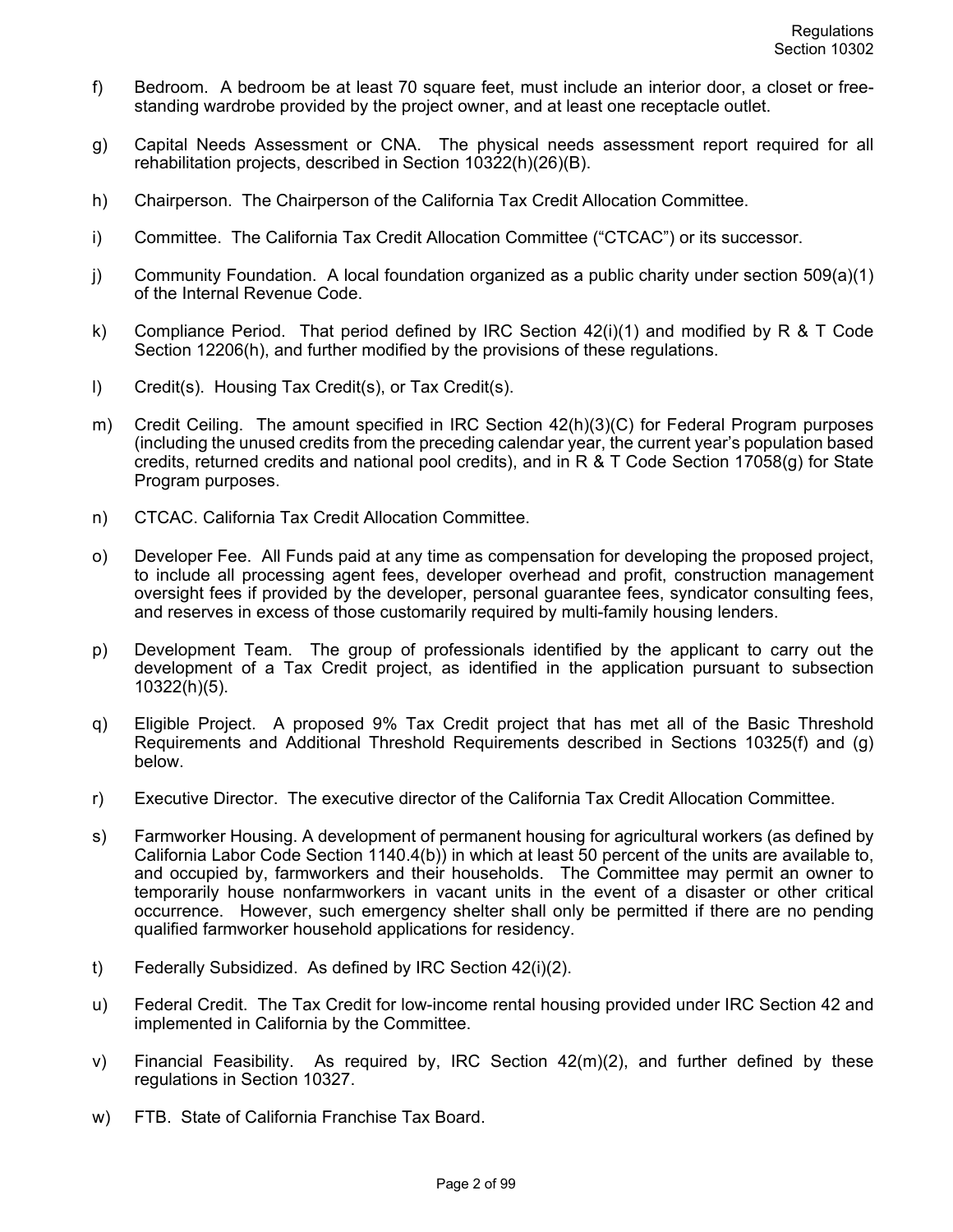f) Bedroom. A bedroom be at least 70 square feet, must include an interior door, a closet or free-standing wardrobe provided by the project owner, and at least one receptacle outlet.

g) Capital Needs Assessment or CNA. The physical needs assessment report required for all rehabilitation projects, described in Section 10322(h)(26)(B).

h) Chairperson. The Chairperson of the California Tax Credit Allocation Committee.

i) Committee. The California Tax Credit Allocation Committee ("CTCAC") or its successor.

j) Community Foundation. A local foundation organized as a public charity under section 509(a)(1) of the Internal Revenue Code.

k) Compliance Period. That period defined by IRC Section 42(i)(1) and modified by R & T Code Section 12206(h), and further modified by the provisions of these regulations.

l) Credit(s). Housing Tax Credit(s), or Tax Credit(s).

m) Credit Ceiling. The amount specified in IRC Section 42(h)(3)(C) for Federal Program purposes (including the unused credits from the preceding calendar year, the current year's population based credits, returned credits and national pool credits), and in R & T Code Section 17058(g) for State Program purposes.

n) CTCAC. California Tax Credit Allocation Committee.

o) Developer Fee. All Funds paid at any time as compensation for developing the proposed project, to include all processing agent fees, developer overhead and profit, construction management oversight fees if provided by the developer, personal guarantee fees, syndicator consulting fees, and reserves in excess of those customarily required by multi-family housing lenders.

p) Development Team. The group of professionals identified by the applicant to carry out the development of a Tax Credit project, as identified in the application pursuant to subsection 10322(h)(5).

q) Eligible Project. A proposed 9% Tax Credit project that has met all of the Basic Threshold Requirements and Additional Threshold Requirements described in Sections 10325(f) and (g) below.

r) Executive Director. The executive director of the California Tax Credit Allocation Committee.

s) Farmworker Housing. A development of permanent housing for agricultural workers (as defined by California Labor Code Section 1140.4(b)) in which at least 50 percent of the units are available to, and occupied by, farmworkers and their households. The Committee may permit an owner to temporarily house nonfarmworkers in vacant units in the event of a disaster or other critical occurrence. However, such emergency shelter shall only be permitted if there are no pending qualified farmworker household applications for residency.

t) Federally Subsidized. As defined by IRC Section 42(i)(2).

u) Federal Credit. The Tax Credit for low-income rental housing provided under IRC Section 42 and implemented in California by the Committee.

v) Financial Feasibility. As required by, IRC Section 42(m)(2), and further defined by these regulations in Section 10327.

w) FTB. State of California Franchise Tax Board.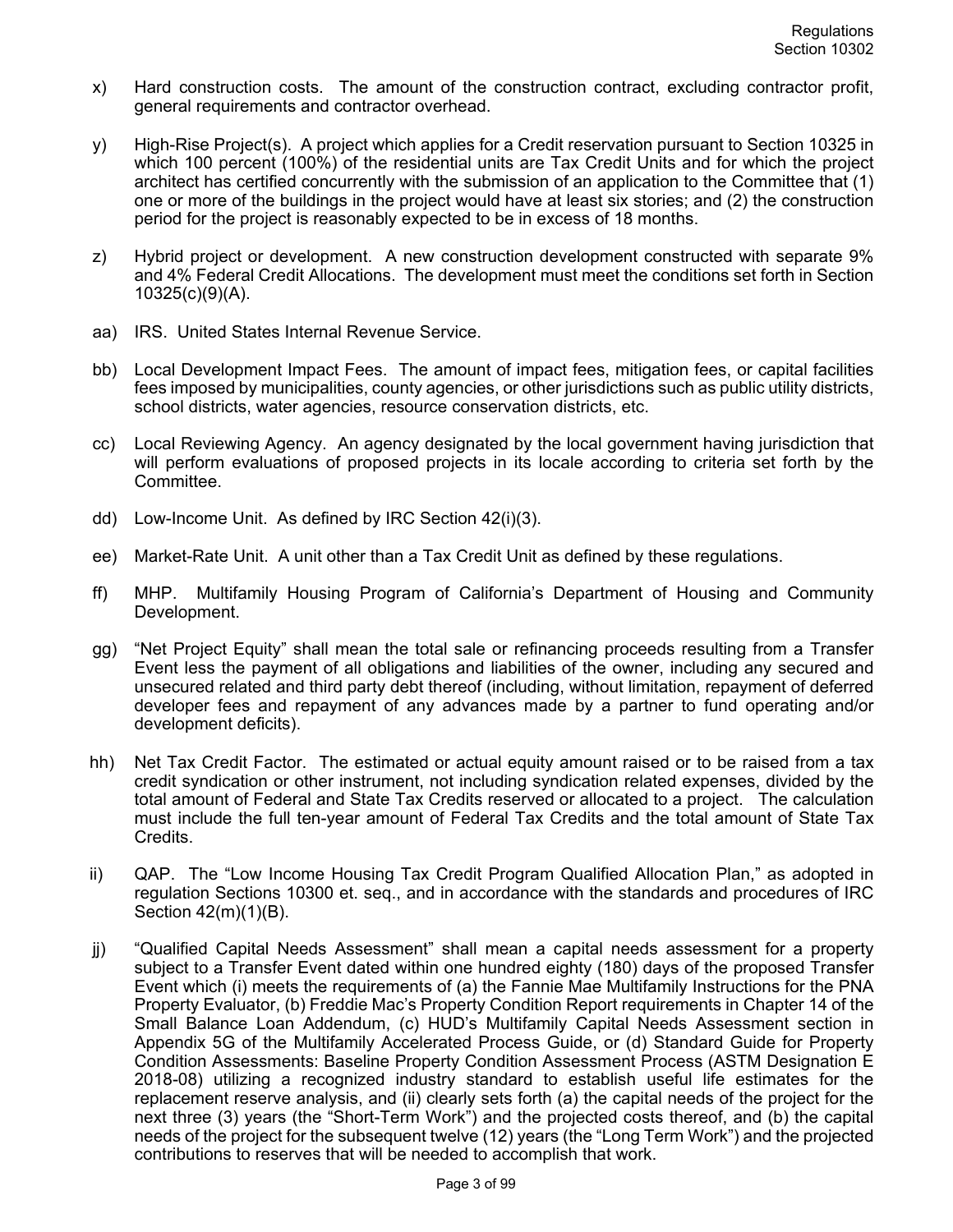x) Hard construction costs. The amount of the construction contract, excluding contractor profit, general requirements and contractor overhead.

y) High-Rise Project(s). A project which applies for a Credit reservation pursuant to Section 10325 in which 100 percent (100%) of the residential units are Tax Credit Units and for which the project architect has certified concurrently with the submission of an application to the Committee that (1) one or more of the buildings in the project would have at least six stories; and (2) the construction period for the project is reasonably expected to be in excess of 18 months.

z) Hybrid project or development. A new construction development constructed with separate 9% and 4% Federal Credit Allocations. The development must meet the conditions set forth in Section 10325(c)(9)(A).

aa) IRS. United States Internal Revenue Service.

bb) Local Development Impact Fees. The amount of impact fees, mitigation fees, or capital facilities fees imposed by municipalities, county agencies, or other jurisdictions such as public utility districts, school districts, water agencies, resource conservation districts, etc.

cc) Local Reviewing Agency. An agency designated by the local government having jurisdiction that will perform evaluations of proposed projects in its locale according to criteria set forth by the Committee.

dd) Low-Income Unit. As defined by IRC Section 42(i)(3).

ee) Market-Rate Unit. A unit other than a Tax Credit Unit as defined by these regulations.

ff) MHP. Multifamily Housing Program of California's Department of Housing and Community Development.

gg) "Net Project Equity" shall mean the total sale or refinancing proceeds resulting from a Transfer Event less the payment of all obligations and liabilities of the owner, including any secured and unsecured related and third party debt thereof (including, without limitation, repayment of deferred developer fees and repayment of any advances made by a partner to fund operating and/or development deficits).

hh) Net Tax Credit Factor. The estimated or actual equity amount raised or to be raised from a tax credit syndication or other instrument, not including syndication related expenses, divided by the total amount of Federal and State Tax Credits reserved or allocated to a project. The calculation must include the full ten-year amount of Federal Tax Credits and the total amount of State Tax Credits.

ii) QAP. The "Low Income Housing Tax Credit Program Qualified Allocation Plan," as adopted in regulation Sections 10300 et. seq., and in accordance with the standards and procedures of IRC Section 42(m)(1)(B).

jj) "Qualified Capital Needs Assessment" shall mean a capital needs assessment for a property subject to a Transfer Event dated within one hundred eighty (180) days of the proposed Transfer Event which (i) meets the requirements of (a) the Fannie Mae Multifamily Instructions for the PNA Property Evaluator, (b) Freddie Mac's Property Condition Report requirements in Chapter 14 of the Small Balance Loan Addendum, (c) HUD's Multifamily Capital Needs Assessment section in Appendix 5G of the Multifamily Accelerated Process Guide, or (d) Standard Guide for Property Condition Assessments: Baseline Property Condition Assessment Process (ASTM Designation E 2018-08) utilizing a recognized industry standard to establish useful life estimates for the replacement reserve analysis, and (ii) clearly sets forth (a) the capital needs of the project for the next three (3) years (the "Short-Term Work") and the projected costs thereof, and (b) the capital needs of the project for the subsequent twelve (12) years (the "Long Term Work") and the projected contributions to reserves that will be needed to accomplish that work.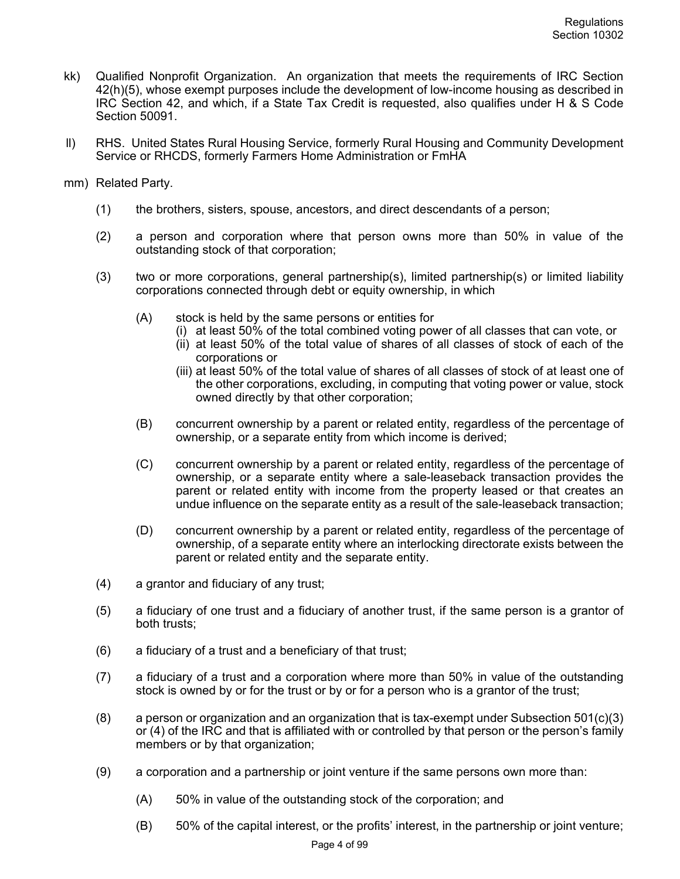kk) Qualified Nonprofit Organization. An organization that meets the requirements of IRC Section 42(h)(5), whose exempt purposes include the development of low-income housing as described in IRC Section 42, and which, if a State Tax Credit is requested, also qualifies under H & S Code Section 50091.

ll) RHS. United States Rural Housing Service, formerly Rural Housing and Community Development Service or RHCDS, formerly Farmers Home Administration or FmHA

mm) Related Party.

(1) the brothers, sisters, spouse, ancestors, and direct descendants of a person;

(2) a person and corporation where that person owns more than 50% in value of the outstanding stock of that corporation;

(3) two or more corporations, general partnership(s), limited partnership(s) or limited liability corporations connected through debt or equity ownership, in which

(A) stock is held by the same persons or entities for
(i) at least 50% of the total combined voting power of all classes that can vote, or
(ii) at least 50% of the total value of shares of all classes of stock of each of the corporations or
(iii) at least 50% of the total value of shares of all classes of stock of at least one of the other corporations, excluding, in computing that voting power or value, stock owned directly by that other corporation;

(B) concurrent ownership by a parent or related entity, regardless of the percentage of ownership, or a separate entity from which income is derived;

(C) concurrent ownership by a parent or related entity, regardless of the percentage of ownership, or a separate entity where a sale-leaseback transaction provides the parent or related entity with income from the property leased or that creates an undue influence on the separate entity as a result of the sale-leaseback transaction;

(D) concurrent ownership by a parent or related entity, regardless of the percentage of ownership, of a separate entity where an interlocking directorate exists between the parent or related entity and the separate entity.

(4) a grantor and fiduciary of any trust;

(5) a fiduciary of one trust and a fiduciary of another trust, if the same person is a grantor of both trusts;

(6) a fiduciary of a trust and a beneficiary of that trust;

(7) a fiduciary of a trust and a corporation where more than 50% in value of the outstanding stock is owned by or for the trust or by or for a person who is a grantor of the trust;

(8) a person or organization and an organization that is tax-exempt under Subsection 501(c)(3) or (4) of the IRC and that is affiliated with or controlled by that person or the person's family members or by that organization;

(9) a corporation and a partnership or joint venture if the same persons own more than:

(A) 50% in value of the outstanding stock of the corporation; and

(B) 50% of the capital interest, or the profits' interest, in the partnership or joint venture;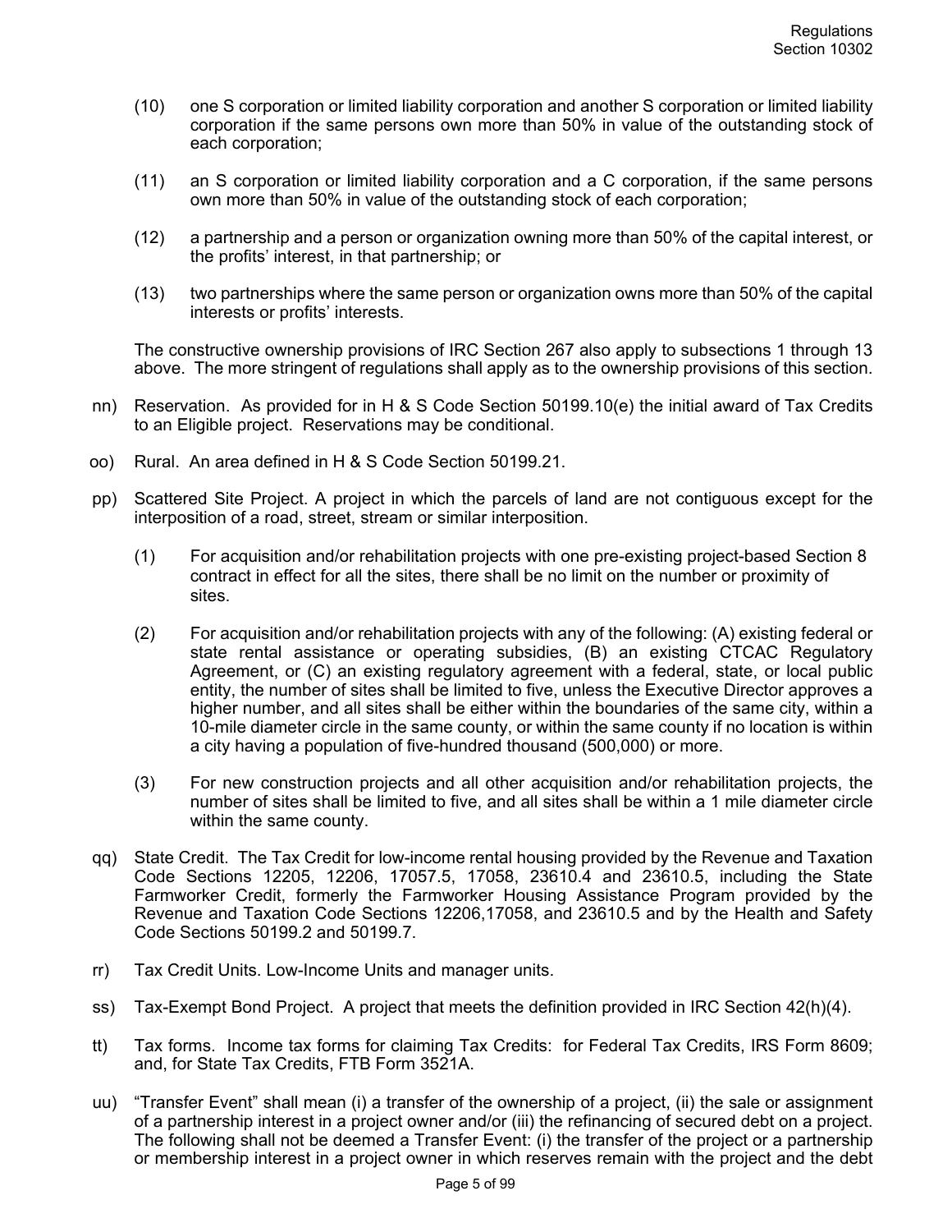(10) one S corporation or limited liability corporation and another S corporation or limited liability corporation if the same persons own more than 50% in value of the outstanding stock of each corporation;

(11) an S corporation or limited liability corporation and a C corporation, if the same persons own more than 50% in value of the outstanding stock of each corporation;

(12) a partnership and a person or organization owning more than 50% of the capital interest, or the profits' interest, in that partnership; or

(13) two partnerships where the same person or organization owns more than 50% of the capital interests or profits' interests.

The constructive ownership provisions of IRC Section 267 also apply to subsections 1 through 13 above. The more stringent of regulations shall apply as to the ownership provisions of this section.

nn) Reservation. As provided for in H & S Code Section 50199.10(e) the initial award of Tax Credits to an Eligible project. Reservations may be conditional.

oo) Rural. An area defined in H & S Code Section 50199.21.

pp) Scattered Site Project. A project in which the parcels of land are not contiguous except for the interposition of a road, street, stream or similar interposition.

(1) For acquisition and/or rehabilitation projects with one pre-existing project-based Section 8 contract in effect for all the sites, there shall be no limit on the number or proximity of sites.

(2) For acquisition and/or rehabilitation projects with any of the following: (A) existing federal or state rental assistance or operating subsidies, (B) an existing CTCAC Regulatory Agreement, or (C) an existing regulatory agreement with a federal, state, or local public entity, the number of sites shall be limited to five, unless the Executive Director approves a higher number, and all sites shall be either within the boundaries of the same city, within a 10-mile diameter circle in the same county, or within the same county if no location is within a city having a population of five-hundred thousand (500,000) or more.

(3) For new construction projects and all other acquisition and/or rehabilitation projects, the number of sites shall be limited to five, and all sites shall be within a 1 mile diameter circle within the same county.

qq) State Credit. The Tax Credit for low-income rental housing provided by the Revenue and Taxation Code Sections 12205, 12206, 17057.5, 17058, 23610.4 and 23610.5, including the State Farmworker Credit, formerly the Farmworker Housing Assistance Program provided by the Revenue and Taxation Code Sections 12206,17058, and 23610.5 and by the Health and Safety Code Sections 50199.2 and 50199.7.

rr) Tax Credit Units. Low-Income Units and manager units.

ss) Tax-Exempt Bond Project. A project that meets the definition provided in IRC Section 42(h)(4).

tt) Tax forms. Income tax forms for claiming Tax Credits: for Federal Tax Credits, IRS Form 8609; and, for State Tax Credits, FTB Form 3521A.

uu) "Transfer Event" shall mean (i) a transfer of the ownership of a project, (ii) the sale or assignment of a partnership interest in a project owner and/or (iii) the refinancing of secured debt on a project. The following shall not be deemed a Transfer Event: (i) the transfer of the project or a partnership or membership interest in a project owner in which reserves remain with the project and the debt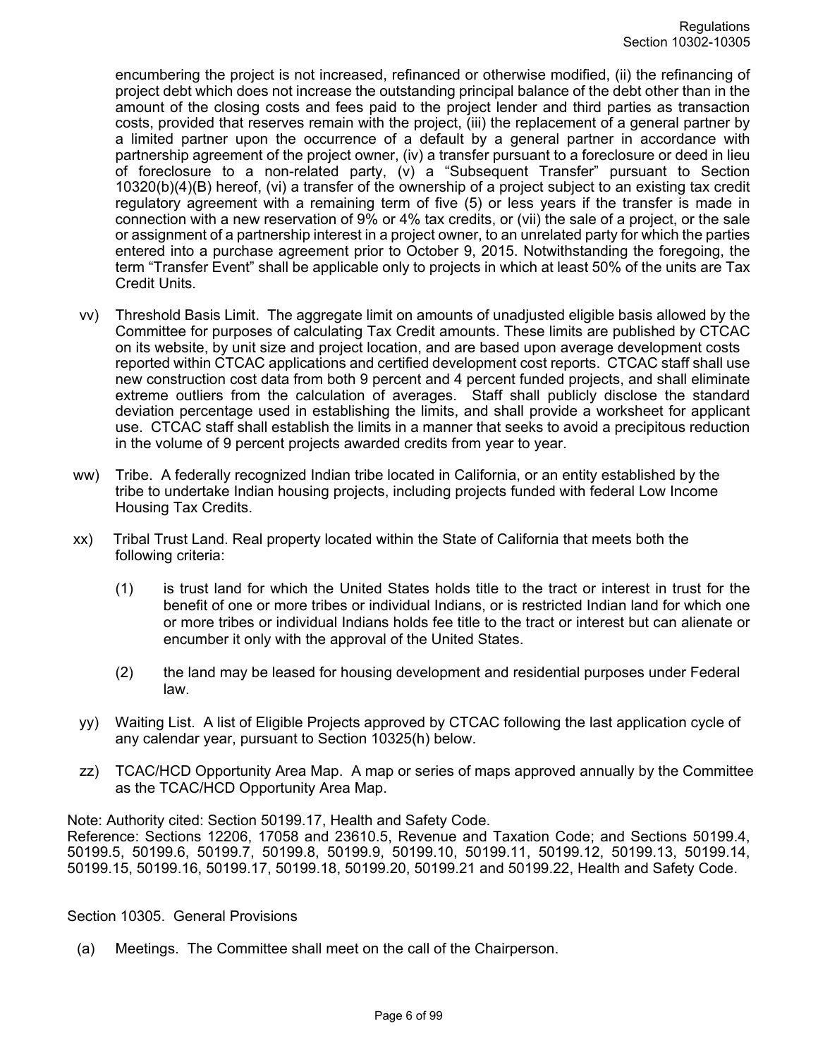encumbering the project is not increased, refinanced or otherwise modified, (ii) the refinancing of project debt which does not increase the outstanding principal balance of the debt other than in the amount of the closing costs and fees paid to the project lender and third parties as transaction costs, provided that reserves remain with the project, (iii) the replacement of a general partner by a limited partner upon the occurrence of a default by a general partner in accordance with partnership agreement of the project owner, (iv) a transfer pursuant to a foreclosure or deed in lieu of foreclosure to a non-related party, (v) a "Subsequent Transfer" pursuant to Section 10320(b)(4)(B) hereof, (vi) a transfer of the ownership of a project subject to an existing tax credit regulatory agreement with a remaining term of five (5) or less years if the transfer is made in connection with a new reservation of 9% or 4% tax credits, or (vii) the sale of a project, or the sale or assignment of a partnership interest in a project owner, to an unrelated party for which the parties entered into a purchase agreement prior to October 9, 2015. Notwithstanding the foregoing, the term "Transfer Event" shall be applicable only to projects in which at least 50% of the units are Tax Credit Units.

vv) Threshold Basis Limit. The aggregate limit on amounts of unadjusted eligible basis allowed by the Committee for purposes of calculating Tax Credit amounts. These limits are published by CTCAC on its website, by unit size and project location, and are based upon average development costs reported within CTCAC applications and certified development cost reports. CTCAC staff shall use new construction cost data from both 9 percent and 4 percent funded projects, and shall eliminate extreme outliers from the calculation of averages. Staff shall publicly disclose the standard deviation percentage used in establishing the limits, and shall provide a worksheet for applicant use. CTCAC staff shall establish the limits in a manner that seeks to avoid a precipitous reduction in the volume of 9 percent projects awarded credits from year to year.

ww) Tribe. A federally recognized Indian tribe located in California, or an entity established by the tribe to undertake Indian housing projects, including projects funded with federal Low Income Housing Tax Credits.

xx) Tribal Trust Land. Real property located within the State of California that meets both the following criteria:

(1) is trust land for which the United States holds title to the tract or interest in trust for the benefit of one or more tribes or individual Indians, or is restricted Indian land for which one or more tribes or individual Indians holds fee title to the tract or interest but can alienate or encumber it only with the approval of the United States.

(2) the land may be leased for housing development and residential purposes under Federal law.

yy) Waiting List. A list of Eligible Projects approved by CTCAC following the last application cycle of any calendar year, pursuant to Section 10325(h) below.

zz) TCAC/HCD Opportunity Area Map. A map or series of maps approved annually by the Committee as the TCAC/HCD Opportunity Area Map.

Note: Authority cited: Section 50199.17, Health and Safety Code.
Reference: Sections 12206, 17058 and 23610.5, Revenue and Taxation Code; and Sections 50199.4, 50199.5, 50199.6, 50199.7, 50199.8, 50199.9, 50199.10, 50199.11, 50199.12, 50199.13, 50199.14, 50199.15, 50199.16, 50199.17, 50199.18, 50199.20, 50199.21 and 50199.22, Health and Safety Code.

Section 10305. General Provisions

(a) Meetings. The Committee shall meet on the call of the Chairperson.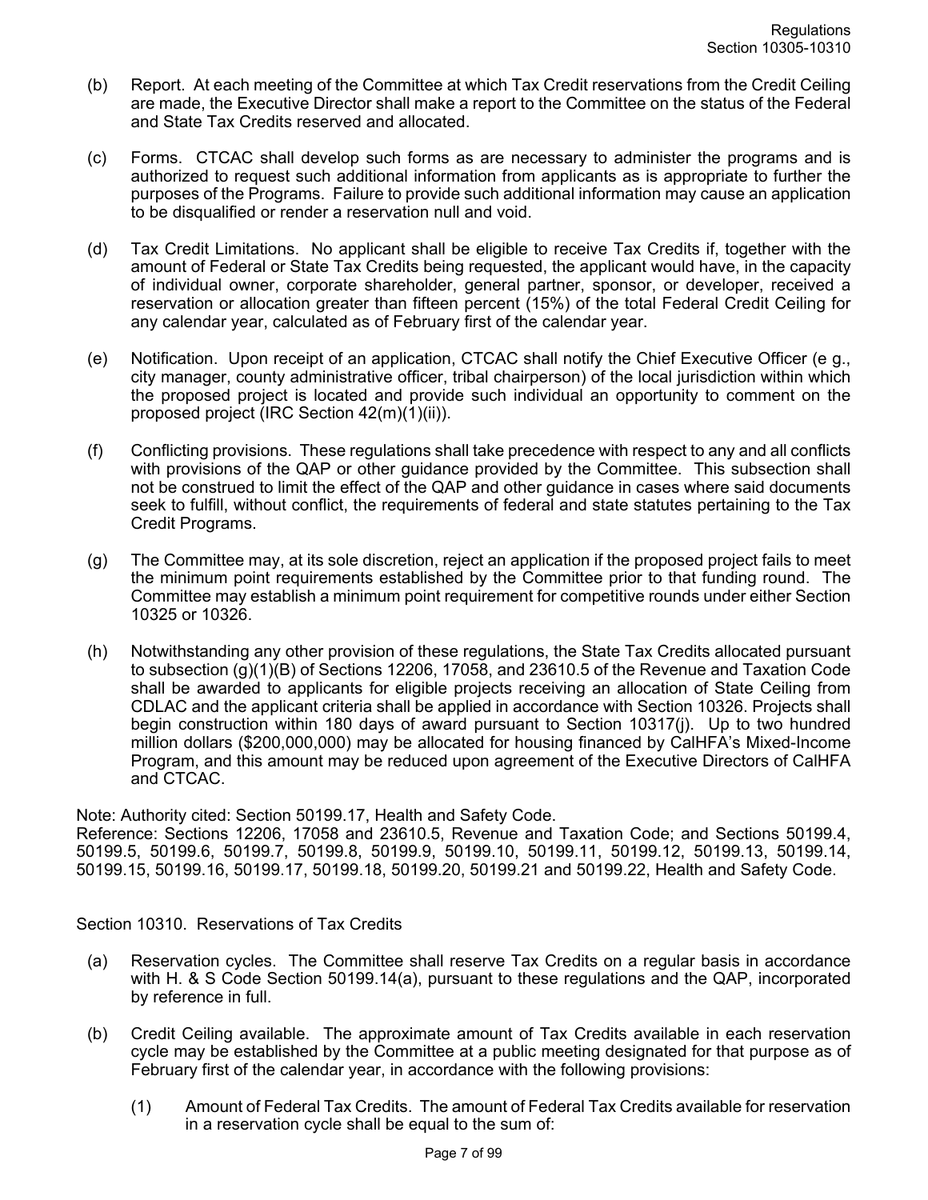(b) Report. At each meeting of the Committee at which Tax Credit reservations from the Credit Ceiling are made, the Executive Director shall make a report to the Committee on the status of the Federal and State Tax Credits reserved and allocated.

(c) Forms. CTCAC shall develop such forms as are necessary to administer the programs and is authorized to request such additional information from applicants as is appropriate to further the purposes of the Programs. Failure to provide such additional information may cause an application to be disqualified or render a reservation null and void.

(d) Tax Credit Limitations. No applicant shall be eligible to receive Tax Credits if, together with the amount of Federal or State Tax Credits being requested, the applicant would have, in the capacity of individual owner, corporate shareholder, general partner, sponsor, or developer, received a reservation or allocation greater than fifteen percent (15%) of the total Federal Credit Ceiling for any calendar year, calculated as of February first of the calendar year.

(e) Notification. Upon receipt of an application, CTCAC shall notify the Chief Executive Officer (e g., city manager, county administrative officer, tribal chairperson) of the local jurisdiction within which the proposed project is located and provide such individual an opportunity to comment on the proposed project (IRC Section 42(m)(1)(ii)).

(f) Conflicting provisions. These regulations shall take precedence with respect to any and all conflicts with provisions of the QAP or other guidance provided by the Committee. This subsection shall not be construed to limit the effect of the QAP and other guidance in cases where said documents seek to fulfill, without conflict, the requirements of federal and state statutes pertaining to the Tax Credit Programs.

(g) The Committee may, at its sole discretion, reject an application if the proposed project fails to meet the minimum point requirements established by the Committee prior to that funding round. The Committee may establish a minimum point requirement for competitive rounds under either Section 10325 or 10326.

(h) Notwithstanding any other provision of these regulations, the State Tax Credits allocated pursuant to subsection (g)(1)(B) of Sections 12206, 17058, and 23610.5 of the Revenue and Taxation Code shall be awarded to applicants for eligible projects receiving an allocation of State Ceiling from CDLAC and the applicant criteria shall be applied in accordance with Section 10326. Projects shall begin construction within 180 days of award pursuant to Section 10317(j). Up to two hundred million dollars ($200,000,000) may be allocated for housing financed by CalHFA's Mixed-Income Program, and this amount may be reduced upon agreement of the Executive Directors of CalHFA and CTCAC.

Note: Authority cited: Section 50199.17, Health and Safety Code.
Reference: Sections 12206, 17058 and 23610.5, Revenue and Taxation Code; and Sections 50199.4, 50199.5, 50199.6, 50199.7, 50199.8, 50199.9, 50199.10, 50199.11, 50199.12, 50199.13, 50199.14, 50199.15, 50199.16, 50199.17, 50199.18, 50199.20, 50199.21 and 50199.22, Health and Safety Code.

## Section 10310. Reservations of Tax Credits

(a) Reservation cycles. The Committee shall reserve Tax Credits on a regular basis in accordance with H. & S Code Section 50199.14(a), pursuant to these regulations and the QAP, incorporated by reference in full.

(b) Credit Ceiling available. The approximate amount of Tax Credits available in each reservation cycle may be established by the Committee at a public meeting designated for that purpose as of February first of the calendar year, in accordance with the following provisions:

(1) Amount of Federal Tax Credits. The amount of Federal Tax Credits available for reservation in a reservation cycle shall be equal to the sum of: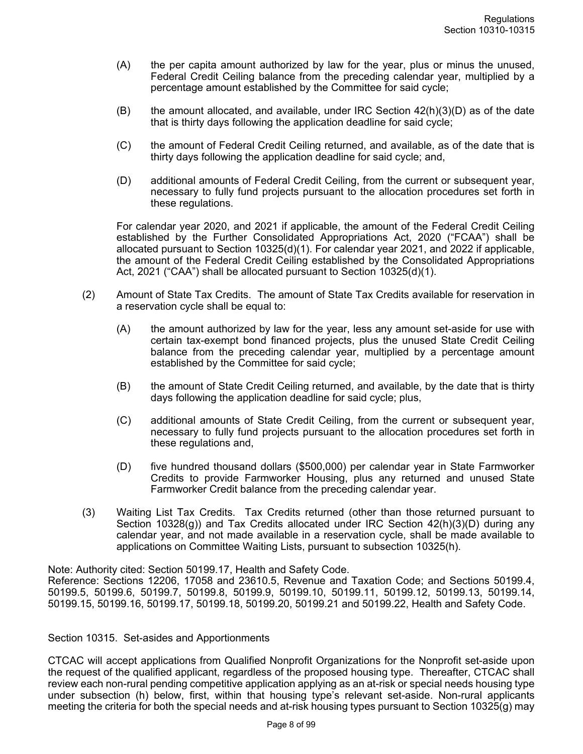(A) the per capita amount authorized by law for the year, plus or minus the unused, Federal Credit Ceiling balance from the preceding calendar year, multiplied by a percentage amount established by the Committee for said cycle;

(B) the amount allocated, and available, under IRC Section 42(h)(3)(D) as of the date that is thirty days following the application deadline for said cycle;

(C) the amount of Federal Credit Ceiling returned, and available, as of the date that is thirty days following the application deadline for said cycle; and,

(D) additional amounts of Federal Credit Ceiling, from the current or subsequent year, necessary to fully fund projects pursuant to the allocation procedures set forth in these regulations.

For calendar year 2020, and 2021 if applicable, the amount of the Federal Credit Ceiling established by the Further Consolidated Appropriations Act, 2020 ("FCAA") shall be allocated pursuant to Section 10325(d)(1). For calendar year 2021, and 2022 if applicable, the amount of the Federal Credit Ceiling established by the Consolidated Appropriations Act, 2021 ("CAA") shall be allocated pursuant to Section 10325(d)(1).

(2) Amount of State Tax Credits. The amount of State Tax Credits available for reservation in a reservation cycle shall be equal to:

(A) the amount authorized by law for the year, less any amount set-aside for use with certain tax-exempt bond financed projects, plus the unused State Credit Ceiling balance from the preceding calendar year, multiplied by a percentage amount established by the Committee for said cycle;

(B) the amount of State Credit Ceiling returned, and available, by the date that is thirty days following the application deadline for said cycle; plus,

(C) additional amounts of State Credit Ceiling, from the current or subsequent year, necessary to fully fund projects pursuant to the allocation procedures set forth in these regulations and,

(D) five hundred thousand dollars ($500,000) per calendar year in State Farmworker Credits to provide Farmworker Housing, plus any returned and unused State Farmworker Credit balance from the preceding calendar year.

(3) Waiting List Tax Credits. Tax Credits returned (other than those returned pursuant to Section 10328(g)) and Tax Credits allocated under IRC Section 42(h)(3)(D) during any calendar year, and not made available in a reservation cycle, shall be made available to applications on Committee Waiting Lists, pursuant to subsection 10325(h).

Note: Authority cited: Section 50199.17, Health and Safety Code.
Reference: Sections 12206, 17058 and 23610.5, Revenue and Taxation Code; and Sections 50199.4, 50199.5, 50199.6, 50199.7, 50199.8, 50199.9, 50199.10, 50199.11, 50199.12, 50199.13, 50199.14, 50199.15, 50199.16, 50199.17, 50199.18, 50199.20, 50199.21 and 50199.22, Health and Safety Code.

## Section 10315. Set-asides and Apportionments

CTCAC will accept applications from Qualified Nonprofit Organizations for the Nonprofit set-aside upon the request of the qualified applicant, regardless of the proposed housing type. Thereafter, CTCAC shall review each non-rural pending competitive application applying as an at-risk or special needs housing type under subsection (h) below, first, within that housing type's relevant set-aside. Non-rural applicants meeting the criteria for both the special needs and at-risk housing types pursuant to Section 10325(g) may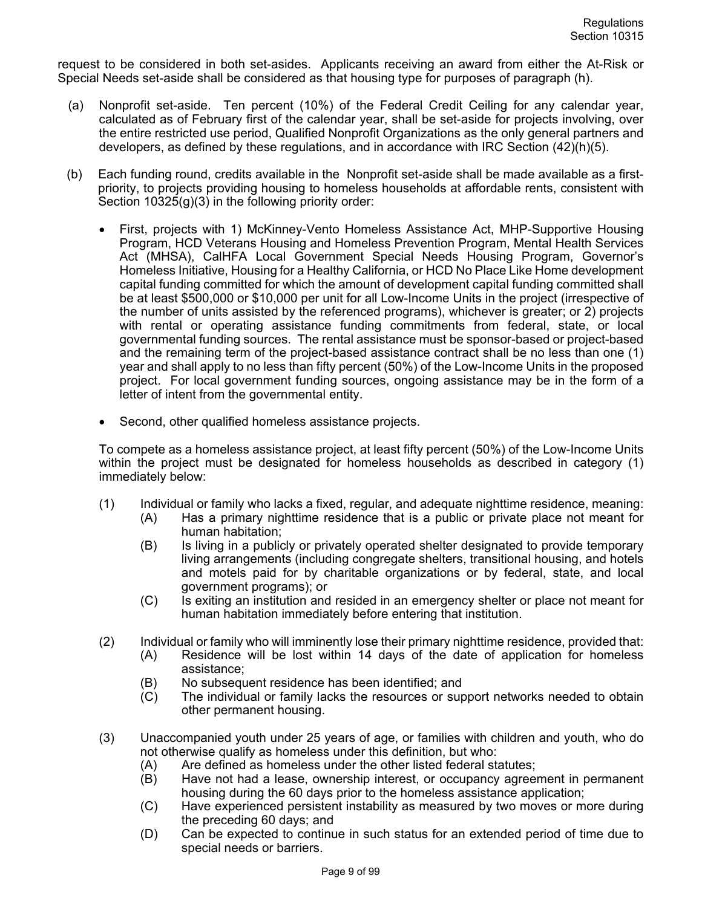request to be considered in both set-asides. Applicants receiving an award from either the At-Risk or Special Needs set-aside shall be considered as that housing type for purposes of paragraph (h).

(a) Nonprofit set-aside. Ten percent (10%) of the Federal Credit Ceiling for any calendar year, calculated as of February first of the calendar year, shall be set-aside for projects involving, over the entire restricted use period, Qualified Nonprofit Organizations as the only general partners and developers, as defined by these regulations, and in accordance with IRC Section (42)(h)(5).

(b) Each funding round, credits available in the Nonprofit set-aside shall be made available as a first-priority, to projects providing housing to homeless households at affordable rents, consistent with Section 10325(g)(3) in the following priority order:

- First, projects with 1) McKinney-Vento Homeless Assistance Act, MHP-Supportive Housing Program, HCD Veterans Housing and Homeless Prevention Program, Mental Health Services Act (MHSA), CalHFA Local Government Special Needs Housing Program, Governor's Homeless Initiative, Housing for a Healthy California, or HCD No Place Like Home development capital funding committed for which the amount of development capital funding committed shall be at least $500,000 or $10,000 per unit for all Low-Income Units in the project (irrespective of the number of units assisted by the referenced programs), whichever is greater; or 2) projects with rental or operating assistance funding commitments from federal, state, or local governmental funding sources. The rental assistance must be sponsor-based or project-based and the remaining term of the project-based assistance contract shall be no less than one (1) year and shall apply to no less than fifty percent (50%) of the Low-Income Units in the proposed project. For local government funding sources, ongoing assistance may be in the form of a letter of intent from the governmental entity.

- Second, other qualified homeless assistance projects.

To compete as a homeless assistance project, at least fifty percent (50%) of the Low-Income Units within the project must be designated for homeless households as described in category (1) immediately below:

(1) Individual or family who lacks a fixed, regular, and adequate nighttime residence, meaning:
  (A) Has a primary nighttime residence that is a public or private place not meant for human habitation;
  (B) Is living in a publicly or privately operated shelter designated to provide temporary living arrangements (including congregate shelters, transitional housing, and hotels and motels paid for by charitable organizations or by federal, state, and local government programs); or
  (C) Is exiting an institution and resided in an emergency shelter or place not meant for human habitation immediately before entering that institution.

(2) Individual or family who will imminently lose their primary nighttime residence, provided that:
  (A) Residence will be lost within 14 days of the date of application for homeless assistance;
  (B) No subsequent residence has been identified; and
  (C) The individual or family lacks the resources or support networks needed to obtain other permanent housing.

(3) Unaccompanied youth under 25 years of age, or families with children and youth, who do not otherwise qualify as homeless under this definition, but who:
  (A) Are defined as homeless under the other listed federal statutes;
  (B) Have not had a lease, ownership interest, or occupancy agreement in permanent housing during the 60 days prior to the homeless assistance application;
  (C) Have experienced persistent instability as measured by two moves or more during the preceding 60 days; and
  (D) Can be expected to continue in such status for an extended period of time due to special needs or barriers.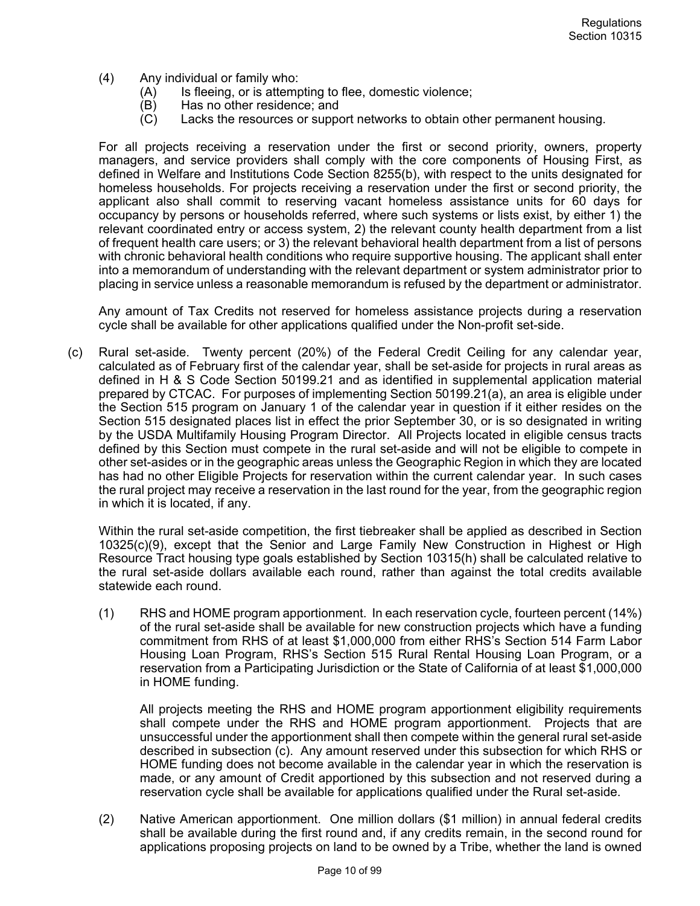(4) Any individual or family who:
   (A) Is fleeing, or is attempting to flee, domestic violence;
   (B) Has no other residence; and
   (C) Lacks the resources or support networks to obtain other permanent housing.

For all projects receiving a reservation under the first or second priority, owners, property managers, and service providers shall comply with the core components of Housing First, as defined in Welfare and Institutions Code Section 8255(b), with respect to the units designated for homeless households. For projects receiving a reservation under the first or second priority, the applicant also shall commit to reserving vacant homeless assistance units for 60 days for occupancy by persons or households referred, where such systems or lists exist, by either 1) the relevant coordinated entry or access system, 2) the relevant county health department from a list of frequent health care users; or 3) the relevant behavioral health department from a list of persons with chronic behavioral health conditions who require supportive housing. The applicant shall enter into a memorandum of understanding with the relevant department or system administrator prior to placing in service unless a reasonable memorandum is refused by the department or administrator.

Any amount of Tax Credits not reserved for homeless assistance projects during a reservation cycle shall be available for other applications qualified under the Non-profit set-side.

(c) Rural set-aside. Twenty percent (20%) of the Federal Credit Ceiling for any calendar year, calculated as of February first of the calendar year, shall be set-aside for projects in rural areas as defined in H & S Code Section 50199.21 and as identified in supplemental application material prepared by CTCAC. For purposes of implementing Section 50199.21(a), an area is eligible under the Section 515 program on January 1 of the calendar year in question if it either resides on the Section 515 designated places list in effect the prior September 30, or is so designated in writing by the USDA Multifamily Housing Program Director. All Projects located in eligible census tracts defined by this Section must compete in the rural set-aside and will not be eligible to compete in other set-asides or in the geographic areas unless the Geographic Region in which they are located has had no other Eligible Projects for reservation within the current calendar year. In such cases the rural project may receive a reservation in the last round for the year, from the geographic region in which it is located, if any.

Within the rural set-aside competition, the first tiebreaker shall be applied as described in Section 10325(c)(9), except that the Senior and Large Family New Construction in Highest or High Resource Tract housing type goals established by Section 10315(h) shall be calculated relative to the rural set-aside dollars available each round, rather than against the total credits available statewide each round.

(1) RHS and HOME program apportionment. In each reservation cycle, fourteen percent (14%) of the rural set-aside shall be available for new construction projects which have a funding commitment from RHS of at least $1,000,000 from either RHS's Section 514 Farm Labor Housing Loan Program, RHS's Section 515 Rural Rental Housing Loan Program, or a reservation from a Participating Jurisdiction or the State of California of at least $1,000,000 in HOME funding.

   All projects meeting the RHS and HOME program apportionment eligibility requirements shall compete under the RHS and HOME program apportionment. Projects that are unsuccessful under the apportionment shall then compete within the general rural set-aside described in subsection (c). Any amount reserved under this subsection for which RHS or HOME funding does not become available in the calendar year in which the reservation is made, or any amount of Credit apportioned by this subsection and not reserved during a reservation cycle shall be available for applications qualified under the Rural set-aside.

(2) Native American apportionment. One million dollars ($1 million) in annual federal credits shall be available during the first round and, if any credits remain, in the second round for applications proposing projects on land to be owned by a Tribe, whether the land is owned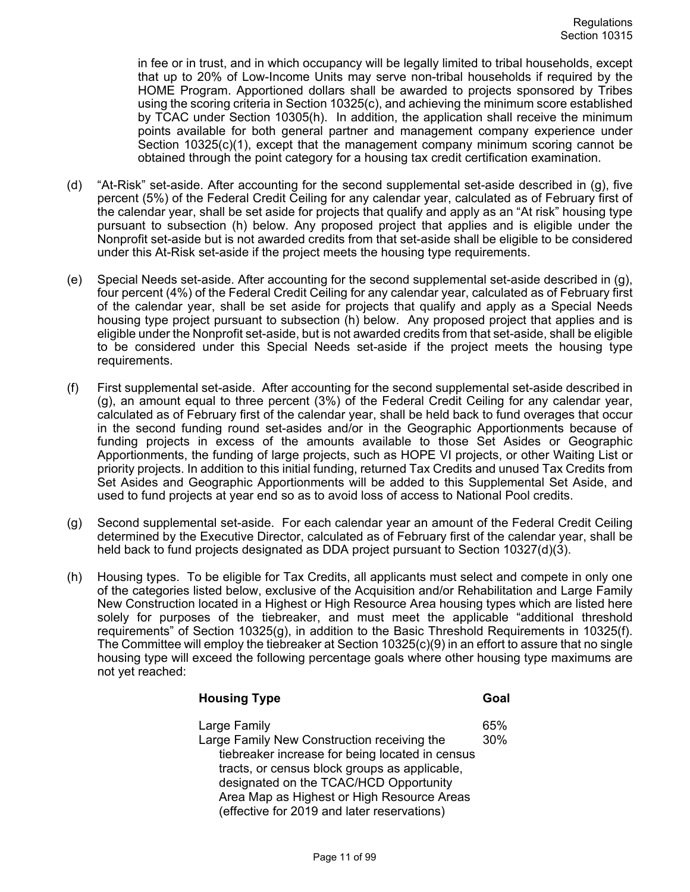in fee or in trust, and in which occupancy will be legally limited to tribal households, except that up to 20% of Low-Income Units may serve non-tribal households if required by the HOME Program. Apportioned dollars shall be awarded to projects sponsored by Tribes using the scoring criteria in Section 10325(c), and achieving the minimum score established by TCAC under Section 10305(h). In addition, the application shall receive the minimum points available for both general partner and management company experience under Section 10325(c)(1), except that the management company minimum scoring cannot be obtained through the point category for a housing tax credit certification examination.

(d) "At-Risk" set-aside. After accounting for the second supplemental set-aside described in (g), five percent (5%) of the Federal Credit Ceiling for any calendar year, calculated as of February first of the calendar year, shall be set aside for projects that qualify and apply as an "At risk" housing type pursuant to subsection (h) below. Any proposed project that applies and is eligible under the Nonprofit set-aside but is not awarded credits from that set-aside shall be eligible to be considered under this At-Risk set-aside if the project meets the housing type requirements.

(e) Special Needs set-aside. After accounting for the second supplemental set-aside described in (g), four percent (4%) of the Federal Credit Ceiling for any calendar year, calculated as of February first of the calendar year, shall be set aside for projects that qualify and apply as a Special Needs housing type project pursuant to subsection (h) below. Any proposed project that applies and is eligible under the Nonprofit set-aside, but is not awarded credits from that set-aside, shall be eligible to be considered under this Special Needs set-aside if the project meets the housing type requirements.

(f) First supplemental set-aside. After accounting for the second supplemental set-aside described in (g), an amount equal to three percent (3%) of the Federal Credit Ceiling for any calendar year, calculated as of February first of the calendar year, shall be held back to fund overages that occur in the second funding round set-asides and/or in the Geographic Apportionments because of funding projects in excess of the amounts available to those Set Asides or Geographic Apportionments, the funding of large projects, such as HOPE VI projects, or other Waiting List or priority projects. In addition to this initial funding, returned Tax Credits and unused Tax Credits from Set Asides and Geographic Apportionments will be added to this Supplemental Set Aside, and used to fund projects at year end so as to avoid loss of access to National Pool credits.

(g) Second supplemental set-aside. For each calendar year an amount of the Federal Credit Ceiling determined by the Executive Director, calculated as of February first of the calendar year, shall be held back to fund projects designated as DDA project pursuant to Section 10327(d)(3).

(h) Housing types. To be eligible for Tax Credits, all applicants must select and compete in only one of the categories listed below, exclusive of the Acquisition and/or Rehabilitation and Large Family New Construction located in a Highest or High Resource Area housing types which are listed here solely for purposes of the tiebreaker, and must meet the applicable "additional threshold requirements" of Section 10325(g), in addition to the Basic Threshold Requirements in 10325(f). The Committee will employ the tiebreaker at Section 10325(c)(9) in an effort to assure that no single housing type will exceed the following percentage goals where other housing type maximums are not yet reached:

| Housing Type | Goal |
|---|---|
| Large Family | 65% |
| Large Family New Construction receiving the tiebreaker increase for being located in census tracts, or census block groups as applicable, designated on the TCAC/HCD Opportunity Area Map as Highest or High Resource Areas (effective for 2019 and later reservations) | 30% |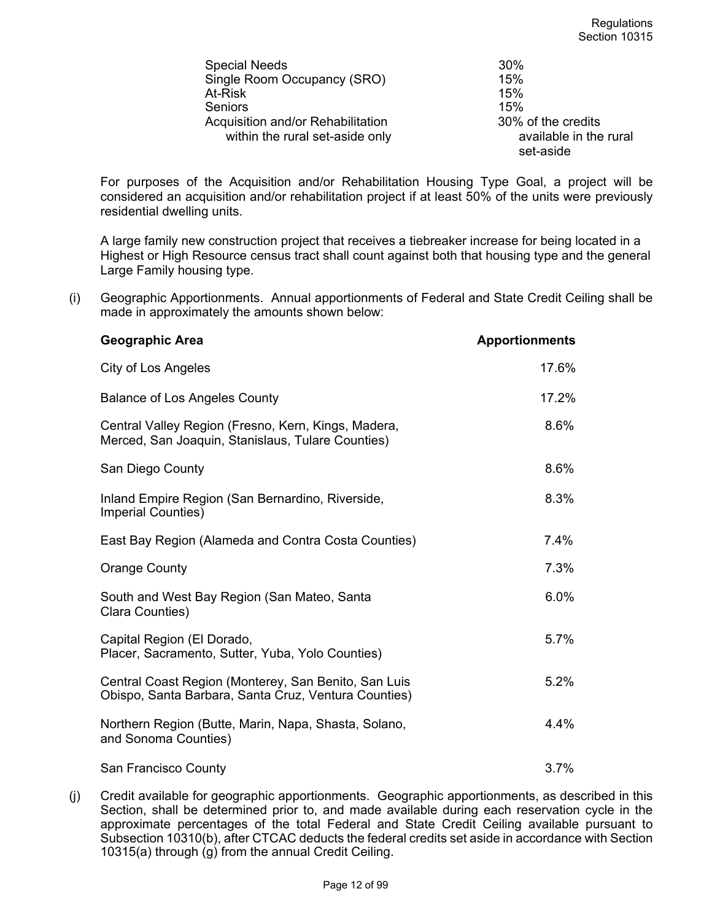| | |
|---|---|
| Special Needs | 30% |
| Single Room Occupancy (SRO) | 15% |
| At-Risk | 15% |
| Seniors | 15% |
| Acquisition and/or Rehabilitation within the rural set-aside only | 30% of the credits available in the rural set-aside |

For purposes of the Acquisition and/or Rehabilitation Housing Type Goal, a project will be considered an acquisition and/or rehabilitation project if at least 50% of the units were previously residential dwelling units.

A large family new construction project that receives a tiebreaker increase for being located in a Highest or High Resource census tract shall count against both that housing type and the general Large Family housing type.

(i) Geographic Apportionments. Annual apportionments of Federal and State Credit Ceiling shall be made in approximately the amounts shown below:

| Geographic Area | Apportionments |
|---|---|
| City of Los Angeles | 17.6% |
| Balance of Los Angeles County | 17.2% |
| Central Valley Region (Fresno, Kern, Kings, Madera, Merced, San Joaquin, Stanislaus, Tulare Counties) | 8.6% |
| San Diego County | 8.6% |
| Inland Empire Region (San Bernardino, Riverside, Imperial Counties) | 8.3% |
| East Bay Region (Alameda and Contra Costa Counties) | 7.4% |
| Orange County | 7.3% |
| South and West Bay Region (San Mateo, Santa Clara Counties) | 6.0% |
| Capital Region (El Dorado, Placer, Sacramento, Sutter, Yuba, Yolo Counties) | 5.7% |
| Central Coast Region (Monterey, San Benito, San Luis Obispo, Santa Barbara, Santa Cruz, Ventura Counties) | 5.2% |
| Northern Region (Butte, Marin, Napa, Shasta, Solano, and Sonoma Counties) | 4.4% |
| San Francisco County | 3.7% |

(j) Credit available for geographic apportionments. Geographic apportionments, as described in this Section, shall be determined prior to, and made available during each reservation cycle in the approximate percentages of the total Federal and State Credit Ceiling available pursuant to Subsection 10310(b), after CTCAC deducts the federal credits set aside in accordance with Section 10315(a) through (g) from the annual Credit Ceiling.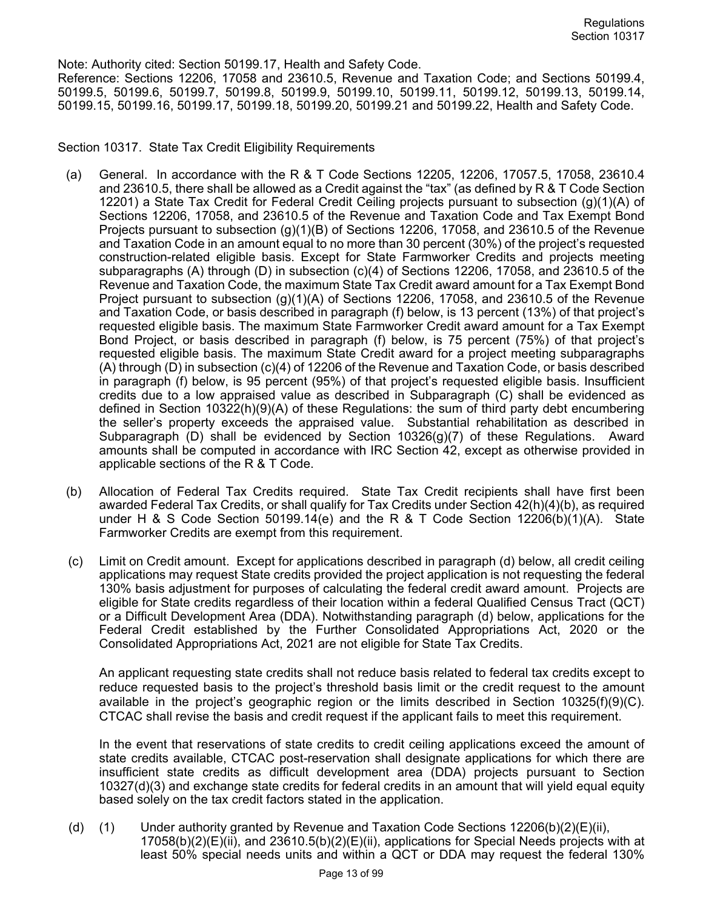Note: Authority cited: Section 50199.17, Health and Safety Code.
Reference: Sections 12206, 17058 and 23610.5, Revenue and Taxation Code; and Sections 50199.4, 50199.5, 50199.6, 50199.7, 50199.8, 50199.9, 50199.10, 50199.11, 50199.12, 50199.13, 50199.14, 50199.15, 50199.16, 50199.17, 50199.18, 50199.20, 50199.21 and 50199.22, Health and Safety Code.

## Section 10317. State Tax Credit Eligibility Requirements

(a) General. In accordance with the R & T Code Sections 12205, 12206, 17057.5, 17058, 23610.4 and 23610.5, there shall be allowed as a Credit against the "tax" (as defined by R & T Code Section 12201) a State Tax Credit for Federal Credit Ceiling projects pursuant to subsection (g)(1)(A) of Sections 12206, 17058, and 23610.5 of the Revenue and Taxation Code and Tax Exempt Bond Projects pursuant to subsection (g)(1)(B) of Sections 12206, 17058, and 23610.5 of the Revenue and Taxation Code in an amount equal to no more than 30 percent (30%) of the project's requested construction-related eligible basis. Except for State Farmworker Credits and projects meeting subparagraphs (A) through (D) in subsection (c)(4) of Sections 12206, 17058, and 23610.5 of the Revenue and Taxation Code, the maximum State Tax Credit award amount for a Tax Exempt Bond Project pursuant to subsection (g)(1)(A) of Sections 12206, 17058, and 23610.5 of the Revenue and Taxation Code, or basis described in paragraph (f) below, is 13 percent (13%) of that project's requested eligible basis. The maximum State Farmworker Credit award amount for a Tax Exempt Bond Project, or basis described in paragraph (f) below, is 75 percent (75%) of that project's requested eligible basis. The maximum State Credit award for a project meeting subparagraphs (A) through (D) in subsection (c)(4) of 12206 of the Revenue and Taxation Code, or basis described in paragraph (f) below, is 95 percent (95%) of that project's requested eligible basis. Insufficient credits due to a low appraised value as described in Subparagraph (C) shall be evidenced as defined in Section 10322(h)(9)(A) of these Regulations: the sum of third party debt encumbering the seller's property exceeds the appraised value. Substantial rehabilitation as described in Subparagraph (D) shall be evidenced by Section 10326(g)(7) of these Regulations. Award amounts shall be computed in accordance with IRC Section 42, except as otherwise provided in applicable sections of the R & T Code.

(b) Allocation of Federal Tax Credits required. State Tax Credit recipients shall have first been awarded Federal Tax Credits, or shall qualify for Tax Credits under Section 42(h)(4)(b), as required under H & S Code Section 50199.14(e) and the R & T Code Section 12206(b)(1)(A). State Farmworker Credits are exempt from this requirement.

(c) Limit on Credit amount. Except for applications described in paragraph (d) below, all credit ceiling applications may request State credits provided the project application is not requesting the federal 130% basis adjustment for purposes of calculating the federal credit award amount. Projects are eligible for State credits regardless of their location within a federal Qualified Census Tract (QCT) or a Difficult Development Area (DDA). Notwithstanding paragraph (d) below, applications for the Federal Credit established by the Further Consolidated Appropriations Act, 2020 or the Consolidated Appropriations Act, 2021 are not eligible for State Tax Credits.

An applicant requesting state credits shall not reduce basis related to federal tax credits except to reduce requested basis to the project's threshold basis limit or the credit request to the amount available in the project's geographic region or the limits described in Section 10325(f)(9)(C). CTCAC shall revise the basis and credit request if the applicant fails to meet this requirement.

In the event that reservations of state credits to credit ceiling applications exceed the amount of state credits available, CTCAC post-reservation shall designate applications for which there are insufficient state credits as difficult development area (DDA) projects pursuant to Section 10327(d)(3) and exchange state credits for federal credits in an amount that will yield equal equity based solely on the tax credit factors stated in the application.

(d) (1) Under authority granted by Revenue and Taxation Code Sections 12206(b)(2)(E)(ii), 17058(b)(2)(E)(ii), and 23610.5(b)(2)(E)(ii), applications for Special Needs projects with at least 50% special needs units and within a QCT or DDA may request the federal 130%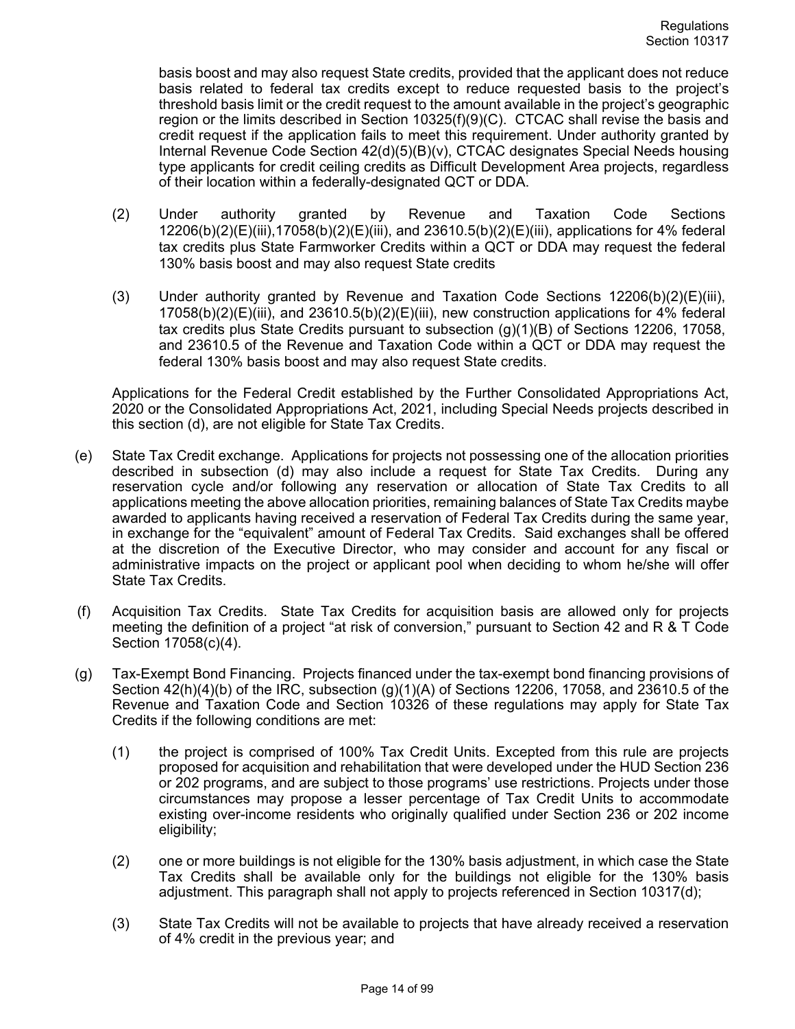basis boost and may also request State credits, provided that the applicant does not reduce basis related to federal tax credits except to reduce requested basis to the project's threshold basis limit or the credit request to the amount available in the project's geographic region or the limits described in Section 10325(f)(9)(C). CTCAC shall revise the basis and credit request if the application fails to meet this requirement. Under authority granted by Internal Revenue Code Section 42(d)(5)(B)(v), CTCAC designates Special Needs housing type applicants for credit ceiling credits as Difficult Development Area projects, regardless of their location within a federally-designated QCT or DDA.

(2) Under authority granted by Revenue and Taxation Code Sections 12206(b)(2)(E)(iii),17058(b)(2)(E)(iii), and 23610.5(b)(2)(E)(iii), applications for 4% federal tax credits plus State Farmworker Credits within a QCT or DDA may request the federal 130% basis boost and may also request State credits

(3) Under authority granted by Revenue and Taxation Code Sections 12206(b)(2)(E)(iii), 17058(b)(2)(E)(iii), and 23610.5(b)(2)(E)(iii), new construction applications for 4% federal tax credits plus State Credits pursuant to subsection (g)(1)(B) of Sections 12206, 17058, and 23610.5 of the Revenue and Taxation Code within a QCT or DDA may request the federal 130% basis boost and may also request State credits.

Applications for the Federal Credit established by the Further Consolidated Appropriations Act, 2020 or the Consolidated Appropriations Act, 2021, including Special Needs projects described in this section (d), are not eligible for State Tax Credits.

(e) State Tax Credit exchange. Applications for projects not possessing one of the allocation priorities described in subsection (d) may also include a request for State Tax Credits. During any reservation cycle and/or following any reservation or allocation of State Tax Credits to all applications meeting the above allocation priorities, remaining balances of State Tax Credits maybe awarded to applicants having received a reservation of Federal Tax Credits during the same year, in exchange for the "equivalent" amount of Federal Tax Credits. Said exchanges shall be offered at the discretion of the Executive Director, who may consider and account for any fiscal or administrative impacts on the project or applicant pool when deciding to whom he/she will offer State Tax Credits.

(f) Acquisition Tax Credits. State Tax Credits for acquisition basis are allowed only for projects meeting the definition of a project "at risk of conversion," pursuant to Section 42 and R & T Code Section 17058(c)(4).

(g) Tax-Exempt Bond Financing. Projects financed under the tax-exempt bond financing provisions of Section 42(h)(4)(b) of the IRC, subsection (g)(1)(A) of Sections 12206, 17058, and 23610.5 of the Revenue and Taxation Code and Section 10326 of these regulations may apply for State Tax Credits if the following conditions are met:

(1) the project is comprised of 100% Tax Credit Units. Excepted from this rule are projects proposed for acquisition and rehabilitation that were developed under the HUD Section 236 or 202 programs, and are subject to those programs' use restrictions. Projects under those circumstances may propose a lesser percentage of Tax Credit Units to accommodate existing over-income residents who originally qualified under Section 236 or 202 income eligibility;

(2) one or more buildings is not eligible for the 130% basis adjustment, in which case the State Tax Credits shall be available only for the buildings not eligible for the 130% basis adjustment. This paragraph shall not apply to projects referenced in Section 10317(d);

(3) State Tax Credits will not be available to projects that have already received a reservation of 4% credit in the previous year; and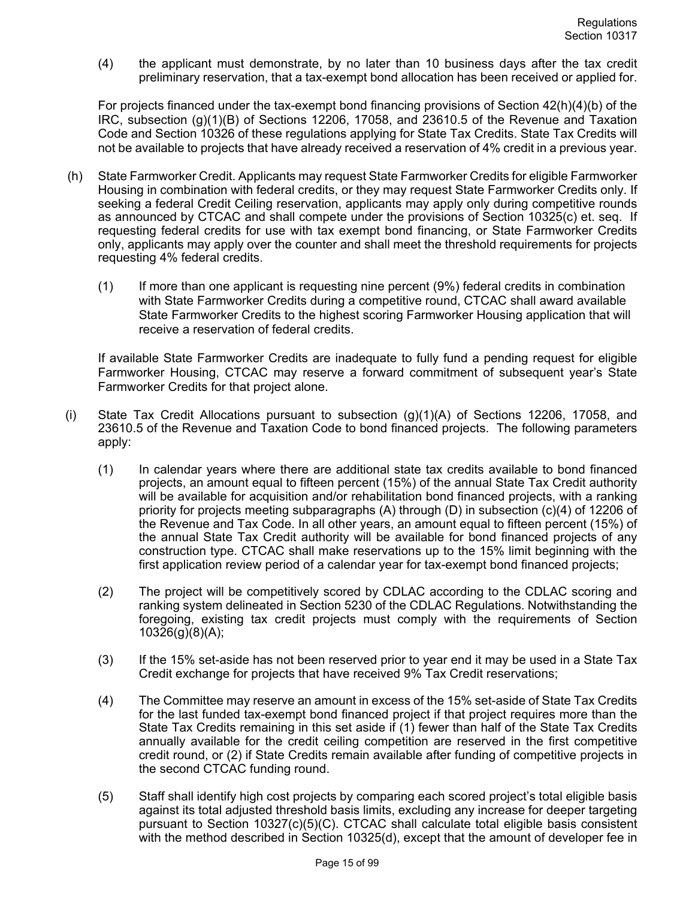(4) the applicant must demonstrate, by no later than 10 business days after the tax credit preliminary reservation, that a tax-exempt bond allocation has been received or applied for.

For projects financed under the tax-exempt bond financing provisions of Section 42(h)(4)(b) of the IRC, subsection (g)(1)(B) of Sections 12206, 17058, and 23610.5 of the Revenue and Taxation Code and Section 10326 of these regulations applying for State Tax Credits. State Tax Credits will not be available to projects that have already received a reservation of 4% credit in a previous year.

(h) State Farmworker Credit. Applicants may request State Farmworker Credits for eligible Farmworker Housing in combination with federal credits, or they may request State Farmworker Credits only. If seeking a federal Credit Ceiling reservation, applicants may apply only during competitive rounds as announced by CTCAC and shall compete under the provisions of Section 10325(c) et. seq. If requesting federal credits for use with tax exempt bond financing, or State Farmworker Credits only, applicants may apply over the counter and shall meet the threshold requirements for projects requesting 4% federal credits.

(1) If more than one applicant is requesting nine percent (9%) federal credits in combination with State Farmworker Credits during a competitive round, CTCAC shall award available State Farmworker Credits to the highest scoring Farmworker Housing application that will receive a reservation of federal credits.

If available State Farmworker Credits are inadequate to fully fund a pending request for eligible Farmworker Housing, CTCAC may reserve a forward commitment of subsequent year's State Farmworker Credits for that project alone.

(i) State Tax Credit Allocations pursuant to subsection (g)(1)(A) of Sections 12206, 17058, and 23610.5 of the Revenue and Taxation Code to bond financed projects. The following parameters apply:

(1) In calendar years where there are additional state tax credits available to bond financed projects, an amount equal to fifteen percent (15%) of the annual State Tax Credit authority will be available for acquisition and/or rehabilitation bond financed projects, with a ranking priority for projects meeting subparagraphs (A) through (D) in subsection (c)(4) of 12206 of the Revenue and Tax Code. In all other years, an amount equal to fifteen percent (15%) of the annual State Tax Credit authority will be available for bond financed projects of any construction type. CTCAC shall make reservations up to the 15% limit beginning with the first application review period of a calendar year for tax-exempt bond financed projects;

(2) The project will be competitively scored by CDLAC according to the CDLAC scoring and ranking system delineated in Section 5230 of the CDLAC Regulations. Notwithstanding the foregoing, existing tax credit projects must comply with the requirements of Section 10326(g)(8)(A);

(3) If the 15% set-aside has not been reserved prior to year end it may be used in a State Tax Credit exchange for projects that have received 9% Tax Credit reservations;

(4) The Committee may reserve an amount in excess of the 15% set-aside of State Tax Credits for the last funded tax-exempt bond financed project if that project requires more than the State Tax Credits remaining in this set aside if (1) fewer than half of the State Tax Credits annually available for the credit ceiling competition are reserved in the first competitive credit round, or (2) if State Credits remain available after funding of competitive projects in the second CTCAC funding round.

(5) Staff shall identify high cost projects by comparing each scored project's total eligible basis against its total adjusted threshold basis limits, excluding any increase for deeper targeting pursuant to Section 10327(c)(5)(C). CTCAC shall calculate total eligible basis consistent with the method described in Section 10325(d), except that the amount of developer fee in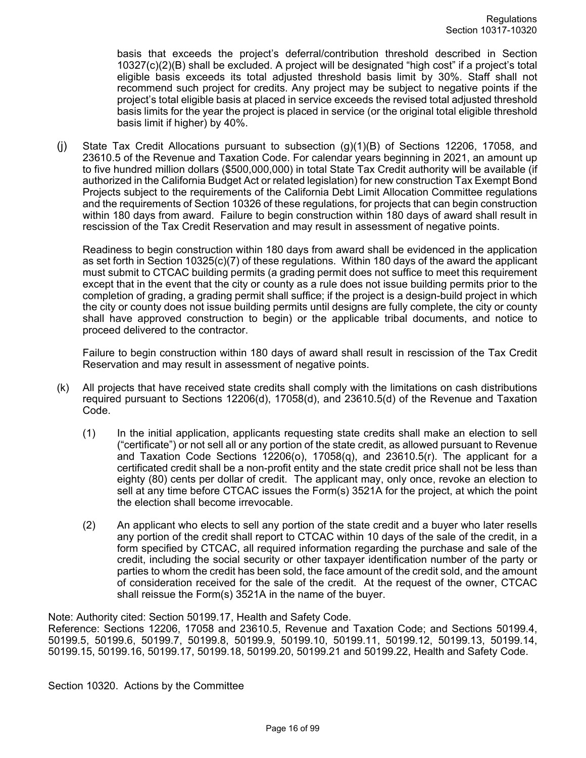basis that exceeds the project's deferral/contribution threshold described in Section 10327(c)(2)(B) shall be excluded. A project will be designated "high cost" if a project's total eligible basis exceeds its total adjusted threshold basis limit by 30%. Staff shall not recommend such project for credits. Any project may be subject to negative points if the project's total eligible basis at placed in service exceeds the revised total adjusted threshold basis limits for the year the project is placed in service (or the original total eligible threshold basis limit if higher) by 40%.

(j) State Tax Credit Allocations pursuant to subsection (g)(1)(B) of Sections 12206, 17058, and 23610.5 of the Revenue and Taxation Code. For calendar years beginning in 2021, an amount up to five hundred million dollars ($500,000,000) in total State Tax Credit authority will be available (if authorized in the California Budget Act or related legislation) for new construction Tax Exempt Bond Projects subject to the requirements of the California Debt Limit Allocation Committee regulations and the requirements of Section 10326 of these regulations, for projects that can begin construction within 180 days from award. Failure to begin construction within 180 days of award shall result in rescission of the Tax Credit Reservation and may result in assessment of negative points.

Readiness to begin construction within 180 days from award shall be evidenced in the application as set forth in Section 10325(c)(7) of these regulations. Within 180 days of the award the applicant must submit to CTCAC building permits (a grading permit does not suffice to meet this requirement except that in the event that the city or county as a rule does not issue building permits prior to the completion of grading, a grading permit shall suffice; if the project is a design-build project in which the city or county does not issue building permits until designs are fully complete, the city or county shall have approved construction to begin) or the applicable tribal documents, and notice to proceed delivered to the contractor.

Failure to begin construction within 180 days of award shall result in rescission of the Tax Credit Reservation and may result in assessment of negative points.

(k) All projects that have received state credits shall comply with the limitations on cash distributions required pursuant to Sections 12206(d), 17058(d), and 23610.5(d) of the Revenue and Taxation Code.

(1) In the initial application, applicants requesting state credits shall make an election to sell ("certificate") or not sell all or any portion of the state credit, as allowed pursuant to Revenue and Taxation Code Sections 12206(o), 17058(q), and 23610.5(r). The applicant for a certificated credit shall be a non-profit entity and the state credit price shall not be less than eighty (80) cents per dollar of credit. The applicant may, only once, revoke an election to sell at any time before CTCAC issues the Form(s) 3521A for the project, at which the point the election shall become irrevocable.

(2) An applicant who elects to sell any portion of the state credit and a buyer who later resells any portion of the credit shall report to CTCAC within 10 days of the sale of the credit, in a form specified by CTCAC, all required information regarding the purchase and sale of the credit, including the social security or other taxpayer identification number of the party or parties to whom the credit has been sold, the face amount of the credit sold, and the amount of consideration received for the sale of the credit. At the request of the owner, CTCAC shall reissue the Form(s) 3521A in the name of the buyer.

Note: Authority cited: Section 50199.17, Health and Safety Code.
Reference: Sections 12206, 17058 and 23610.5, Revenue and Taxation Code; and Sections 50199.4, 50199.5, 50199.6, 50199.7, 50199.8, 50199.9, 50199.10, 50199.11, 50199.12, 50199.13, 50199.14, 50199.15, 50199.16, 50199.17, 50199.18, 50199.20, 50199.21 and 50199.22, Health and Safety Code.

Section 10320. Actions by the Committee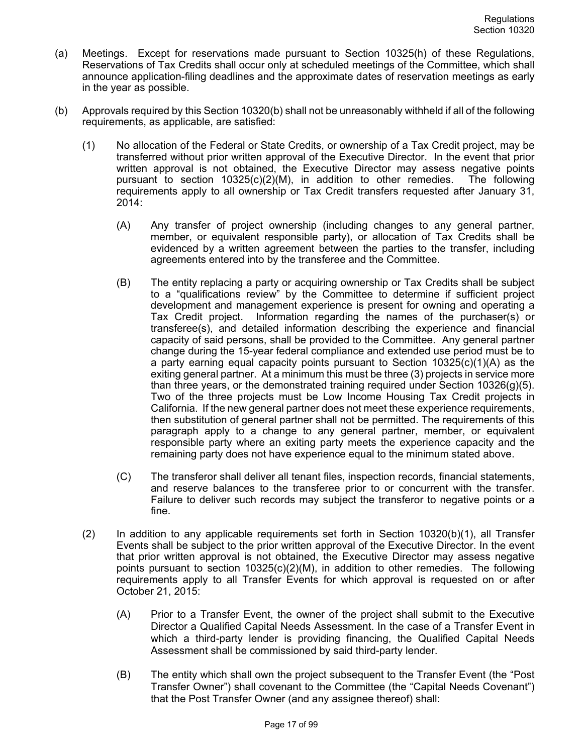(a) Meetings. Except for reservations made pursuant to Section 10325(h) of these Regulations, Reservations of Tax Credits shall occur only at scheduled meetings of the Committee, which shall announce application-filing deadlines and the approximate dates of reservation meetings as early in the year as possible.

(b) Approvals required by this Section 10320(b) shall not be unreasonably withheld if all of the following requirements, as applicable, are satisfied:

(1) No allocation of the Federal or State Credits, or ownership of a Tax Credit project, may be transferred without prior written approval of the Executive Director. In the event that prior written approval is not obtained, the Executive Director may assess negative points pursuant to section 10325(c)(2)(M), in addition to other remedies. The following requirements apply to all ownership or Tax Credit transfers requested after January 31, 2014:

(A) Any transfer of project ownership (including changes to any general partner, member, or equivalent responsible party), or allocation of Tax Credits shall be evidenced by a written agreement between the parties to the transfer, including agreements entered into by the transferee and the Committee.

(B) The entity replacing a party or acquiring ownership or Tax Credits shall be subject to a "qualifications review" by the Committee to determine if sufficient project development and management experience is present for owning and operating a Tax Credit project. Information regarding the names of the purchaser(s) or transferee(s), and detailed information describing the experience and financial capacity of said persons, shall be provided to the Committee. Any general partner change during the 15-year federal compliance and extended use period must be to a party earning equal capacity points pursuant to Section 10325(c)(1)(A) as the exiting general partner. At a minimum this must be three (3) projects in service more than three years, or the demonstrated training required under Section 10326(g)(5). Two of the three projects must be Low Income Housing Tax Credit projects in California. If the new general partner does not meet these experience requirements, then substitution of general partner shall not be permitted. The requirements of this paragraph apply to a change to any general partner, member, or equivalent responsible party where an exiting party meets the experience capacity and the remaining party does not have experience equal to the minimum stated above.

(C) The transferor shall deliver all tenant files, inspection records, financial statements, and reserve balances to the transferee prior to or concurrent with the transfer. Failure to deliver such records may subject the transferor to negative points or a fine.

(2) In addition to any applicable requirements set forth in Section 10320(b)(1), all Transfer Events shall be subject to the prior written approval of the Executive Director. In the event that prior written approval is not obtained, the Executive Director may assess negative points pursuant to section 10325(c)(2)(M), in addition to other remedies. The following requirements apply to all Transfer Events for which approval is requested on or after October 21, 2015:

(A) Prior to a Transfer Event, the owner of the project shall submit to the Executive Director a Qualified Capital Needs Assessment. In the case of a Transfer Event in which a third-party lender is providing financing, the Qualified Capital Needs Assessment shall be commissioned by said third-party lender.

(B) The entity which shall own the project subsequent to the Transfer Event (the "Post Transfer Owner") shall covenant to the Committee (the "Capital Needs Covenant") that the Post Transfer Owner (and any assignee thereof) shall: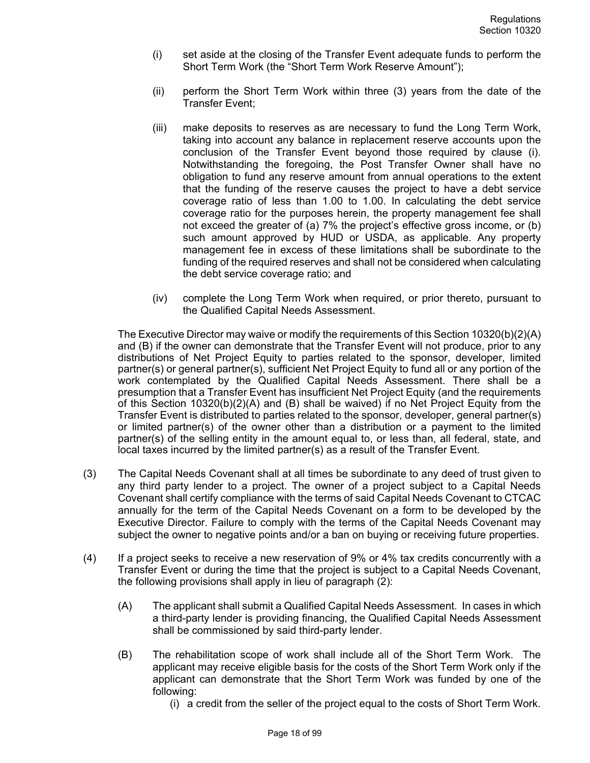(i) set aside at the closing of the Transfer Event adequate funds to perform the Short Term Work (the "Short Term Work Reserve Amount");

(ii) perform the Short Term Work within three (3) years from the date of the Transfer Event;

(iii) make deposits to reserves as are necessary to fund the Long Term Work, taking into account any balance in replacement reserve accounts upon the conclusion of the Transfer Event beyond those required by clause (i). Notwithstanding the foregoing, the Post Transfer Owner shall have no obligation to fund any reserve amount from annual operations to the extent that the funding of the reserve causes the project to have a debt service coverage ratio of less than 1.00 to 1.00. In calculating the debt service coverage ratio for the purposes herein, the property management fee shall not exceed the greater of (a) 7% the project's effective gross income, or (b) such amount approved by HUD or USDA, as applicable. Any property management fee in excess of these limitations shall be subordinate to the funding of the required reserves and shall not be considered when calculating the debt service coverage ratio; and

(iv) complete the Long Term Work when required, or prior thereto, pursuant to the Qualified Capital Needs Assessment.

The Executive Director may waive or modify the requirements of this Section 10320(b)(2)(A) and (B) if the owner can demonstrate that the Transfer Event will not produce, prior to any distributions of Net Project Equity to parties related to the sponsor, developer, limited partner(s) or general partner(s), sufficient Net Project Equity to fund all or any portion of the work contemplated by the Qualified Capital Needs Assessment. There shall be a presumption that a Transfer Event has insufficient Net Project Equity (and the requirements of this Section 10320(b)(2)(A) and (B) shall be waived) if no Net Project Equity from the Transfer Event is distributed to parties related to the sponsor, developer, general partner(s) or limited partner(s) of the owner other than a distribution or a payment to the limited partner(s) of the selling entity in the amount equal to, or less than, all federal, state, and local taxes incurred by the limited partner(s) as a result of the Transfer Event.

(3) The Capital Needs Covenant shall at all times be subordinate to any deed of trust given to any third party lender to a project. The owner of a project subject to a Capital Needs Covenant shall certify compliance with the terms of said Capital Needs Covenant to CTCAC annually for the term of the Capital Needs Covenant on a form to be developed by the Executive Director. Failure to comply with the terms of the Capital Needs Covenant may subject the owner to negative points and/or a ban on buying or receiving future properties.

(4) If a project seeks to receive a new reservation of 9% or 4% tax credits concurrently with a Transfer Event or during the time that the project is subject to a Capital Needs Covenant, the following provisions shall apply in lieu of paragraph (2):

(A) The applicant shall submit a Qualified Capital Needs Assessment. In cases in which a third-party lender is providing financing, the Qualified Capital Needs Assessment shall be commissioned by said third-party lender.

(B) The rehabilitation scope of work shall include all of the Short Term Work. The applicant may receive eligible basis for the costs of the Short Term Work only if the applicant can demonstrate that the Short Term Work was funded by one of the following:

(i) a credit from the seller of the project equal to the costs of Short Term Work.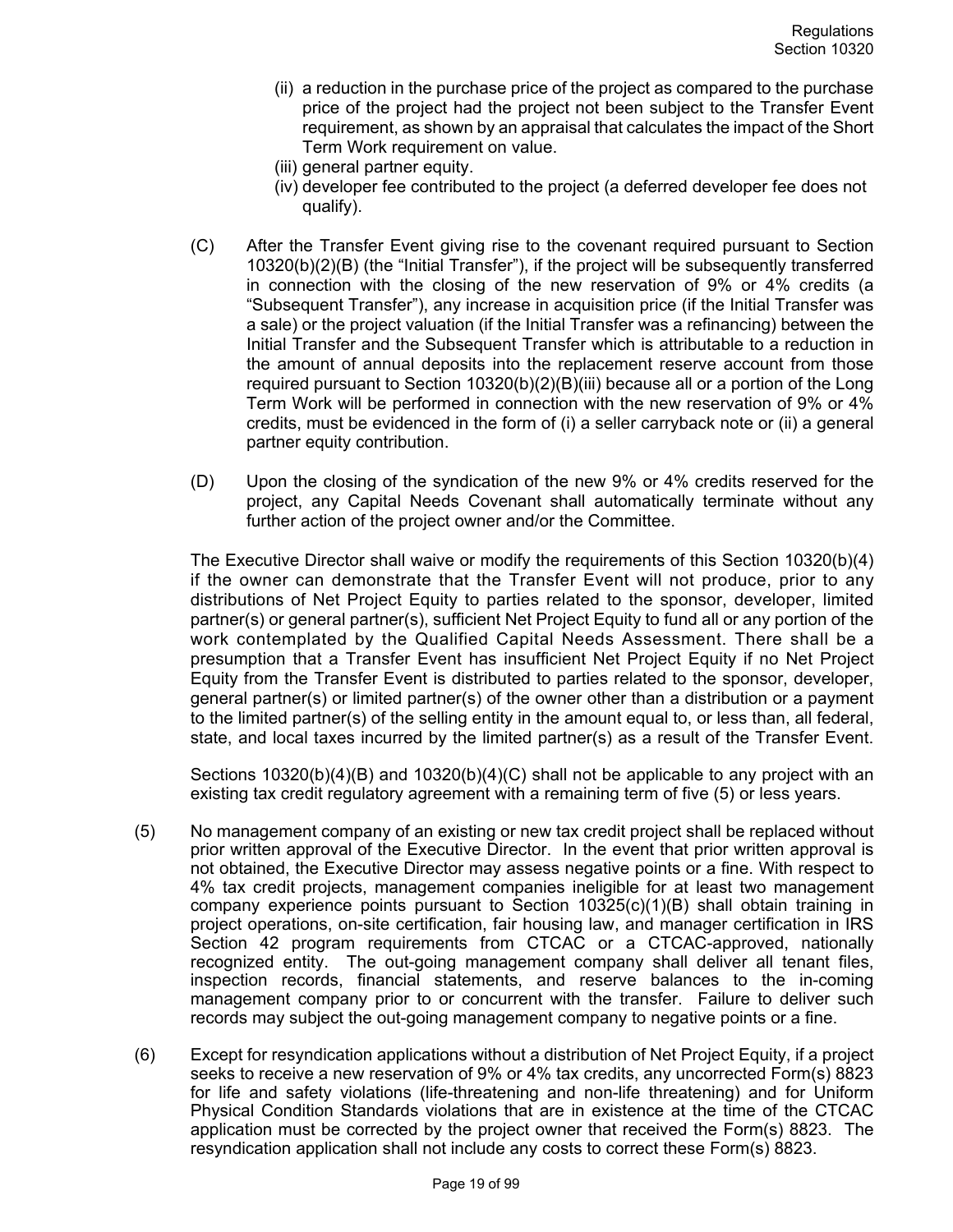(ii) a reduction in the purchase price of the project as compared to the purchase price of the project had the project not been subject to the Transfer Event requirement, as shown by an appraisal that calculates the impact of the Short Term Work requirement on value.

(iii) general partner equity.

(iv) developer fee contributed to the project (a deferred developer fee does not qualify).

(C) After the Transfer Event giving rise to the covenant required pursuant to Section 10320(b)(2)(B) (the "Initial Transfer"), if the project will be subsequently transferred in connection with the closing of the new reservation of 9% or 4% credits (a "Subsequent Transfer"), any increase in acquisition price (if the Initial Transfer was a sale) or the project valuation (if the Initial Transfer was a refinancing) between the Initial Transfer and the Subsequent Transfer which is attributable to a reduction in the amount of annual deposits into the replacement reserve account from those required pursuant to Section 10320(b)(2)(B)(iii) because all or a portion of the Long Term Work will be performed in connection with the new reservation of 9% or 4% credits, must be evidenced in the form of (i) a seller carryback note or (ii) a general partner equity contribution.

(D) Upon the closing of the syndication of the new 9% or 4% credits reserved for the project, any Capital Needs Covenant shall automatically terminate without any further action of the project owner and/or the Committee.

The Executive Director shall waive or modify the requirements of this Section 10320(b)(4) if the owner can demonstrate that the Transfer Event will not produce, prior to any distributions of Net Project Equity to parties related to the sponsor, developer, limited partner(s) or general partner(s), sufficient Net Project Equity to fund all or any portion of the work contemplated by the Qualified Capital Needs Assessment. There shall be a presumption that a Transfer Event has insufficient Net Project Equity if no Net Project Equity from the Transfer Event is distributed to parties related to the sponsor, developer, general partner(s) or limited partner(s) of the owner other than a distribution or a payment to the limited partner(s) of the selling entity in the amount equal to, or less than, all federal, state, and local taxes incurred by the limited partner(s) as a result of the Transfer Event.

Sections 10320(b)(4)(B) and 10320(b)(4)(C) shall not be applicable to any project with an existing tax credit regulatory agreement with a remaining term of five (5) or less years.

(5) No management company of an existing or new tax credit project shall be replaced without prior written approval of the Executive Director. In the event that prior written approval is not obtained, the Executive Director may assess negative points or a fine. With respect to 4% tax credit projects, management companies ineligible for at least two management company experience points pursuant to Section 10325(c)(1)(B) shall obtain training in project operations, on-site certification, fair housing law, and manager certification in IRS Section 42 program requirements from CTCAC or a CTCAC-approved, nationally recognized entity. The out-going management company shall deliver all tenant files, inspection records, financial statements, and reserve balances to the in-coming management company prior to or concurrent with the transfer. Failure to deliver such records may subject the out-going management company to negative points or a fine.

(6) Except for resyndication applications without a distribution of Net Project Equity, if a project seeks to receive a new reservation of 9% or 4% tax credits, any uncorrected Form(s) 8823 for life and safety violations (life-threatening and non-life threatening) and for Uniform Physical Condition Standards violations that are in existence at the time of the CTCAC application must be corrected by the project owner that received the Form(s) 8823. The resyndication application shall not include any costs to correct these Form(s) 8823.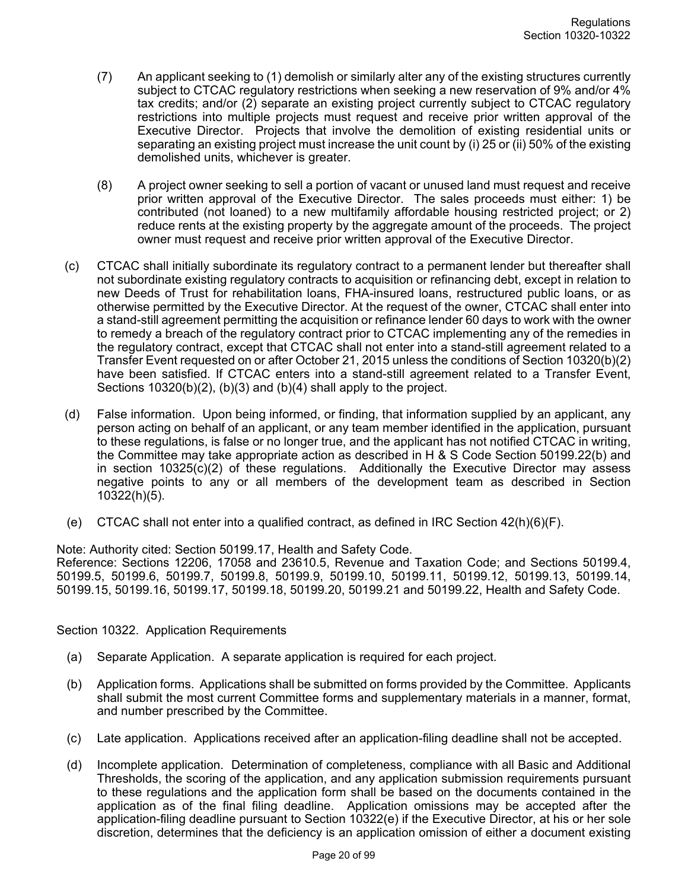(7) An applicant seeking to (1) demolish or similarly alter any of the existing structures currently subject to CTCAC regulatory restrictions when seeking a new reservation of 9% and/or 4% tax credits; and/or (2) separate an existing project currently subject to CTCAC regulatory restrictions into multiple projects must request and receive prior written approval of the Executive Director. Projects that involve the demolition of existing residential units or separating an existing project must increase the unit count by (i) 25 or (ii) 50% of the existing demolished units, whichever is greater.

(8) A project owner seeking to sell a portion of vacant or unused land must request and receive prior written approval of the Executive Director. The sales proceeds must either: 1) be contributed (not loaned) to a new multifamily affordable housing restricted project; or 2) reduce rents at the existing property by the aggregate amount of the proceeds. The project owner must request and receive prior written approval of the Executive Director.

(c) CTCAC shall initially subordinate its regulatory contract to a permanent lender but thereafter shall not subordinate existing regulatory contracts to acquisition or refinancing debt, except in relation to new Deeds of Trust for rehabilitation loans, FHA-insured loans, restructured public loans, or as otherwise permitted by the Executive Director. At the request of the owner, CTCAC shall enter into a stand-still agreement permitting the acquisition or refinance lender 60 days to work with the owner to remedy a breach of the regulatory contract prior to CTCAC implementing any of the remedies in the regulatory contract, except that CTCAC shall not enter into a stand-still agreement related to a Transfer Event requested on or after October 21, 2015 unless the conditions of Section 10320(b)(2) have been satisfied. If CTCAC enters into a stand-still agreement related to a Transfer Event, Sections 10320(b)(2), (b)(3) and (b)(4) shall apply to the project.

(d) False information. Upon being informed, or finding, that information supplied by an applicant, any person acting on behalf of an applicant, or any team member identified in the application, pursuant to these regulations, is false or no longer true, and the applicant has not notified CTCAC in writing, the Committee may take appropriate action as described in H & S Code Section 50199.22(b) and in section 10325(c)(2) of these regulations. Additionally the Executive Director may assess negative points to any or all members of the development team as described in Section 10322(h)(5).

(e) CTCAC shall not enter into a qualified contract, as defined in IRC Section 42(h)(6)(F).

Note: Authority cited: Section 50199.17, Health and Safety Code.
Reference: Sections 12206, 17058 and 23610.5, Revenue and Taxation Code; and Sections 50199.4, 50199.5, 50199.6, 50199.7, 50199.8, 50199.9, 50199.10, 50199.11, 50199.12, 50199.13, 50199.14, 50199.15, 50199.16, 50199.17, 50199.18, 50199.20, 50199.21 and 50199.22, Health and Safety Code.

## Section 10322. Application Requirements

(a) Separate Application. A separate application is required for each project.

(b) Application forms. Applications shall be submitted on forms provided by the Committee. Applicants shall submit the most current Committee forms and supplementary materials in a manner, format, and number prescribed by the Committee.

(c) Late application. Applications received after an application-filing deadline shall not be accepted.

(d) Incomplete application. Determination of completeness, compliance with all Basic and Additional Thresholds, the scoring of the application, and any application submission requirements pursuant to these regulations and the application form shall be based on the documents contained in the application as of the final filing deadline. Application omissions may be accepted after the application-filing deadline pursuant to Section 10322(e) if the Executive Director, at his or her sole discretion, determines that the deficiency is an application omission of either a document existing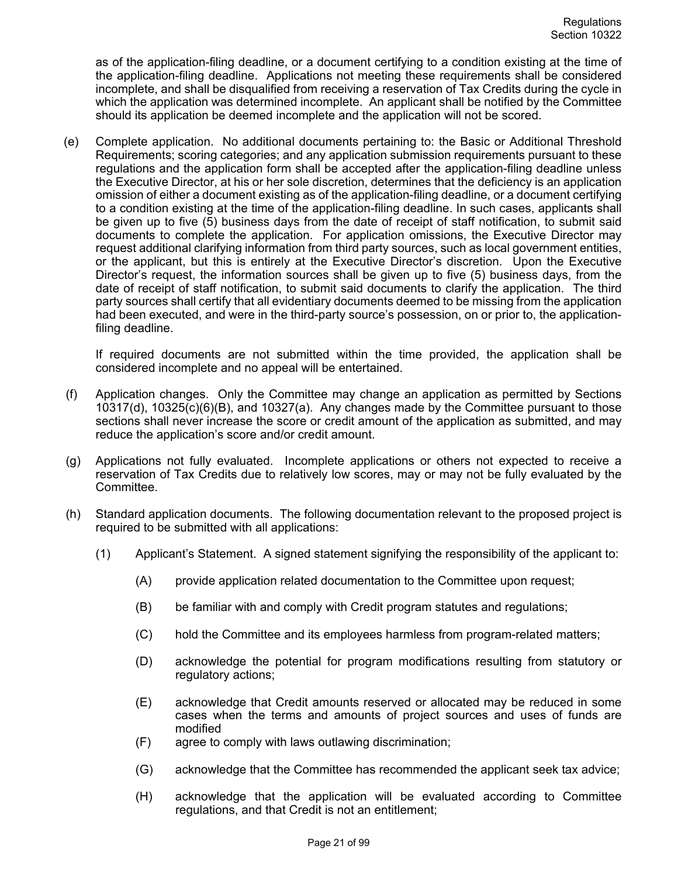as of the application-filing deadline, or a document certifying to a condition existing at the time of the application-filing deadline. Applications not meeting these requirements shall be considered incomplete, and shall be disqualified from receiving a reservation of Tax Credits during the cycle in which the application was determined incomplete. An applicant shall be notified by the Committee should its application be deemed incomplete and the application will not be scored.

(e) Complete application. No additional documents pertaining to: the Basic or Additional Threshold Requirements; scoring categories; and any application submission requirements pursuant to these regulations and the application form shall be accepted after the application-filing deadline unless the Executive Director, at his or her sole discretion, determines that the deficiency is an application omission of either a document existing as of the application-filing deadline, or a document certifying to a condition existing at the time of the application-filing deadline. In such cases, applicants shall be given up to five (5) business days from the date of receipt of staff notification, to submit said documents to complete the application. For application omissions, the Executive Director may request additional clarifying information from third party sources, such as local government entities, or the applicant, but this is entirely at the Executive Director's discretion. Upon the Executive Director's request, the information sources shall be given up to five (5) business days, from the date of receipt of staff notification, to submit said documents to clarify the application. The third party sources shall certify that all evidentiary documents deemed to be missing from the application had been executed, and were in the third-party source's possession, on or prior to, the application-filing deadline.

If required documents are not submitted within the time provided, the application shall be considered incomplete and no appeal will be entertained.

(f) Application changes. Only the Committee may change an application as permitted by Sections 10317(d), 10325(c)(6)(B), and 10327(a). Any changes made by the Committee pursuant to those sections shall never increase the score or credit amount of the application as submitted, and may reduce the application's score and/or credit amount.

(g) Applications not fully evaluated. Incomplete applications or others not expected to receive a reservation of Tax Credits due to relatively low scores, may or may not be fully evaluated by the Committee.

(h) Standard application documents. The following documentation relevant to the proposed project is required to be submitted with all applications:

(1) Applicant's Statement. A signed statement signifying the responsibility of the applicant to:

(A) provide application related documentation to the Committee upon request;

(B) be familiar with and comply with Credit program statutes and regulations;

(C) hold the Committee and its employees harmless from program-related matters;

(D) acknowledge the potential for program modifications resulting from statutory or regulatory actions;

(E) acknowledge that Credit amounts reserved or allocated may be reduced in some cases when the terms and amounts of project sources and uses of funds are modified

(F) agree to comply with laws outlawing discrimination;

(G) acknowledge that the Committee has recommended the applicant seek tax advice;

(H) acknowledge that the application will be evaluated according to Committee regulations, and that Credit is not an entitlement;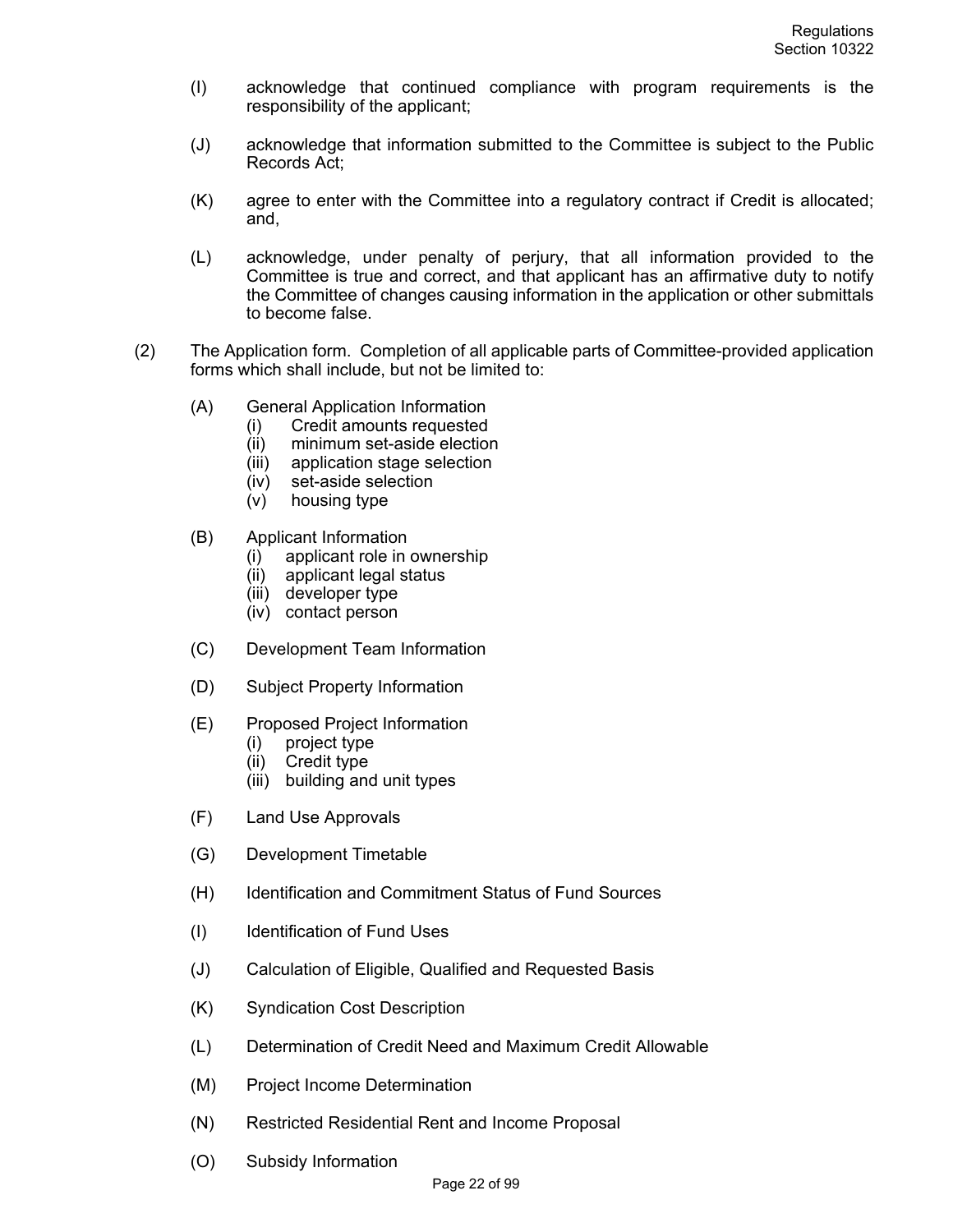(I) acknowledge that continued compliance with program requirements is the responsibility of the applicant;

(J) acknowledge that information submitted to the Committee is subject to the Public Records Act;

(K) agree to enter with the Committee into a regulatory contract if Credit is allocated; and,

(L) acknowledge, under penalty of perjury, that all information provided to the Committee is true and correct, and that applicant has an affirmative duty to notify the Committee of changes causing information in the application or other submittals to become false.

(2) The Application form. Completion of all applicable parts of Committee-provided application forms which shall include, but not be limited to:

(A) General Application Information
  (i) Credit amounts requested
  (ii) minimum set-aside election
  (iii) application stage selection
  (iv) set-aside selection
  (v) housing type

(B) Applicant Information
  (i) applicant role in ownership
  (ii) applicant legal status
  (iii) developer type
  (iv) contact person

(C) Development Team Information

(D) Subject Property Information

(E) Proposed Project Information
  (i) project type
  (ii) Credit type
  (iii) building and unit types

(F) Land Use Approvals

(G) Development Timetable

(H) Identification and Commitment Status of Fund Sources

(I) Identification of Fund Uses

(J) Calculation of Eligible, Qualified and Requested Basis

(K) Syndication Cost Description

(L) Determination of Credit Need and Maximum Credit Allowable

(M) Project Income Determination

(N) Restricted Residential Rent and Income Proposal

(O) Subsidy Information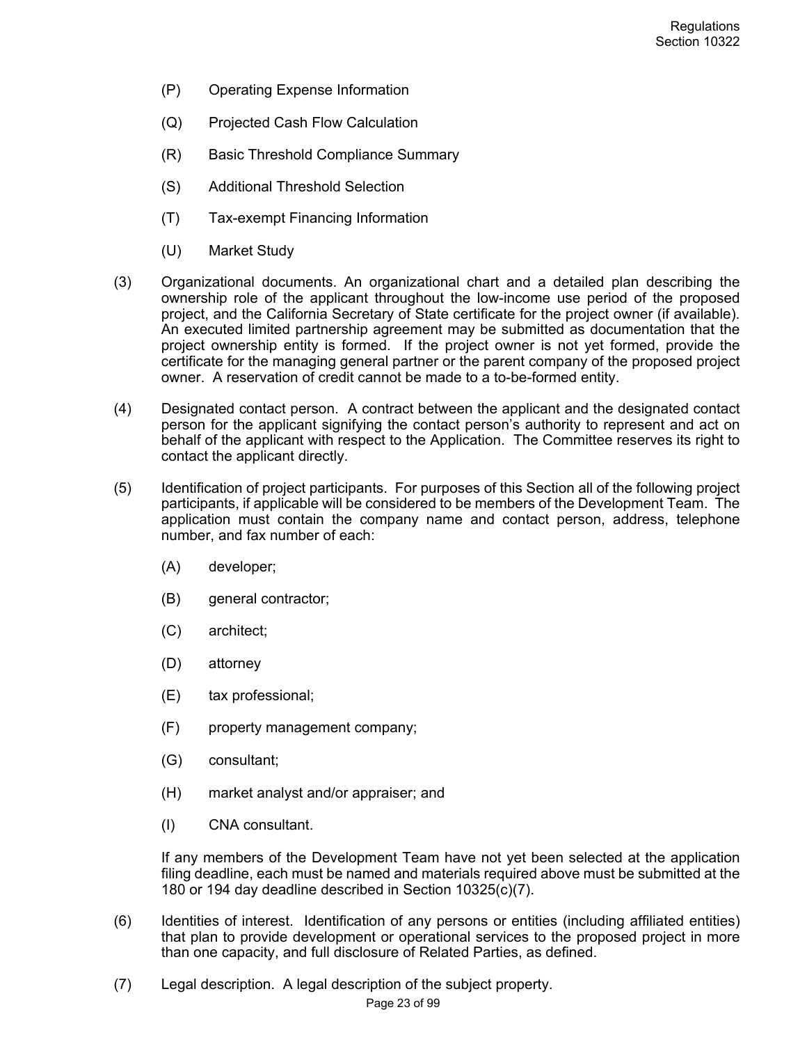(P) Operating Expense Information

(Q) Projected Cash Flow Calculation

(R) Basic Threshold Compliance Summary

(S) Additional Threshold Selection

(T) Tax-exempt Financing Information

(U) Market Study

(3) Organizational documents. An organizational chart and a detailed plan describing the ownership role of the applicant throughout the low-income use period of the proposed project, and the California Secretary of State certificate for the project owner (if available). An executed limited partnership agreement may be submitted as documentation that the project ownership entity is formed. If the project owner is not yet formed, provide the certificate for the managing general partner or the parent company of the proposed project owner. A reservation of credit cannot be made to a to-be-formed entity.

(4) Designated contact person. A contract between the applicant and the designated contact person for the applicant signifying the contact person's authority to represent and act on behalf of the applicant with respect to the Application. The Committee reserves its right to contact the applicant directly.

(5) Identification of project participants. For purposes of this Section all of the following project participants, if applicable will be considered to be members of the Development Team. The application must contain the company name and contact person, address, telephone number, and fax number of each:

(A) developer;

(B) general contractor;

(C) architect;

(D) attorney

(E) tax professional;

(F) property management company;

(G) consultant;

(H) market analyst and/or appraiser; and

(I) CNA consultant.

If any members of the Development Team have not yet been selected at the application filing deadline, each must be named and materials required above must be submitted at the 180 or 194 day deadline described in Section 10325(c)(7).

(6) Identities of interest. Identification of any persons or entities (including affiliated entities) that plan to provide development or operational services to the proposed project in more than one capacity, and full disclosure of Related Parties, as defined.

(7) Legal description. A legal description of the subject property.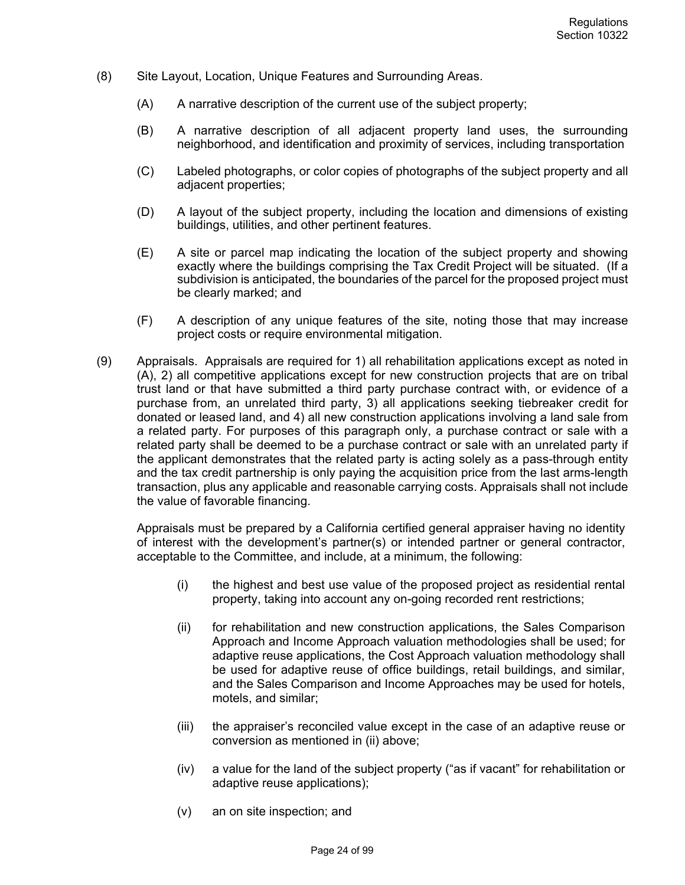(8) Site Layout, Location, Unique Features and Surrounding Areas.

(A) A narrative description of the current use of the subject property;

(B) A narrative description of all adjacent property land uses, the surrounding neighborhood, and identification and proximity of services, including transportation

(C) Labeled photographs, or color copies of photographs of the subject property and all adjacent properties;

(D) A layout of the subject property, including the location and dimensions of existing buildings, utilities, and other pertinent features.

(E) A site or parcel map indicating the location of the subject property and showing exactly where the buildings comprising the Tax Credit Project will be situated. (If a subdivision is anticipated, the boundaries of the parcel for the proposed project must be clearly marked; and

(F) A description of any unique features of the site, noting those that may increase project costs or require environmental mitigation.

(9) Appraisals. Appraisals are required for 1) all rehabilitation applications except as noted in (A), 2) all competitive applications except for new construction projects that are on tribal trust land or that have submitted a third party purchase contract with, or evidence of a purchase from, an unrelated third party, 3) all applications seeking tiebreaker credit for donated or leased land, and 4) all new construction applications involving a land sale from a related party. For purposes of this paragraph only, a purchase contract or sale with a related party shall be deemed to be a purchase contract or sale with an unrelated party if the applicant demonstrates that the related party is acting solely as a pass-through entity and the tax credit partnership is only paying the acquisition price from the last arms-length transaction, plus any applicable and reasonable carrying costs. Appraisals shall not include the value of favorable financing.

Appraisals must be prepared by a California certified general appraiser having no identity of interest with the development's partner(s) or intended partner or general contractor, acceptable to the Committee, and include, at a minimum, the following:

(i) the highest and best use value of the proposed project as residential rental property, taking into account any on-going recorded rent restrictions;

(ii) for rehabilitation and new construction applications, the Sales Comparison Approach and Income Approach valuation methodologies shall be used; for adaptive reuse applications, the Cost Approach valuation methodology shall be used for adaptive reuse of office buildings, retail buildings, and similar, and the Sales Comparison and Income Approaches may be used for hotels, motels, and similar;

(iii) the appraiser's reconciled value except in the case of an adaptive reuse or conversion as mentioned in (ii) above;

(iv) a value for the land of the subject property ("as if vacant" for rehabilitation or adaptive reuse applications);

(v) an on site inspection; and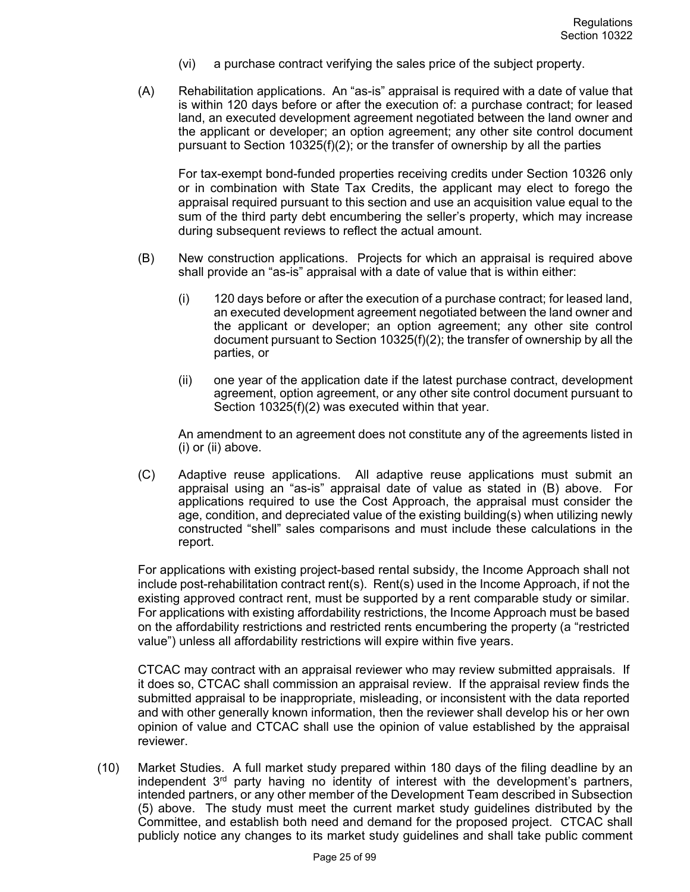(vi) a purchase contract verifying the sales price of the subject property.

(A) Rehabilitation applications. An "as-is" appraisal is required with a date of value that is within 120 days before or after the execution of: a purchase contract; for leased land, an executed development agreement negotiated between the land owner and the applicant or developer; an option agreement; any other site control document pursuant to Section 10325(f)(2); or the transfer of ownership by all the parties

For tax-exempt bond-funded properties receiving credits under Section 10326 only or in combination with State Tax Credits, the applicant may elect to forego the appraisal required pursuant to this section and use an acquisition value equal to the sum of the third party debt encumbering the seller's property, which may increase during subsequent reviews to reflect the actual amount.

(B) New construction applications. Projects for which an appraisal is required above shall provide an "as-is" appraisal with a date of value that is within either:

(i) 120 days before or after the execution of a purchase contract; for leased land, an executed development agreement negotiated between the land owner and the applicant or developer; an option agreement; any other site control document pursuant to Section 10325(f)(2); the transfer of ownership by all the parties, or

(ii) one year of the application date if the latest purchase contract, development agreement, option agreement, or any other site control document pursuant to Section 10325(f)(2) was executed within that year.

An amendment to an agreement does not constitute any of the agreements listed in (i) or (ii) above.

(C) Adaptive reuse applications. All adaptive reuse applications must submit an appraisal using an "as-is" appraisal date of value as stated in (B) above. For applications required to use the Cost Approach, the appraisal must consider the age, condition, and depreciated value of the existing building(s) when utilizing newly constructed "shell" sales comparisons and must include these calculations in the report.

For applications with existing project-based rental subsidy, the Income Approach shall not include post-rehabilitation contract rent(s). Rent(s) used in the Income Approach, if not the existing approved contract rent, must be supported by a rent comparable study or similar. For applications with existing affordability restrictions, the Income Approach must be based on the affordability restrictions and restricted rents encumbering the property (a "restricted value") unless all affordability restrictions will expire within five years.

CTCAC may contract with an appraisal reviewer who may review submitted appraisals. If it does so, CTCAC shall commission an appraisal review. If the appraisal review finds the submitted appraisal to be inappropriate, misleading, or inconsistent with the data reported and with other generally known information, then the reviewer shall develop his or her own opinion of value and CTCAC shall use the opinion of value established by the appraisal reviewer.

(10) Market Studies. A full market study prepared within 180 days of the filing deadline by an independent 3rd party having no identity of interest with the development's partners, intended partners, or any other member of the Development Team described in Subsection (5) above. The study must meet the current market study guidelines distributed by the Committee, and establish both need and demand for the proposed project. CTCAC shall publicly notice any changes to its market study guidelines and shall take public comment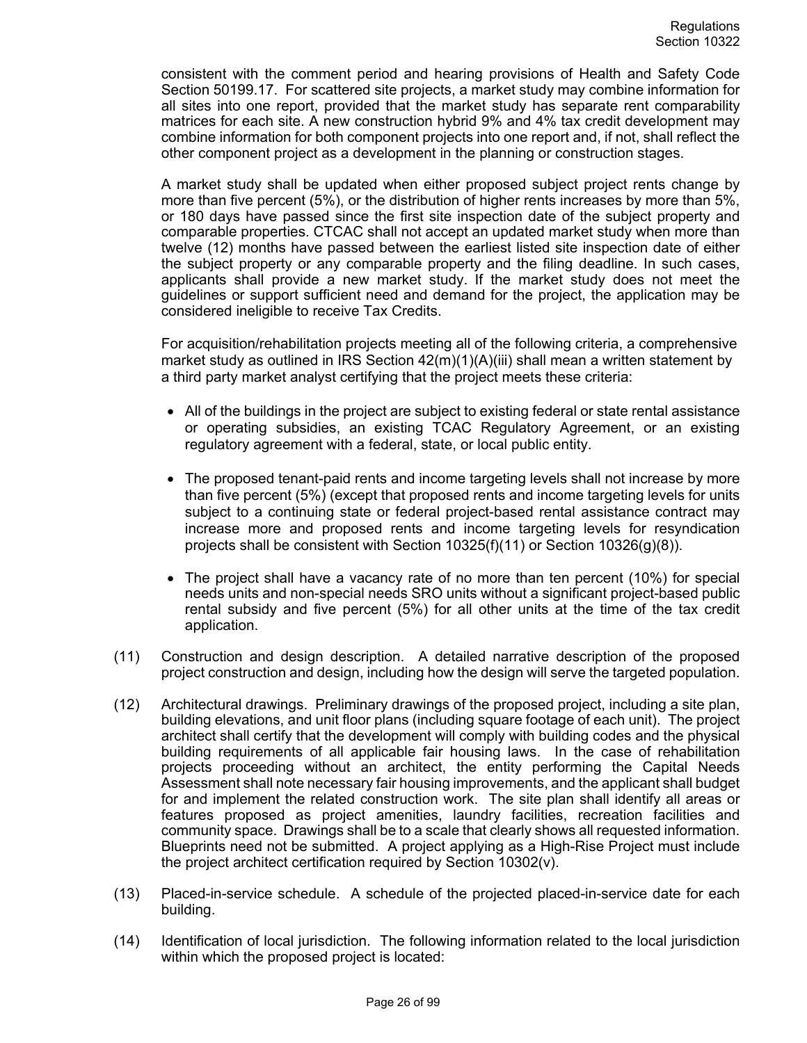consistent with the comment period and hearing provisions of Health and Safety Code Section 50199.17. For scattered site projects, a market study may combine information for all sites into one report, provided that the market study has separate rent comparability matrices for each site. A new construction hybrid 9% and 4% tax credit development may combine information for both component projects into one report and, if not, shall reflect the other component project as a development in the planning or construction stages.

A market study shall be updated when either proposed subject project rents change by more than five percent (5%), or the distribution of higher rents increases by more than 5%, or 180 days have passed since the first site inspection date of the subject property and comparable properties. CTCAC shall not accept an updated market study when more than twelve (12) months have passed between the earliest listed site inspection date of either the subject property or any comparable property and the filing deadline. In such cases, applicants shall provide a new market study. If the market study does not meet the guidelines or support sufficient need and demand for the project, the application may be considered ineligible to receive Tax Credits.

For acquisition/rehabilitation projects meeting all of the following criteria, a comprehensive market study as outlined in IRS Section 42(m)(1)(A)(iii) shall mean a written statement by a third party market analyst certifying that the project meets these criteria:

- All of the buildings in the project are subject to existing federal or state rental assistance or operating subsidies, an existing TCAC Regulatory Agreement, or an existing regulatory agreement with a federal, state, or local public entity.
- The proposed tenant-paid rents and income targeting levels shall not increase by more than five percent (5%) (except that proposed rents and income targeting levels for units subject to a continuing state or federal project-based rental assistance contract may increase more and proposed rents and income targeting levels for resyndication projects shall be consistent with Section 10325(f)(11) or Section 10326(g)(8)).
- The project shall have a vacancy rate of no more than ten percent (10%) for special needs units and non-special needs SRO units without a significant project-based public rental subsidy and five percent (5%) for all other units at the time of the tax credit application.

(11) Construction and design description. A detailed narrative description of the proposed project construction and design, including how the design will serve the targeted population.

(12) Architectural drawings. Preliminary drawings of the proposed project, including a site plan, building elevations, and unit floor plans (including square footage of each unit). The project architect shall certify that the development will comply with building codes and the physical building requirements of all applicable fair housing laws. In the case of rehabilitation projects proceeding without an architect, the entity performing the Capital Needs Assessment shall note necessary fair housing improvements, and the applicant shall budget for and implement the related construction work. The site plan shall identify all areas or features proposed as project amenities, laundry facilities, recreation facilities and community space. Drawings shall be to a scale that clearly shows all requested information. Blueprints need not be submitted. A project applying as a High-Rise Project must include the project architect certification required by Section 10302(v).

(13) Placed-in-service schedule. A schedule of the projected placed-in-service date for each building.

(14) Identification of local jurisdiction. The following information related to the local jurisdiction within which the proposed project is located: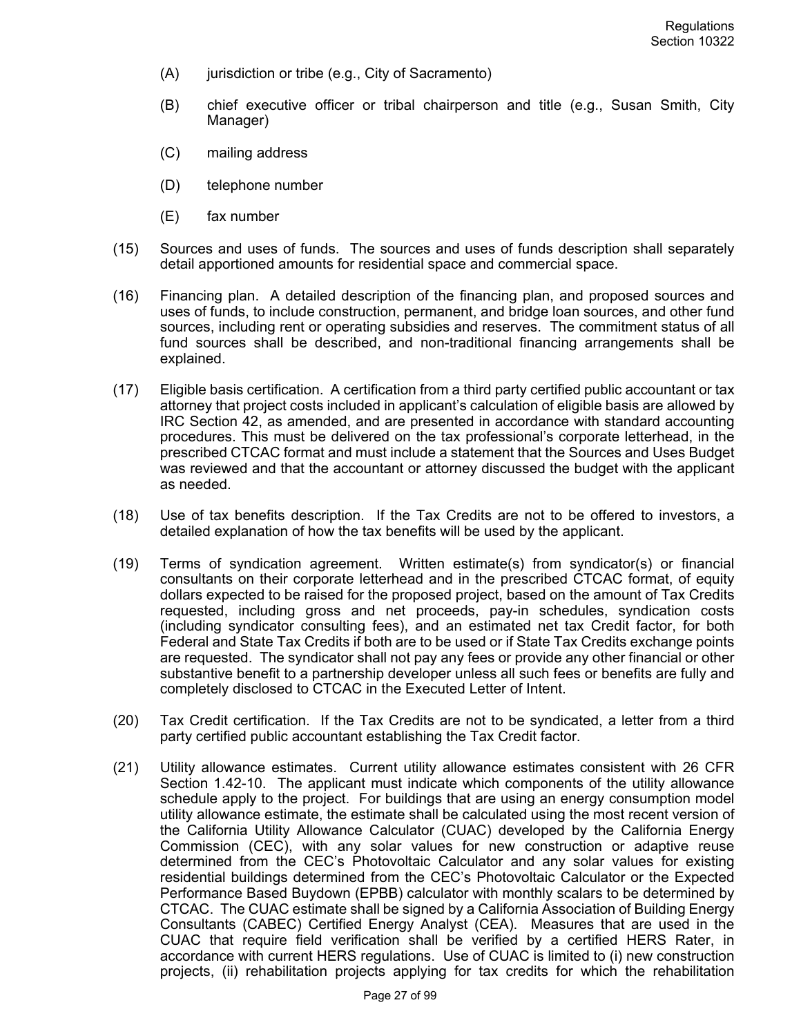(A) jurisdiction or tribe (e.g., City of Sacramento)

(B) chief executive officer or tribal chairperson and title (e.g., Susan Smith, City Manager)

(C) mailing address

(D) telephone number

(E) fax number

(15) Sources and uses of funds. The sources and uses of funds description shall separately detail apportioned amounts for residential space and commercial space.

(16) Financing plan. A detailed description of the financing plan, and proposed sources and uses of funds, to include construction, permanent, and bridge loan sources, and other fund sources, including rent or operating subsidies and reserves. The commitment status of all fund sources shall be described, and non-traditional financing arrangements shall be explained.

(17) Eligible basis certification. A certification from a third party certified public accountant or tax attorney that project costs included in applicant's calculation of eligible basis are allowed by IRC Section 42, as amended, and are presented in accordance with standard accounting procedures. This must be delivered on the tax professional's corporate letterhead, in the prescribed CTCAC format and must include a statement that the Sources and Uses Budget was reviewed and that the accountant or attorney discussed the budget with the applicant as needed.

(18) Use of tax benefits description. If the Tax Credits are not to be offered to investors, a detailed explanation of how the tax benefits will be used by the applicant.

(19) Terms of syndication agreement. Written estimate(s) from syndicator(s) or financial consultants on their corporate letterhead and in the prescribed CTCAC format, of equity dollars expected to be raised for the proposed project, based on the amount of Tax Credits requested, including gross and net proceeds, pay-in schedules, syndication costs (including syndicator consulting fees), and an estimated net tax Credit factor, for both Federal and State Tax Credits if both are to be used or if State Tax Credits exchange points are requested. The syndicator shall not pay any fees or provide any other financial or other substantive benefit to a partnership developer unless all such fees or benefits are fully and completely disclosed to CTCAC in the Executed Letter of Intent.

(20) Tax Credit certification. If the Tax Credits are not to be syndicated, a letter from a third party certified public accountant establishing the Tax Credit factor.

(21) Utility allowance estimates. Current utility allowance estimates consistent with 26 CFR Section 1.42-10. The applicant must indicate which components of the utility allowance schedule apply to the project. For buildings that are using an energy consumption model utility allowance estimate, the estimate shall be calculated using the most recent version of the California Utility Allowance Calculator (CUAC) developed by the California Energy Commission (CEC), with any solar values for new construction or adaptive reuse determined from the CEC's Photovoltaic Calculator and any solar values for existing residential buildings determined from the CEC's Photovoltaic Calculator or the Expected Performance Based Buydown (EPBB) calculator with monthly scalars to be determined by CTCAC. The CUAC estimate shall be signed by a California Association of Building Energy Consultants (CABEC) Certified Energy Analyst (CEA). Measures that are used in the CUAC that require field verification shall be verified by a certified HERS Rater, in accordance with current HERS regulations. Use of CUAC is limited to (i) new construction projects, (ii) rehabilitation projects applying for tax credits for which the rehabilitation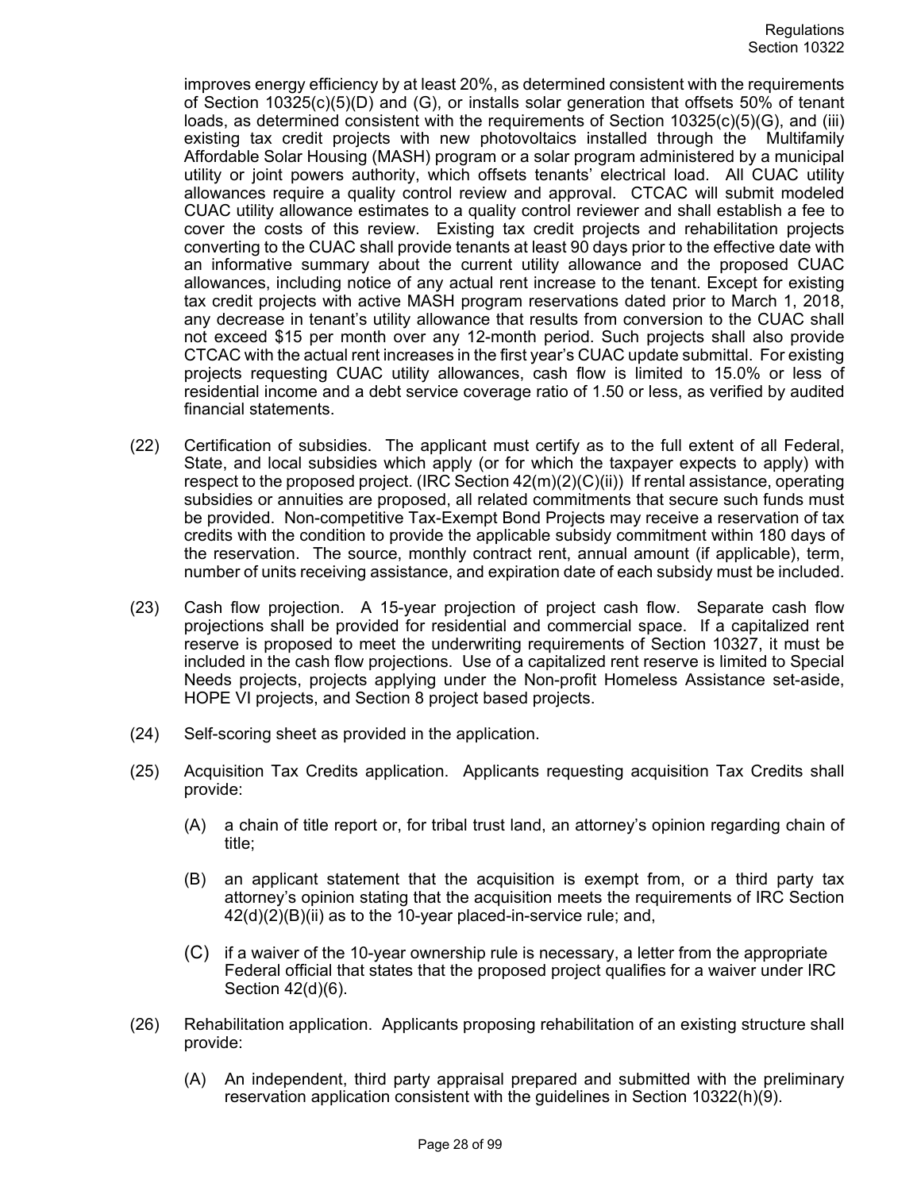improves energy efficiency by at least 20%, as determined consistent with the requirements of Section 10325(c)(5)(D) and (G), or installs solar generation that offsets 50% of tenant loads, as determined consistent with the requirements of Section 10325(c)(5)(G), and (iii) existing tax credit projects with new photovoltaics installed through the Multifamily Affordable Solar Housing (MASH) program or a solar program administered by a municipal utility or joint powers authority, which offsets tenants' electrical load. All CUAC utility allowances require a quality control review and approval. CTCAC will submit modeled CUAC utility allowance estimates to a quality control reviewer and shall establish a fee to cover the costs of this review. Existing tax credit projects and rehabilitation projects converting to the CUAC shall provide tenants at least 90 days prior to the effective date with an informative summary about the current utility allowance and the proposed CUAC allowances, including notice of any actual rent increase to the tenant. Except for existing tax credit projects with active MASH program reservations dated prior to March 1, 2018, any decrease in tenant's utility allowance that results from conversion to the CUAC shall not exceed $15 per month over any 12-month period. Such projects shall also provide CTCAC with the actual rent increases in the first year's CUAC update submittal. For existing projects requesting CUAC utility allowances, cash flow is limited to 15.0% or less of residential income and a debt service coverage ratio of 1.50 or less, as verified by audited financial statements.

(22) Certification of subsidies. The applicant must certify as to the full extent of all Federal, State, and local subsidies which apply (or for which the taxpayer expects to apply) with respect to the proposed project. (IRC Section 42(m)(2)(C)(ii)) If rental assistance, operating subsidies or annuities are proposed, all related commitments that secure such funds must be provided. Non-competitive Tax-Exempt Bond Projects may receive a reservation of tax credits with the condition to provide the applicable subsidy commitment within 180 days of the reservation. The source, monthly contract rent, annual amount (if applicable), term, number of units receiving assistance, and expiration date of each subsidy must be included.

(23) Cash flow projection. A 15-year projection of project cash flow. Separate cash flow projections shall be provided for residential and commercial space. If a capitalized rent reserve is proposed to meet the underwriting requirements of Section 10327, it must be included in the cash flow projections. Use of a capitalized rent reserve is limited to Special Needs projects, projects applying under the Non-profit Homeless Assistance set-aside, HOPE VI projects, and Section 8 project based projects.

(24) Self-scoring sheet as provided in the application.

(25) Acquisition Tax Credits application. Applicants requesting acquisition Tax Credits shall provide:

(A) a chain of title report or, for tribal trust land, an attorney's opinion regarding chain of title;

(B) an applicant statement that the acquisition is exempt from, or a third party tax attorney's opinion stating that the acquisition meets the requirements of IRC Section 42(d)(2)(B)(ii) as to the 10-year placed-in-service rule; and,

(C) if a waiver of the 10-year ownership rule is necessary, a letter from the appropriate Federal official that states that the proposed project qualifies for a waiver under IRC Section 42(d)(6).

(26) Rehabilitation application. Applicants proposing rehabilitation of an existing structure shall provide:

(A) An independent, third party appraisal prepared and submitted with the preliminary reservation application consistent with the guidelines in Section 10322(h)(9).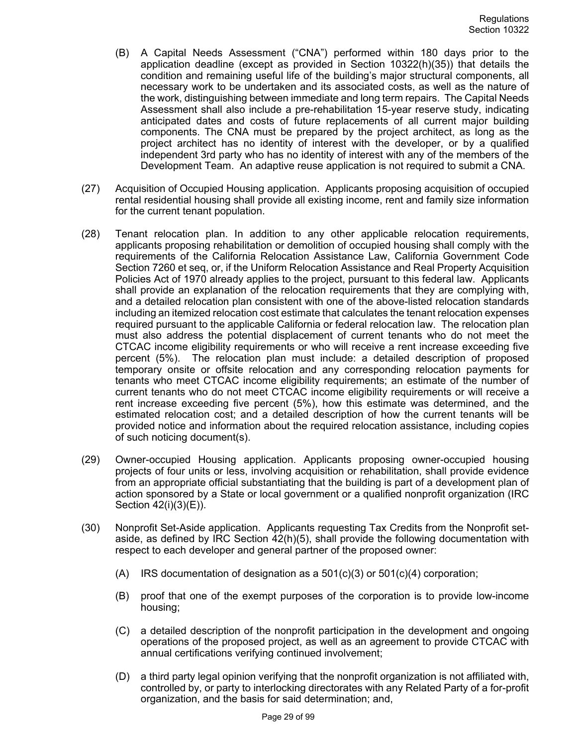(B) A Capital Needs Assessment ("CNA") performed within 180 days prior to the application deadline (except as provided in Section 10322(h)(35)) that details the condition and remaining useful life of the building's major structural components, all necessary work to be undertaken and its associated costs, as well as the nature of the work, distinguishing between immediate and long term repairs. The Capital Needs Assessment shall also include a pre-rehabilitation 15-year reserve study, indicating anticipated dates and costs of future replacements of all current major building components. The CNA must be prepared by the project architect, as long as the project architect has no identity of interest with the developer, or by a qualified independent 3rd party who has no identity of interest with any of the members of the Development Team. An adaptive reuse application is not required to submit a CNA.

(27) Acquisition of Occupied Housing application. Applicants proposing acquisition of occupied rental residential housing shall provide all existing income, rent and family size information for the current tenant population.

(28) Tenant relocation plan. In addition to any other applicable relocation requirements, applicants proposing rehabilitation or demolition of occupied housing shall comply with the requirements of the California Relocation Assistance Law, California Government Code Section 7260 et seq, or, if the Uniform Relocation Assistance and Real Property Acquisition Policies Act of 1970 already applies to the project, pursuant to this federal law. Applicants shall provide an explanation of the relocation requirements that they are complying with, and a detailed relocation plan consistent with one of the above-listed relocation standards including an itemized relocation cost estimate that calculates the tenant relocation expenses required pursuant to the applicable California or federal relocation law. The relocation plan must also address the potential displacement of current tenants who do not meet the CTCAC income eligibility requirements or who will receive a rent increase exceeding five percent (5%). The relocation plan must include: a detailed description of proposed temporary onsite or offsite relocation and any corresponding relocation payments for tenants who meet CTCAC income eligibility requirements; an estimate of the number of current tenants who do not meet CTCAC income eligibility requirements or will receive a rent increase exceeding five percent (5%), how this estimate was determined, and the estimated relocation cost; and a detailed description of how the current tenants will be provided notice and information about the required relocation assistance, including copies of such noticing document(s).

(29) Owner-occupied Housing application. Applicants proposing owner-occupied housing projects of four units or less, involving acquisition or rehabilitation, shall provide evidence from an appropriate official substantiating that the building is part of a development plan of action sponsored by a State or local government or a qualified nonprofit organization (IRC Section 42(i)(3)(E)).

(30) Nonprofit Set-Aside application. Applicants requesting Tax Credits from the Nonprofit set-aside, as defined by IRC Section 42(h)(5), shall provide the following documentation with respect to each developer and general partner of the proposed owner:

(A) IRS documentation of designation as a 501(c)(3) or 501(c)(4) corporation;

(B) proof that one of the exempt purposes of the corporation is to provide low-income housing;

(C) a detailed description of the nonprofit participation in the development and ongoing operations of the proposed project, as well as an agreement to provide CTCAC with annual certifications verifying continued involvement;

(D) a third party legal opinion verifying that the nonprofit organization is not affiliated with, controlled by, or party to interlocking directorates with any Related Party of a for-profit organization, and the basis for said determination; and,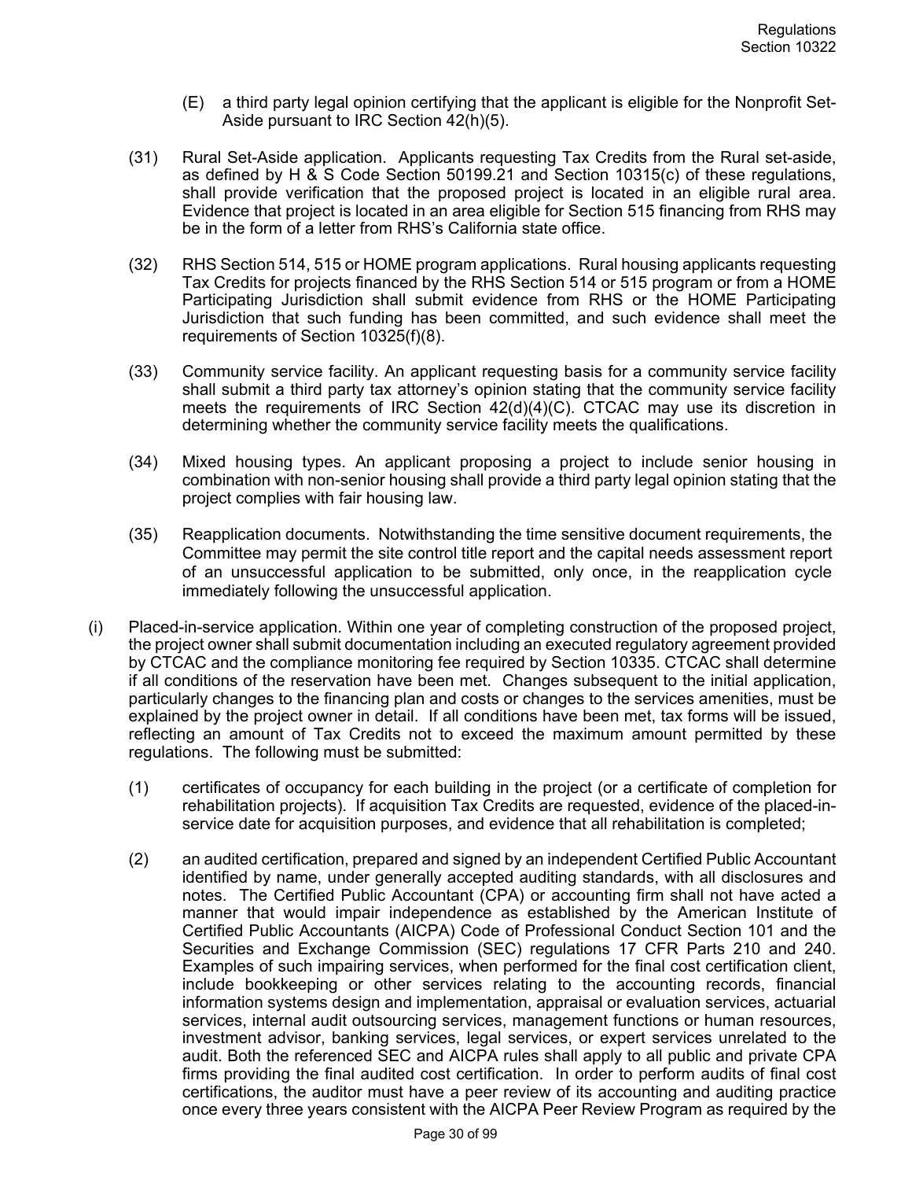(E) a third party legal opinion certifying that the applicant is eligible for the Nonprofit Set-Aside pursuant to IRC Section 42(h)(5).

(31) Rural Set-Aside application. Applicants requesting Tax Credits from the Rural set-aside, as defined by H & S Code Section 50199.21 and Section 10315(c) of these regulations, shall provide verification that the proposed project is located in an eligible rural area. Evidence that project is located in an area eligible for Section 515 financing from RHS may be in the form of a letter from RHS's California state office.

(32) RHS Section 514, 515 or HOME program applications. Rural housing applicants requesting Tax Credits for projects financed by the RHS Section 514 or 515 program or from a HOME Participating Jurisdiction shall submit evidence from RHS or the HOME Participating Jurisdiction that such funding has been committed, and such evidence shall meet the requirements of Section 10325(f)(8).

(33) Community service facility. An applicant requesting basis for a community service facility shall submit a third party tax attorney's opinion stating that the community service facility meets the requirements of IRC Section 42(d)(4)(C). CTCAC may use its discretion in determining whether the community service facility meets the qualifications.

(34) Mixed housing types. An applicant proposing a project to include senior housing in combination with non-senior housing shall provide a third party legal opinion stating that the project complies with fair housing law.

(35) Reapplication documents. Notwithstanding the time sensitive document requirements, the Committee may permit the site control title report and the capital needs assessment report of an unsuccessful application to be submitted, only once, in the reapplication cycle immediately following the unsuccessful application.

(i) Placed-in-service application. Within one year of completing construction of the proposed project, the project owner shall submit documentation including an executed regulatory agreement provided by CTCAC and the compliance monitoring fee required by Section 10335. CTCAC shall determine if all conditions of the reservation have been met. Changes subsequent to the initial application, particularly changes to the financing plan and costs or changes to the services amenities, must be explained by the project owner in detail. If all conditions have been met, tax forms will be issued, reflecting an amount of Tax Credits not to exceed the maximum amount permitted by these regulations. The following must be submitted:

(1) certificates of occupancy for each building in the project (or a certificate of completion for rehabilitation projects). If acquisition Tax Credits are requested, evidence of the placed-in-service date for acquisition purposes, and evidence that all rehabilitation is completed;

(2) an audited certification, prepared and signed by an independent Certified Public Accountant identified by name, under generally accepted auditing standards, with all disclosures and notes. The Certified Public Accountant (CPA) or accounting firm shall not have acted a manner that would impair independence as established by the American Institute of Certified Public Accountants (AICPA) Code of Professional Conduct Section 101 and the Securities and Exchange Commission (SEC) regulations 17 CFR Parts 210 and 240. Examples of such impairing services, when performed for the final cost certification client, include bookkeeping or other services relating to the accounting records, financial information systems design and implementation, appraisal or evaluation services, actuarial services, internal audit outsourcing services, management functions or human resources, investment advisor, banking services, legal services, or expert services unrelated to the audit. Both the referenced SEC and AICPA rules shall apply to all public and private CPA firms providing the final audited cost certification. In order to perform audits of final cost certifications, the auditor must have a peer review of its accounting and auditing practice once every three years consistent with the AICPA Peer Review Program as required by the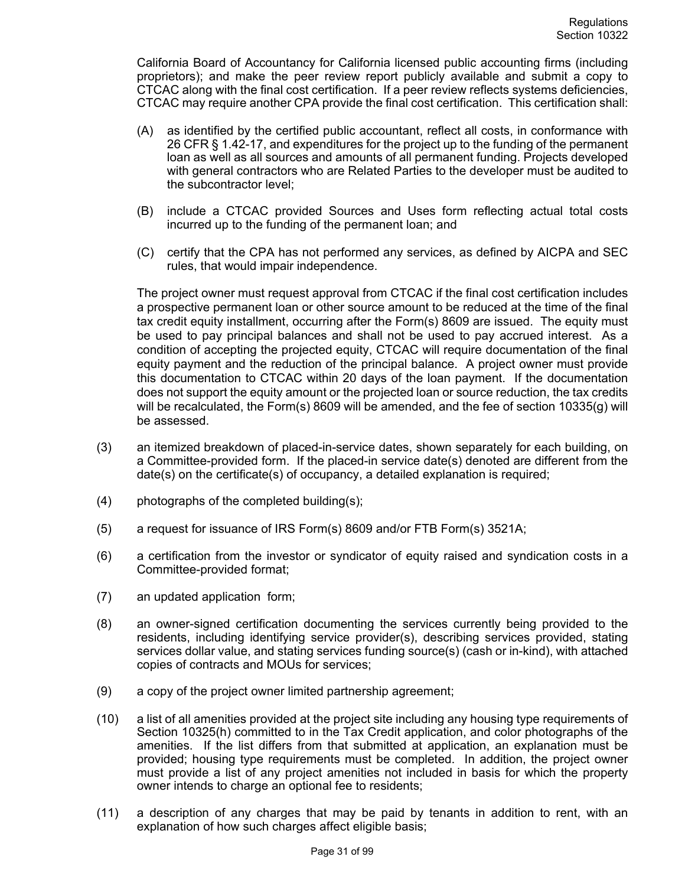California Board of Accountancy for California licensed public accounting firms (including proprietors); and make the peer review report publicly available and submit a copy to CTCAC along with the final cost certification. If a peer review reflects systems deficiencies, CTCAC may require another CPA provide the final cost certification. This certification shall:

(A) as identified by the certified public accountant, reflect all costs, in conformance with 26 CFR § 1.42-17, and expenditures for the project up to the funding of the permanent loan as well as all sources and amounts of all permanent funding. Projects developed with general contractors who are Related Parties to the developer must be audited to the subcontractor level;

(B) include a CTCAC provided Sources and Uses form reflecting actual total costs incurred up to the funding of the permanent loan; and

(C) certify that the CPA has not performed any services, as defined by AICPA and SEC rules, that would impair independence.

The project owner must request approval from CTCAC if the final cost certification includes a prospective permanent loan or other source amount to be reduced at the time of the final tax credit equity installment, occurring after the Form(s) 8609 are issued. The equity must be used to pay principal balances and shall not be used to pay accrued interest. As a condition of accepting the projected equity, CTCAC will require documentation of the final equity payment and the reduction of the principal balance. A project owner must provide this documentation to CTCAC within 20 days of the loan payment. If the documentation does not support the equity amount or the projected loan or source reduction, the tax credits will be recalculated, the Form(s) 8609 will be amended, and the fee of section 10335(g) will be assessed.

(3) an itemized breakdown of placed-in-service dates, shown separately for each building, on a Committee-provided form. If the placed-in service date(s) denoted are different from the date(s) on the certificate(s) of occupancy, a detailed explanation is required;

(4) photographs of the completed building(s);

(5) a request for issuance of IRS Form(s) 8609 and/or FTB Form(s) 3521A;

(6) a certification from the investor or syndicator of equity raised and syndication costs in a Committee-provided format;

(7) an updated application form;

(8) an owner-signed certification documenting the services currently being provided to the residents, including identifying service provider(s), describing services provided, stating services dollar value, and stating services funding source(s) (cash or in-kind), with attached copies of contracts and MOUs for services;

(9) a copy of the project owner limited partnership agreement;

(10) a list of all amenities provided at the project site including any housing type requirements of Section 10325(h) committed to in the Tax Credit application, and color photographs of the amenities. If the list differs from that submitted at application, an explanation must be provided; housing type requirements must be completed. In addition, the project owner must provide a list of any project amenities not included in basis for which the property owner intends to charge an optional fee to residents;

(11) a description of any charges that may be paid by tenants in addition to rent, with an explanation of how such charges affect eligible basis;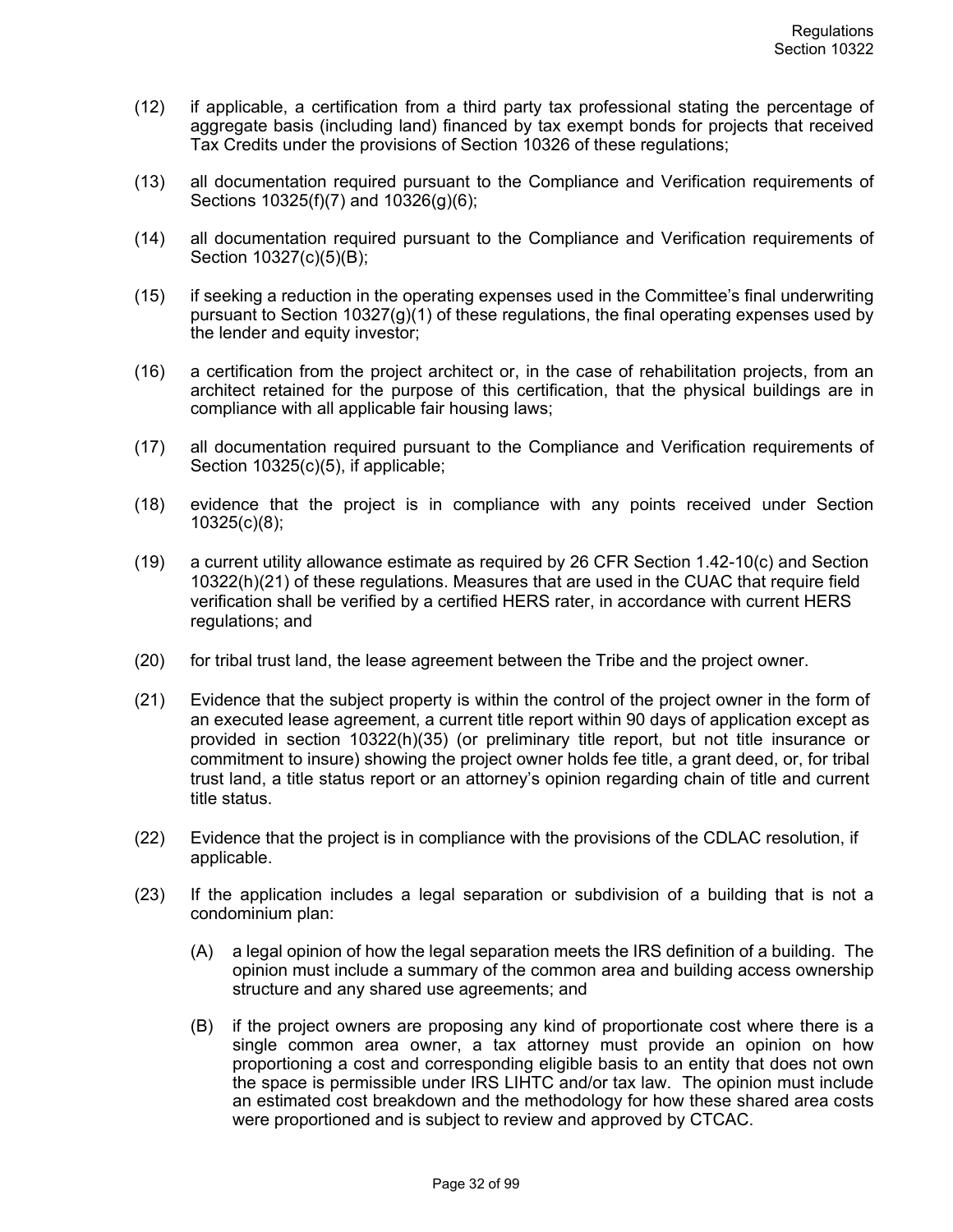(12) if applicable, a certification from a third party tax professional stating the percentage of aggregate basis (including land) financed by tax exempt bonds for projects that received Tax Credits under the provisions of Section 10326 of these regulations;

(13) all documentation required pursuant to the Compliance and Verification requirements of Sections 10325(f)(7) and 10326(g)(6);

(14) all documentation required pursuant to the Compliance and Verification requirements of Section 10327(c)(5)(B);

(15) if seeking a reduction in the operating expenses used in the Committee's final underwriting pursuant to Section 10327(g)(1) of these regulations, the final operating expenses used by the lender and equity investor;

(16) a certification from the project architect or, in the case of rehabilitation projects, from an architect retained for the purpose of this certification, that the physical buildings are in compliance with all applicable fair housing laws;

(17) all documentation required pursuant to the Compliance and Verification requirements of Section 10325(c)(5), if applicable;

(18) evidence that the project is in compliance with any points received under Section 10325(c)(8);

(19) a current utility allowance estimate as required by 26 CFR Section 1.42-10(c) and Section 10322(h)(21) of these regulations. Measures that are used in the CUAC that require field verification shall be verified by a certified HERS rater, in accordance with current HERS regulations; and

(20) for tribal trust land, the lease agreement between the Tribe and the project owner.

(21) Evidence that the subject property is within the control of the project owner in the form of an executed lease agreement, a current title report within 90 days of application except as provided in section 10322(h)(35) (or preliminary title report, but not title insurance or commitment to insure) showing the project owner holds fee title, a grant deed, or, for tribal trust land, a title status report or an attorney's opinion regarding chain of title and current title status.

(22) Evidence that the project is in compliance with the provisions of the CDLAC resolution, if applicable.

(23) If the application includes a legal separation or subdivision of a building that is not a condominium plan:

   (A) a legal opinion of how the legal separation meets the IRS definition of a building. The opinion must include a summary of the common area and building access ownership structure and any shared use agreements; and

   (B) if the project owners are proposing any kind of proportionate cost where there is a single common area owner, a tax attorney must provide an opinion on how proportioning a cost and corresponding eligible basis to an entity that does not own the space is permissible under IRS LIHTC and/or tax law. The opinion must include an estimated cost breakdown and the methodology for how these shared area costs were proportioned and is subject to review and approved by CTCAC.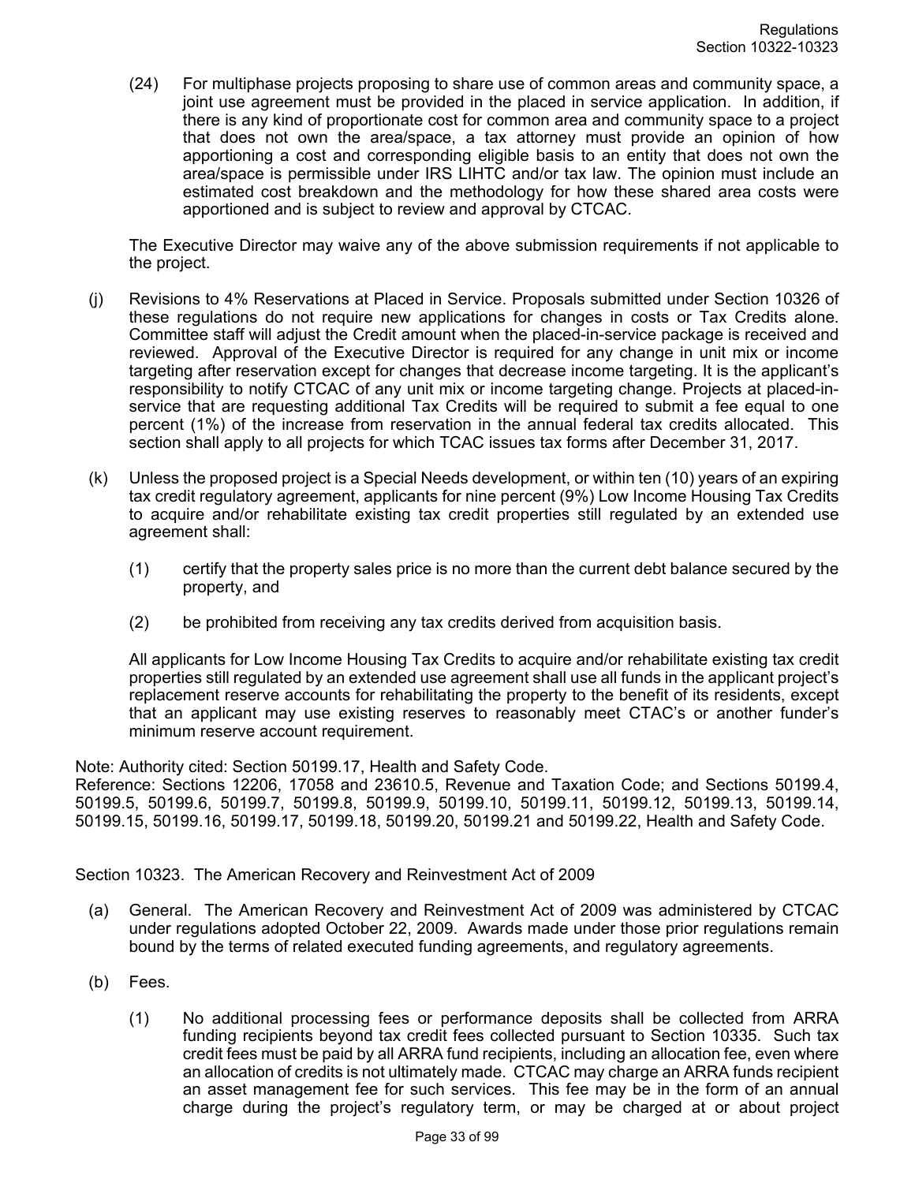(24) For multiphase projects proposing to share use of common areas and community space, a joint use agreement must be provided in the placed in service application. In addition, if there is any kind of proportionate cost for common area and community space to a project that does not own the area/space, a tax attorney must provide an opinion of how apportioning a cost and corresponding eligible basis to an entity that does not own the area/space is permissible under IRS LIHTC and/or tax law. The opinion must include an estimated cost breakdown and the methodology for how these shared area costs were apportioned and is subject to review and approval by CTCAC.

The Executive Director may waive any of the above submission requirements if not applicable to the project.

(j) Revisions to 4% Reservations at Placed in Service. Proposals submitted under Section 10326 of these regulations do not require new applications for changes in costs or Tax Credits alone. Committee staff will adjust the Credit amount when the placed-in-service package is received and reviewed. Approval of the Executive Director is required for any change in unit mix or income targeting after reservation except for changes that decrease income targeting. It is the applicant's responsibility to notify CTCAC of any unit mix or income targeting change. Projects at placed-in-service that are requesting additional Tax Credits will be required to submit a fee equal to one percent (1%) of the increase from reservation in the annual federal tax credits allocated. This section shall apply to all projects for which TCAC issues tax forms after December 31, 2017.

(k) Unless the proposed project is a Special Needs development, or within ten (10) years of an expiring tax credit regulatory agreement, applicants for nine percent (9%) Low Income Housing Tax Credits to acquire and/or rehabilitate existing tax credit properties still regulated by an extended use agreement shall:

(1) certify that the property sales price is no more than the current debt balance secured by the property, and

(2) be prohibited from receiving any tax credits derived from acquisition basis.

All applicants for Low Income Housing Tax Credits to acquire and/or rehabilitate existing tax credit properties still regulated by an extended use agreement shall use all funds in the applicant project's replacement reserve accounts for rehabilitating the property to the benefit of its residents, except that an applicant may use existing reserves to reasonably meet CTAC's or another funder's minimum reserve account requirement.

Note: Authority cited: Section 50199.17, Health and Safety Code.
Reference: Sections 12206, 17058 and 23610.5, Revenue and Taxation Code; and Sections 50199.4, 50199.5, 50199.6, 50199.7, 50199.8, 50199.9, 50199.10, 50199.11, 50199.12, 50199.13, 50199.14, 50199.15, 50199.16, 50199.17, 50199.18, 50199.20, 50199.21 and 50199.22, Health and Safety Code.

## Section 10323. The American Recovery and Reinvestment Act of 2009

(a) General. The American Recovery and Reinvestment Act of 2009 was administered by CTCAC under regulations adopted October 22, 2009. Awards made under those prior regulations remain bound by the terms of related executed funding agreements, and regulatory agreements.

(b) Fees.

(1) No additional processing fees or performance deposits shall be collected from ARRA funding recipients beyond tax credit fees collected pursuant to Section 10335. Such tax credit fees must be paid by all ARRA fund recipients, including an allocation fee, even where an allocation of credits is not ultimately made. CTCAC may charge an ARRA funds recipient an asset management fee for such services. This fee may be in the form of an annual charge during the project's regulatory term, or may be charged at or about project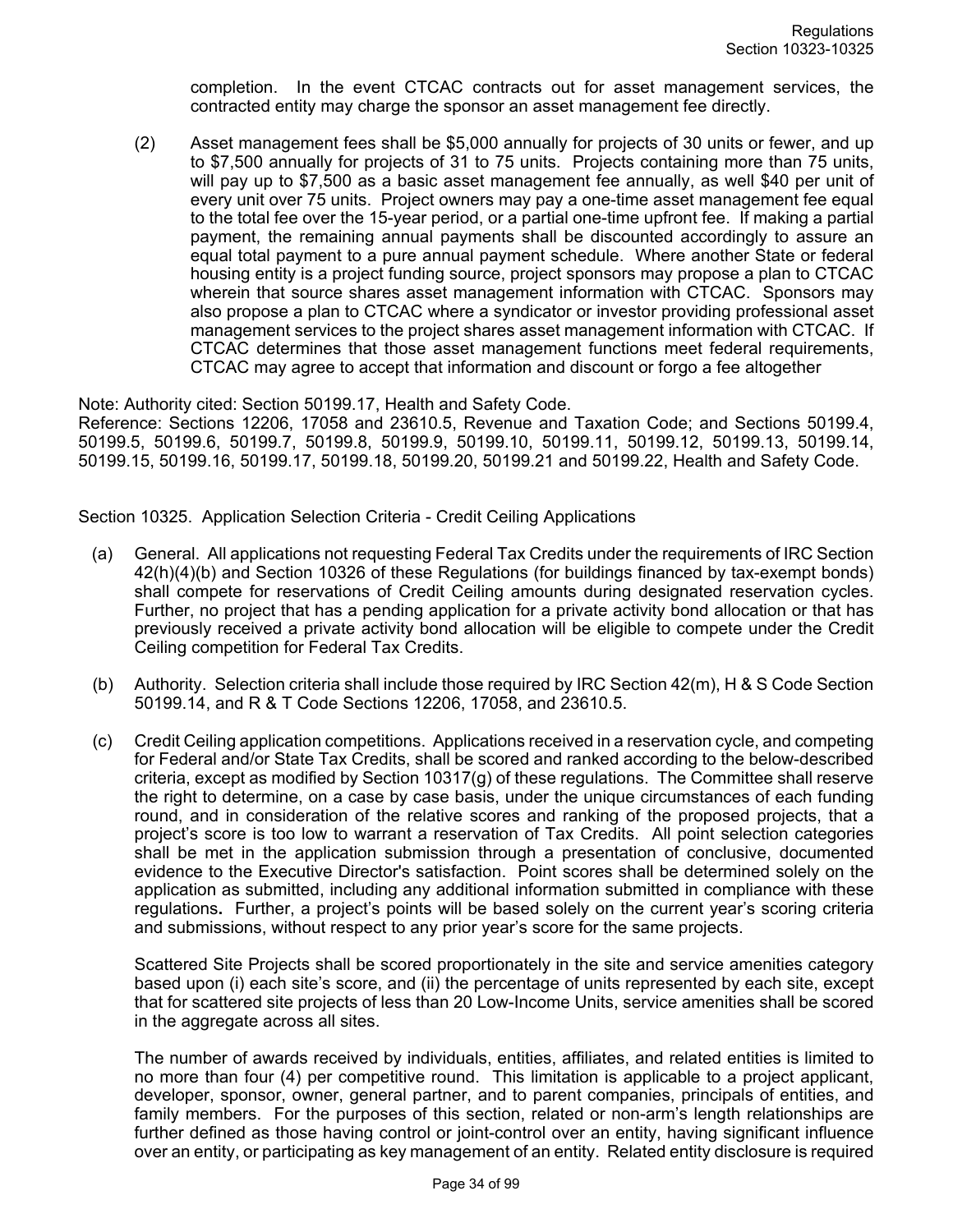completion. In the event CTCAC contracts out for asset management services, the contracted entity may charge the sponsor an asset management fee directly.

(2) Asset management fees shall be $5,000 annually for projects of 30 units or fewer, and up to $7,500 annually for projects of 31 to 75 units. Projects containing more than 75 units, will pay up to $7,500 as a basic asset management fee annually, as well $40 per unit of every unit over 75 units. Project owners may pay a one-time asset management fee equal to the total fee over the 15-year period, or a partial one-time upfront fee. If making a partial payment, the remaining annual payments shall be discounted accordingly to assure an equal total payment to a pure annual payment schedule. Where another State or federal housing entity is a project funding source, project sponsors may propose a plan to CTCAC wherein that source shares asset management information with CTCAC. Sponsors may also propose a plan to CTCAC where a syndicator or investor providing professional asset management services to the project shares asset management information with CTCAC. If CTCAC determines that those asset management functions meet federal requirements, CTCAC may agree to accept that information and discount or forgo a fee altogether

Note: Authority cited: Section 50199.17, Health and Safety Code.
Reference: Sections 12206, 17058 and 23610.5, Revenue and Taxation Code; and Sections 50199.4, 50199.5, 50199.6, 50199.7, 50199.8, 50199.9, 50199.10, 50199.11, 50199.12, 50199.13, 50199.14, 50199.15, 50199.16, 50199.17, 50199.18, 50199.20, 50199.21 and 50199.22, Health and Safety Code.

## Section 10325. Application Selection Criteria - Credit Ceiling Applications

(a) General. All applications not requesting Federal Tax Credits under the requirements of IRC Section 42(h)(4)(b) and Section 10326 of these Regulations (for buildings financed by tax-exempt bonds) shall compete for reservations of Credit Ceiling amounts during designated reservation cycles. Further, no project that has a pending application for a private activity bond allocation or that has previously received a private activity bond allocation will be eligible to compete under the Credit Ceiling competition for Federal Tax Credits.

(b) Authority. Selection criteria shall include those required by IRC Section 42(m), H & S Code Section 50199.14, and R & T Code Sections 12206, 17058, and 23610.5.

(c) Credit Ceiling application competitions. Applications received in a reservation cycle, and competing for Federal and/or State Tax Credits, shall be scored and ranked according to the below-described criteria, except as modified by Section 10317(g) of these regulations. The Committee shall reserve the right to determine, on a case by case basis, under the unique circumstances of each funding round, and in consideration of the relative scores and ranking of the proposed projects, that a project's score is too low to warrant a reservation of Tax Credits. All point selection categories shall be met in the application submission through a presentation of conclusive, documented evidence to the Executive Director's satisfaction. Point scores shall be determined solely on the application as submitted, including any additional information submitted in compliance with these regulations**.** Further, a project's points will be based solely on the current year's scoring criteria and submissions, without respect to any prior year's score for the same projects.

Scattered Site Projects shall be scored proportionately in the site and service amenities category based upon (i) each site's score, and (ii) the percentage of units represented by each site, except that for scattered site projects of less than 20 Low-Income Units, service amenities shall be scored in the aggregate across all sites.

The number of awards received by individuals, entities, affiliates, and related entities is limited to no more than four (4) per competitive round. This limitation is applicable to a project applicant, developer, sponsor, owner, general partner, and to parent companies, principals of entities, and family members. For the purposes of this section, related or non-arm's length relationships are further defined as those having control or joint-control over an entity, having significant influence over an entity, or participating as key management of an entity. Related entity disclosure is required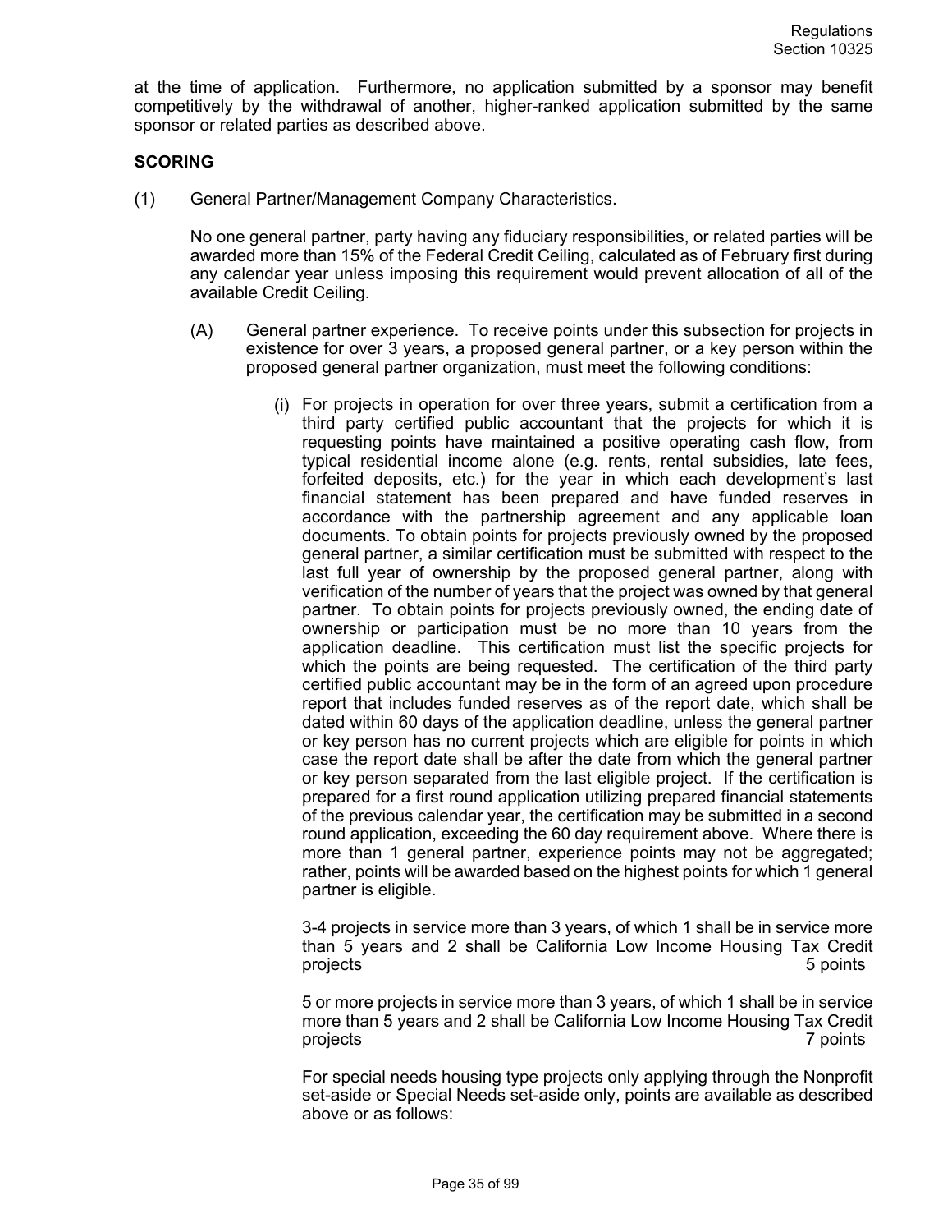at the time of application. Furthermore, no application submitted by a sponsor may benefit competitively by the withdrawal of another, higher-ranked application submitted by the same sponsor or related parties as described above.

**SCORING**

(1) General Partner/Management Company Characteristics.

No one general partner, party having any fiduciary responsibilities, or related parties will be awarded more than 15% of the Federal Credit Ceiling, calculated as of February first during any calendar year unless imposing this requirement would prevent allocation of all of the available Credit Ceiling.

(A) General partner experience. To receive points under this subsection for projects in existence for over 3 years, a proposed general partner, or a key person within the proposed general partner organization, must meet the following conditions:

(i) For projects in operation for over three years, submit a certification from a third party certified public accountant that the projects for which it is requesting points have maintained a positive operating cash flow, from typical residential income alone (e.g. rents, rental subsidies, late fees, forfeited deposits, etc.) for the year in which each development's last financial statement has been prepared and have funded reserves in accordance with the partnership agreement and any applicable loan documents. To obtain points for projects previously owned by the proposed general partner, a similar certification must be submitted with respect to the last full year of ownership by the proposed general partner, along with verification of the number of years that the project was owned by that general partner. To obtain points for projects previously owned, the ending date of ownership or participation must be no more than 10 years from the application deadline. This certification must list the specific projects for which the points are being requested. The certification of the third party certified public accountant may be in the form of an agreed upon procedure report that includes funded reserves as of the report date, which shall be dated within 60 days of the application deadline, unless the general partner or key person has no current projects which are eligible for points in which case the report date shall be after the date from which the general partner or key person separated from the last eligible project. If the certification is prepared for a first round application utilizing prepared financial statements of the previous calendar year, the certification may be submitted in a second round application, exceeding the 60 day requirement above. Where there is more than 1 general partner, experience points may not be aggregated; rather, points will be awarded based on the highest points for which 1 general partner is eligible.

3-4 projects in service more than 3 years, of which 1 shall be in service more than 5 years and 2 shall be California Low Income Housing Tax Credit projects 5 points

5 or more projects in service more than 3 years, of which 1 shall be in service more than 5 years and 2 shall be California Low Income Housing Tax Credit projects 7 points

For special needs housing type projects only applying through the Nonprofit set-aside or Special Needs set-aside only, points are available as described above or as follows: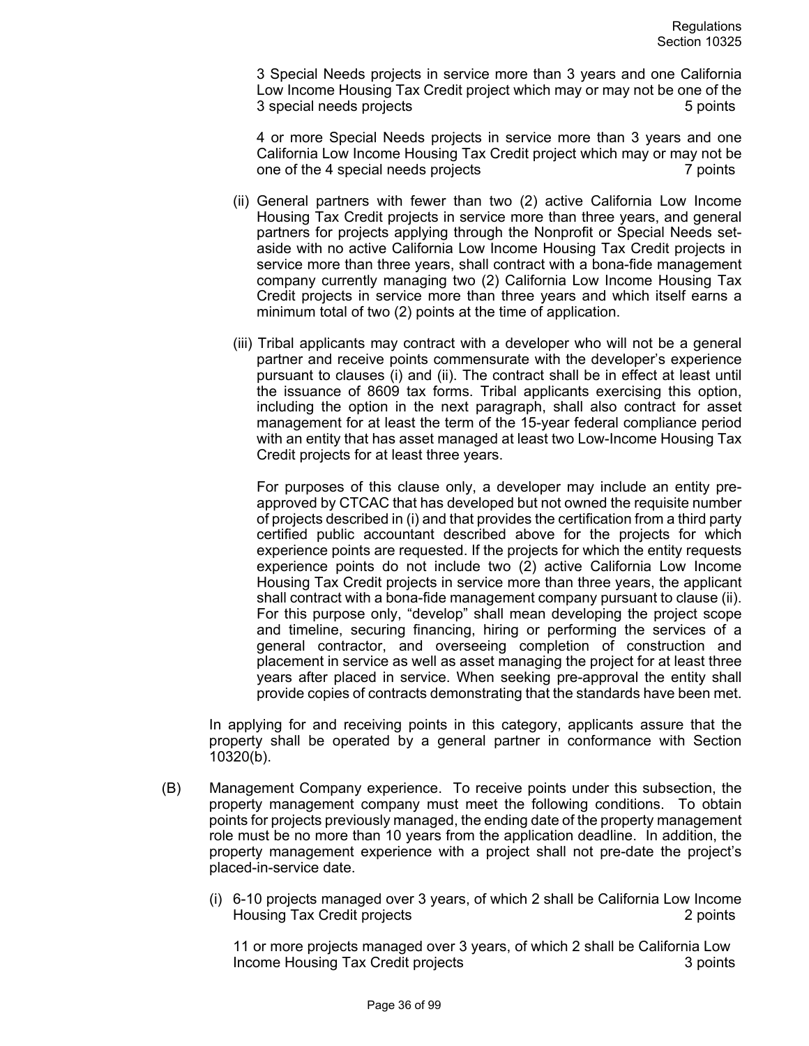3 Special Needs projects in service more than 3 years and one California Low Income Housing Tax Credit project which may or may not be one of the 3 special needs projects 5 points

4 or more Special Needs projects in service more than 3 years and one California Low Income Housing Tax Credit project which may or may not be one of the 4 special needs projects 7 points

(ii) General partners with fewer than two (2) active California Low Income Housing Tax Credit projects in service more than three years, and general partners for projects applying through the Nonprofit or Special Needs set-aside with no active California Low Income Housing Tax Credit projects in service more than three years, shall contract with a bona-fide management company currently managing two (2) California Low Income Housing Tax Credit projects in service more than three years and which itself earns a minimum total of two (2) points at the time of application.

(iii) Tribal applicants may contract with a developer who will not be a general partner and receive points commensurate with the developer's experience pursuant to clauses (i) and (ii). The contract shall be in effect at least until the issuance of 8609 tax forms. Tribal applicants exercising this option, including the option in the next paragraph, shall also contract for asset management for at least the term of the 15-year federal compliance period with an entity that has asset managed at least two Low-Income Housing Tax Credit projects for at least three years.

For purposes of this clause only, a developer may include an entity pre-approved by CTCAC that has developed but not owned the requisite number of projects described in (i) and that provides the certification from a third party certified public accountant described above for the projects for which experience points are requested. If the projects for which the entity requests experience points do not include two (2) active California Low Income Housing Tax Credit projects in service more than three years, the applicant shall contract with a bona-fide management company pursuant to clause (ii). For this purpose only, "develop" shall mean developing the project scope and timeline, securing financing, hiring or performing the services of a general contractor, and overseeing completion of construction and placement in service as well as asset managing the project for at least three years after placed in service. When seeking pre-approval the entity shall provide copies of contracts demonstrating that the standards have been met.

In applying for and receiving points in this category, applicants assure that the property shall be operated by a general partner in conformance with Section 10320(b).

(B) Management Company experience. To receive points under this subsection, the property management company must meet the following conditions. To obtain points for projects previously managed, the ending date of the property management role must be no more than 10 years from the application deadline. In addition, the property management experience with a project shall not pre-date the project's placed-in-service date.

(i) 6-10 projects managed over 3 years, of which 2 shall be California Low Income Housing Tax Credit projects 2 points

11 or more projects managed over 3 years, of which 2 shall be California Low Income Housing Tax Credit projects 3 points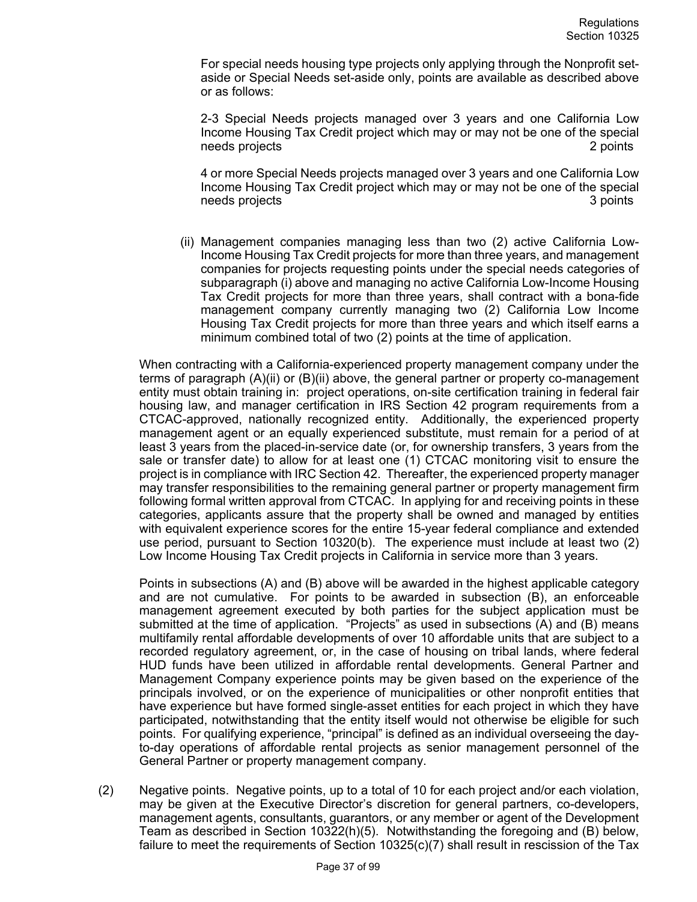For special needs housing type projects only applying through the Nonprofit set-aside or Special Needs set-aside only, points are available as described above or as follows:

2-3 Special Needs projects managed over 3 years and one California Low Income Housing Tax Credit project which may or may not be one of the special needs projects — 2 points

4 or more Special Needs projects managed over 3 years and one California Low Income Housing Tax Credit project which may or may not be one of the special needs projects — 3 points

(ii) Management companies managing less than two (2) active California Low-Income Housing Tax Credit projects for more than three years, and management companies for projects requesting points under the special needs categories of subparagraph (i) above and managing no active California Low-Income Housing Tax Credit projects for more than three years, shall contract with a bona-fide management company currently managing two (2) California Low Income Housing Tax Credit projects for more than three years and which itself earns a minimum combined total of two (2) points at the time of application.

When contracting with a California-experienced property management company under the terms of paragraph (A)(ii) or (B)(ii) above, the general partner or property co-management entity must obtain training in: project operations, on-site certification training in federal fair housing law, and manager certification in IRS Section 42 program requirements from a CTCAC-approved, nationally recognized entity. Additionally, the experienced property management agent or an equally experienced substitute, must remain for a period of at least 3 years from the placed-in-service date (or, for ownership transfers, 3 years from the sale or transfer date) to allow for at least one (1) CTCAC monitoring visit to ensure the project is in compliance with IRC Section 42. Thereafter, the experienced property manager may transfer responsibilities to the remaining general partner or property management firm following formal written approval from CTCAC. In applying for and receiving points in these categories, applicants assure that the property shall be owned and managed by entities with equivalent experience scores for the entire 15-year federal compliance and extended use period, pursuant to Section 10320(b). The experience must include at least two (2) Low Income Housing Tax Credit projects in California in service more than 3 years.

Points in subsections (A) and (B) above will be awarded in the highest applicable category and are not cumulative. For points to be awarded in subsection (B), an enforceable management agreement executed by both parties for the subject application must be submitted at the time of application. "Projects" as used in subsections (A) and (B) means multifamily rental affordable developments of over 10 affordable units that are subject to a recorded regulatory agreement, or, in the case of housing on tribal lands, where federal HUD funds have been utilized in affordable rental developments. General Partner and Management Company experience points may be given based on the experience of the principals involved, or on the experience of municipalities or other nonprofit entities that have experience but have formed single-asset entities for each project in which they have participated, notwithstanding that the entity itself would not otherwise be eligible for such points. For qualifying experience, "principal" is defined as an individual overseeing the day-to-day operations of affordable rental projects as senior management personnel of the General Partner or property management company.

(2) Negative points. Negative points, up to a total of 10 for each project and/or each violation, may be given at the Executive Director's discretion for general partners, co-developers, management agents, consultants, guarantors, or any member or agent of the Development Team as described in Section 10322(h)(5). Notwithstanding the foregoing and (B) below, failure to meet the requirements of Section 10325(c)(7) shall result in rescission of the Tax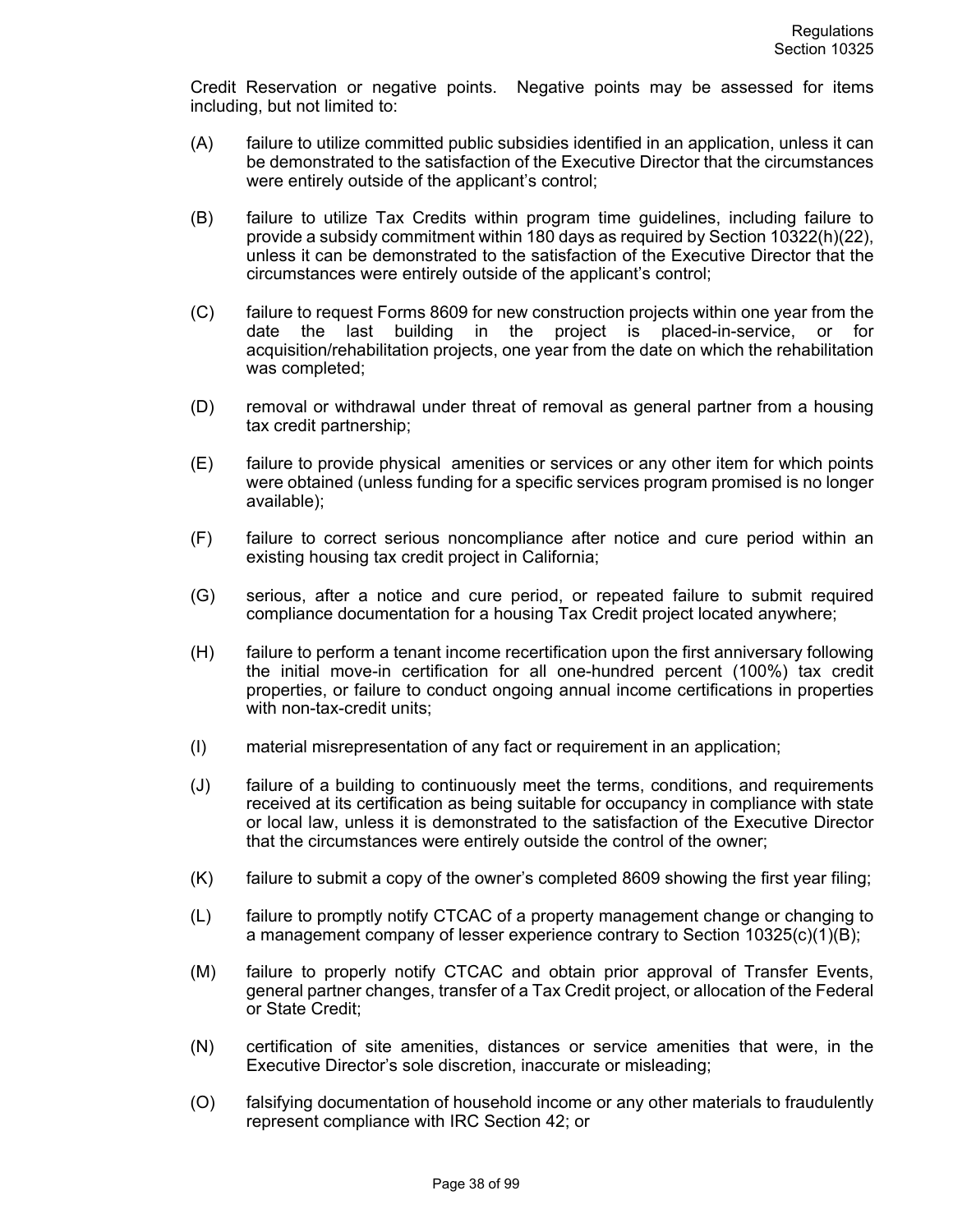Credit Reservation or negative points. Negative points may be assessed for items including, but not limited to:

(A) failure to utilize committed public subsidies identified in an application, unless it can be demonstrated to the satisfaction of the Executive Director that the circumstances were entirely outside of the applicant's control;

(B) failure to utilize Tax Credits within program time guidelines, including failure to provide a subsidy commitment within 180 days as required by Section 10322(h)(22), unless it can be demonstrated to the satisfaction of the Executive Director that the circumstances were entirely outside of the applicant's control;

(C) failure to request Forms 8609 for new construction projects within one year from the date the last building in the project is placed-in-service, or for acquisition/rehabilitation projects, one year from the date on which the rehabilitation was completed;

(D) removal or withdrawal under threat of removal as general partner from a housing tax credit partnership;

(E) failure to provide physical amenities or services or any other item for which points were obtained (unless funding for a specific services program promised is no longer available);

(F) failure to correct serious noncompliance after notice and cure period within an existing housing tax credit project in California;

(G) serious, after a notice and cure period, or repeated failure to submit required compliance documentation for a housing Tax Credit project located anywhere;

(H) failure to perform a tenant income recertification upon the first anniversary following the initial move-in certification for all one-hundred percent (100%) tax credit properties, or failure to conduct ongoing annual income certifications in properties with non-tax-credit units;

(I) material misrepresentation of any fact or requirement in an application;

(J) failure of a building to continuously meet the terms, conditions, and requirements received at its certification as being suitable for occupancy in compliance with state or local law, unless it is demonstrated to the satisfaction of the Executive Director that the circumstances were entirely outside the control of the owner;

(K) failure to submit a copy of the owner's completed 8609 showing the first year filing;

(L) failure to promptly notify CTCAC of a property management change or changing to a management company of lesser experience contrary to Section 10325(c)(1)(B);

(M) failure to properly notify CTCAC and obtain prior approval of Transfer Events, general partner changes, transfer of a Tax Credit project, or allocation of the Federal or State Credit;

(N) certification of site amenities, distances or service amenities that were, in the Executive Director's sole discretion, inaccurate or misleading;

(O) falsifying documentation of household income or any other materials to fraudulently represent compliance with IRC Section 42; or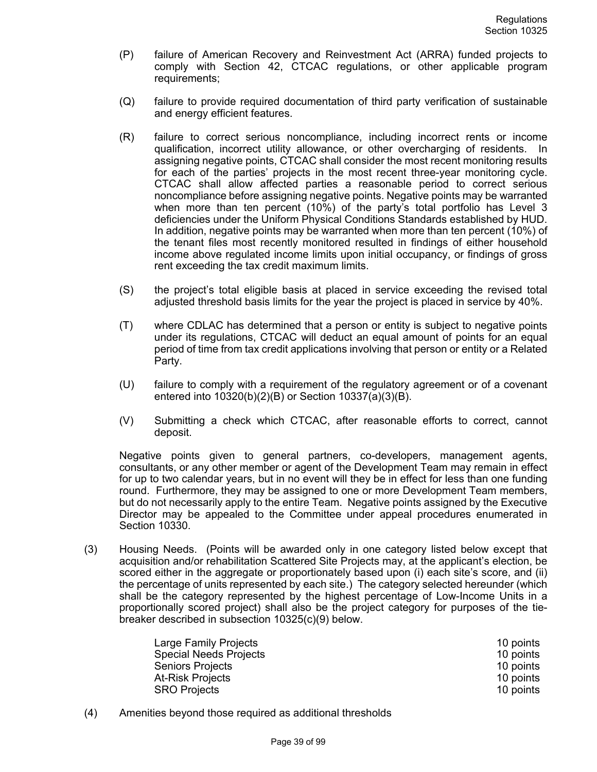(P) failure of American Recovery and Reinvestment Act (ARRA) funded projects to comply with Section 42, CTCAC regulations, or other applicable program requirements;

(Q) failure to provide required documentation of third party verification of sustainable and energy efficient features.

(R) failure to correct serious noncompliance, including incorrect rents or income qualification, incorrect utility allowance, or other overcharging of residents. In assigning negative points, CTCAC shall consider the most recent monitoring results for each of the parties' projects in the most recent three-year monitoring cycle. CTCAC shall allow affected parties a reasonable period to correct serious noncompliance before assigning negative points. Negative points may be warranted when more than ten percent (10%) of the party's total portfolio has Level 3 deficiencies under the Uniform Physical Conditions Standards established by HUD. In addition, negative points may be warranted when more than ten percent (10%) of the tenant files most recently monitored resulted in findings of either household income above regulated income limits upon initial occupancy, or findings of gross rent exceeding the tax credit maximum limits.

(S) the project's total eligible basis at placed in service exceeding the revised total adjusted threshold basis limits for the year the project is placed in service by 40%.

(T) where CDLAC has determined that a person or entity is subject to negative points under its regulations, CTCAC will deduct an equal amount of points for an equal period of time from tax credit applications involving that person or entity or a Related Party.

(U) failure to comply with a requirement of the regulatory agreement or of a covenant entered into 10320(b)(2)(B) or Section 10337(a)(3)(B).

(V) Submitting a check which CTCAC, after reasonable efforts to correct, cannot deposit.

Negative points given to general partners, co-developers, management agents, consultants, or any other member or agent of the Development Team may remain in effect for up to two calendar years, but in no event will they be in effect for less than one funding round. Furthermore, they may be assigned to one or more Development Team members, but do not necessarily apply to the entire Team. Negative points assigned by the Executive Director may be appealed to the Committee under appeal procedures enumerated in Section 10330.

(3) Housing Needs. (Points will be awarded only in one category listed below except that acquisition and/or rehabilitation Scattered Site Projects may, at the applicant's election, be scored either in the aggregate or proportionately based upon (i) each site's score, and (ii) the percentage of units represented by each site.) The category selected hereunder (which shall be the category represented by the highest percentage of Low-Income Units in a proportionally scored project) shall also be the project category for purposes of the tie-breaker described in subsection 10325(c)(9) below.

| | |
|---|---|
| Large Family Projects | 10 points |
| Special Needs Projects | 10 points |
| Seniors Projects | 10 points |
| At-Risk Projects | 10 points |
| SRO Projects | 10 points |

(4) Amenities beyond those required as additional thresholds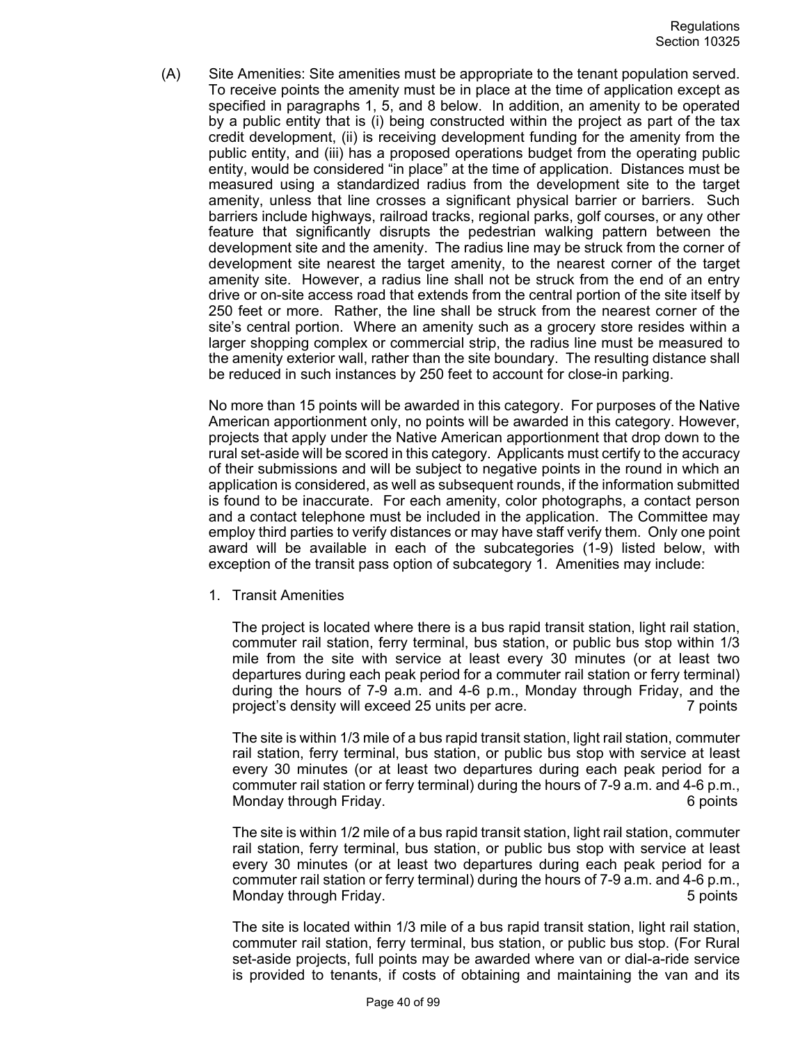(A) Site Amenities: Site amenities must be appropriate to the tenant population served. To receive points the amenity must be in place at the time of application except as specified in paragraphs 1, 5, and 8 below. In addition, an amenity to be operated by a public entity that is (i) being constructed within the project as part of the tax credit development, (ii) is receiving development funding for the amenity from the public entity, and (iii) has a proposed operations budget from the operating public entity, would be considered "in place" at the time of application. Distances must be measured using a standardized radius from the development site to the target amenity, unless that line crosses a significant physical barrier or barriers. Such barriers include highways, railroad tracks, regional parks, golf courses, or any other feature that significantly disrupts the pedestrian walking pattern between the development site and the amenity. The radius line may be struck from the corner of development site nearest the target amenity, to the nearest corner of the target amenity site. However, a radius line shall not be struck from the end of an entry drive or on-site access road that extends from the central portion of the site itself by 250 feet or more. Rather, the line shall be struck from the nearest corner of the site's central portion. Where an amenity such as a grocery store resides within a larger shopping complex or commercial strip, the radius line must be measured to the amenity exterior wall, rather than the site boundary. The resulting distance shall be reduced in such instances by 250 feet to account for close-in parking.

No more than 15 points will be awarded in this category. For purposes of the Native American apportionment only, no points will be awarded in this category. However, projects that apply under the Native American apportionment that drop down to the rural set-aside will be scored in this category. Applicants must certify to the accuracy of their submissions and will be subject to negative points in the round in which an application is considered, as well as subsequent rounds, if the information submitted is found to be inaccurate. For each amenity, color photographs, a contact person and a contact telephone must be included in the application. The Committee may employ third parties to verify distances or may have staff verify them. Only one point award will be available in each of the subcategories (1-9) listed below, with exception of the transit pass option of subcategory 1. Amenities may include:

1. Transit Amenities

   The project is located where there is a bus rapid transit station, light rail station, commuter rail station, ferry terminal, bus station, or public bus stop within 1/3 mile from the site with service at least every 30 minutes (or at least two departures during each peak period for a commuter rail station or ferry terminal) during the hours of 7-9 a.m. and 4-6 p.m., Monday through Friday, and the project's density will exceed 25 units per acre. 7 points

   The site is within 1/3 mile of a bus rapid transit station, light rail station, commuter rail station, ferry terminal, bus station, or public bus stop with service at least every 30 minutes (or at least two departures during each peak period for a commuter rail station or ferry terminal) during the hours of 7-9 a.m. and 4-6 p.m., Monday through Friday. 6 points

   The site is within 1/2 mile of a bus rapid transit station, light rail station, commuter rail station, ferry terminal, bus station, or public bus stop with service at least every 30 minutes (or at least two departures during each peak period for a commuter rail station or ferry terminal) during the hours of 7-9 a.m. and 4-6 p.m., Monday through Friday. 5 points

   The site is located within 1/3 mile of a bus rapid transit station, light rail station, commuter rail station, ferry terminal, bus station, or public bus stop. (For Rural set-aside projects, full points may be awarded where van or dial-a-ride service is provided to tenants, if costs of obtaining and maintaining the van and its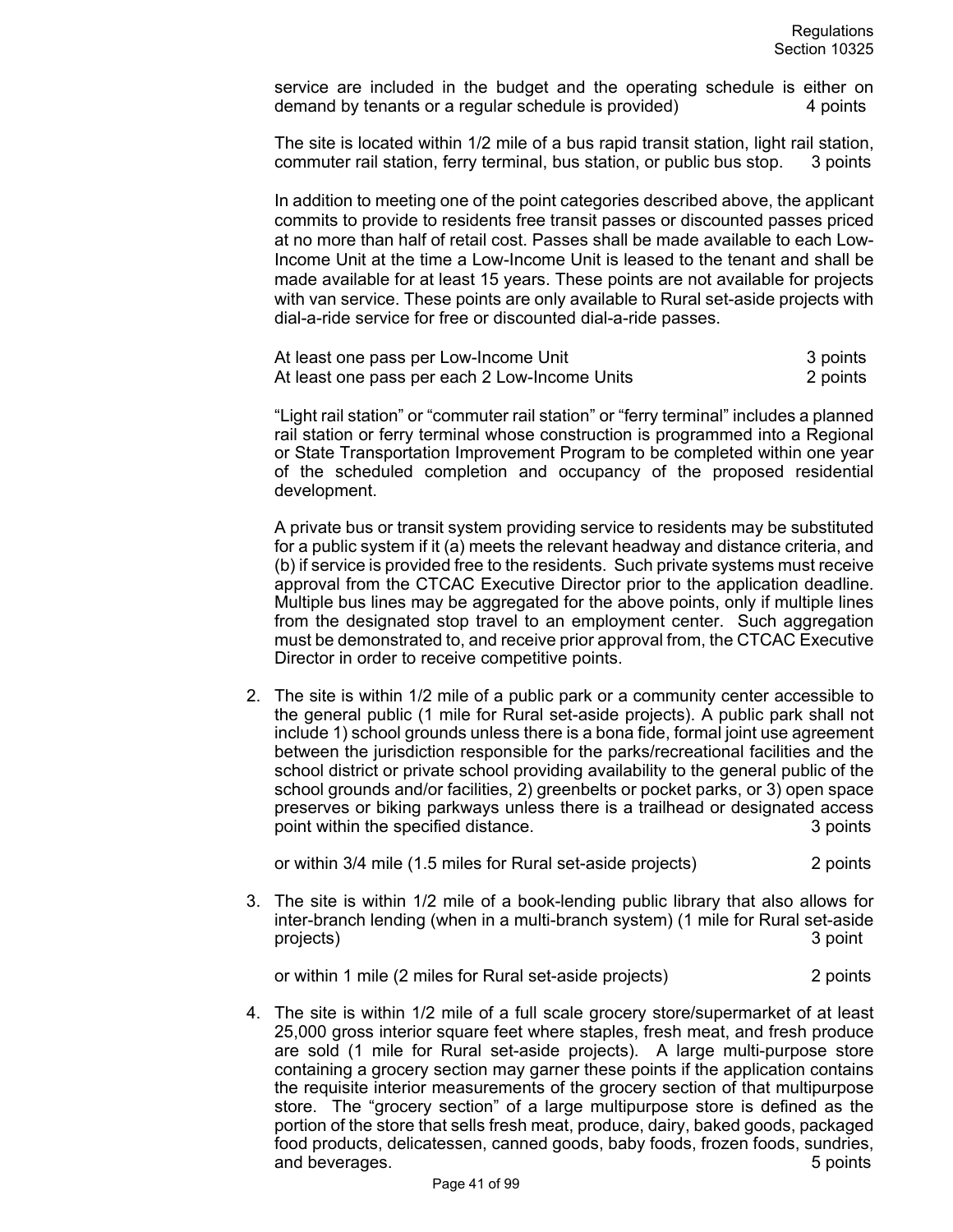service are included in the budget and the operating schedule is either on demand by tenants or a regular schedule is provided) 4 points

The site is located within 1/2 mile of a bus rapid transit station, light rail station, commuter rail station, ferry terminal, bus station, or public bus stop. 3 points

In addition to meeting one of the point categories described above, the applicant commits to provide to residents free transit passes or discounted passes priced at no more than half of retail cost. Passes shall be made available to each Low-Income Unit at the time a Low-Income Unit is leased to the tenant and shall be made available for at least 15 years. These points are not available for projects with van service. These points are only available to Rural set-aside projects with dial-a-ride service for free or discounted dial-a-ride passes.

At least one pass per Low-Income Unit 3 points
At least one pass per each 2 Low-Income Units 2 points

"Light rail station" or "commuter rail station" or "ferry terminal" includes a planned rail station or ferry terminal whose construction is programmed into a Regional or State Transportation Improvement Program to be completed within one year of the scheduled completion and occupancy of the proposed residential development.

A private bus or transit system providing service to residents may be substituted for a public system if it (a) meets the relevant headway and distance criteria, and (b) if service is provided free to the residents. Such private systems must receive approval from the CTCAC Executive Director prior to the application deadline. Multiple bus lines may be aggregated for the above points, only if multiple lines from the designated stop travel to an employment center. Such aggregation must be demonstrated to, and receive prior approval from, the CTCAC Executive Director in order to receive competitive points.

2. The site is within 1/2 mile of a public park or a community center accessible to the general public (1 mile for Rural set-aside projects). A public park shall not include 1) school grounds unless there is a bona fide, formal joint use agreement between the jurisdiction responsible for the parks/recreational facilities and the school district or private school providing availability to the general public of the school grounds and/or facilities, 2) greenbelts or pocket parks, or 3) open space preserves or biking parkways unless there is a trailhead or designated access point within the specified distance. 3 points

   or within 3/4 mile (1.5 miles for Rural set-aside projects) 2 points

3. The site is within 1/2 mile of a book-lending public library that also allows for inter-branch lending (when in a multi-branch system) (1 mile for Rural set-aside projects) 3 point

   or within 1 mile (2 miles for Rural set-aside projects) 2 points

4. The site is within 1/2 mile of a full scale grocery store/supermarket of at least 25,000 gross interior square feet where staples, fresh meat, and fresh produce are sold (1 mile for Rural set-aside projects). A large multi-purpose store containing a grocery section may garner these points if the application contains the requisite interior measurements of the grocery section of that multipurpose store. The "grocery section" of a large multipurpose store is defined as the portion of the store that sells fresh meat, produce, dairy, baked goods, packaged food products, delicatessen, canned goods, baby foods, frozen foods, sundries, and beverages. 5 points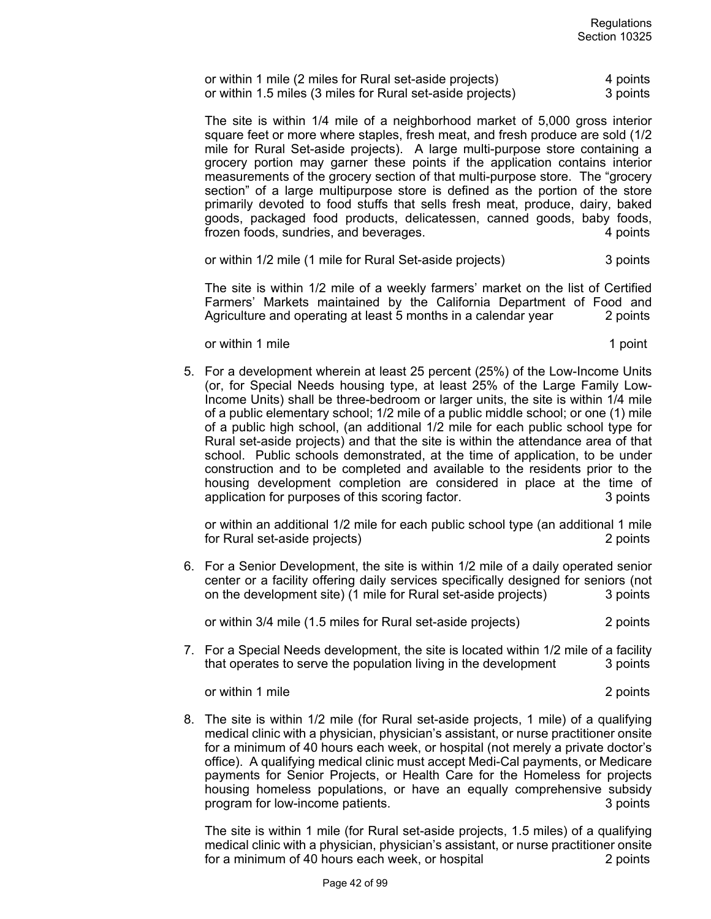or within 1 mile (2 miles for Rural set-aside projects) 4 points
or within 1.5 miles (3 miles for Rural set-aside projects) 3 points

The site is within 1/4 mile of a neighborhood market of 5,000 gross interior square feet or more where staples, fresh meat, and fresh produce are sold (1/2 mile for Rural Set-aside projects). A large multi-purpose store containing a grocery portion may garner these points if the application contains interior measurements of the grocery section of that multi-purpose store. The "grocery section" of a large multipurpose store is defined as the portion of the store primarily devoted to food stuffs that sells fresh meat, produce, dairy, baked goods, packaged food products, delicatessen, canned goods, baby foods, frozen foods, sundries, and beverages. 4 points

or within 1/2 mile (1 mile for Rural Set-aside projects) 3 points

The site is within 1/2 mile of a weekly farmers' market on the list of Certified Farmers' Markets maintained by the California Department of Food and Agriculture and operating at least 5 months in a calendar year 2 points

or within 1 mile 1 point

5. For a development wherein at least 25 percent (25%) of the Low-Income Units (or, for Special Needs housing type, at least 25% of the Large Family Low-Income Units) shall be three-bedroom or larger units, the site is within 1/4 mile of a public elementary school; 1/2 mile of a public middle school; or one (1) mile of a public high school, (an additional 1/2 mile for each public school type for Rural set-aside projects) and that the site is within the attendance area of that school. Public schools demonstrated, at the time of application, to be under construction and to be completed and available to the residents prior to the housing development completion are considered in place at the time of application for purposes of this scoring factor. 3 points

   or within an additional 1/2 mile for each public school type (an additional 1 mile for Rural set-aside projects) 2 points

6. For a Senior Development, the site is within 1/2 mile of a daily operated senior center or a facility offering daily services specifically designed for seniors (not on the development site) (1 mile for Rural set-aside projects) 3 points

   or within 3/4 mile (1.5 miles for Rural set-aside projects) 2 points

7. For a Special Needs development, the site is located within 1/2 mile of a facility that operates to serve the population living in the development 3 points

   or within 1 mile 2 points

8. The site is within 1/2 mile (for Rural set-aside projects, 1 mile) of a qualifying medical clinic with a physician, physician's assistant, or nurse practitioner onsite for a minimum of 40 hours each week, or hospital (not merely a private doctor's office). A qualifying medical clinic must accept Medi-Cal payments, or Medicare payments for Senior Projects, or Health Care for the Homeless for projects housing homeless populations, or have an equally comprehensive subsidy program for low-income patients. 3 points

   The site is within 1 mile (for Rural set-aside projects, 1.5 miles) of a qualifying medical clinic with a physician, physician's assistant, or nurse practitioner onsite for a minimum of 40 hours each week, or hospital 2 points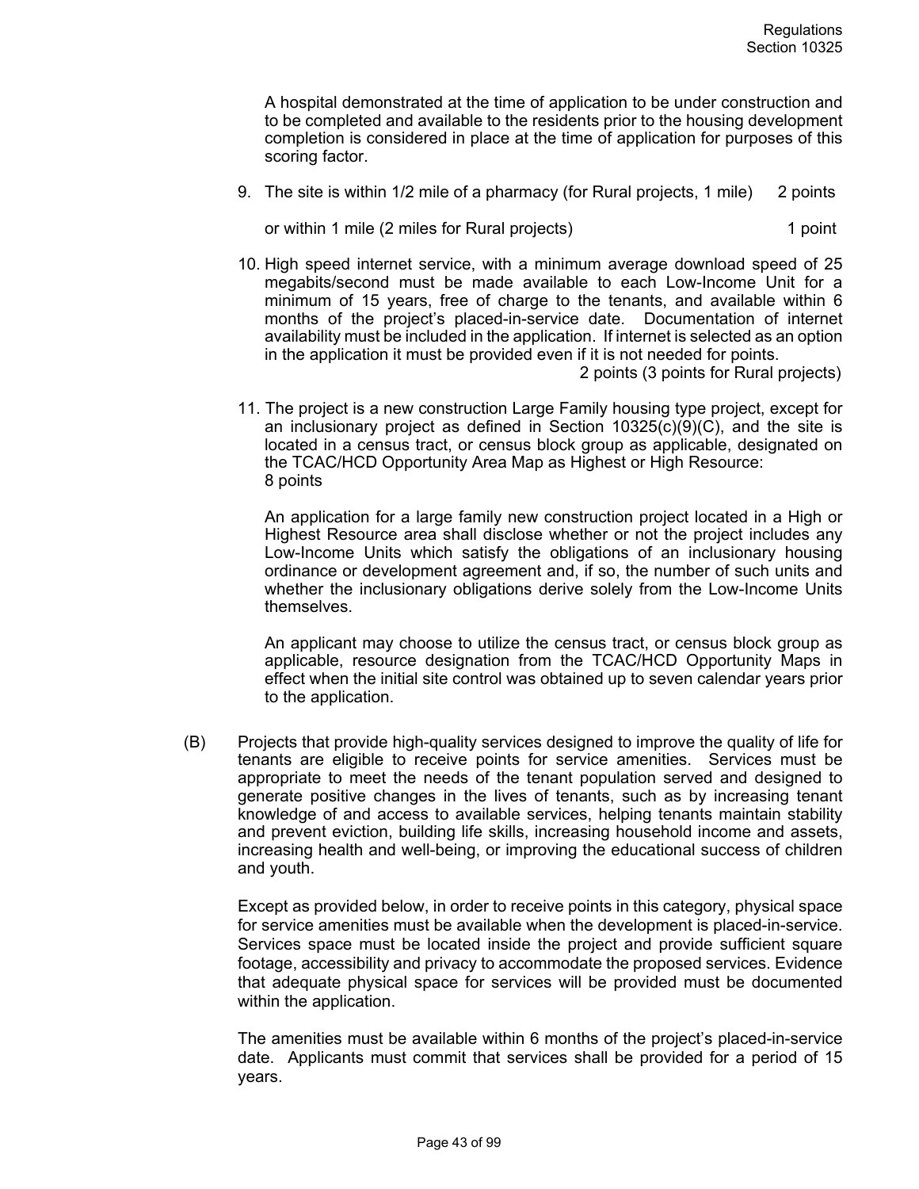A hospital demonstrated at the time of application to be under construction and to be completed and available to the residents prior to the housing development completion is considered in place at the time of application for purposes of this scoring factor.

9. The site is within 1/2 mile of a pharmacy (for Rural projects, 1 mile) 2 points

   or within 1 mile (2 miles for Rural projects) 1 point

10. High speed internet service, with a minimum average download speed of 25 megabits/second must be made available to each Low-Income Unit for a minimum of 15 years, free of charge to the tenants, and available within 6 months of the project's placed-in-service date. Documentation of internet availability must be included in the application. If internet is selected as an option in the application it must be provided even if it is not needed for points.
    2 points (3 points for Rural projects)

11. The project is a new construction Large Family housing type project, except for an inclusionary project as defined in Section 10325(c)(9)(C), and the site is located in a census tract, or census block group as applicable, designated on the TCAC/HCD Opportunity Area Map as Highest or High Resource:
    8 points

    An application for a large family new construction project located in a High or Highest Resource area shall disclose whether or not the project includes any Low-Income Units which satisfy the obligations of an inclusionary housing ordinance or development agreement and, if so, the number of such units and whether the inclusionary obligations derive solely from the Low-Income Units themselves.

    An applicant may choose to utilize the census tract, or census block group as applicable, resource designation from the TCAC/HCD Opportunity Maps in effect when the initial site control was obtained up to seven calendar years prior to the application.

(B) Projects that provide high-quality services designed to improve the quality of life for tenants are eligible to receive points for service amenities. Services must be appropriate to meet the needs of the tenant population served and designed to generate positive changes in the lives of tenants, such as by increasing tenant knowledge of and access to available services, helping tenants maintain stability and prevent eviction, building life skills, increasing household income and assets, increasing health and well-being, or improving the educational success of children and youth.

Except as provided below, in order to receive points in this category, physical space for service amenities must be available when the development is placed-in-service. Services space must be located inside the project and provide sufficient square footage, accessibility and privacy to accommodate the proposed services. Evidence that adequate physical space for services will be provided must be documented within the application.

The amenities must be available within 6 months of the project's placed-in-service date. Applicants must commit that services shall be provided for a period of 15 years.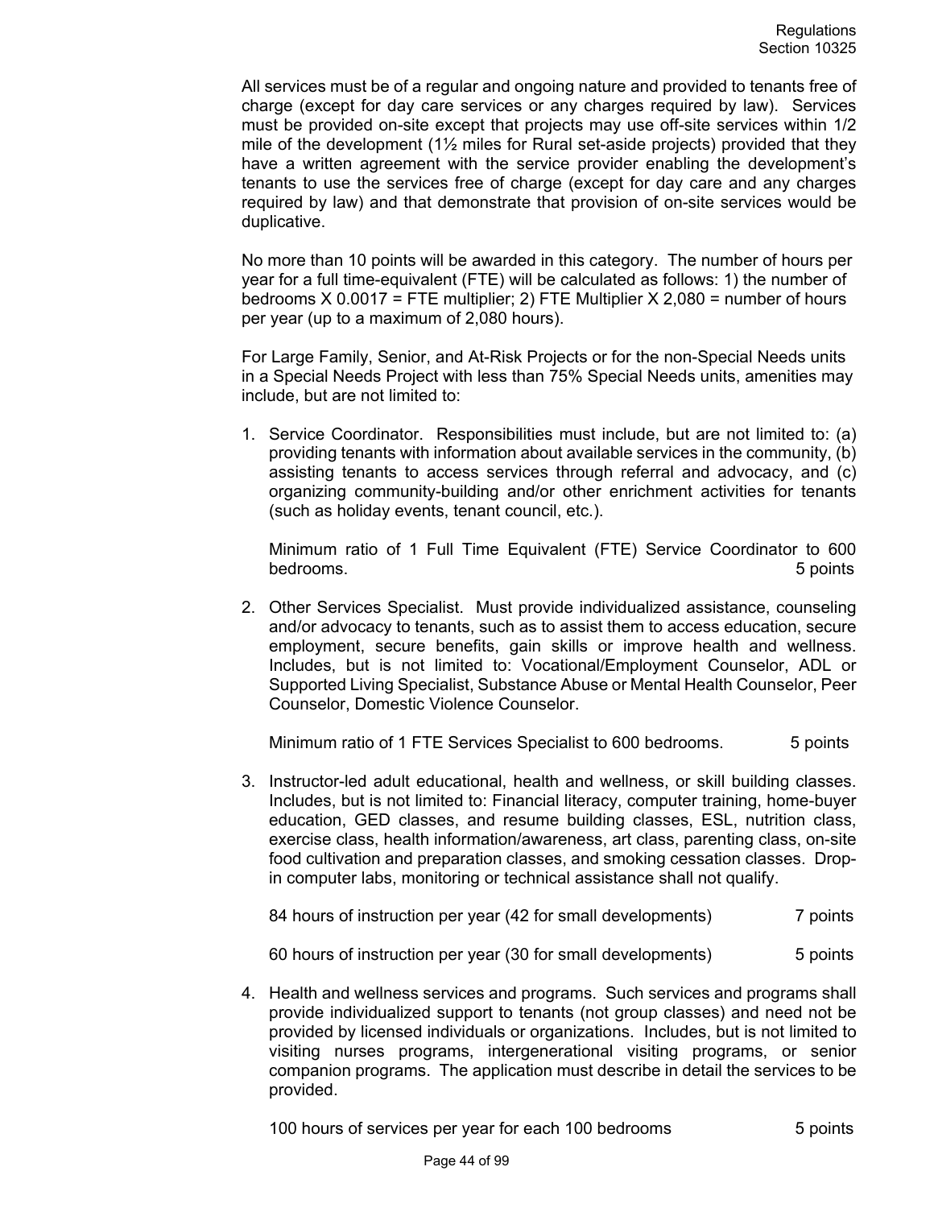All services must be of a regular and ongoing nature and provided to tenants free of charge (except for day care services or any charges required by law). Services must be provided on-site except that projects may use off-site services within 1/2 mile of the development (1½ miles for Rural set-aside projects) provided that they have a written agreement with the service provider enabling the development's tenants to use the services free of charge (except for day care and any charges required by law) and that demonstrate that provision of on-site services would be duplicative.

No more than 10 points will be awarded in this category. The number of hours per year for a full time-equivalent (FTE) will be calculated as follows: 1) the number of bedrooms X 0.0017 = FTE multiplier; 2) FTE Multiplier X 2,080 = number of hours per year (up to a maximum of 2,080 hours).

For Large Family, Senior, and At-Risk Projects or for the non-Special Needs units in a Special Needs Project with less than 75% Special Needs units, amenities may include, but are not limited to:

1. Service Coordinator. Responsibilities must include, but are not limited to: (a) providing tenants with information about available services in the community, (b) assisting tenants to access services through referral and advocacy, and (c) organizing community-building and/or other enrichment activities for tenants (such as holiday events, tenant council, etc.).

   Minimum ratio of 1 Full Time Equivalent (FTE) Service Coordinator to 600 bedrooms. 5 points

2. Other Services Specialist. Must provide individualized assistance, counseling and/or advocacy to tenants, such as to assist them to access education, secure employment, secure benefits, gain skills or improve health and wellness. Includes, but is not limited to: Vocational/Employment Counselor, ADL or Supported Living Specialist, Substance Abuse or Mental Health Counselor, Peer Counselor, Domestic Violence Counselor.

   Minimum ratio of 1 FTE Services Specialist to 600 bedrooms. 5 points

3. Instructor-led adult educational, health and wellness, or skill building classes. Includes, but is not limited to: Financial literacy, computer training, home-buyer education, GED classes, and resume building classes, ESL, nutrition class, exercise class, health information/awareness, art class, parenting class, on-site food cultivation and preparation classes, and smoking cessation classes. Drop-in computer labs, monitoring or technical assistance shall not qualify.

   84 hours of instruction per year (42 for small developments) 7 points

   60 hours of instruction per year (30 for small developments) 5 points

4. Health and wellness services and programs. Such services and programs shall provide individualized support to tenants (not group classes) and need not be provided by licensed individuals or organizations. Includes, but is not limited to visiting nurses programs, intergenerational visiting programs, or senior companion programs. The application must describe in detail the services to be provided.

   100 hours of services per year for each 100 bedrooms 5 points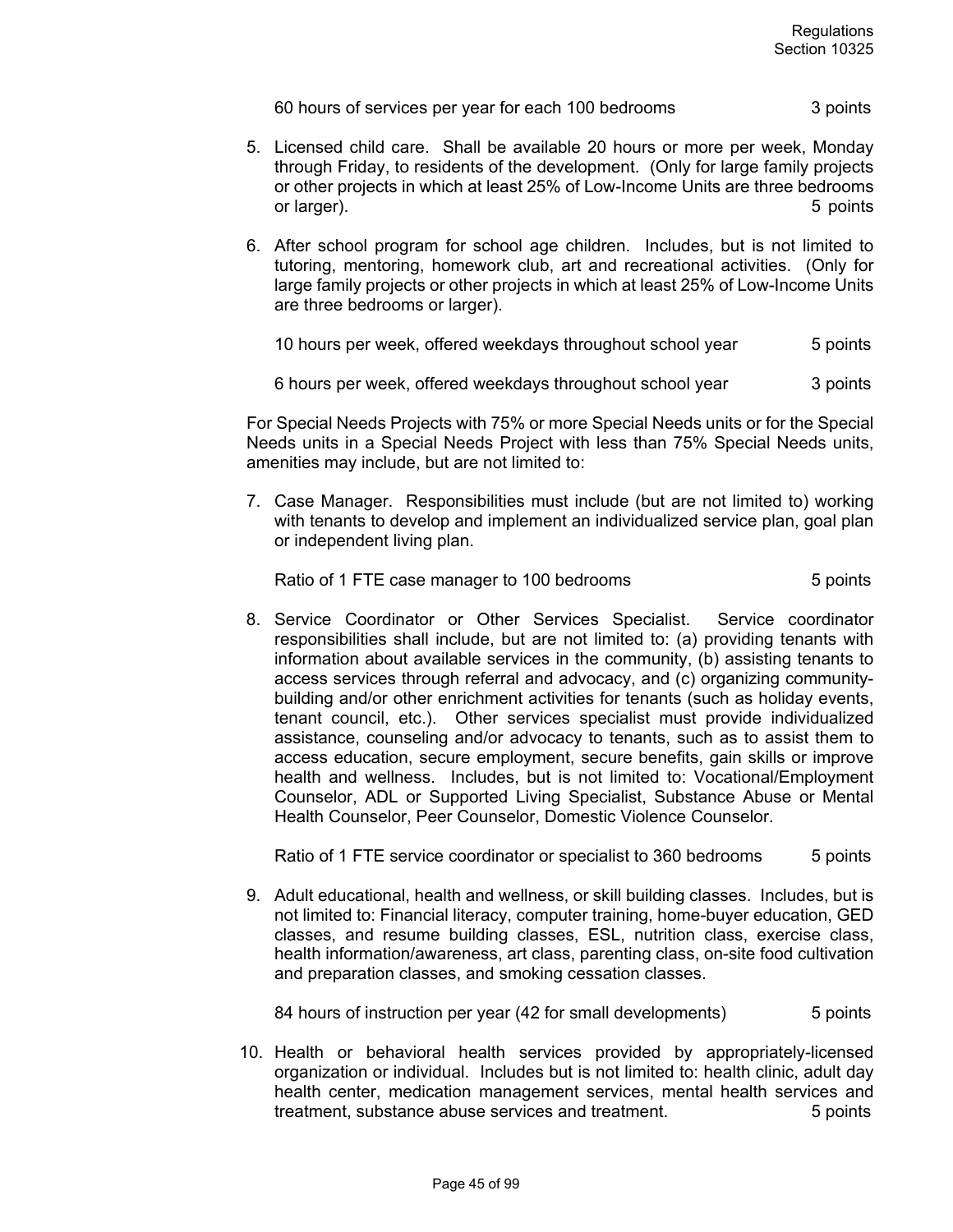60 hours of services per year for each 100 bedrooms 3 points

5. Licensed child care. Shall be available 20 hours or more per week, Monday through Friday, to residents of the development. (Only for large family projects or other projects in which at least 25% of Low-Income Units are three bedrooms or larger). 5 points

6. After school program for school age children. Includes, but is not limited to tutoring, mentoring, homework club, art and recreational activities. (Only for large family projects or other projects in which at least 25% of Low-Income Units are three bedrooms or larger).

   10 hours per week, offered weekdays throughout school year 5 points

   6 hours per week, offered weekdays throughout school year 3 points

For Special Needs Projects with 75% or more Special Needs units or for the Special Needs units in a Special Needs Project with less than 75% Special Needs units, amenities may include, but are not limited to:

7. Case Manager. Responsibilities must include (but are not limited to) working with tenants to develop and implement an individualized service plan, goal plan or independent living plan.

   Ratio of 1 FTE case manager to 100 bedrooms 5 points

8. Service Coordinator or Other Services Specialist. Service coordinator responsibilities shall include, but are not limited to: (a) providing tenants with information about available services in the community, (b) assisting tenants to access services through referral and advocacy, and (c) organizing community-building and/or other enrichment activities for tenants (such as holiday events, tenant council, etc.). Other services specialist must provide individualized assistance, counseling and/or advocacy to tenants, such as to assist them to access education, secure employment, secure benefits, gain skills or improve health and wellness. Includes, but is not limited to: Vocational/Employment Counselor, ADL or Supported Living Specialist, Substance Abuse or Mental Health Counselor, Peer Counselor, Domestic Violence Counselor.

   Ratio of 1 FTE service coordinator or specialist to 360 bedrooms 5 points

9. Adult educational, health and wellness, or skill building classes. Includes, but is not limited to: Financial literacy, computer training, home-buyer education, GED classes, and resume building classes, ESL, nutrition class, exercise class, health information/awareness, art class, parenting class, on-site food cultivation and preparation classes, and smoking cessation classes.

   84 hours of instruction per year (42 for small developments) 5 points

10. Health or behavioral health services provided by appropriately-licensed organization or individual. Includes but is not limited to: health clinic, adult day health center, medication management services, mental health services and treatment, substance abuse services and treatment. 5 points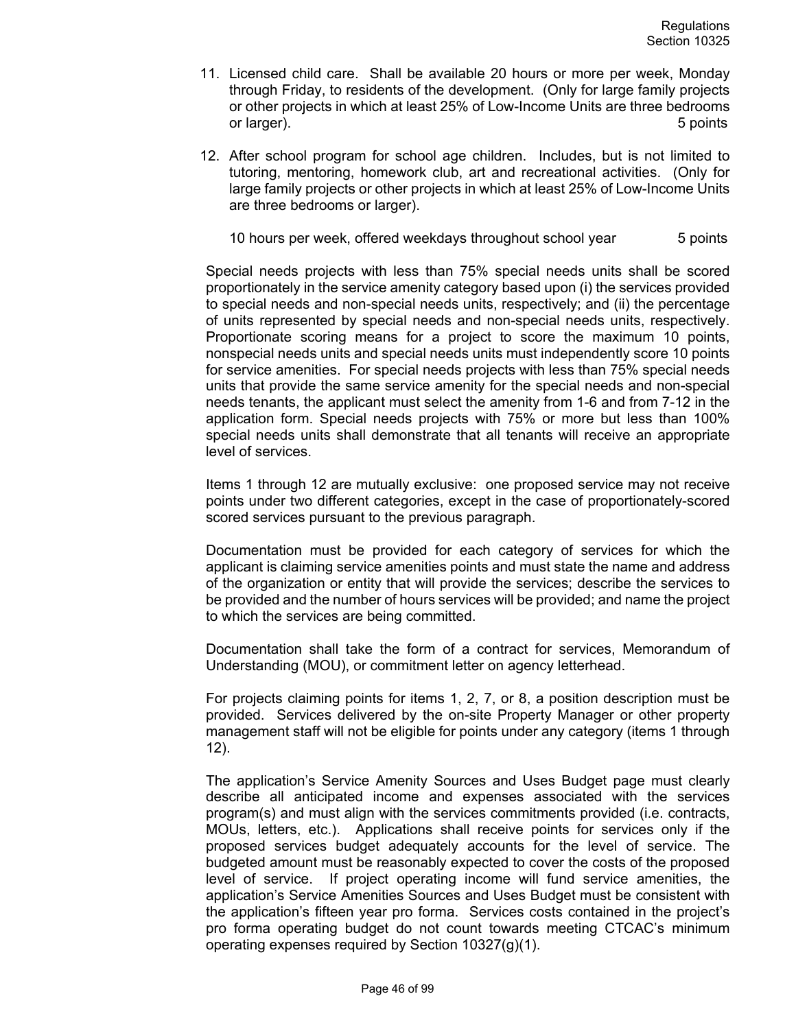11. Licensed child care. Shall be available 20 hours or more per week, Monday through Friday, to residents of the development. (Only for large family projects or other projects in which at least 25% of Low-Income Units are three bedrooms or larger). 5 points

12. After school program for school age children. Includes, but is not limited to tutoring, mentoring, homework club, art and recreational activities. (Only for large family projects or other projects in which at least 25% of Low-Income Units are three bedrooms or larger).

    10 hours per week, offered weekdays throughout school year 5 points

Special needs projects with less than 75% special needs units shall be scored proportionately in the service amenity category based upon (i) the services provided to special needs and non-special needs units, respectively; and (ii) the percentage of units represented by special needs and non-special needs units, respectively. Proportionate scoring means for a project to score the maximum 10 points, nonspecial needs units and special needs units must independently score 10 points for service amenities. For special needs projects with less than 75% special needs units that provide the same service amenity for the special needs and non-special needs tenants, the applicant must select the amenity from 1-6 and from 7-12 in the application form. Special needs projects with 75% or more but less than 100% special needs units shall demonstrate that all tenants will receive an appropriate level of services.

Items 1 through 12 are mutually exclusive: one proposed service may not receive points under two different categories, except in the case of proportionately-scored scored services pursuant to the previous paragraph.

Documentation must be provided for each category of services for which the applicant is claiming service amenities points and must state the name and address of the organization or entity that will provide the services; describe the services to be provided and the number of hours services will be provided; and name the project to which the services are being committed.

Documentation shall take the form of a contract for services, Memorandum of Understanding (MOU), or commitment letter on agency letterhead.

For projects claiming points for items 1, 2, 7, or 8, a position description must be provided. Services delivered by the on-site Property Manager or other property management staff will not be eligible for points under any category (items 1 through 12).

The application's Service Amenity Sources and Uses Budget page must clearly describe all anticipated income and expenses associated with the services program(s) and must align with the services commitments provided (i.e. contracts, MOUs, letters, etc.). Applications shall receive points for services only if the proposed services budget adequately accounts for the level of service. The budgeted amount must be reasonably expected to cover the costs of the proposed level of service. If project operating income will fund service amenities, the application's Service Amenities Sources and Uses Budget must be consistent with the application's fifteen year pro forma. Services costs contained in the project's pro forma operating budget do not count towards meeting CTCAC's minimum operating expenses required by Section 10327(g)(1).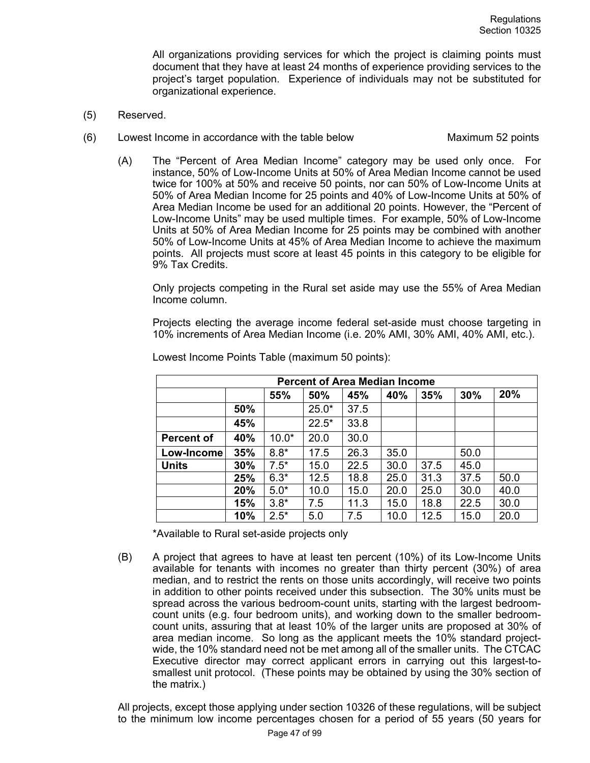All organizations providing services for which the project is claiming points must document that they have at least 24 months of experience providing services to the project's target population. Experience of individuals may not be substituted for organizational experience.

(5) Reserved.

(6) Lowest Income in accordance with the table below — Maximum 52 points

(A) The "Percent of Area Median Income" category may be used only once. For instance, 50% of Low-Income Units at 50% of Area Median Income cannot be used twice for 100% at 50% and receive 50 points, nor can 50% of Low-Income Units at 50% of Area Median Income for 25 points and 40% of Low-Income Units at 50% of Area Median Income be used for an additional 20 points. However, the "Percent of Low-Income Units" may be used multiple times. For example, 50% of Low-Income Units at 50% of Area Median Income for 25 points may be combined with another 50% of Low-Income Units at 45% of Area Median Income to achieve the maximum points. All projects must score at least 45 points in this category to be eligible for 9% Tax Credits.

Only projects competing in the Rural set aside may use the 55% of Area Median Income column.

Projects electing the average income federal set-aside must choose targeting in 10% increments of Area Median Income (i.e. 20% AMI, 30% AMI, 40% AMI, etc.).

Lowest Income Points Table (maximum 50 points):

| | | Percent of Area Median Income | | | | | | |
|---|---|---|---|---|---|---|---|---|
| | | **55%** | **50%** | **45%** | **40%** | **35%** | **30%** | **20%** |
| | **50%** | | 25.0* | 37.5 | | | | |
| | **45%** | | 22.5* | 33.8 | | | | |
| **Percent of** | **40%** | 10.0* | 20.0 | 30.0 | | | | |
| **Low-Income** | **35%** | 8.8* | 17.5 | 26.3 | 35.0 | | 50.0 | |
| **Units** | **30%** | 7.5* | 15.0 | 22.5 | 30.0 | 37.5 | 45.0 | |
| | **25%** | 6.3* | 12.5 | 18.8 | 25.0 | 31.3 | 37.5 | 50.0 |
| | **20%** | 5.0* | 10.0 | 15.0 | 20.0 | 25.0 | 30.0 | 40.0 |
| | **15%** | 3.8* | 7.5 | 11.3 | 15.0 | 18.8 | 22.5 | 30.0 |
| | **10%** | 2.5* | 5.0 | 7.5 | 10.0 | 12.5 | 15.0 | 20.0 |

*Available to Rural set-aside projects only

(B) A project that agrees to have at least ten percent (10%) of its Low-Income Units available for tenants with incomes no greater than thirty percent (30%) of area median, and to restrict the rents on those units accordingly, will receive two points in addition to other points received under this subsection. The 30% units must be spread across the various bedroom-count units, starting with the largest bedroom-count units (e.g. four bedroom units), and working down to the smaller bedroom-count units, assuring that at least 10% of the larger units are proposed at 30% of area median income. So long as the applicant meets the 10% standard project-wide, the 10% standard need not be met among all of the smaller units. The CTCAC Executive director may correct applicant errors in carrying out this largest-to-smallest unit protocol. (These points may be obtained by using the 30% section of the matrix.)

All projects, except those applying under section 10326 of these regulations, will be subject to the minimum low income percentages chosen for a period of 55 years (50 years for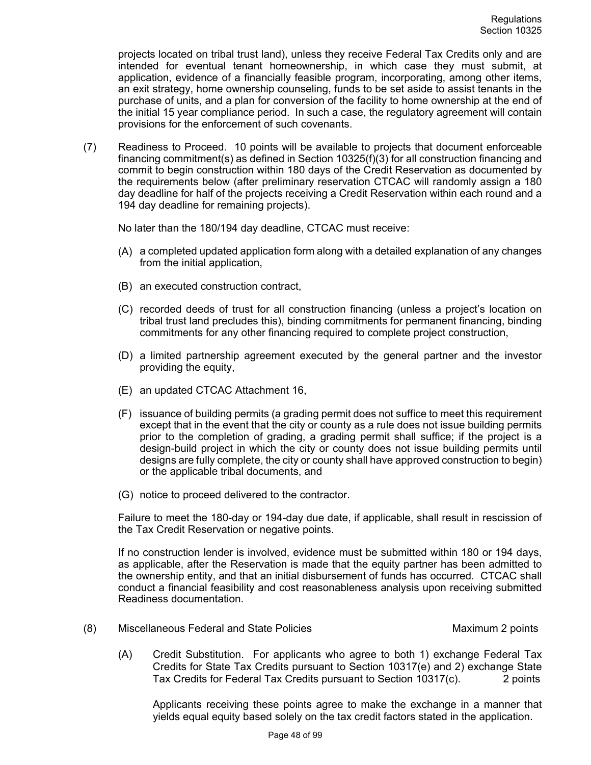projects located on tribal trust land), unless they receive Federal Tax Credits only and are intended for eventual tenant homeownership, in which case they must submit, at application, evidence of a financially feasible program, incorporating, among other items, an exit strategy, home ownership counseling, funds to be set aside to assist tenants in the purchase of units, and a plan for conversion of the facility to home ownership at the end of the initial 15 year compliance period. In such a case, the regulatory agreement will contain provisions for the enforcement of such covenants.

(7) Readiness to Proceed. 10 points will be available to projects that document enforceable financing commitment(s) as defined in Section 10325(f)(3) for all construction financing and commit to begin construction within 180 days of the Credit Reservation as documented by the requirements below (after preliminary reservation CTCAC will randomly assign a 180 day deadline for half of the projects receiving a Credit Reservation within each round and a 194 day deadline for remaining projects).

No later than the 180/194 day deadline, CTCAC must receive:

(A) a completed updated application form along with a detailed explanation of any changes from the initial application,

(B) an executed construction contract,

(C) recorded deeds of trust for all construction financing (unless a project's location on tribal trust land precludes this), binding commitments for permanent financing, binding commitments for any other financing required to complete project construction,

(D) a limited partnership agreement executed by the general partner and the investor providing the equity,

(E) an updated CTCAC Attachment 16,

(F) issuance of building permits (a grading permit does not suffice to meet this requirement except that in the event that the city or county as a rule does not issue building permits prior to the completion of grading, a grading permit shall suffice; if the project is a design-build project in which the city or county does not issue building permits until designs are fully complete, the city or county shall have approved construction to begin) or the applicable tribal documents, and

(G) notice to proceed delivered to the contractor.

Failure to meet the 180-day or 194-day due date, if applicable, shall result in rescission of the Tax Credit Reservation or negative points.

If no construction lender is involved, evidence must be submitted within 180 or 194 days, as applicable, after the Reservation is made that the equity partner has been admitted to the ownership entity, and that an initial disbursement of funds has occurred. CTCAC shall conduct a financial feasibility and cost reasonableness analysis upon receiving submitted Readiness documentation.

(8) Miscellaneous Federal and State Policies — Maximum 2 points

(A) Credit Substitution. For applicants who agree to both 1) exchange Federal Tax Credits for State Tax Credits pursuant to Section 10317(e) and 2) exchange State Tax Credits for Federal Tax Credits pursuant to Section 10317(c). — 2 points

Applicants receiving these points agree to make the exchange in a manner that yields equal equity based solely on the tax credit factors stated in the application.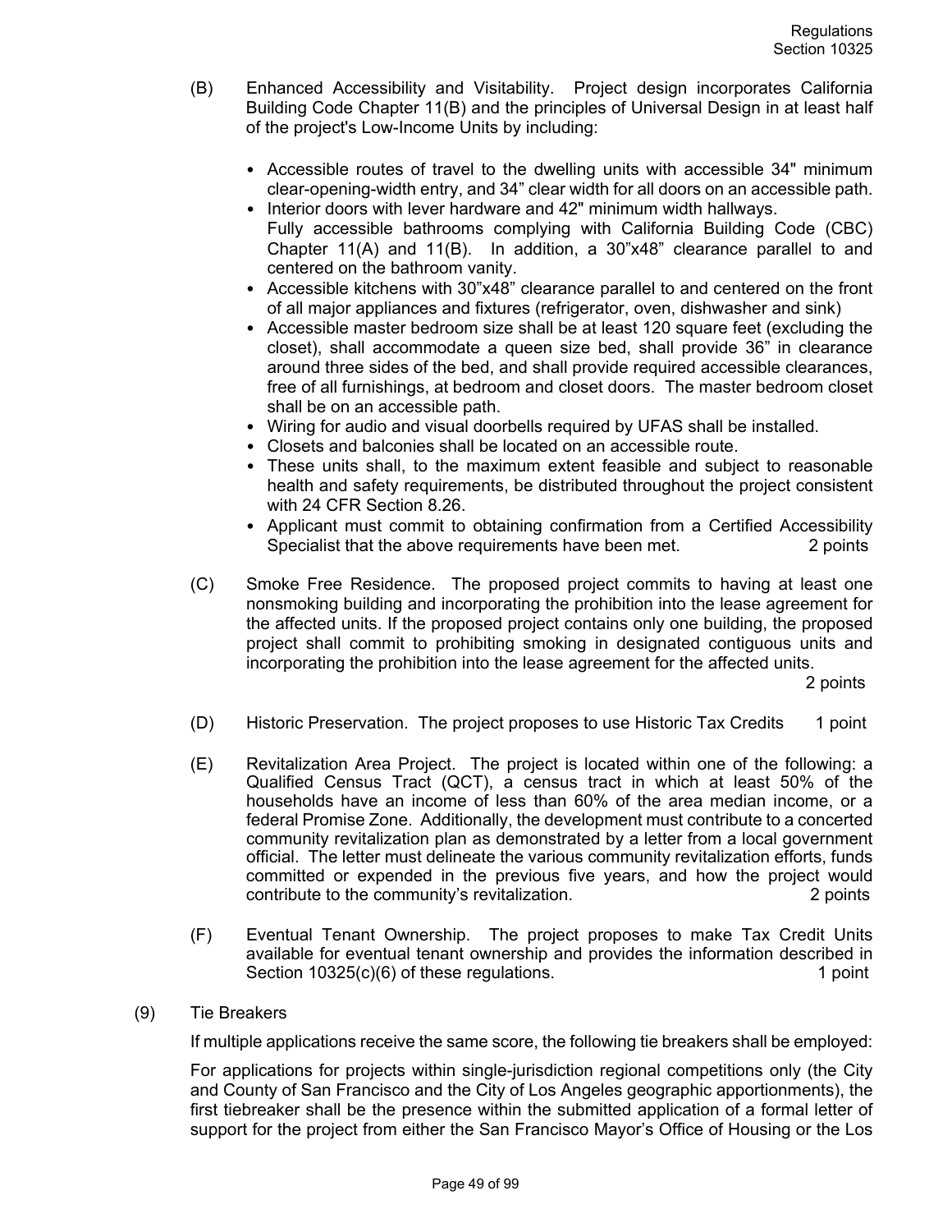(B) Enhanced Accessibility and Visitability. Project design incorporates California Building Code Chapter 11(B) and the principles of Universal Design in at least half of the project's Low-Income Units by including:

- Accessible routes of travel to the dwelling units with accessible 34" minimum clear-opening-width entry, and 34" clear width for all doors on an accessible path.
- Interior doors with lever hardware and 42" minimum width hallways.
  Fully accessible bathrooms complying with California Building Code (CBC) Chapter 11(A) and 11(B). In addition, a 30"x48" clearance parallel to and centered on the bathroom vanity.
- Accessible kitchens with 30"x48" clearance parallel to and centered on the front of all major appliances and fixtures (refrigerator, oven, dishwasher and sink)
- Accessible master bedroom size shall be at least 120 square feet (excluding the closet), shall accommodate a queen size bed, shall provide 36" in clearance around three sides of the bed, and shall provide required accessible clearances, free of all furnishings, at bedroom and closet doors. The master bedroom closet shall be on an accessible path.
- Wiring for audio and visual doorbells required by UFAS shall be installed.
- Closets and balconies shall be located on an accessible route.
- These units shall, to the maximum extent feasible and subject to reasonable health and safety requirements, be distributed throughout the project consistent with 24 CFR Section 8.26.
- Applicant must commit to obtaining confirmation from a Certified Accessibility Specialist that the above requirements have been met. 2 points

(C) Smoke Free Residence. The proposed project commits to having at least one nonsmoking building and incorporating the prohibition into the lease agreement for the affected units. If the proposed project contains only one building, the proposed project shall commit to prohibiting smoking in designated contiguous units and incorporating the prohibition into the lease agreement for the affected units. 2 points

(D) Historic Preservation. The project proposes to use Historic Tax Credits 1 point

(E) Revitalization Area Project. The project is located within one of the following: a Qualified Census Tract (QCT), a census tract in which at least 50% of the households have an income of less than 60% of the area median income, or a federal Promise Zone. Additionally, the development must contribute to a concerted community revitalization plan as demonstrated by a letter from a local government official. The letter must delineate the various community revitalization efforts, funds committed or expended in the previous five years, and how the project would contribute to the community's revitalization. 2 points

(F) Eventual Tenant Ownership. The project proposes to make Tax Credit Units available for eventual tenant ownership and provides the information described in Section 10325(c)(6) of these regulations. 1 point

(9) Tie Breakers

If multiple applications receive the same score, the following tie breakers shall be employed:

For applications for projects within single-jurisdiction regional competitions only (the City and County of San Francisco and the City of Los Angeles geographic apportionments), the first tiebreaker shall be the presence within the submitted application of a formal letter of support for the project from either the San Francisco Mayor's Office of Housing or the Los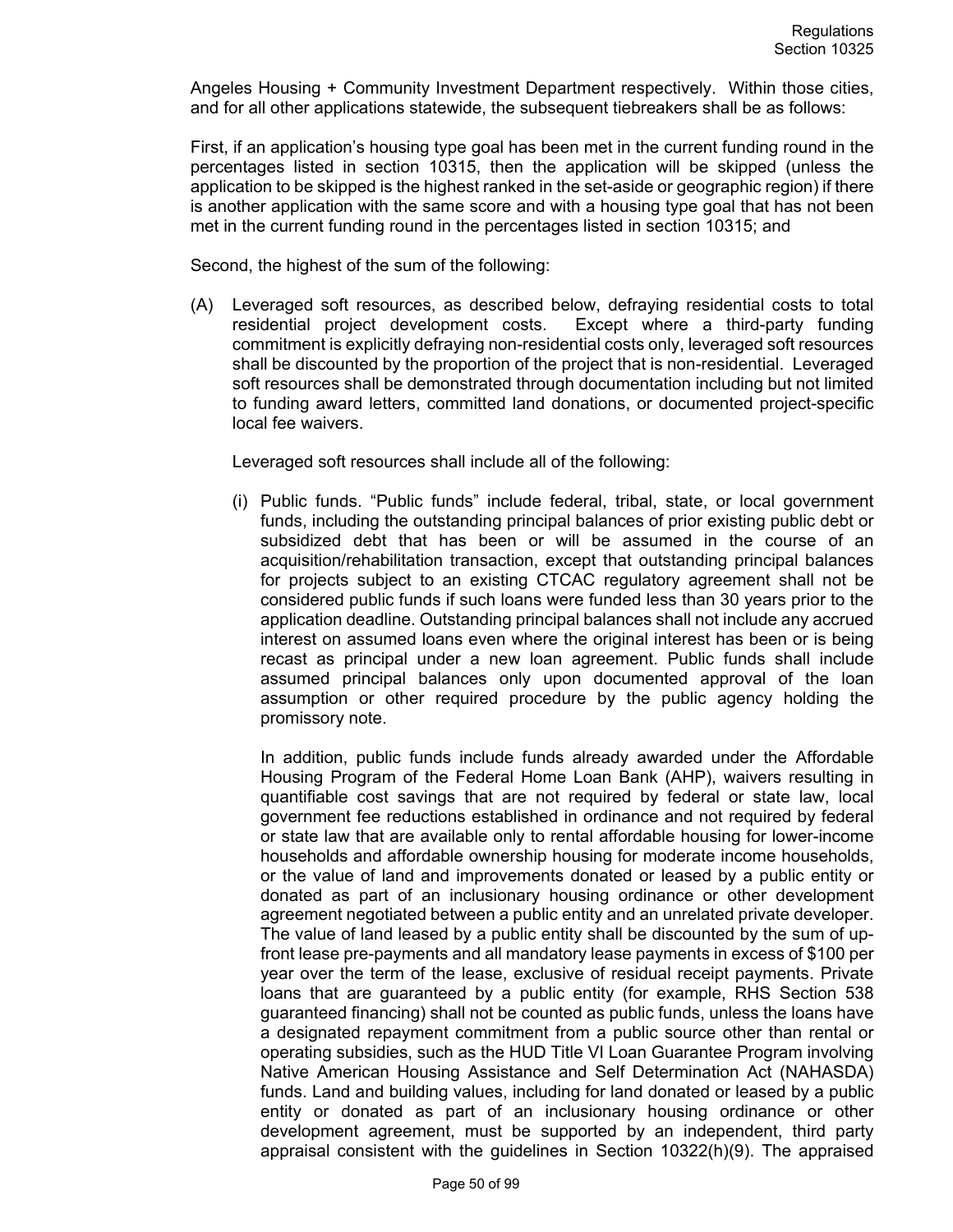Angeles Housing + Community Investment Department respectively. Within those cities, and for all other applications statewide, the subsequent tiebreakers shall be as follows:

First, if an application's housing type goal has been met in the current funding round in the percentages listed in section 10315, then the application will be skipped (unless the application to be skipped is the highest ranked in the set-aside or geographic region) if there is another application with the same score and with a housing type goal that has not been met in the current funding round in the percentages listed in section 10315; and

Second, the highest of the sum of the following:

(A) Leveraged soft resources, as described below, defraying residential costs to total residential project development costs. Except where a third-party funding commitment is explicitly defraying non-residential costs only, leveraged soft resources shall be discounted by the proportion of the project that is non-residential. Leveraged soft resources shall be demonstrated through documentation including but not limited to funding award letters, committed land donations, or documented project-specific local fee waivers.

Leveraged soft resources shall include all of the following:

(i) Public funds. "Public funds" include federal, tribal, state, or local government funds, including the outstanding principal balances of prior existing public debt or subsidized debt that has been or will be assumed in the course of an acquisition/rehabilitation transaction, except that outstanding principal balances for projects subject to an existing CTCAC regulatory agreement shall not be considered public funds if such loans were funded less than 30 years prior to the application deadline. Outstanding principal balances shall not include any accrued interest on assumed loans even where the original interest has been or is being recast as principal under a new loan agreement. Public funds shall include assumed principal balances only upon documented approval of the loan assumption or other required procedure by the public agency holding the promissory note.

In addition, public funds include funds already awarded under the Affordable Housing Program of the Federal Home Loan Bank (AHP), waivers resulting in quantifiable cost savings that are not required by federal or state law, local government fee reductions established in ordinance and not required by federal or state law that are available only to rental affordable housing for lower-income households and affordable ownership housing for moderate income households, or the value of land and improvements donated or leased by a public entity or donated as part of an inclusionary housing ordinance or other development agreement negotiated between a public entity and an unrelated private developer. The value of land leased by a public entity shall be discounted by the sum of up-front lease pre-payments and all mandatory lease payments in excess of $100 per year over the term of the lease, exclusive of residual receipt payments. Private loans that are guaranteed by a public entity (for example, RHS Section 538 guaranteed financing) shall not be counted as public funds, unless the loans have a designated repayment commitment from a public source other than rental or operating subsidies, such as the HUD Title VI Loan Guarantee Program involving Native American Housing Assistance and Self Determination Act (NAHASDA) funds. Land and building values, including for land donated or leased by a public entity or donated as part of an inclusionary housing ordinance or other development agreement, must be supported by an independent, third party appraisal consistent with the guidelines in Section 10322(h)(9). The appraised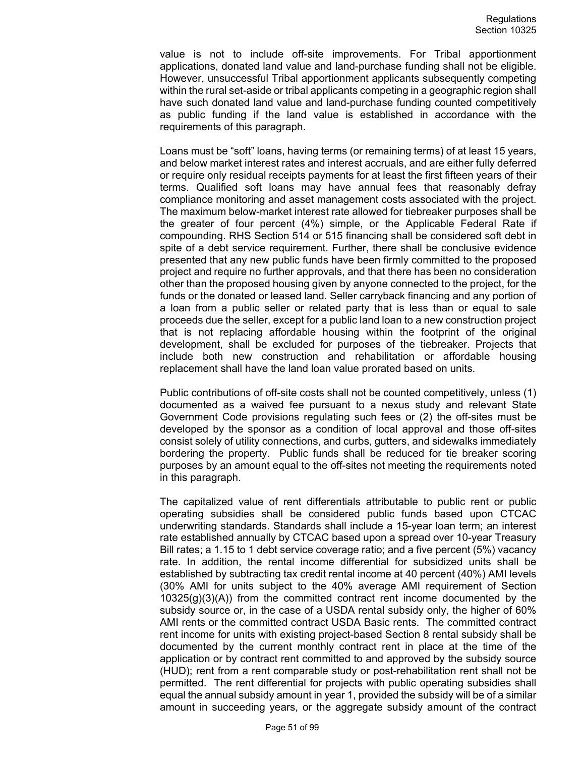value is not to include off-site improvements. For Tribal apportionment applications, donated land value and land-purchase funding shall not be eligible. However, unsuccessful Tribal apportionment applicants subsequently competing within the rural set-aside or tribal applicants competing in a geographic region shall have such donated land value and land-purchase funding counted competitively as public funding if the land value is established in accordance with the requirements of this paragraph.

Loans must be "soft" loans, having terms (or remaining terms) of at least 15 years, and below market interest rates and interest accruals, and are either fully deferred or require only residual receipts payments for at least the first fifteen years of their terms. Qualified soft loans may have annual fees that reasonably defray compliance monitoring and asset management costs associated with the project. The maximum below-market interest rate allowed for tiebreaker purposes shall be the greater of four percent (4%) simple, or the Applicable Federal Rate if compounding. RHS Section 514 or 515 financing shall be considered soft debt in spite of a debt service requirement. Further, there shall be conclusive evidence presented that any new public funds have been firmly committed to the proposed project and require no further approvals, and that there has been no consideration other than the proposed housing given by anyone connected to the project, for the funds or the donated or leased land. Seller carryback financing and any portion of a loan from a public seller or related party that is less than or equal to sale proceeds due the seller, except for a public land loan to a new construction project that is not replacing affordable housing within the footprint of the original development, shall be excluded for purposes of the tiebreaker. Projects that include both new construction and rehabilitation or affordable housing replacement shall have the land loan value prorated based on units.

Public contributions of off-site costs shall not be counted competitively, unless (1) documented as a waived fee pursuant to a nexus study and relevant State Government Code provisions regulating such fees or (2) the off-sites must be developed by the sponsor as a condition of local approval and those off-sites consist solely of utility connections, and curbs, gutters, and sidewalks immediately bordering the property. Public funds shall be reduced for tie breaker scoring purposes by an amount equal to the off-sites not meeting the requirements noted in this paragraph.

The capitalized value of rent differentials attributable to public rent or public operating subsidies shall be considered public funds based upon CTCAC underwriting standards. Standards shall include a 15-year loan term; an interest rate established annually by CTCAC based upon a spread over 10-year Treasury Bill rates; a 1.15 to 1 debt service coverage ratio; and a five percent (5%) vacancy rate. In addition, the rental income differential for subsidized units shall be established by subtracting tax credit rental income at 40 percent (40%) AMI levels (30% AMI for units subject to the 40% average AMI requirement of Section 10325(g)(3)(A)) from the committed contract rent income documented by the subsidy source or, in the case of a USDA rental subsidy only, the higher of 60% AMI rents or the committed contract USDA Basic rents. The committed contract rent income for units with existing project-based Section 8 rental subsidy shall be documented by the current monthly contract rent in place at the time of the application or by contract rent committed to and approved by the subsidy source (HUD); rent from a rent comparable study or post-rehabilitation rent shall not be permitted. The rent differential for projects with public operating subsidies shall equal the annual subsidy amount in year 1, provided the subsidy will be of a similar amount in succeeding years, or the aggregate subsidy amount of the contract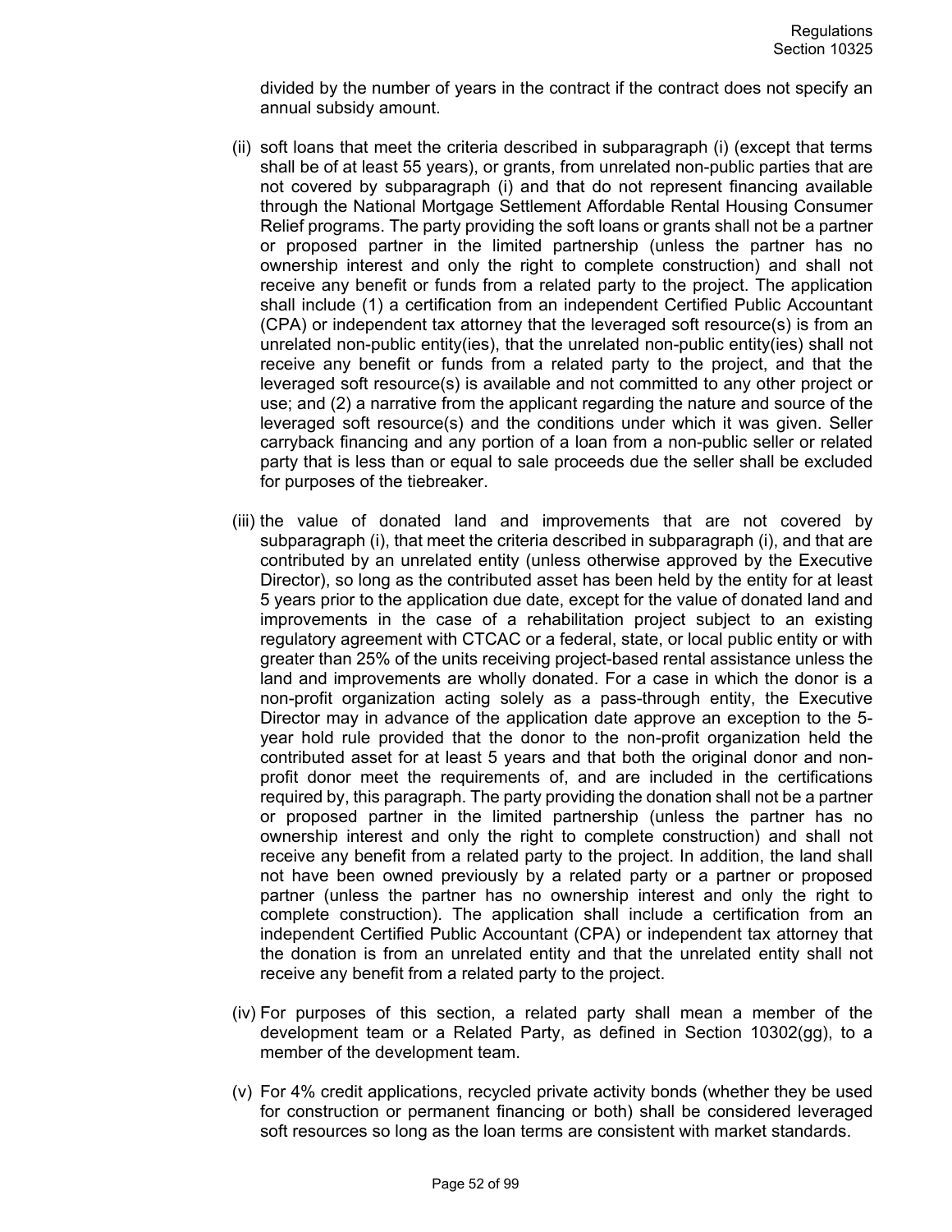divided by the number of years in the contract if the contract does not specify an annual subsidy amount.

(ii) soft loans that meet the criteria described in subparagraph (i) (except that terms shall be of at least 55 years), or grants, from unrelated non-public parties that are not covered by subparagraph (i) and that do not represent financing available through the National Mortgage Settlement Affordable Rental Housing Consumer Relief programs. The party providing the soft loans or grants shall not be a partner or proposed partner in the limited partnership (unless the partner has no ownership interest and only the right to complete construction) and shall not receive any benefit or funds from a related party to the project. The application shall include (1) a certification from an independent Certified Public Accountant (CPA) or independent tax attorney that the leveraged soft resource(s) is from an unrelated non-public entity(ies), that the unrelated non-public entity(ies) shall not receive any benefit or funds from a related party to the project, and that the leveraged soft resource(s) is available and not committed to any other project or use; and (2) a narrative from the applicant regarding the nature and source of the leveraged soft resource(s) and the conditions under which it was given. Seller carryback financing and any portion of a loan from a non-public seller or related party that is less than or equal to sale proceeds due the seller shall be excluded for purposes of the tiebreaker.

(iii) the value of donated land and improvements that are not covered by subparagraph (i), that meet the criteria described in subparagraph (i), and that are contributed by an unrelated entity (unless otherwise approved by the Executive Director), so long as the contributed asset has been held by the entity for at least 5 years prior to the application due date, except for the value of donated land and improvements in the case of a rehabilitation project subject to an existing regulatory agreement with CTCAC or a federal, state, or local public entity or with greater than 25% of the units receiving project-based rental assistance unless the land and improvements are wholly donated. For a case in which the donor is a non-profit organization acting solely as a pass-through entity, the Executive Director may in advance of the application date approve an exception to the 5-year hold rule provided that the donor to the non-profit organization held the contributed asset for at least 5 years and that both the original donor and non-profit donor meet the requirements of, and are included in the certifications required by, this paragraph. The party providing the donation shall not be a partner or proposed partner in the limited partnership (unless the partner has no ownership interest and only the right to complete construction) and shall not receive any benefit from a related party to the project. In addition, the land shall not have been owned previously by a related party or a partner or proposed partner (unless the partner has no ownership interest and only the right to complete construction). The application shall include a certification from an independent Certified Public Accountant (CPA) or independent tax attorney that the donation is from an unrelated entity and that the unrelated entity shall not receive any benefit from a related party to the project.

(iv) For purposes of this section, a related party shall mean a member of the development team or a Related Party, as defined in Section 10302(gg), to a member of the development team.

(v) For 4% credit applications, recycled private activity bonds (whether they be used for construction or permanent financing or both) shall be considered leveraged soft resources so long as the loan terms are consistent with market standards.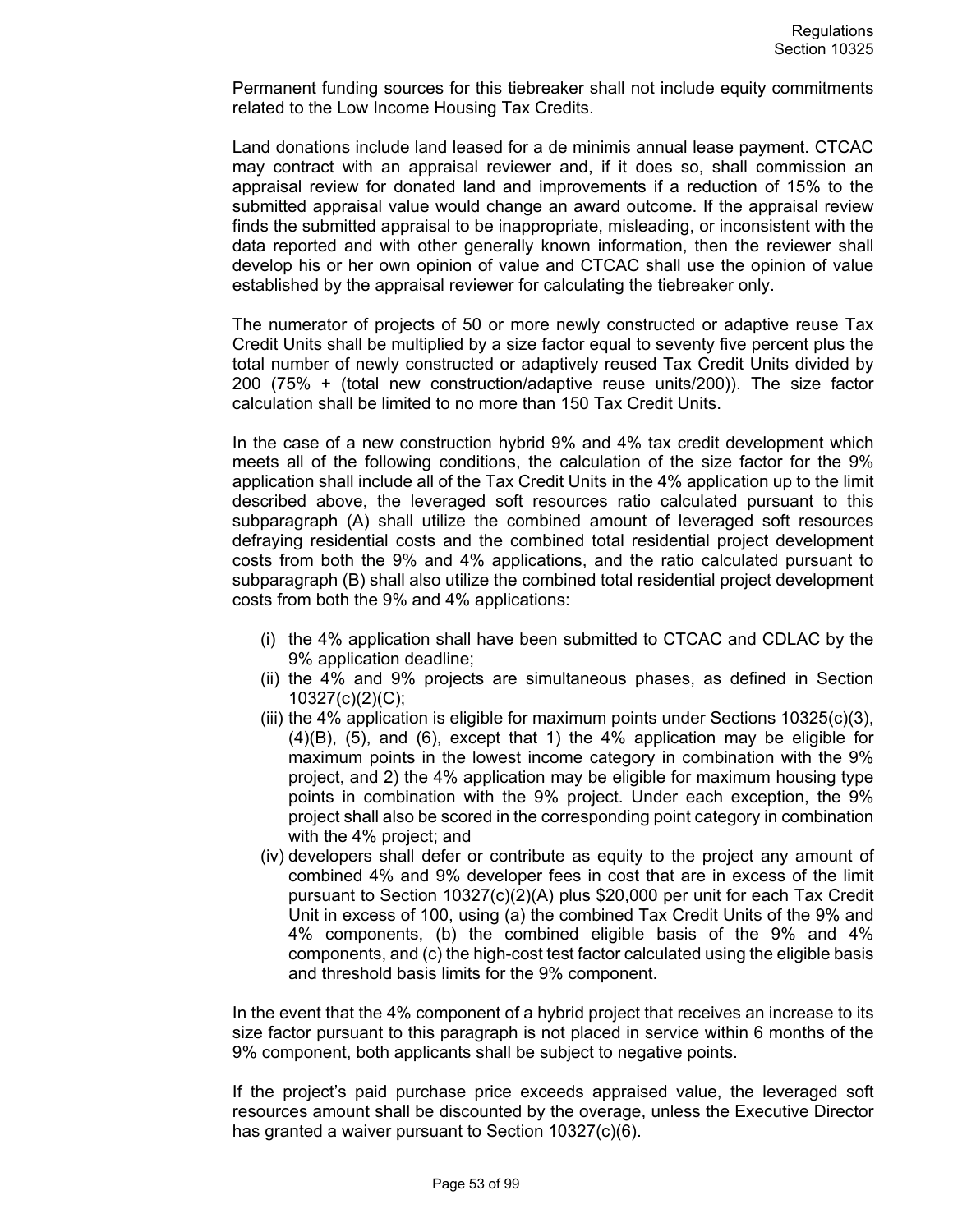Permanent funding sources for this tiebreaker shall not include equity commitments related to the Low Income Housing Tax Credits.

Land donations include land leased for a de minimis annual lease payment. CTCAC may contract with an appraisal reviewer and, if it does so, shall commission an appraisal review for donated land and improvements if a reduction of 15% to the submitted appraisal value would change an award outcome. If the appraisal review finds the submitted appraisal to be inappropriate, misleading, or inconsistent with the data reported and with other generally known information, then the reviewer shall develop his or her own opinion of value and CTCAC shall use the opinion of value established by the appraisal reviewer for calculating the tiebreaker only.

The numerator of projects of 50 or more newly constructed or adaptive reuse Tax Credit Units shall be multiplied by a size factor equal to seventy five percent plus the total number of newly constructed or adaptively reused Tax Credit Units divided by 200 (75% + (total new construction/adaptive reuse units/200)). The size factor calculation shall be limited to no more than 150 Tax Credit Units.

In the case of a new construction hybrid 9% and 4% tax credit development which meets all of the following conditions, the calculation of the size factor for the 9% application shall include all of the Tax Credit Units in the 4% application up to the limit described above, the leveraged soft resources ratio calculated pursuant to this subparagraph (A) shall utilize the combined amount of leveraged soft resources defraying residential costs and the combined total residential project development costs from both the 9% and 4% applications, and the ratio calculated pursuant to subparagraph (B) shall also utilize the combined total residential project development costs from both the 9% and 4% applications:

(i) the 4% application shall have been submitted to CTCAC and CDLAC by the 9% application deadline;

(ii) the 4% and 9% projects are simultaneous phases, as defined in Section 10327(c)(2)(C);

(iii) the 4% application is eligible for maximum points under Sections 10325(c)(3), (4)(B), (5), and (6), except that 1) the 4% application may be eligible for maximum points in the lowest income category in combination with the 9% project, and 2) the 4% application may be eligible for maximum housing type points in combination with the 9% project. Under each exception, the 9% project shall also be scored in the corresponding point category in combination with the 4% project; and

(iv) developers shall defer or contribute as equity to the project any amount of combined 4% and 9% developer fees in cost that are in excess of the limit pursuant to Section 10327(c)(2)(A) plus $20,000 per unit for each Tax Credit Unit in excess of 100, using (a) the combined Tax Credit Units of the 9% and 4% components, (b) the combined eligible basis of the 9% and 4% components, and (c) the high-cost test factor calculated using the eligible basis and threshold basis limits for the 9% component.

In the event that the 4% component of a hybrid project that receives an increase to its size factor pursuant to this paragraph is not placed in service within 6 months of the 9% component, both applicants shall be subject to negative points.

If the project's paid purchase price exceeds appraised value, the leveraged soft resources amount shall be discounted by the overage, unless the Executive Director has granted a waiver pursuant to Section 10327(c)(6).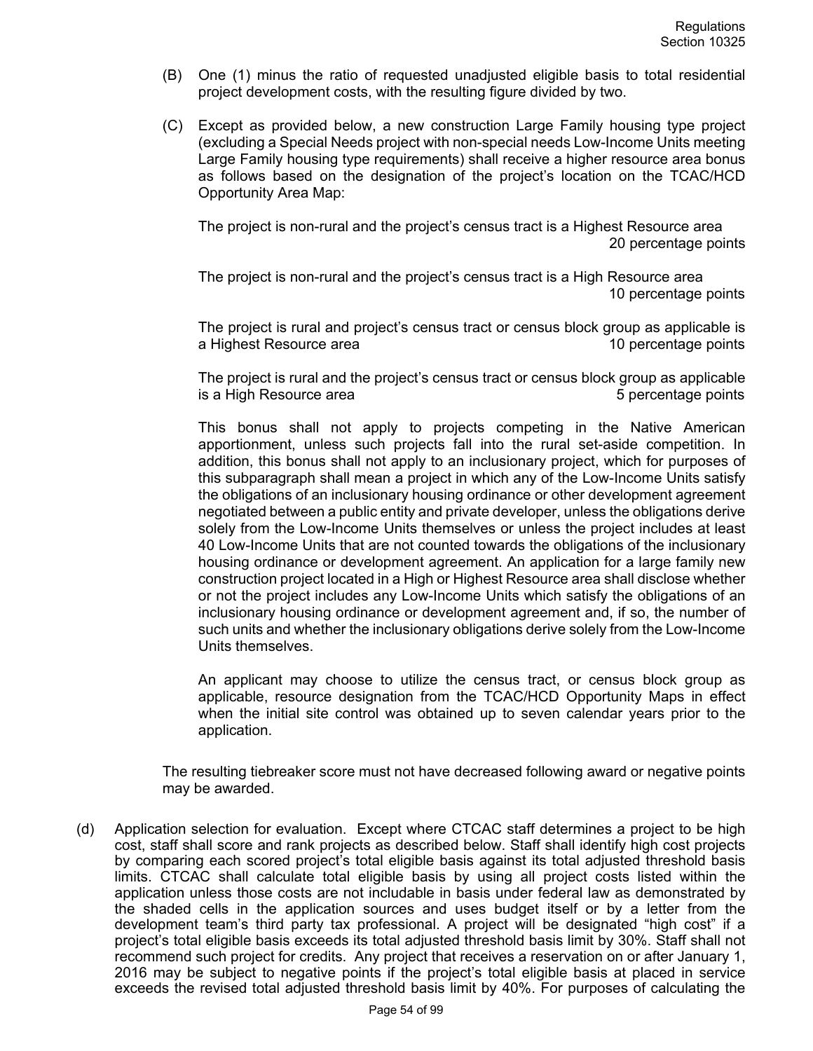(B) One (1) minus the ratio of requested unadjusted eligible basis to total residential project development costs, with the resulting figure divided by two.

(C) Except as provided below, a new construction Large Family housing type project (excluding a Special Needs project with non-special needs Low-Income Units meeting Large Family housing type requirements) shall receive a higher resource area bonus as follows based on the designation of the project's location on the TCAC/HCD Opportunity Area Map:

The project is non-rural and the project's census tract is a Highest Resource area — 20 percentage points

The project is non-rural and the project's census tract is a High Resource area — 10 percentage points

The project is rural and project's census tract or census block group as applicable is a Highest Resource area — 10 percentage points

The project is rural and the project's census tract or census block group as applicable is a High Resource area — 5 percentage points

This bonus shall not apply to projects competing in the Native American apportionment, unless such projects fall into the rural set-aside competition. In addition, this bonus shall not apply to an inclusionary project, which for purposes of this subparagraph shall mean a project in which any of the Low-Income Units satisfy the obligations of an inclusionary housing ordinance or other development agreement negotiated between a public entity and private developer, unless the obligations derive solely from the Low-Income Units themselves or unless the project includes at least 40 Low-Income Units that are not counted towards the obligations of the inclusionary housing ordinance or development agreement. An application for a large family new construction project located in a High or Highest Resource area shall disclose whether or not the project includes any Low-Income Units which satisfy the obligations of an inclusionary housing ordinance or development agreement and, if so, the number of such units and whether the inclusionary obligations derive solely from the Low-Income Units themselves.

An applicant may choose to utilize the census tract, or census block group as applicable, resource designation from the TCAC/HCD Opportunity Maps in effect when the initial site control was obtained up to seven calendar years prior to the application.

The resulting tiebreaker score must not have decreased following award or negative points may be awarded.

(d) Application selection for evaluation. Except where CTCAC staff determines a project to be high cost, staff shall score and rank projects as described below. Staff shall identify high cost projects by comparing each scored project's total eligible basis against its total adjusted threshold basis limits. CTCAC shall calculate total eligible basis by using all project costs listed within the application unless those costs are not includable in basis under federal law as demonstrated by the shaded cells in the application sources and uses budget itself or by a letter from the development team's third party tax professional. A project will be designated "high cost" if a project's total eligible basis exceeds its total adjusted threshold basis limit by 30%. Staff shall not recommend such project for credits. Any project that receives a reservation on or after January 1, 2016 may be subject to negative points if the project's total eligible basis at placed in service exceeds the revised total adjusted threshold basis limit by 40%. For purposes of calculating the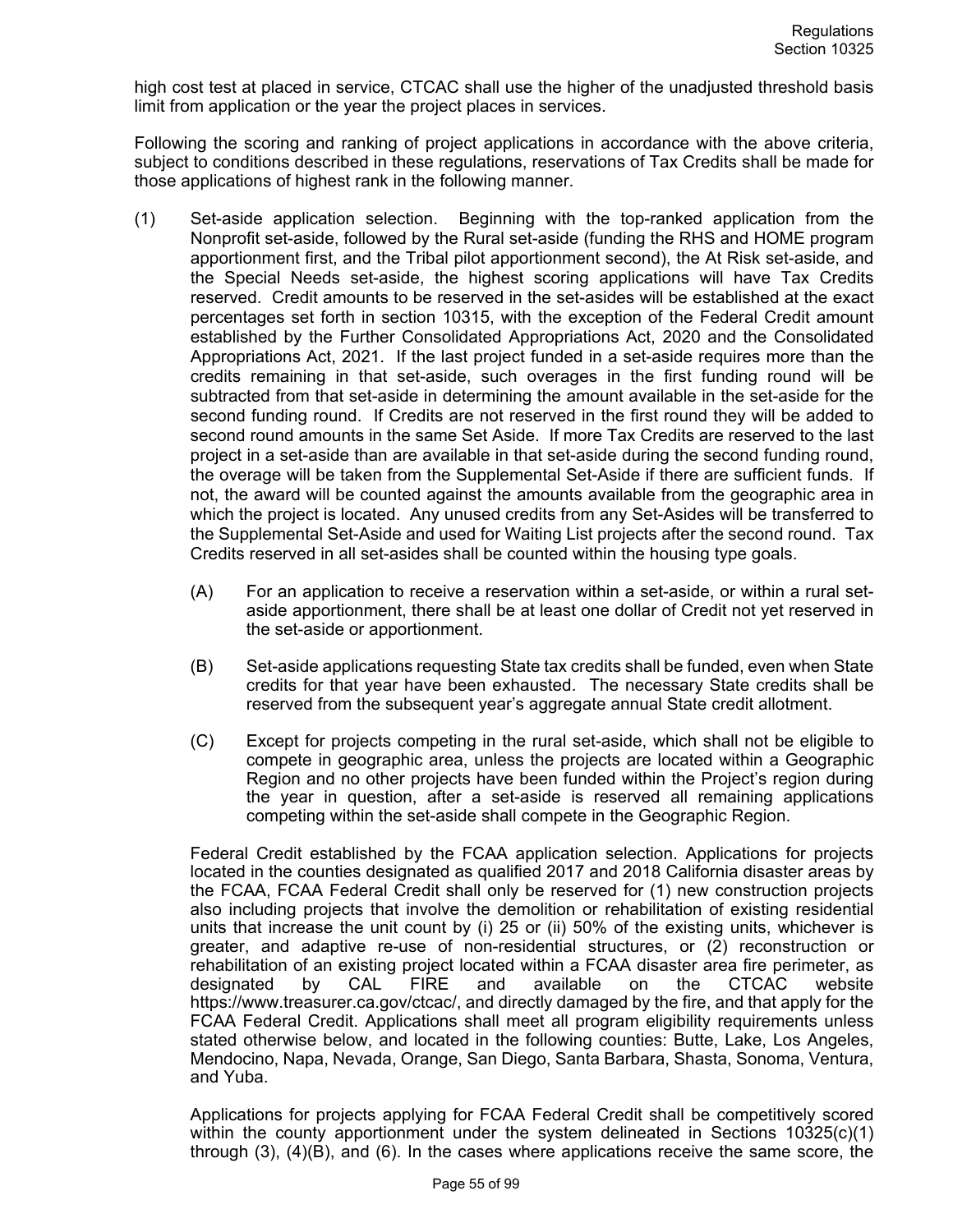high cost test at placed in service, CTCAC shall use the higher of the unadjusted threshold basis limit from application or the year the project places in services.

Following the scoring and ranking of project applications in accordance with the above criteria, subject to conditions described in these regulations, reservations of Tax Credits shall be made for those applications of highest rank in the following manner.

(1) Set-aside application selection. Beginning with the top-ranked application from the Nonprofit set-aside, followed by the Rural set-aside (funding the RHS and HOME program apportionment first, and the Tribal pilot apportionment second), the At Risk set-aside, and the Special Needs set-aside, the highest scoring applications will have Tax Credits reserved. Credit amounts to be reserved in the set-asides will be established at the exact percentages set forth in section 10315, with the exception of the Federal Credit amount established by the Further Consolidated Appropriations Act, 2020 and the Consolidated Appropriations Act, 2021. If the last project funded in a set-aside requires more than the credits remaining in that set-aside, such overages in the first funding round will be subtracted from that set-aside in determining the amount available in the set-aside for the second funding round. If Credits are not reserved in the first round they will be added to second round amounts in the same Set Aside. If more Tax Credits are reserved to the last project in a set-aside than are available in that set-aside during the second funding round, the overage will be taken from the Supplemental Set-Aside if there are sufficient funds. If not, the award will be counted against the amounts available from the geographic area in which the project is located. Any unused credits from any Set-Asides will be transferred to the Supplemental Set-Aside and used for Waiting List projects after the second round. Tax Credits reserved in all set-asides shall be counted within the housing type goals.

   (A) For an application to receive a reservation within a set-aside, or within a rural set-aside apportionment, there shall be at least one dollar of Credit not yet reserved in the set-aside or apportionment.

   (B) Set-aside applications requesting State tax credits shall be funded, even when State credits for that year have been exhausted. The necessary State credits shall be reserved from the subsequent year's aggregate annual State credit allotment.

   (C) Except for projects competing in the rural set-aside, which shall not be eligible to compete in geographic area, unless the projects are located within a Geographic Region and no other projects have been funded within the Project's region during the year in question, after a set-aside is reserved all remaining applications competing within the set-aside shall compete in the Geographic Region.

Federal Credit established by the FCAA application selection. Applications for projects located in the counties designated as qualified 2017 and 2018 California disaster areas by the FCAA, FCAA Federal Credit shall only be reserved for (1) new construction projects also including projects that involve the demolition or rehabilitation of existing residential units that increase the unit count by (i) 25 or (ii) 50% of the existing units, whichever is greater, and adaptive re-use of non-residential structures, or (2) reconstruction or rehabilitation of an existing project located within a FCAA disaster area fire perimeter, as designated by CAL FIRE and available on the CTCAC website https://www.treasurer.ca.gov/ctcac/, and directly damaged by the fire, and that apply for the FCAA Federal Credit. Applications shall meet all program eligibility requirements unless stated otherwise below, and located in the following counties: Butte, Lake, Los Angeles, Mendocino, Napa, Nevada, Orange, San Diego, Santa Barbara, Shasta, Sonoma, Ventura, and Yuba.

Applications for projects applying for FCAA Federal Credit shall be competitively scored within the county apportionment under the system delineated in Sections 10325(c)(1) through (3), (4)(B), and (6). In the cases where applications receive the same score, the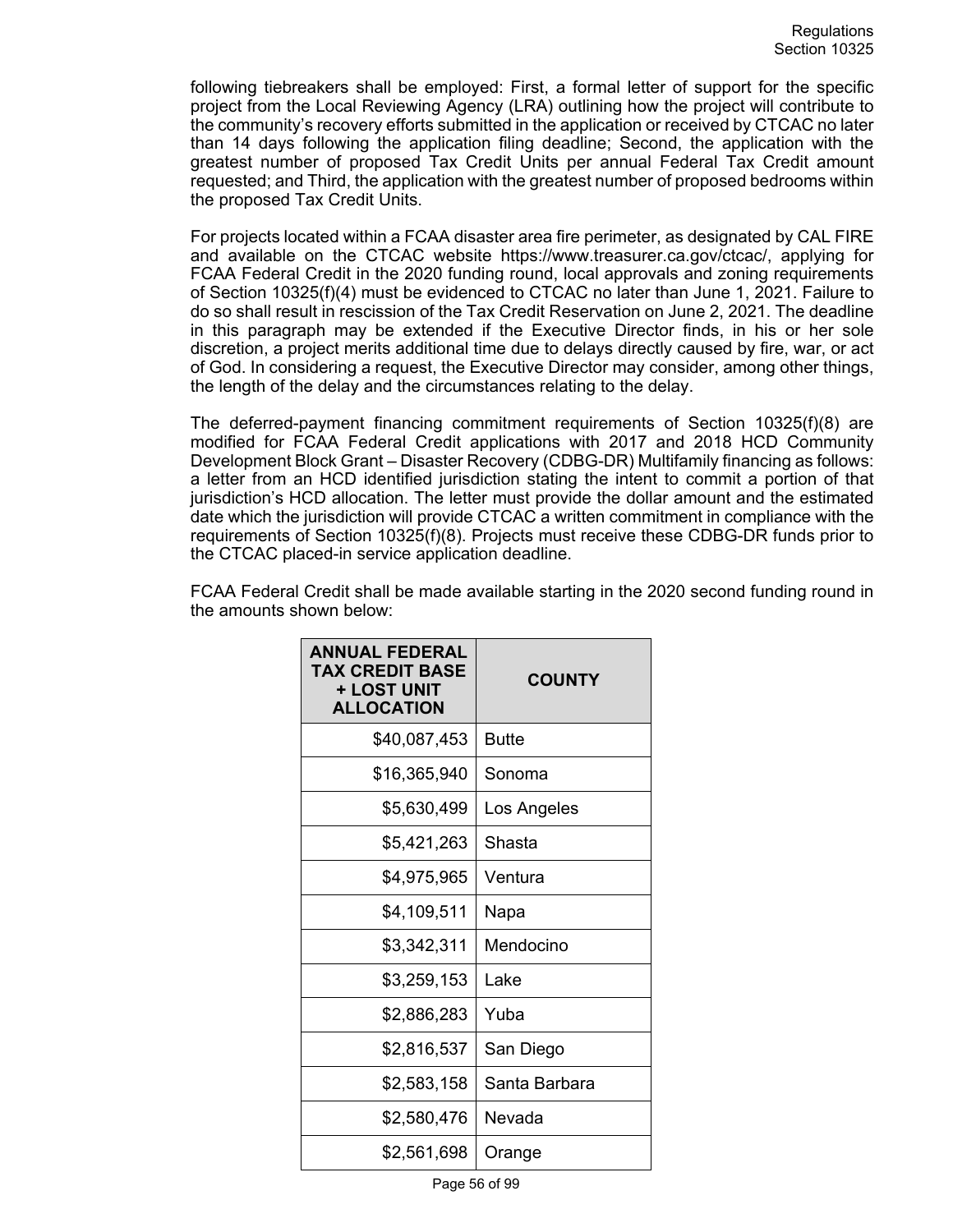following tiebreakers shall be employed: First, a formal letter of support for the specific project from the Local Reviewing Agency (LRA) outlining how the project will contribute to the community's recovery efforts submitted in the application or received by CTCAC no later than 14 days following the application filing deadline; Second, the application with the greatest number of proposed Tax Credit Units per annual Federal Tax Credit amount requested; and Third, the application with the greatest number of proposed bedrooms within the proposed Tax Credit Units.

For projects located within a FCAA disaster area fire perimeter, as designated by CAL FIRE and available on the CTCAC website https://www.treasurer.ca.gov/ctcac/, applying for FCAA Federal Credit in the 2020 funding round, local approvals and zoning requirements of Section 10325(f)(4) must be evidenced to CTCAC no later than June 1, 2021. Failure to do so shall result in rescission of the Tax Credit Reservation on June 2, 2021. The deadline in this paragraph may be extended if the Executive Director finds, in his or her sole discretion, a project merits additional time due to delays directly caused by fire, war, or act of God. In considering a request, the Executive Director may consider, among other things, the length of the delay and the circumstances relating to the delay.

The deferred-payment financing commitment requirements of Section 10325(f)(8) are modified for FCAA Federal Credit applications with 2017 and 2018 HCD Community Development Block Grant – Disaster Recovery (CDBG-DR) Multifamily financing as follows: a letter from an HCD identified jurisdiction stating the intent to commit a portion of that jurisdiction's HCD allocation. The letter must provide the dollar amount and the estimated date which the jurisdiction will provide CTCAC a written commitment in compliance with the requirements of Section 10325(f)(8). Projects must receive these CDBG-DR funds prior to the CTCAC placed-in service application deadline.

FCAA Federal Credit shall be made available starting in the 2020 second funding round in the amounts shown below:

| ANNUAL FEDERAL TAX CREDIT BASE + LOST UNIT ALLOCATION | COUNTY |
|---:|---|
| $40,087,453 | Butte |
| $16,365,940 | Sonoma |
| $5,630,499 | Los Angeles |
| $5,421,263 | Shasta |
| $4,975,965 | Ventura |
| $4,109,511 | Napa |
| $3,342,311 | Mendocino |
| $3,259,153 | Lake |
| $2,886,283 | Yuba |
| $2,816,537 | San Diego |
| $2,583,158 | Santa Barbara |
| $2,580,476 | Nevada |
| $2,561,698 | Orange |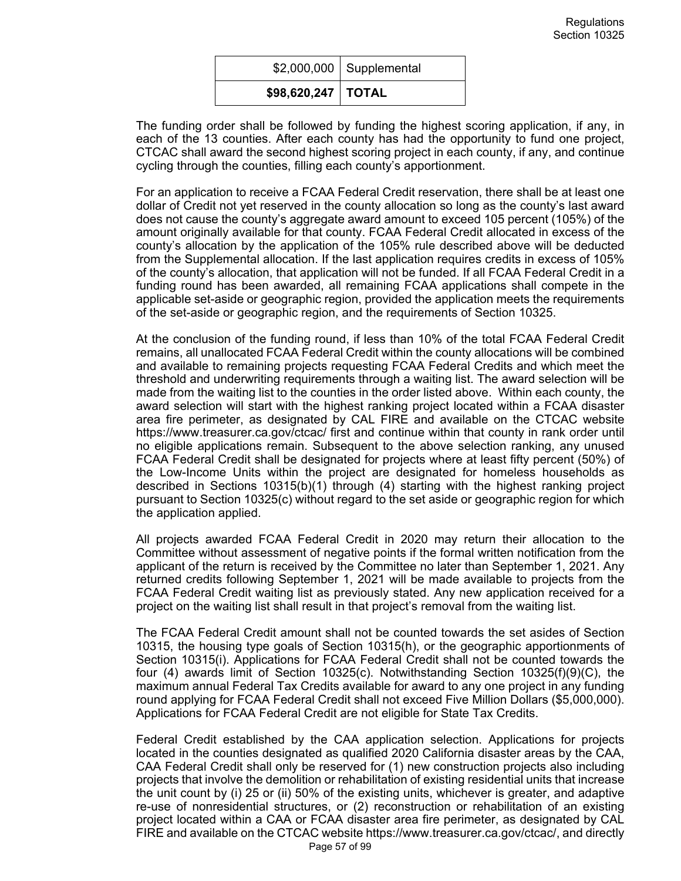| | |
|---|---|
| $2,000,000 | Supplemental |
| **$98,620,247** | **TOTAL** |

The funding order shall be followed by funding the highest scoring application, if any, in each of the 13 counties. After each county has had the opportunity to fund one project, CTCAC shall award the second highest scoring project in each county, if any, and continue cycling through the counties, filling each county's apportionment.

For an application to receive a FCAA Federal Credit reservation, there shall be at least one dollar of Credit not yet reserved in the county allocation so long as the county's last award does not cause the county's aggregate award amount to exceed 105 percent (105%) of the amount originally available for that county. FCAA Federal Credit allocated in excess of the county's allocation by the application of the 105% rule described above will be deducted from the Supplemental allocation. If the last application requires credits in excess of 105% of the county's allocation, that application will not be funded. If all FCAA Federal Credit in a funding round has been awarded, all remaining FCAA applications shall compete in the applicable set-aside or geographic region, provided the application meets the requirements of the set-aside or geographic region, and the requirements of Section 10325.

At the conclusion of the funding round, if less than 10% of the total FCAA Federal Credit remains, all unallocated FCAA Federal Credit within the county allocations will be combined and available to remaining projects requesting FCAA Federal Credits and which meet the threshold and underwriting requirements through a waiting list. The award selection will be made from the waiting list to the counties in the order listed above. Within each county, the award selection will start with the highest ranking project located within a FCAA disaster area fire perimeter, as designated by CAL FIRE and available on the CTCAC website https://www.treasurer.ca.gov/ctcac/ first and continue within that county in rank order until no eligible applications remain. Subsequent to the above selection ranking, any unused FCAA Federal Credit shall be designated for projects where at least fifty percent (50%) of the Low-Income Units within the project are designated for homeless households as described in Sections 10315(b)(1) through (4) starting with the highest ranking project pursuant to Section 10325(c) without regard to the set aside or geographic region for which the application applied.

All projects awarded FCAA Federal Credit in 2020 may return their allocation to the Committee without assessment of negative points if the formal written notification from the applicant of the return is received by the Committee no later than September 1, 2021. Any returned credits following September 1, 2021 will be made available to projects from the FCAA Federal Credit waiting list as previously stated. Any new application received for a project on the waiting list shall result in that project's removal from the waiting list.

The FCAA Federal Credit amount shall not be counted towards the set asides of Section 10315, the housing type goals of Section 10315(h), or the geographic apportionments of Section 10315(i). Applications for FCAA Federal Credit shall not be counted towards the four (4) awards limit of Section 10325(c). Notwithstanding Section 10325(f)(9)(C), the maximum annual Federal Tax Credits available for award to any one project in any funding round applying for FCAA Federal Credit shall not exceed Five Million Dollars ($5,000,000). Applications for FCAA Federal Credit are not eligible for State Tax Credits.

Federal Credit established by the CAA application selection. Applications for projects located in the counties designated as qualified 2020 California disaster areas by the CAA, CAA Federal Credit shall only be reserved for (1) new construction projects also including projects that involve the demolition or rehabilitation of existing residential units that increase the unit count by (i) 25 or (ii) 50% of the existing units, whichever is greater, and adaptive re-use of nonresidential structures, or (2) reconstruction or rehabilitation of an existing project located within a CAA or FCAA disaster area fire perimeter, as designated by CAL FIRE and available on the CTCAC website https://www.treasurer.ca.gov/ctcac/, and directly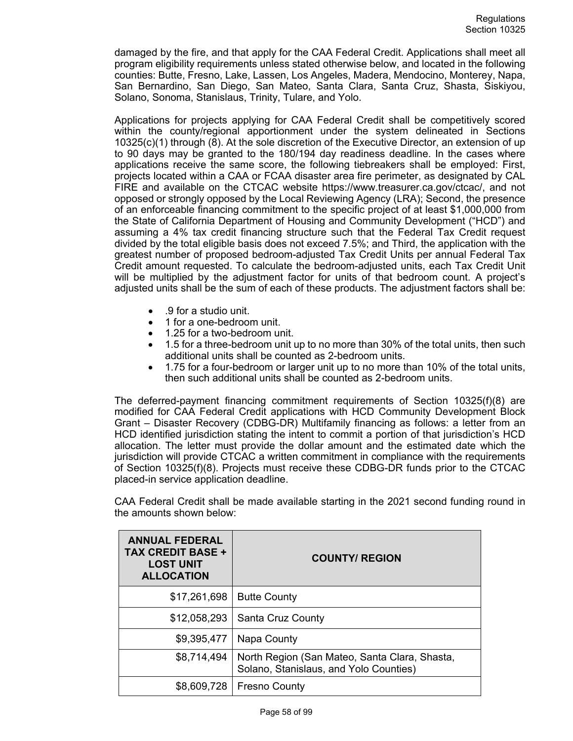damaged by the fire, and that apply for the CAA Federal Credit. Applications shall meet all program eligibility requirements unless stated otherwise below, and located in the following counties: Butte, Fresno, Lake, Lassen, Los Angeles, Madera, Mendocino, Monterey, Napa, San Bernardino, San Diego, San Mateo, Santa Clara, Santa Cruz, Shasta, Siskiyou, Solano, Sonoma, Stanislaus, Trinity, Tulare, and Yolo.

Applications for projects applying for CAA Federal Credit shall be competitively scored within the county/regional apportionment under the system delineated in Sections 10325(c)(1) through (8). At the sole discretion of the Executive Director, an extension of up to 90 days may be granted to the 180/194 day readiness deadline. In the cases where applications receive the same score, the following tiebreakers shall be employed: First, projects located within a CAA or FCAA disaster area fire perimeter, as designated by CAL FIRE and available on the CTCAC website https://www.treasurer.ca.gov/ctcac/, and not opposed or strongly opposed by the Local Reviewing Agency (LRA); Second, the presence of an enforceable financing commitment to the specific project of at least $1,000,000 from the State of California Department of Housing and Community Development ("HCD") and assuming a 4% tax credit financing structure such that the Federal Tax Credit request divided by the total eligible basis does not exceed 7.5%; and Third, the application with the greatest number of proposed bedroom-adjusted Tax Credit Units per annual Federal Tax Credit amount requested. To calculate the bedroom-adjusted units, each Tax Credit Unit will be multiplied by the adjustment factor for units of that bedroom count. A project's adjusted units shall be the sum of each of these products. The adjustment factors shall be:

- .9 for a studio unit.
- 1 for a one-bedroom unit.
- 1.25 for a two-bedroom unit.
- 1.5 for a three-bedroom unit up to no more than 30% of the total units, then such additional units shall be counted as 2-bedroom units.
- 1.75 for a four-bedroom or larger unit up to no more than 10% of the total units, then such additional units shall be counted as 2-bedroom units.

The deferred-payment financing commitment requirements of Section 10325(f)(8) are modified for CAA Federal Credit applications with HCD Community Development Block Grant – Disaster Recovery (CDBG-DR) Multifamily financing as follows: a letter from an HCD identified jurisdiction stating the intent to commit a portion of that jurisdiction's HCD allocation. The letter must provide the dollar amount and the estimated date which the jurisdiction will provide CTCAC a written commitment in compliance with the requirements of Section 10325(f)(8). Projects must receive these CDBG-DR funds prior to the CTCAC placed-in service application deadline.

CAA Federal Credit shall be made available starting in the 2021 second funding round in the amounts shown below:

| ANNUAL FEDERAL TAX CREDIT BASE + LOST UNIT ALLOCATION | COUNTY/ REGION |
|---:|---|
| $17,261,698 | Butte County |
| $12,058,293 | Santa Cruz County |
| $9,395,477 | Napa County |
| $8,714,494 | North Region (San Mateo, Santa Clara, Shasta, Solano, Stanislaus, and Yolo Counties) |
| $8,609,728 | Fresno County |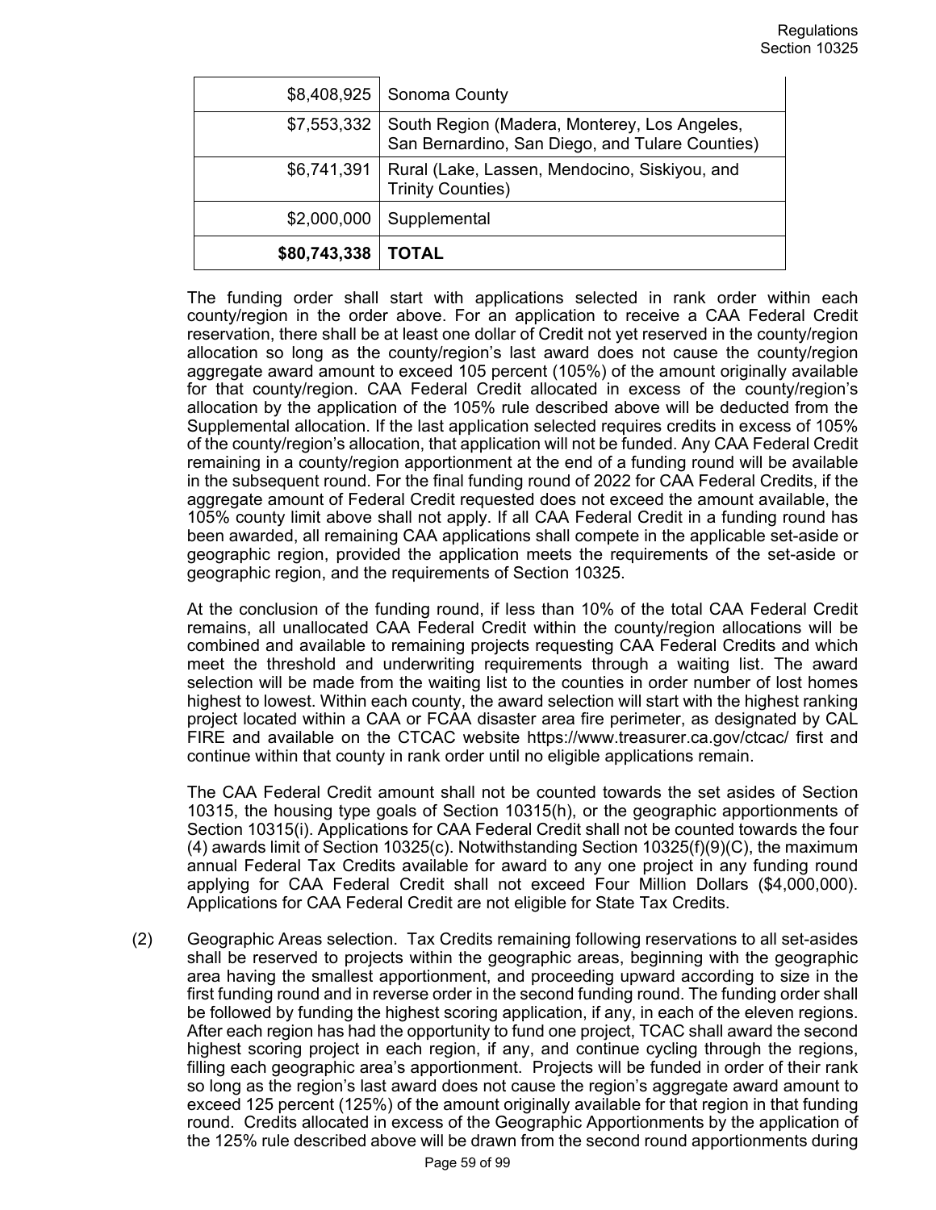| | |
|---|---|
| $8,408,925 | Sonoma County |
| $7,553,332 | South Region (Madera, Monterey, Los Angeles, San Bernardino, San Diego, and Tulare Counties) |
| $6,741,391 | Rural (Lake, Lassen, Mendocino, Siskiyou, and Trinity Counties) |
| $2,000,000 | Supplemental |
| **$80,743,338** | **TOTAL** |

The funding order shall start with applications selected in rank order within each county/region in the order above. For an application to receive a CAA Federal Credit reservation, there shall be at least one dollar of Credit not yet reserved in the county/region allocation so long as the county/region's last award does not cause the county/region aggregate award amount to exceed 105 percent (105%) of the amount originally available for that county/region. CAA Federal Credit allocated in excess of the county/region's allocation by the application of the 105% rule described above will be deducted from the Supplemental allocation. If the last application selected requires credits in excess of 105% of the county/region's allocation, that application will not be funded. Any CAA Federal Credit remaining in a county/region apportionment at the end of a funding round will be available in the subsequent round. For the final funding round of 2022 for CAA Federal Credits, if the aggregate amount of Federal Credit requested does not exceed the amount available, the 105% county limit above shall not apply. If all CAA Federal Credit in a funding round has been awarded, all remaining CAA applications shall compete in the applicable set-aside or geographic region, provided the application meets the requirements of the set-aside or geographic region, and the requirements of Section 10325.

At the conclusion of the funding round, if less than 10% of the total CAA Federal Credit remains, all unallocated CAA Federal Credit within the county/region allocations will be combined and available to remaining projects requesting CAA Federal Credits and which meet the threshold and underwriting requirements through a waiting list. The award selection will be made from the waiting list to the counties in order number of lost homes highest to lowest. Within each county, the award selection will start with the highest ranking project located within a CAA or FCAA disaster area fire perimeter, as designated by CAL FIRE and available on the CTCAC website https://www.treasurer.ca.gov/ctcac/ first and continue within that county in rank order until no eligible applications remain.

The CAA Federal Credit amount shall not be counted towards the set asides of Section 10315, the housing type goals of Section 10315(h), or the geographic apportionments of Section 10315(i). Applications for CAA Federal Credit shall not be counted towards the four (4) awards limit of Section 10325(c). Notwithstanding Section 10325(f)(9)(C), the maximum annual Federal Tax Credits available for award to any one project in any funding round applying for CAA Federal Credit shall not exceed Four Million Dollars ($4,000,000). Applications for CAA Federal Credit are not eligible for State Tax Credits.

(2) Geographic Areas selection. Tax Credits remaining following reservations to all set-asides shall be reserved to projects within the geographic areas, beginning with the geographic area having the smallest apportionment, and proceeding upward according to size in the first funding round and in reverse order in the second funding round. The funding order shall be followed by funding the highest scoring application, if any, in each of the eleven regions. After each region has had the opportunity to fund one project, TCAC shall award the second highest scoring project in each region, if any, and continue cycling through the regions, filling each geographic area's apportionment. Projects will be funded in order of their rank so long as the region's last award does not cause the region's aggregate award amount to exceed 125 percent (125%) of the amount originally available for that region in that funding round. Credits allocated in excess of the Geographic Apportionments by the application of the 125% rule described above will be drawn from the second round apportionments during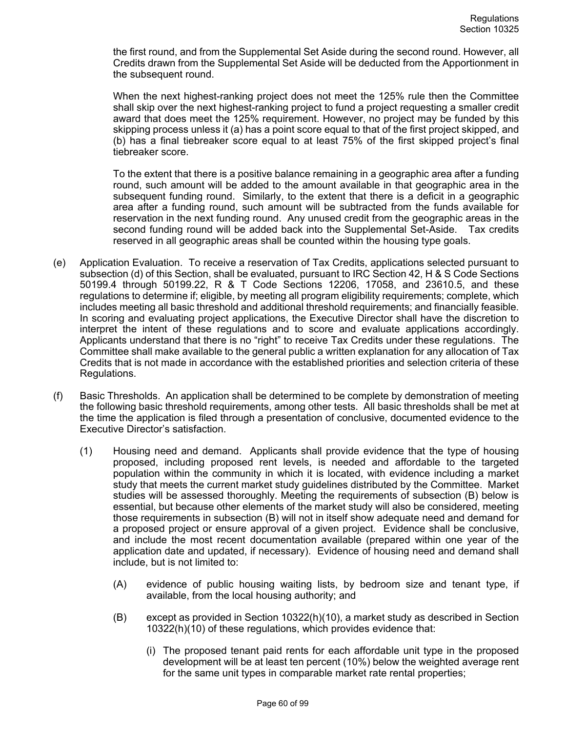the first round, and from the Supplemental Set Aside during the second round. However, all Credits drawn from the Supplemental Set Aside will be deducted from the Apportionment in the subsequent round.

When the next highest-ranking project does not meet the 125% rule then the Committee shall skip over the next highest-ranking project to fund a project requesting a smaller credit award that does meet the 125% requirement. However, no project may be funded by this skipping process unless it (a) has a point score equal to that of the first project skipped, and (b) has a final tiebreaker score equal to at least 75% of the first skipped project's final tiebreaker score.

To the extent that there is a positive balance remaining in a geographic area after a funding round, such amount will be added to the amount available in that geographic area in the subsequent funding round. Similarly, to the extent that there is a deficit in a geographic area after a funding round, such amount will be subtracted from the funds available for reservation in the next funding round. Any unused credit from the geographic areas in the second funding round will be added back into the Supplemental Set-Aside. Tax credits reserved in all geographic areas shall be counted within the housing type goals.

(e) Application Evaluation. To receive a reservation of Tax Credits, applications selected pursuant to subsection (d) of this Section, shall be evaluated, pursuant to IRC Section 42, H & S Code Sections 50199.4 through 50199.22, R & T Code Sections 12206, 17058, and 23610.5, and these regulations to determine if; eligible, by meeting all program eligibility requirements; complete, which includes meeting all basic threshold and additional threshold requirements; and financially feasible. In scoring and evaluating project applications, the Executive Director shall have the discretion to interpret the intent of these regulations and to score and evaluate applications accordingly. Applicants understand that there is no "right" to receive Tax Credits under these regulations. The Committee shall make available to the general public a written explanation for any allocation of Tax Credits that is not made in accordance with the established priorities and selection criteria of these Regulations.

(f) Basic Thresholds. An application shall be determined to be complete by demonstration of meeting the following basic threshold requirements, among other tests. All basic thresholds shall be met at the time the application is filed through a presentation of conclusive, documented evidence to the Executive Director's satisfaction.

(1) Housing need and demand. Applicants shall provide evidence that the type of housing proposed, including proposed rent levels, is needed and affordable to the targeted population within the community in which it is located, with evidence including a market study that meets the current market study guidelines distributed by the Committee. Market studies will be assessed thoroughly. Meeting the requirements of subsection (B) below is essential, but because other elements of the market study will also be considered, meeting those requirements in subsection (B) will not in itself show adequate need and demand for a proposed project or ensure approval of a given project. Evidence shall be conclusive, and include the most recent documentation available (prepared within one year of the application date and updated, if necessary). Evidence of housing need and demand shall include, but is not limited to:

(A) evidence of public housing waiting lists, by bedroom size and tenant type, if available, from the local housing authority; and

(B) except as provided in Section 10322(h)(10), a market study as described in Section 10322(h)(10) of these regulations, which provides evidence that:

(i) The proposed tenant paid rents for each affordable unit type in the proposed development will be at least ten percent (10%) below the weighted average rent for the same unit types in comparable market rate rental properties;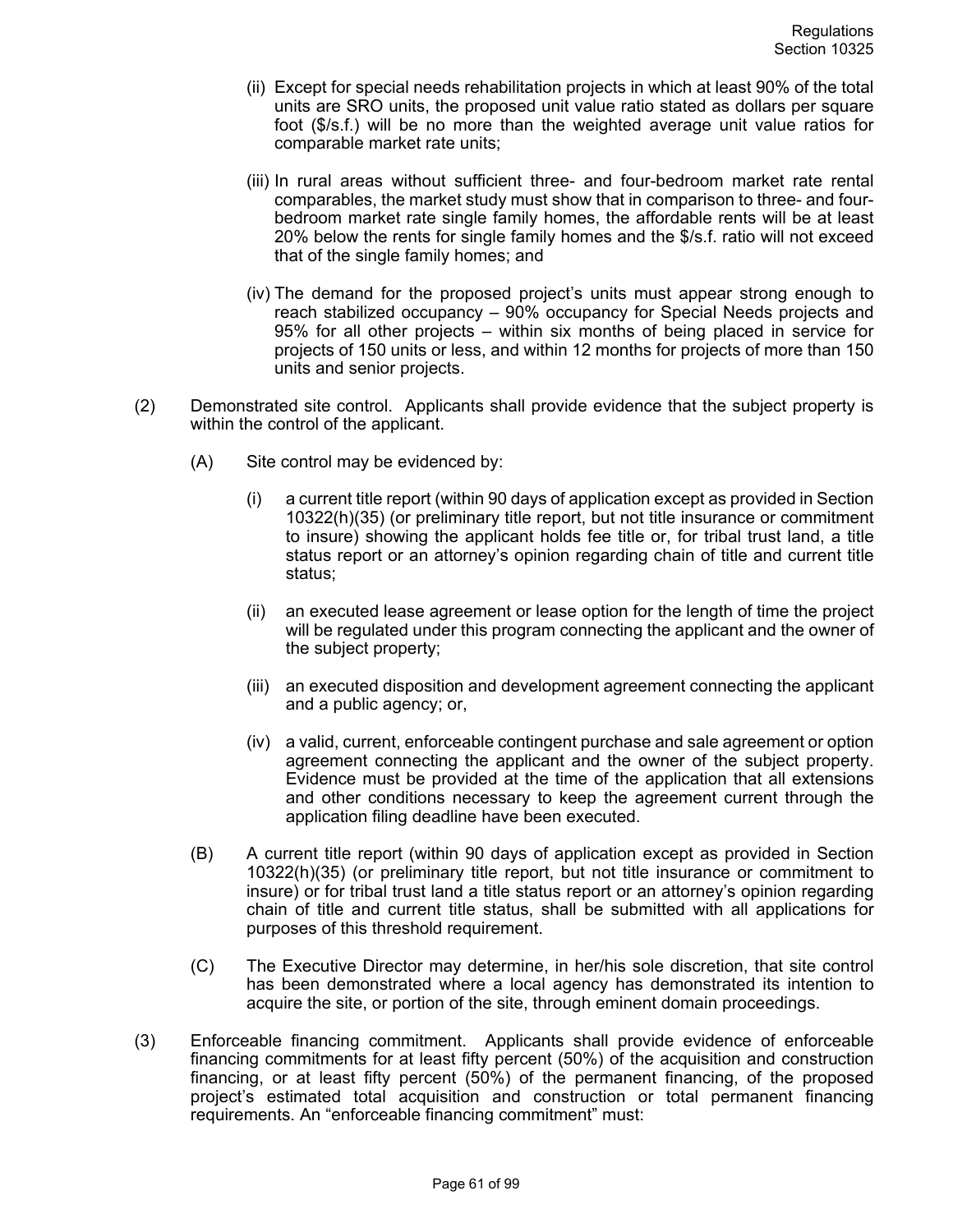(ii) Except for special needs rehabilitation projects in which at least 90% of the total units are SRO units, the proposed unit value ratio stated as dollars per square foot ($/s.f.) will be no more than the weighted average unit value ratios for comparable market rate units;

(iii) In rural areas without sufficient three- and four-bedroom market rate rental comparables, the market study must show that in comparison to three- and four-bedroom market rate single family homes, the affordable rents will be at least 20% below the rents for single family homes and the $/s.f. ratio will not exceed that of the single family homes; and

(iv) The demand for the proposed project's units must appear strong enough to reach stabilized occupancy – 90% occupancy for Special Needs projects and 95% for all other projects – within six months of being placed in service for projects of 150 units or less, and within 12 months for projects of more than 150 units and senior projects.

(2) Demonstrated site control. Applicants shall provide evidence that the subject property is within the control of the applicant.

(A) Site control may be evidenced by:

(i) a current title report (within 90 days of application except as provided in Section 10322(h)(35) (or preliminary title report, but not title insurance or commitment to insure) showing the applicant holds fee title or, for tribal trust land, a title status report or an attorney's opinion regarding chain of title and current title status;

(ii) an executed lease agreement or lease option for the length of time the project will be regulated under this program connecting the applicant and the owner of the subject property;

(iii) an executed disposition and development agreement connecting the applicant and a public agency; or,

(iv) a valid, current, enforceable contingent purchase and sale agreement or option agreement connecting the applicant and the owner of the subject property. Evidence must be provided at the time of the application that all extensions and other conditions necessary to keep the agreement current through the application filing deadline have been executed.

(B) A current title report (within 90 days of application except as provided in Section 10322(h)(35) (or preliminary title report, but not title insurance or commitment to insure) or for tribal trust land a title status report or an attorney's opinion regarding chain of title and current title status, shall be submitted with all applications for purposes of this threshold requirement.

(C) The Executive Director may determine, in her/his sole discretion, that site control has been demonstrated where a local agency has demonstrated its intention to acquire the site, or portion of the site, through eminent domain proceedings.

(3) Enforceable financing commitment. Applicants shall provide evidence of enforceable financing commitments for at least fifty percent (50%) of the acquisition and construction financing, or at least fifty percent (50%) of the permanent financing, of the proposed project's estimated total acquisition and construction or total permanent financing requirements. An "enforceable financing commitment" must: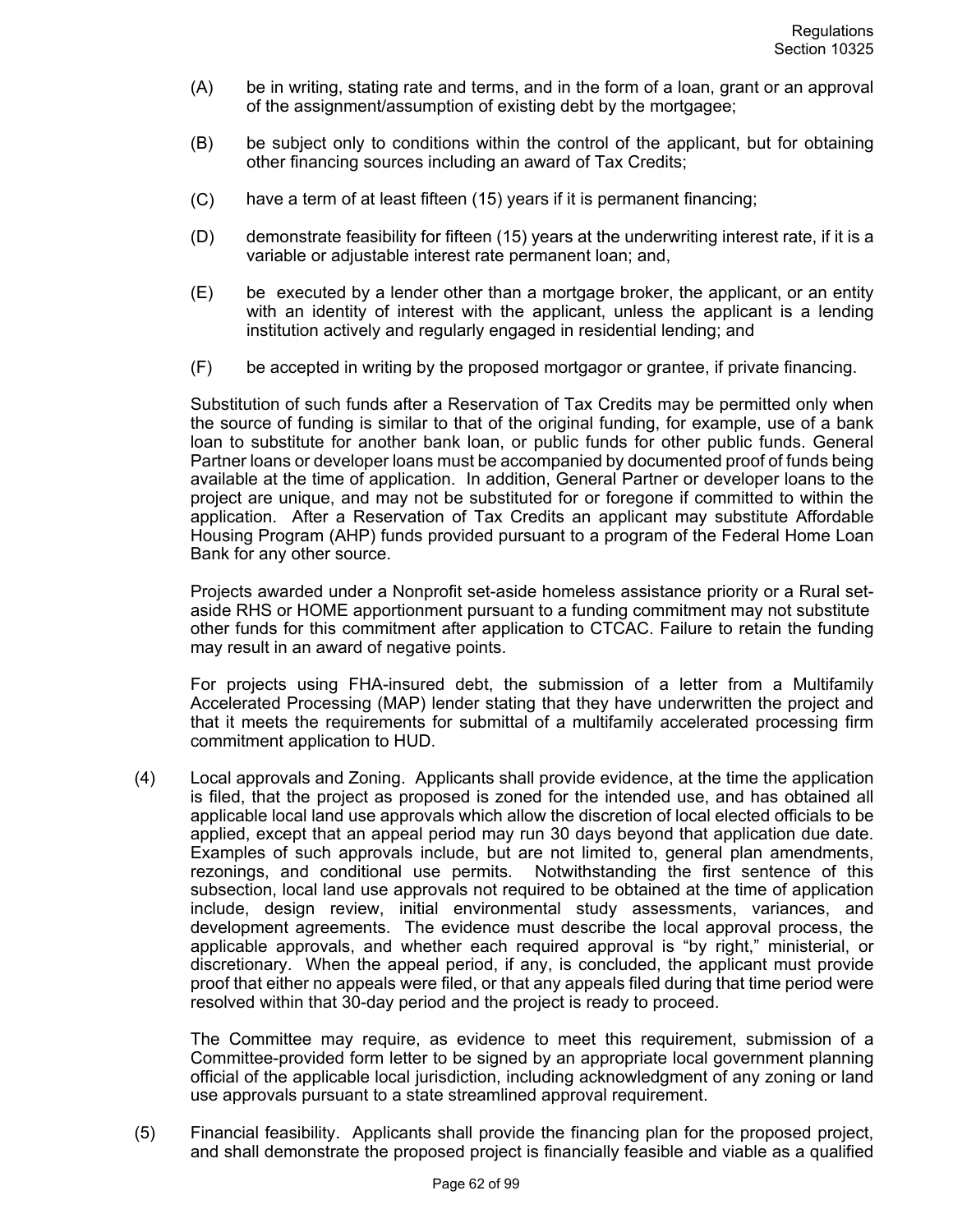(A) be in writing, stating rate and terms, and in the form of a loan, grant or an approval of the assignment/assumption of existing debt by the mortgagee;

(B) be subject only to conditions within the control of the applicant, but for obtaining other financing sources including an award of Tax Credits;

(C) have a term of at least fifteen (15) years if it is permanent financing;

(D) demonstrate feasibility for fifteen (15) years at the underwriting interest rate, if it is a variable or adjustable interest rate permanent loan; and,

(E) be executed by a lender other than a mortgage broker, the applicant, or an entity with an identity of interest with the applicant, unless the applicant is a lending institution actively and regularly engaged in residential lending; and

(F) be accepted in writing by the proposed mortgagor or grantee, if private financing.

Substitution of such funds after a Reservation of Tax Credits may be permitted only when the source of funding is similar to that of the original funding, for example, use of a bank loan to substitute for another bank loan, or public funds for other public funds. General Partner loans or developer loans must be accompanied by documented proof of funds being available at the time of application. In addition, General Partner or developer loans to the project are unique, and may not be substituted for or foregone if committed to within the application. After a Reservation of Tax Credits an applicant may substitute Affordable Housing Program (AHP) funds provided pursuant to a program of the Federal Home Loan Bank for any other source.

Projects awarded under a Nonprofit set-aside homeless assistance priority or a Rural set-aside RHS or HOME apportionment pursuant to a funding commitment may not substitute other funds for this commitment after application to CTCAC. Failure to retain the funding may result in an award of negative points.

For projects using FHA-insured debt, the submission of a letter from a Multifamily Accelerated Processing (MAP) lender stating that they have underwritten the project and that it meets the requirements for submittal of a multifamily accelerated processing firm commitment application to HUD.

(4) Local approvals and Zoning. Applicants shall provide evidence, at the time the application is filed, that the project as proposed is zoned for the intended use, and has obtained all applicable local land use approvals which allow the discretion of local elected officials to be applied, except that an appeal period may run 30 days beyond that application due date. Examples of such approvals include, but are not limited to, general plan amendments, rezonings, and conditional use permits. Notwithstanding the first sentence of this subsection, local land use approvals not required to be obtained at the time of application include, design review, initial environmental study assessments, variances, and development agreements. The evidence must describe the local approval process, the applicable approvals, and whether each required approval is "by right," ministerial, or discretionary. When the appeal period, if any, is concluded, the applicant must provide proof that either no appeals were filed, or that any appeals filed during that time period were resolved within that 30-day period and the project is ready to proceed.

The Committee may require, as evidence to meet this requirement, submission of a Committee-provided form letter to be signed by an appropriate local government planning official of the applicable local jurisdiction, including acknowledgment of any zoning or land use approvals pursuant to a state streamlined approval requirement.

(5) Financial feasibility. Applicants shall provide the financing plan for the proposed project, and shall demonstrate the proposed project is financially feasible and viable as a qualified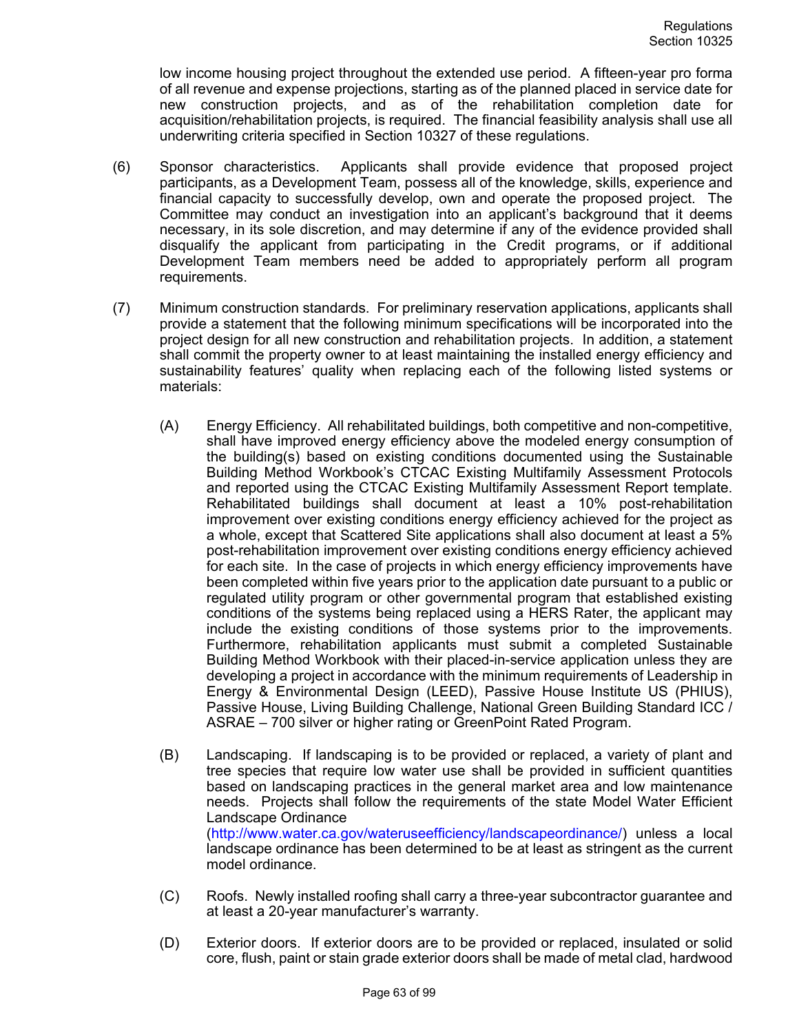low income housing project throughout the extended use period. A fifteen-year pro forma of all revenue and expense projections, starting as of the planned placed in service date for new construction projects, and as of the rehabilitation completion date for acquisition/rehabilitation projects, is required. The financial feasibility analysis shall use all underwriting criteria specified in Section 10327 of these regulations.

(6) Sponsor characteristics. Applicants shall provide evidence that proposed project participants, as a Development Team, possess all of the knowledge, skills, experience and financial capacity to successfully develop, own and operate the proposed project. The Committee may conduct an investigation into an applicant's background that it deems necessary, in its sole discretion, and may determine if any of the evidence provided shall disqualify the applicant from participating in the Credit programs, or if additional Development Team members need be added to appropriately perform all program requirements.

(7) Minimum construction standards. For preliminary reservation applications, applicants shall provide a statement that the following minimum specifications will be incorporated into the project design for all new construction and rehabilitation projects. In addition, a statement shall commit the property owner to at least maintaining the installed energy efficiency and sustainability features' quality when replacing each of the following listed systems or materials:

(A) Energy Efficiency. All rehabilitated buildings, both competitive and non-competitive, shall have improved energy efficiency above the modeled energy consumption of the building(s) based on existing conditions documented using the Sustainable Building Method Workbook's CTCAC Existing Multifamily Assessment Protocols and reported using the CTCAC Existing Multifamily Assessment Report template. Rehabilitated buildings shall document at least a 10% post-rehabilitation improvement over existing conditions energy efficiency achieved for the project as a whole, except that Scattered Site applications shall also document at least a 5% post-rehabilitation improvement over existing conditions energy efficiency achieved for each site. In the case of projects in which energy efficiency improvements have been completed within five years prior to the application date pursuant to a public or regulated utility program or other governmental program that established existing conditions of the systems being replaced using a HERS Rater, the applicant may include the existing conditions of those systems prior to the improvements. Furthermore, rehabilitation applicants must submit a completed Sustainable Building Method Workbook with their placed-in-service application unless they are developing a project in accordance with the minimum requirements of Leadership in Energy & Environmental Design (LEED), Passive House Institute US (PHIUS), Passive House, Living Building Challenge, National Green Building Standard ICC / ASRAE – 700 silver or higher rating or GreenPoint Rated Program.

(B) Landscaping. If landscaping is to be provided or replaced, a variety of plant and tree species that require low water use shall be provided in sufficient quantities based on landscaping practices in the general market area and low maintenance needs. Projects shall follow the requirements of the state Model Water Efficient Landscape Ordinance (http://www.water.ca.gov/wateruseefficiency/landscapeordinance/) unless a local landscape ordinance has been determined to be at least as stringent as the current model ordinance.

(C) Roofs. Newly installed roofing shall carry a three-year subcontractor guarantee and at least a 20-year manufacturer's warranty.

(D) Exterior doors. If exterior doors are to be provided or replaced, insulated or solid core, flush, paint or stain grade exterior doors shall be made of metal clad, hardwood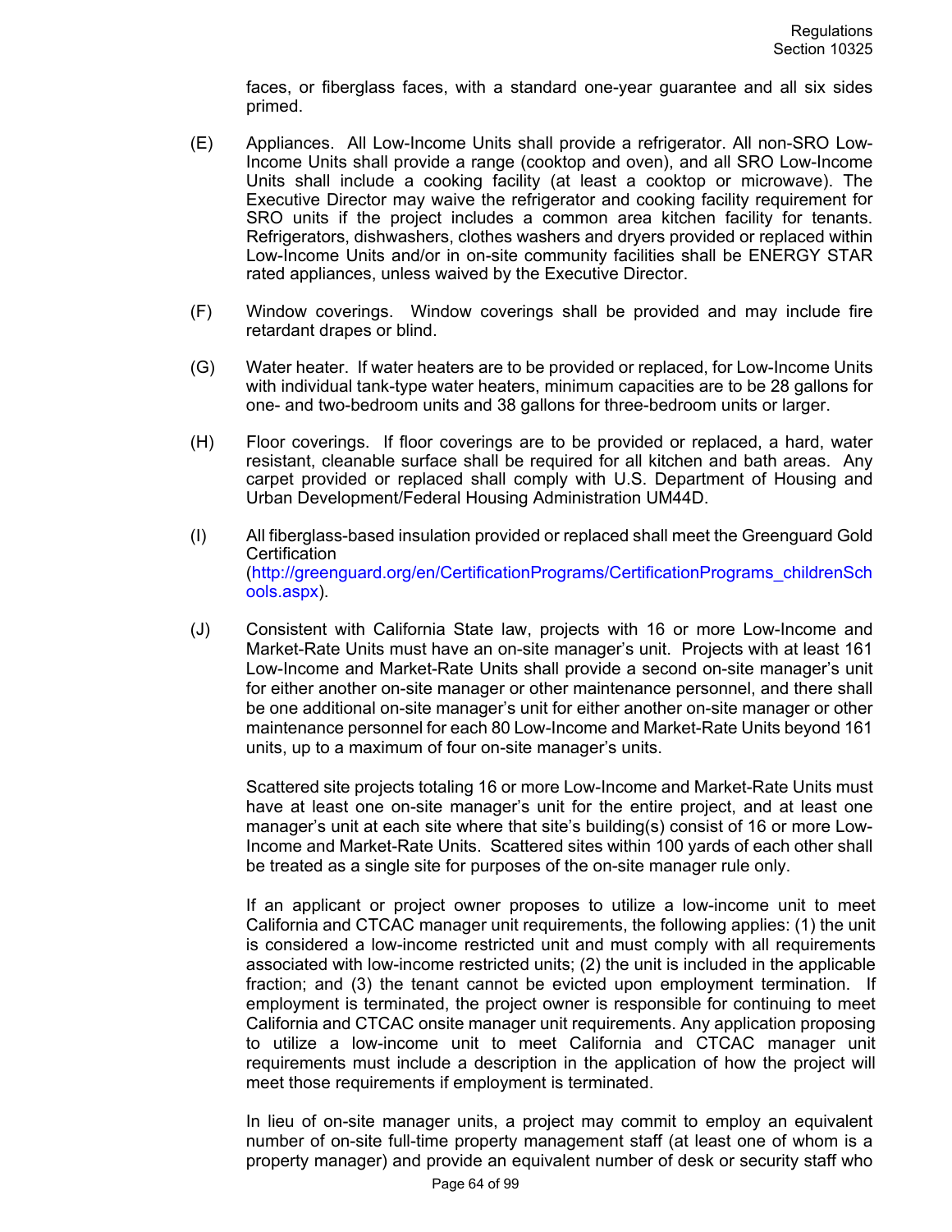faces, or fiberglass faces, with a standard one-year guarantee and all six sides primed.

(E) Appliances. All Low-Income Units shall provide a refrigerator. All non-SRO Low-Income Units shall provide a range (cooktop and oven), and all SRO Low-Income Units shall include a cooking facility (at least a cooktop or microwave). The Executive Director may waive the refrigerator and cooking facility requirement for SRO units if the project includes a common area kitchen facility for tenants. Refrigerators, dishwashers, clothes washers and dryers provided or replaced within Low-Income Units and/or in on-site community facilities shall be ENERGY STAR rated appliances, unless waived by the Executive Director.

(F) Window coverings. Window coverings shall be provided and may include fire retardant drapes or blind.

(G) Water heater. If water heaters are to be provided or replaced, for Low-Income Units with individual tank-type water heaters, minimum capacities are to be 28 gallons for one- and two-bedroom units and 38 gallons for three-bedroom units or larger.

(H) Floor coverings. If floor coverings are to be provided or replaced, a hard, water resistant, cleanable surface shall be required for all kitchen and bath areas. Any carpet provided or replaced shall comply with U.S. Department of Housing and Urban Development/Federal Housing Administration UM44D.

(I) All fiberglass-based insulation provided or replaced shall meet the Greenguard Gold Certification (http://greenguard.org/en/CertificationPrograms/CertificationPrograms_childrenSchools.aspx).

(J) Consistent with California State law, projects with 16 or more Low-Income and Market-Rate Units must have an on-site manager's unit. Projects with at least 161 Low-Income and Market-Rate Units shall provide a second on-site manager's unit for either another on-site manager or other maintenance personnel, and there shall be one additional on-site manager's unit for either another on-site manager or other maintenance personnel for each 80 Low-Income and Market-Rate Units beyond 161 units, up to a maximum of four on-site manager's units.

Scattered site projects totaling 16 or more Low-Income and Market-Rate Units must have at least one on-site manager's unit for the entire project, and at least one manager's unit at each site where that site's building(s) consist of 16 or more Low-Income and Market-Rate Units. Scattered sites within 100 yards of each other shall be treated as a single site for purposes of the on-site manager rule only.

If an applicant or project owner proposes to utilize a low-income unit to meet California and CTCAC manager unit requirements, the following applies: (1) the unit is considered a low-income restricted unit and must comply with all requirements associated with low-income restricted units; (2) the unit is included in the applicable fraction; and (3) the tenant cannot be evicted upon employment termination. If employment is terminated, the project owner is responsible for continuing to meet California and CTCAC onsite manager unit requirements. Any application proposing to utilize a low-income unit to meet California and CTCAC manager unit requirements must include a description in the application of how the project will meet those requirements if employment is terminated.

In lieu of on-site manager units, a project may commit to employ an equivalent number of on-site full-time property management staff (at least one of whom is a property manager) and provide an equivalent number of desk or security staff who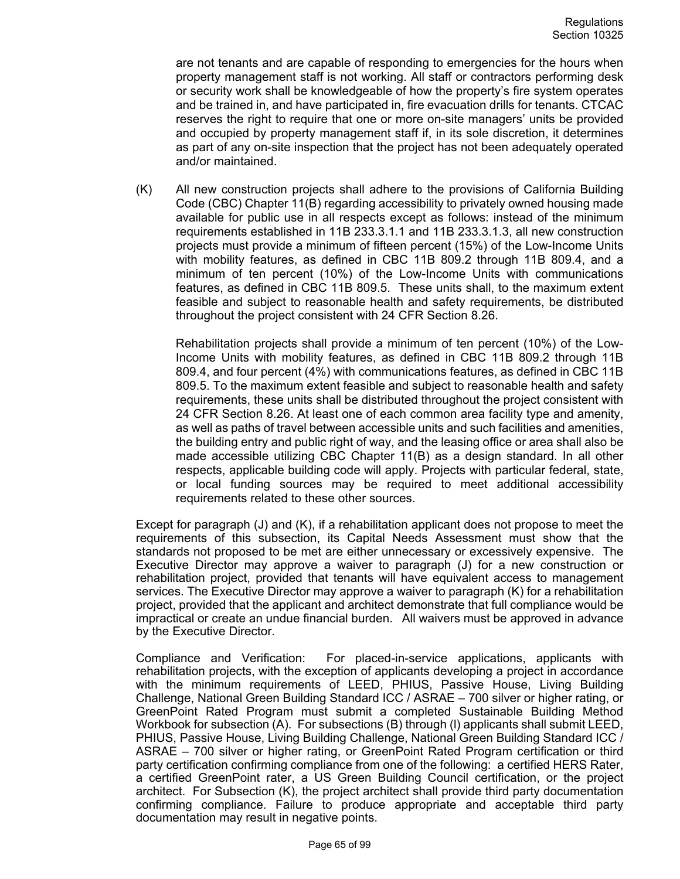are not tenants and are capable of responding to emergencies for the hours when property management staff is not working. All staff or contractors performing desk or security work shall be knowledgeable of how the property's fire system operates and be trained in, and have participated in, fire evacuation drills for tenants. CTCAC reserves the right to require that one or more on-site managers' units be provided and occupied by property management staff if, in its sole discretion, it determines as part of any on-site inspection that the project has not been adequately operated and/or maintained.

(K) All new construction projects shall adhere to the provisions of California Building Code (CBC) Chapter 11(B) regarding accessibility to privately owned housing made available for public use in all respects except as follows: instead of the minimum requirements established in 11B 233.3.1.1 and 11B 233.3.1.3, all new construction projects must provide a minimum of fifteen percent (15%) of the Low-Income Units with mobility features, as defined in CBC 11B 809.2 through 11B 809.4, and a minimum of ten percent (10%) of the Low-Income Units with communications features, as defined in CBC 11B 809.5. These units shall, to the maximum extent feasible and subject to reasonable health and safety requirements, be distributed throughout the project consistent with 24 CFR Section 8.26.

Rehabilitation projects shall provide a minimum of ten percent (10%) of the Low-Income Units with mobility features, as defined in CBC 11B 809.2 through 11B 809.4, and four percent (4%) with communications features, as defined in CBC 11B 809.5. To the maximum extent feasible and subject to reasonable health and safety requirements, these units shall be distributed throughout the project consistent with 24 CFR Section 8.26. At least one of each common area facility type and amenity, as well as paths of travel between accessible units and such facilities and amenities, the building entry and public right of way, and the leasing office or area shall also be made accessible utilizing CBC Chapter 11(B) as a design standard. In all other respects, applicable building code will apply. Projects with particular federal, state, or local funding sources may be required to meet additional accessibility requirements related to these other sources.

Except for paragraph (J) and (K), if a rehabilitation applicant does not propose to meet the requirements of this subsection, its Capital Needs Assessment must show that the standards not proposed to be met are either unnecessary or excessively expensive. The Executive Director may approve a waiver to paragraph (J) for a new construction or rehabilitation project, provided that tenants will have equivalent access to management services. The Executive Director may approve a waiver to paragraph (K) for a rehabilitation project, provided that the applicant and architect demonstrate that full compliance would be impractical or create an undue financial burden. All waivers must be approved in advance by the Executive Director.

Compliance and Verification: For placed-in-service applications, applicants with rehabilitation projects, with the exception of applicants developing a project in accordance with the minimum requirements of LEED, PHIUS, Passive House, Living Building Challenge, National Green Building Standard ICC / ASRAE – 700 silver or higher rating, or GreenPoint Rated Program must submit a completed Sustainable Building Method Workbook for subsection (A). For subsections (B) through (I) applicants shall submit LEED, PHIUS, Passive House, Living Building Challenge, National Green Building Standard ICC / ASRAE – 700 silver or higher rating, or GreenPoint Rated Program certification or third party certification confirming compliance from one of the following: a certified HERS Rater, a certified GreenPoint rater, a US Green Building Council certification, or the project architect. For Subsection (K), the project architect shall provide third party documentation confirming compliance. Failure to produce appropriate and acceptable third party documentation may result in negative points.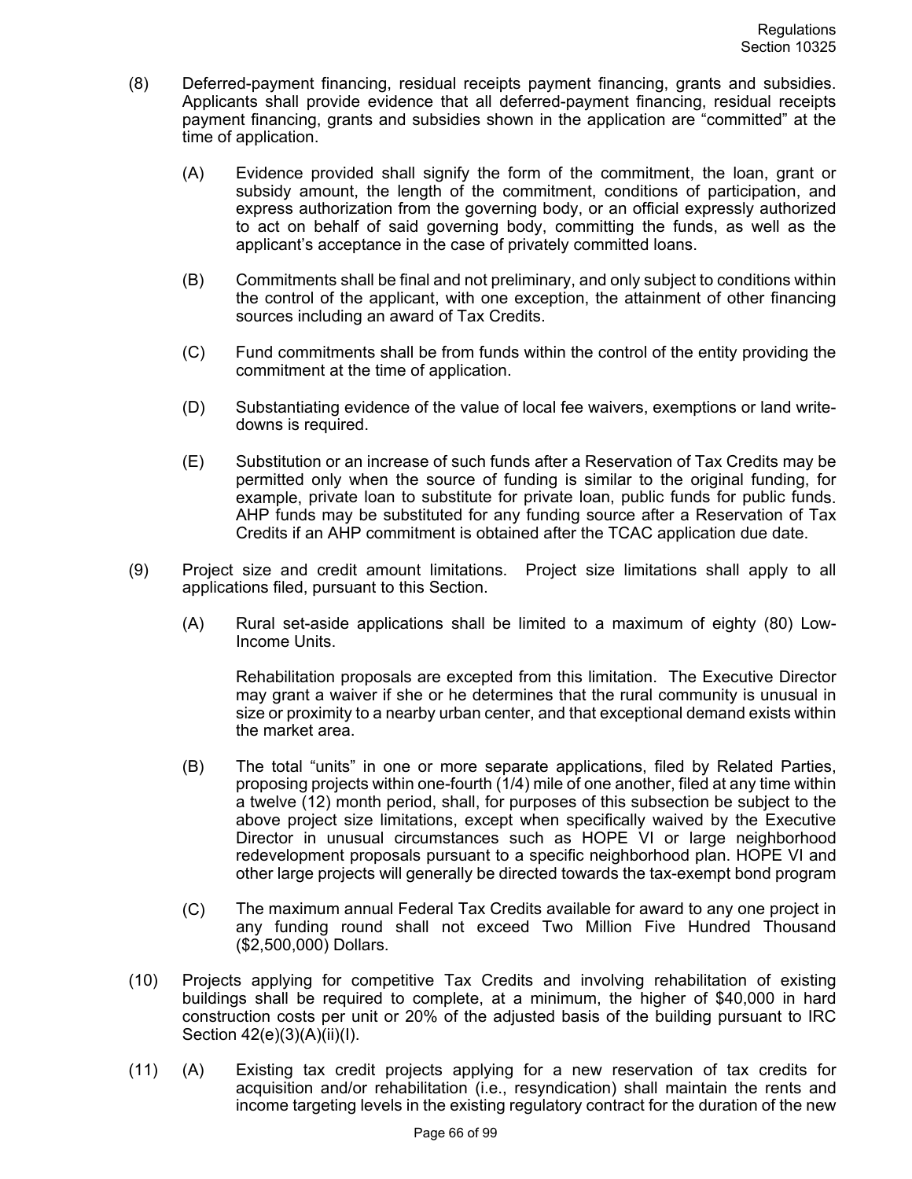(8) Deferred-payment financing, residual receipts payment financing, grants and subsidies. Applicants shall provide evidence that all deferred-payment financing, residual receipts payment financing, grants and subsidies shown in the application are "committed" at the time of application.

(A) Evidence provided shall signify the form of the commitment, the loan, grant or subsidy amount, the length of the commitment, conditions of participation, and express authorization from the governing body, or an official expressly authorized to act on behalf of said governing body, committing the funds, as well as the applicant's acceptance in the case of privately committed loans.

(B) Commitments shall be final and not preliminary, and only subject to conditions within the control of the applicant, with one exception, the attainment of other financing sources including an award of Tax Credits.

(C) Fund commitments shall be from funds within the control of the entity providing the commitment at the time of application.

(D) Substantiating evidence of the value of local fee waivers, exemptions or land write-downs is required.

(E) Substitution or an increase of such funds after a Reservation of Tax Credits may be permitted only when the source of funding is similar to the original funding, for example, private loan to substitute for private loan, public funds for public funds. AHP funds may be substituted for any funding source after a Reservation of Tax Credits if an AHP commitment is obtained after the TCAC application due date.

(9) Project size and credit amount limitations. Project size limitations shall apply to all applications filed, pursuant to this Section.

(A) Rural set-aside applications shall be limited to a maximum of eighty (80) Low-Income Units.

Rehabilitation proposals are excepted from this limitation. The Executive Director may grant a waiver if she or he determines that the rural community is unusual in size or proximity to a nearby urban center, and that exceptional demand exists within the market area.

(B) The total "units" in one or more separate applications, filed by Related Parties, proposing projects within one-fourth (1/4) mile of one another, filed at any time within a twelve (12) month period, shall, for purposes of this subsection be subject to the above project size limitations, except when specifically waived by the Executive Director in unusual circumstances such as HOPE VI or large neighborhood redevelopment proposals pursuant to a specific neighborhood plan. HOPE VI and other large projects will generally be directed towards the tax-exempt bond program

(C) The maximum annual Federal Tax Credits available for award to any one project in any funding round shall not exceed Two Million Five Hundred Thousand ($2,500,000) Dollars.

(10) Projects applying for competitive Tax Credits and involving rehabilitation of existing buildings shall be required to complete, at a minimum, the higher of $40,000 in hard construction costs per unit or 20% of the adjusted basis of the building pursuant to IRC Section 42(e)(3)(A)(ii)(I).

(11) (A) Existing tax credit projects applying for a new reservation of tax credits for acquisition and/or rehabilitation (i.e., resyndication) shall maintain the rents and income targeting levels in the existing regulatory contract for the duration of the new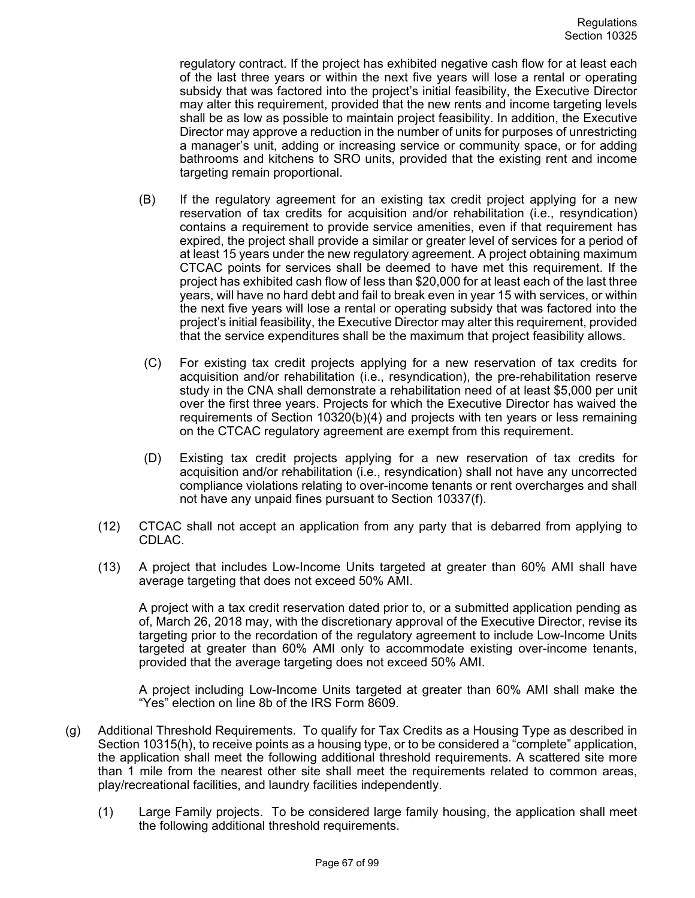regulatory contract. If the project has exhibited negative cash flow for at least each of the last three years or within the next five years will lose a rental or operating subsidy that was factored into the project's initial feasibility, the Executive Director may alter this requirement, provided that the new rents and income targeting levels shall be as low as possible to maintain project feasibility. In addition, the Executive Director may approve a reduction in the number of units for purposes of unrestricting a manager's unit, adding or increasing service or community space, or for adding bathrooms and kitchens to SRO units, provided that the existing rent and income targeting remain proportional.

(B) If the regulatory agreement for an existing tax credit project applying for a new reservation of tax credits for acquisition and/or rehabilitation (i.e., resyndication) contains a requirement to provide service amenities, even if that requirement has expired, the project shall provide a similar or greater level of services for a period of at least 15 years under the new regulatory agreement. A project obtaining maximum CTCAC points for services shall be deemed to have met this requirement. If the project has exhibited cash flow of less than $20,000 for at least each of the last three years, will have no hard debt and fail to break even in year 15 with services, or within the next five years will lose a rental or operating subsidy that was factored into the project's initial feasibility, the Executive Director may alter this requirement, provided that the service expenditures shall be the maximum that project feasibility allows.

(C) For existing tax credit projects applying for a new reservation of tax credits for acquisition and/or rehabilitation (i.e., resyndication), the pre-rehabilitation reserve study in the CNA shall demonstrate a rehabilitation need of at least $5,000 per unit over the first three years. Projects for which the Executive Director has waived the requirements of Section 10320(b)(4) and projects with ten years or less remaining on the CTCAC regulatory agreement are exempt from this requirement.

(D) Existing tax credit projects applying for a new reservation of tax credits for acquisition and/or rehabilitation (i.e., resyndication) shall not have any uncorrected compliance violations relating to over-income tenants or rent overcharges and shall not have any unpaid fines pursuant to Section 10337(f).

(12) CTCAC shall not accept an application from any party that is debarred from applying to CDLAC.

(13) A project that includes Low-Income Units targeted at greater than 60% AMI shall have average targeting that does not exceed 50% AMI.

A project with a tax credit reservation dated prior to, or a submitted application pending as of, March 26, 2018 may, with the discretionary approval of the Executive Director, revise its targeting prior to the recordation of the regulatory agreement to include Low-Income Units targeted at greater than 60% AMI only to accommodate existing over-income tenants, provided that the average targeting does not exceed 50% AMI.

A project including Low-Income Units targeted at greater than 60% AMI shall make the "Yes" election on line 8b of the IRS Form 8609.

(g) Additional Threshold Requirements. To qualify for Tax Credits as a Housing Type as described in Section 10315(h), to receive points as a housing type, or to be considered a "complete" application, the application shall meet the following additional threshold requirements. A scattered site more than 1 mile from the nearest other site shall meet the requirements related to common areas, play/recreational facilities, and laundry facilities independently.

(1) Large Family projects. To be considered large family housing, the application shall meet the following additional threshold requirements.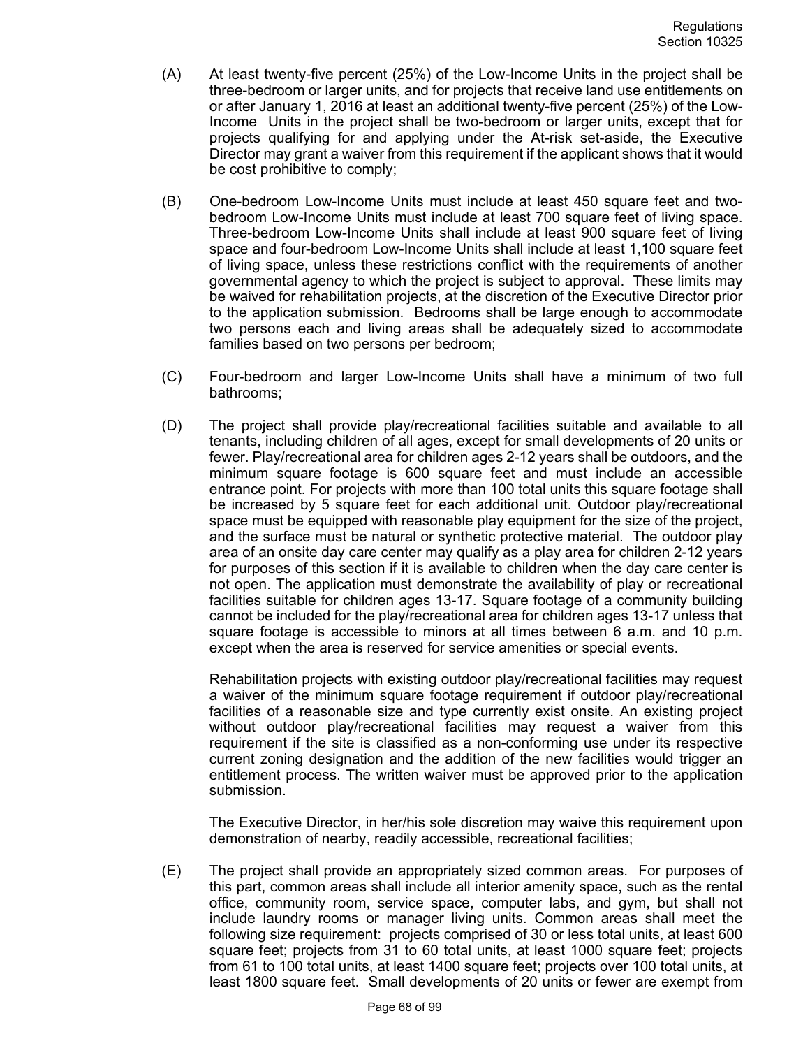(A) At least twenty-five percent (25%) of the Low-Income Units in the project shall be three-bedroom or larger units, and for projects that receive land use entitlements on or after January 1, 2016 at least an additional twenty-five percent (25%) of the Low-Income Units in the project shall be two-bedroom or larger units, except that for projects qualifying for and applying under the At-risk set-aside, the Executive Director may grant a waiver from this requirement if the applicant shows that it would be cost prohibitive to comply;

(B) One-bedroom Low-Income Units must include at least 450 square feet and two-bedroom Low-Income Units must include at least 700 square feet of living space. Three-bedroom Low-Income Units shall include at least 900 square feet of living space and four-bedroom Low-Income Units shall include at least 1,100 square feet of living space, unless these restrictions conflict with the requirements of another governmental agency to which the project is subject to approval. These limits may be waived for rehabilitation projects, at the discretion of the Executive Director prior to the application submission. Bedrooms shall be large enough to accommodate two persons each and living areas shall be adequately sized to accommodate families based on two persons per bedroom;

(C) Four-bedroom and larger Low-Income Units shall have a minimum of two full bathrooms;

(D) The project shall provide play/recreational facilities suitable and available to all tenants, including children of all ages, except for small developments of 20 units or fewer. Play/recreational area for children ages 2-12 years shall be outdoors, and the minimum square footage is 600 square feet and must include an accessible entrance point. For projects with more than 100 total units this square footage shall be increased by 5 square feet for each additional unit. Outdoor play/recreational space must be equipped with reasonable play equipment for the size of the project, and the surface must be natural or synthetic protective material. The outdoor play area of an onsite day care center may qualify as a play area for children 2-12 years for purposes of this section if it is available to children when the day care center is not open. The application must demonstrate the availability of play or recreational facilities suitable for children ages 13-17. Square footage of a community building cannot be included for the play/recreational area for children ages 13-17 unless that square footage is accessible to minors at all times between 6 a.m. and 10 p.m. except when the area is reserved for service amenities or special events.

Rehabilitation projects with existing outdoor play/recreational facilities may request a waiver of the minimum square footage requirement if outdoor play/recreational facilities of a reasonable size and type currently exist onsite. An existing project without outdoor play/recreational facilities may request a waiver from this requirement if the site is classified as a non-conforming use under its respective current zoning designation and the addition of the new facilities would trigger an entitlement process. The written waiver must be approved prior to the application submission.

The Executive Director, in her/his sole discretion may waive this requirement upon demonstration of nearby, readily accessible, recreational facilities;

(E) The project shall provide an appropriately sized common areas. For purposes of this part, common areas shall include all interior amenity space, such as the rental office, community room, service space, computer labs, and gym, but shall not include laundry rooms or manager living units. Common areas shall meet the following size requirement: projects comprised of 30 or less total units, at least 600 square feet; projects from 31 to 60 total units, at least 1000 square feet; projects from 61 to 100 total units, at least 1400 square feet; projects over 100 total units, at least 1800 square feet. Small developments of 20 units or fewer are exempt from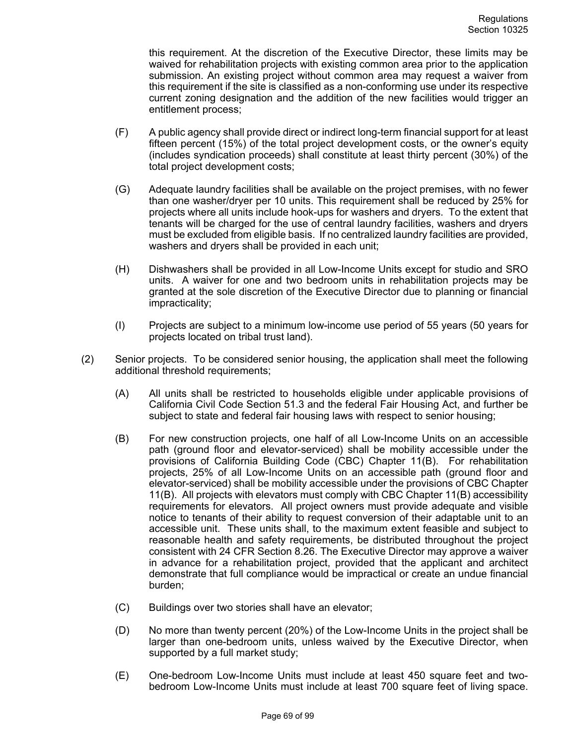this requirement. At the discretion of the Executive Director, these limits may be waived for rehabilitation projects with existing common area prior to the application submission. An existing project without common area may request a waiver from this requirement if the site is classified as a non-conforming use under its respective current zoning designation and the addition of the new facilities would trigger an entitlement process;

(F) A public agency shall provide direct or indirect long-term financial support for at least fifteen percent (15%) of the total project development costs, or the owner's equity (includes syndication proceeds) shall constitute at least thirty percent (30%) of the total project development costs;

(G) Adequate laundry facilities shall be available on the project premises, with no fewer than one washer/dryer per 10 units. This requirement shall be reduced by 25% for projects where all units include hook-ups for washers and dryers. To the extent that tenants will be charged for the use of central laundry facilities, washers and dryers must be excluded from eligible basis. If no centralized laundry facilities are provided, washers and dryers shall be provided in each unit;

(H) Dishwashers shall be provided in all Low-Income Units except for studio and SRO units. A waiver for one and two bedroom units in rehabilitation projects may be granted at the sole discretion of the Executive Director due to planning or financial impracticality;

(I) Projects are subject to a minimum low-income use period of 55 years (50 years for projects located on tribal trust land).

(2) Senior projects. To be considered senior housing, the application shall meet the following additional threshold requirements;

(A) All units shall be restricted to households eligible under applicable provisions of California Civil Code Section 51.3 and the federal Fair Housing Act, and further be subject to state and federal fair housing laws with respect to senior housing;

(B) For new construction projects, one half of all Low-Income Units on an accessible path (ground floor and elevator-serviced) shall be mobility accessible under the provisions of California Building Code (CBC) Chapter 11(B). For rehabilitation projects, 25% of all Low-Income Units on an accessible path (ground floor and elevator-serviced) shall be mobility accessible under the provisions of CBC Chapter 11(B). All projects with elevators must comply with CBC Chapter 11(B) accessibility requirements for elevators. All project owners must provide adequate and visible notice to tenants of their ability to request conversion of their adaptable unit to an accessible unit. These units shall, to the maximum extent feasible and subject to reasonable health and safety requirements, be distributed throughout the project consistent with 24 CFR Section 8.26. The Executive Director may approve a waiver in advance for a rehabilitation project, provided that the applicant and architect demonstrate that full compliance would be impractical or create an undue financial burden;

(C) Buildings over two stories shall have an elevator;

(D) No more than twenty percent (20%) of the Low-Income Units in the project shall be larger than one-bedroom units, unless waived by the Executive Director, when supported by a full market study;

(E) One-bedroom Low-Income Units must include at least 450 square feet and two-bedroom Low-Income Units must include at least 700 square feet of living space.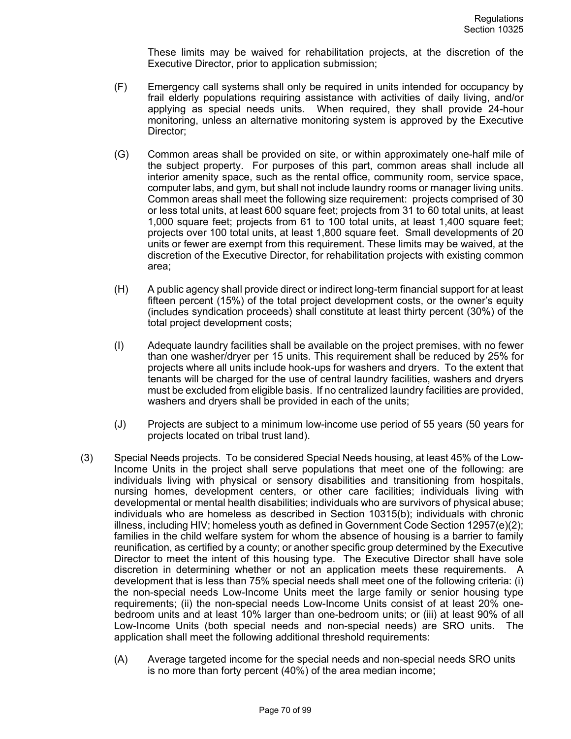These limits may be waived for rehabilitation projects, at the discretion of the Executive Director, prior to application submission;

(F) Emergency call systems shall only be required in units intended for occupancy by frail elderly populations requiring assistance with activities of daily living, and/or applying as special needs units. When required, they shall provide 24-hour monitoring, unless an alternative monitoring system is approved by the Executive Director;

(G) Common areas shall be provided on site, or within approximately one-half mile of the subject property. For purposes of this part, common areas shall include all interior amenity space, such as the rental office, community room, service space, computer labs, and gym, but shall not include laundry rooms or manager living units. Common areas shall meet the following size requirement: projects comprised of 30 or less total units, at least 600 square feet; projects from 31 to 60 total units, at least 1,000 square feet; projects from 61 to 100 total units, at least 1,400 square feet; projects over 100 total units, at least 1,800 square feet. Small developments of 20 units or fewer are exempt from this requirement. These limits may be waived, at the discretion of the Executive Director, for rehabilitation projects with existing common area;

(H) A public agency shall provide direct or indirect long-term financial support for at least fifteen percent (15%) of the total project development costs, or the owner's equity (includes syndication proceeds) shall constitute at least thirty percent (30%) of the total project development costs;

(I) Adequate laundry facilities shall be available on the project premises, with no fewer than one washer/dryer per 15 units. This requirement shall be reduced by 25% for projects where all units include hook-ups for washers and dryers. To the extent that tenants will be charged for the use of central laundry facilities, washers and dryers must be excluded from eligible basis. If no centralized laundry facilities are provided, washers and dryers shall be provided in each of the units;

(J) Projects are subject to a minimum low-income use period of 55 years (50 years for projects located on tribal trust land).

(3) Special Needs projects. To be considered Special Needs housing, at least 45% of the Low-Income Units in the project shall serve populations that meet one of the following: are individuals living with physical or sensory disabilities and transitioning from hospitals, nursing homes, development centers, or other care facilities; individuals living with developmental or mental health disabilities; individuals who are survivors of physical abuse; individuals who are homeless as described in Section 10315(b); individuals with chronic illness, including HIV; homeless youth as defined in Government Code Section 12957(e)(2); families in the child welfare system for whom the absence of housing is a barrier to family reunification, as certified by a county; or another specific group determined by the Executive Director to meet the intent of this housing type. The Executive Director shall have sole discretion in determining whether or not an application meets these requirements. A development that is less than 75% special needs shall meet one of the following criteria: (i) the non-special needs Low-Income Units meet the large family or senior housing type requirements; (ii) the non-special needs Low-Income Units consist of at least 20% one-bedroom units and at least 10% larger than one-bedroom units; or (iii) at least 90% of all Low-Income Units (both special needs and non-special needs) are SRO units. The application shall meet the following additional threshold requirements:

(A) Average targeted income for the special needs and non-special needs SRO units is no more than forty percent (40%) of the area median income;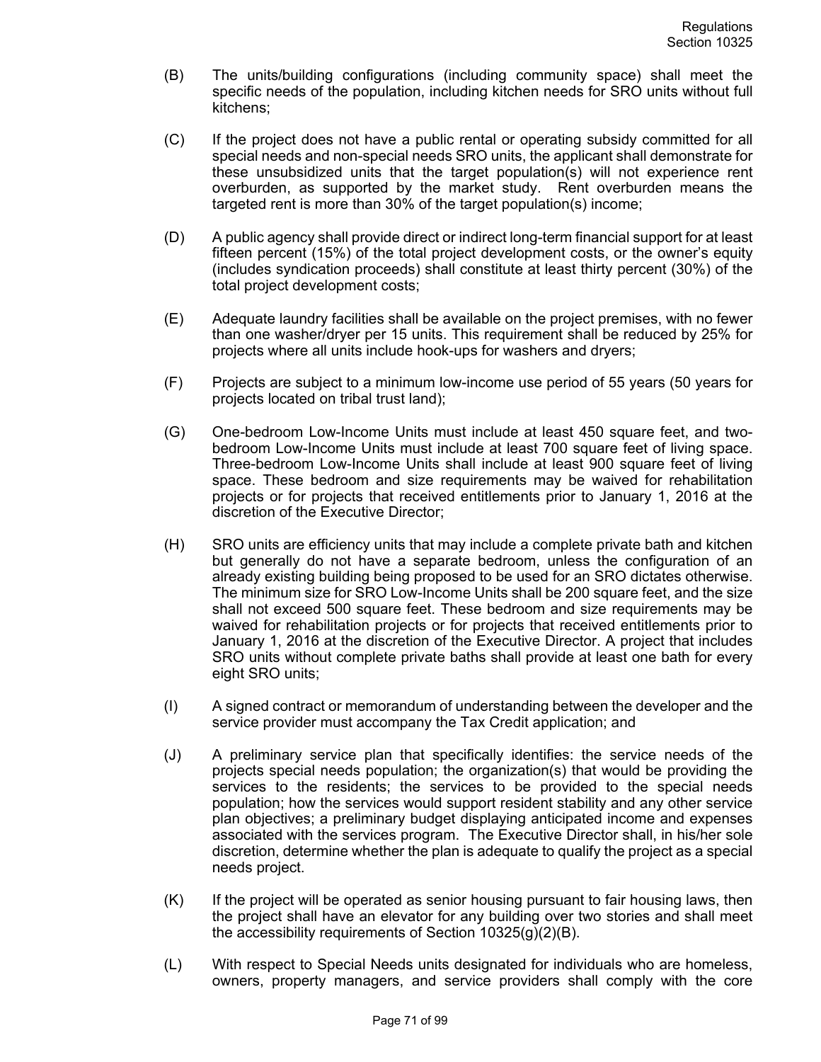(B) The units/building configurations (including community space) shall meet the specific needs of the population, including kitchen needs for SRO units without full kitchens;

(C) If the project does not have a public rental or operating subsidy committed for all special needs and non-special needs SRO units, the applicant shall demonstrate for these unsubsidized units that the target population(s) will not experience rent overburden, as supported by the market study. Rent overburden means the targeted rent is more than 30% of the target population(s) income;

(D) A public agency shall provide direct or indirect long-term financial support for at least fifteen percent (15%) of the total project development costs, or the owner's equity (includes syndication proceeds) shall constitute at least thirty percent (30%) of the total project development costs;

(E) Adequate laundry facilities shall be available on the project premises, with no fewer than one washer/dryer per 15 units. This requirement shall be reduced by 25% for projects where all units include hook-ups for washers and dryers;

(F) Projects are subject to a minimum low-income use period of 55 years (50 years for projects located on tribal trust land);

(G) One-bedroom Low-Income Units must include at least 450 square feet, and two-bedroom Low-Income Units must include at least 700 square feet of living space. Three-bedroom Low-Income Units shall include at least 900 square feet of living space. These bedroom and size requirements may be waived for rehabilitation projects or for projects that received entitlements prior to January 1, 2016 at the discretion of the Executive Director;

(H) SRO units are efficiency units that may include a complete private bath and kitchen but generally do not have a separate bedroom, unless the configuration of an already existing building being proposed to be used for an SRO dictates otherwise. The minimum size for SRO Low-Income Units shall be 200 square feet, and the size shall not exceed 500 square feet. These bedroom and size requirements may be waived for rehabilitation projects or for projects that received entitlements prior to January 1, 2016 at the discretion of the Executive Director. A project that includes SRO units without complete private baths shall provide at least one bath for every eight SRO units;

(I) A signed contract or memorandum of understanding between the developer and the service provider must accompany the Tax Credit application; and

(J) A preliminary service plan that specifically identifies: the service needs of the projects special needs population; the organization(s) that would be providing the services to the residents; the services to be provided to the special needs population; how the services would support resident stability and any other service plan objectives; a preliminary budget displaying anticipated income and expenses associated with the services program. The Executive Director shall, in his/her sole discretion, determine whether the plan is adequate to qualify the project as a special needs project.

(K) If the project will be operated as senior housing pursuant to fair housing laws, then the project shall have an elevator for any building over two stories and shall meet the accessibility requirements of Section 10325(g)(2)(B).

(L) With respect to Special Needs units designated for individuals who are homeless, owners, property managers, and service providers shall comply with the core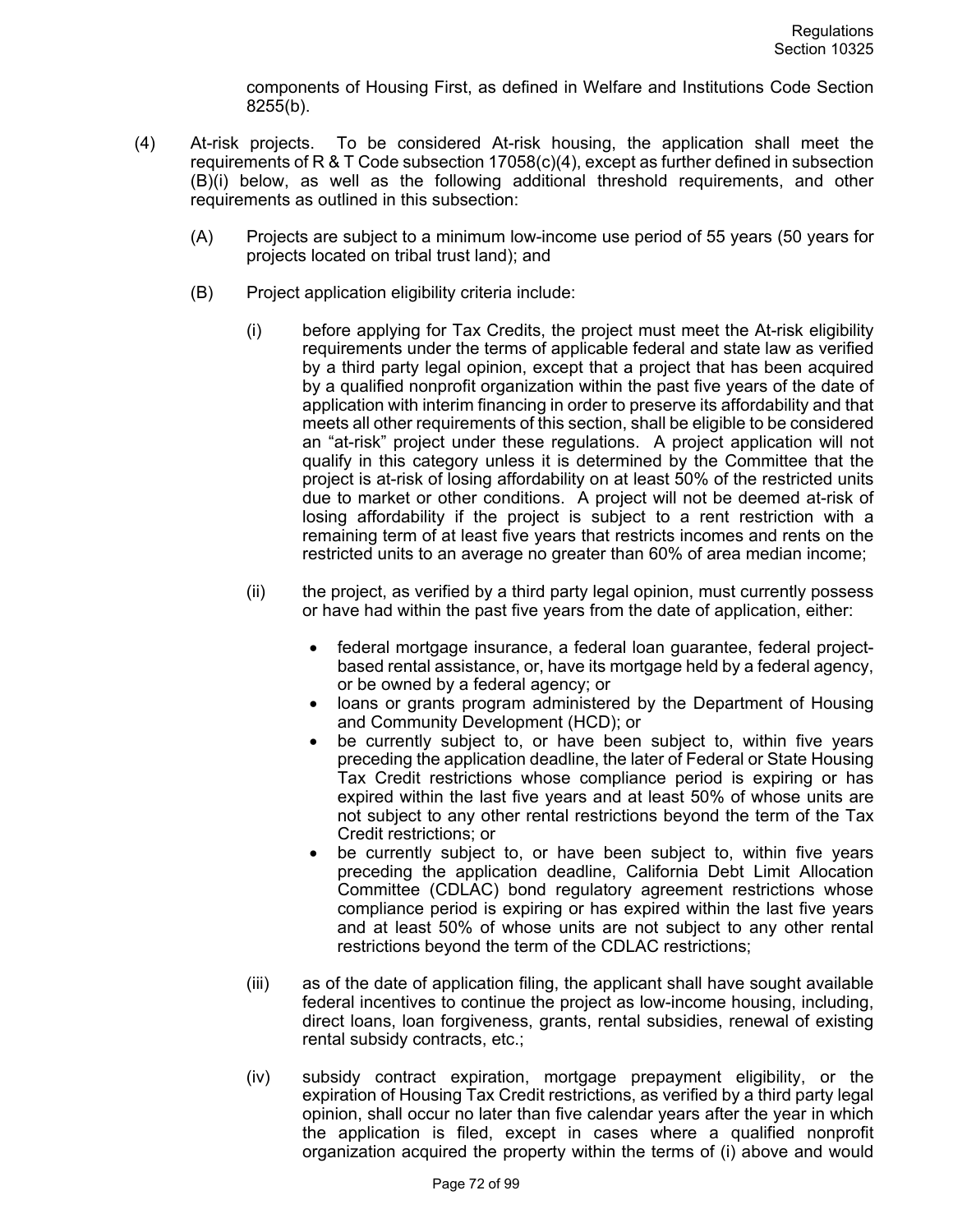components of Housing First, as defined in Welfare and Institutions Code Section 8255(b).

(4) At-risk projects. To be considered At-risk housing, the application shall meet the requirements of R & T Code subsection 17058(c)(4), except as further defined in subsection (B)(i) below, as well as the following additional threshold requirements, and other requirements as outlined in this subsection:

(A) Projects are subject to a minimum low-income use period of 55 years (50 years for projects located on tribal trust land); and

(B) Project application eligibility criteria include:

(i) before applying for Tax Credits, the project must meet the At-risk eligibility requirements under the terms of applicable federal and state law as verified by a third party legal opinion, except that a project that has been acquired by a qualified nonprofit organization within the past five years of the date of application with interim financing in order to preserve its affordability and that meets all other requirements of this section, shall be eligible to be considered an "at-risk" project under these regulations. A project application will not qualify in this category unless it is determined by the Committee that the project is at-risk of losing affordability on at least 50% of the restricted units due to market or other conditions. A project will not be deemed at-risk of losing affordability if the project is subject to a rent restriction with a remaining term of at least five years that restricts incomes and rents on the restricted units to an average no greater than 60% of area median income;

(ii) the project, as verified by a third party legal opinion, must currently possess or have had within the past five years from the date of application, either:

- federal mortgage insurance, a federal loan guarantee, federal project-based rental assistance, or, have its mortgage held by a federal agency, or be owned by a federal agency; or
- loans or grants program administered by the Department of Housing and Community Development (HCD); or
- be currently subject to, or have been subject to, within five years preceding the application deadline, the later of Federal or State Housing Tax Credit restrictions whose compliance period is expiring or has expired within the last five years and at least 50% of whose units are not subject to any other rental restrictions beyond the term of the Tax Credit restrictions; or
- be currently subject to, or have been subject to, within five years preceding the application deadline, California Debt Limit Allocation Committee (CDLAC) bond regulatory agreement restrictions whose compliance period is expiring or has expired within the last five years and at least 50% of whose units are not subject to any other rental restrictions beyond the term of the CDLAC restrictions;

(iii) as of the date of application filing, the applicant shall have sought available federal incentives to continue the project as low-income housing, including, direct loans, loan forgiveness, grants, rental subsidies, renewal of existing rental subsidy contracts, etc.;

(iv) subsidy contract expiration, mortgage prepayment eligibility, or the expiration of Housing Tax Credit restrictions, as verified by a third party legal opinion, shall occur no later than five calendar years after the year in which the application is filed, except in cases where a qualified nonprofit organization acquired the property within the terms of (i) above and would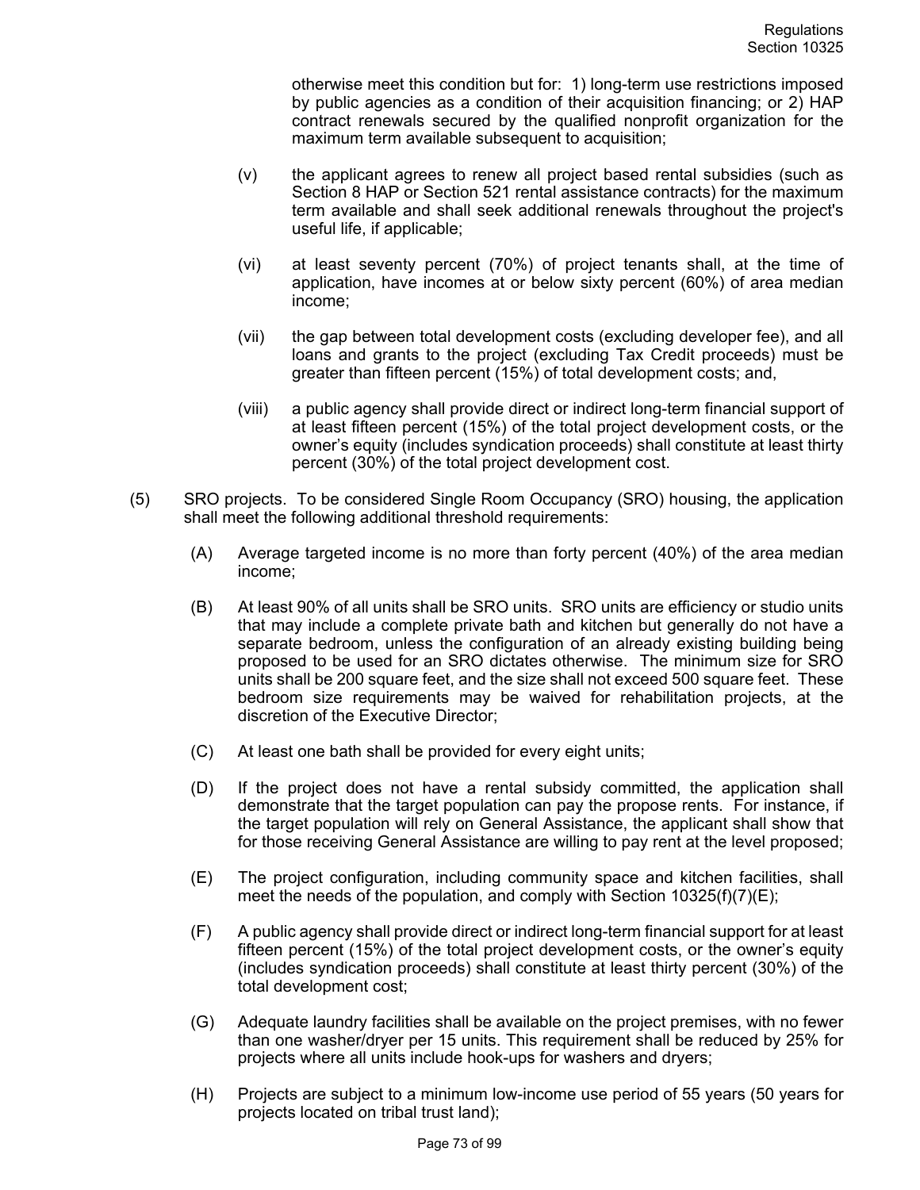otherwise meet this condition but for: 1) long-term use restrictions imposed by public agencies as a condition of their acquisition financing; or 2) HAP contract renewals secured by the qualified nonprofit organization for the maximum term available subsequent to acquisition;

(v) the applicant agrees to renew all project based rental subsidies (such as Section 8 HAP or Section 521 rental assistance contracts) for the maximum term available and shall seek additional renewals throughout the project's useful life, if applicable;

(vi) at least seventy percent (70%) of project tenants shall, at the time of application, have incomes at or below sixty percent (60%) of area median income;

(vii) the gap between total development costs (excluding developer fee), and all loans and grants to the project (excluding Tax Credit proceeds) must be greater than fifteen percent (15%) of total development costs; and,

(viii) a public agency shall provide direct or indirect long-term financial support of at least fifteen percent (15%) of the total project development costs, or the owner's equity (includes syndication proceeds) shall constitute at least thirty percent (30%) of the total project development cost.

(5) SRO projects. To be considered Single Room Occupancy (SRO) housing, the application shall meet the following additional threshold requirements:

(A) Average targeted income is no more than forty percent (40%) of the area median income;

(B) At least 90% of all units shall be SRO units. SRO units are efficiency or studio units that may include a complete private bath and kitchen but generally do not have a separate bedroom, unless the configuration of an already existing building being proposed to be used for an SRO dictates otherwise. The minimum size for SRO units shall be 200 square feet, and the size shall not exceed 500 square feet. These bedroom size requirements may be waived for rehabilitation projects, at the discretion of the Executive Director;

(C) At least one bath shall be provided for every eight units;

(D) If the project does not have a rental subsidy committed, the application shall demonstrate that the target population can pay the propose rents. For instance, if the target population will rely on General Assistance, the applicant shall show that for those receiving General Assistance are willing to pay rent at the level proposed;

(E) The project configuration, including community space and kitchen facilities, shall meet the needs of the population, and comply with Section 10325(f)(7)(E);

(F) A public agency shall provide direct or indirect long-term financial support for at least fifteen percent (15%) of the total project development costs, or the owner's equity (includes syndication proceeds) shall constitute at least thirty percent (30%) of the total development cost;

(G) Adequate laundry facilities shall be available on the project premises, with no fewer than one washer/dryer per 15 units. This requirement shall be reduced by 25% for projects where all units include hook-ups for washers and dryers;

(H) Projects are subject to a minimum low-income use period of 55 years (50 years for projects located on tribal trust land);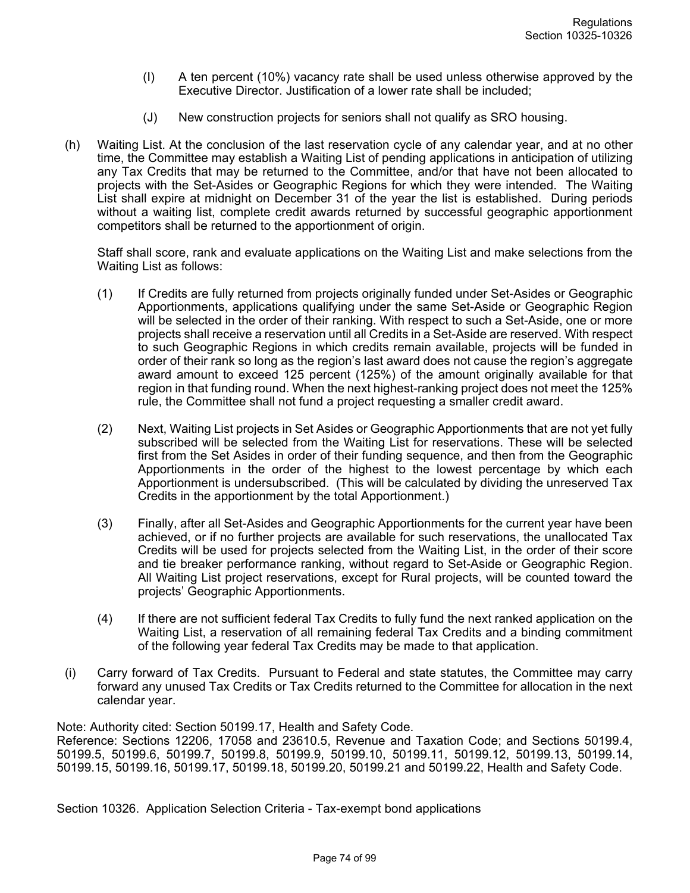(I) A ten percent (10%) vacancy rate shall be used unless otherwise approved by the Executive Director. Justification of a lower rate shall be included;

(J) New construction projects for seniors shall not qualify as SRO housing.

(h) Waiting List. At the conclusion of the last reservation cycle of any calendar year, and at no other time, the Committee may establish a Waiting List of pending applications in anticipation of utilizing any Tax Credits that may be returned to the Committee, and/or that have not been allocated to projects with the Set-Asides or Geographic Regions for which they were intended. The Waiting List shall expire at midnight on December 31 of the year the list is established. During periods without a waiting list, complete credit awards returned by successful geographic apportionment competitors shall be returned to the apportionment of origin.

Staff shall score, rank and evaluate applications on the Waiting List and make selections from the Waiting List as follows:

(1) If Credits are fully returned from projects originally funded under Set-Asides or Geographic Apportionments, applications qualifying under the same Set-Aside or Geographic Region will be selected in the order of their ranking. With respect to such a Set-Aside, one or more projects shall receive a reservation until all Credits in a Set-Aside are reserved. With respect to such Geographic Regions in which credits remain available, projects will be funded in order of their rank so long as the region's last award does not cause the region's aggregate award amount to exceed 125 percent (125%) of the amount originally available for that region in that funding round. When the next highest-ranking project does not meet the 125% rule, the Committee shall not fund a project requesting a smaller credit award.

(2) Next, Waiting List projects in Set Asides or Geographic Apportionments that are not yet fully subscribed will be selected from the Waiting List for reservations. These will be selected first from the Set Asides in order of their funding sequence, and then from the Geographic Apportionments in the order of the highest to the lowest percentage by which each Apportionment is undersubscribed. (This will be calculated by dividing the unreserved Tax Credits in the apportionment by the total Apportionment.)

(3) Finally, after all Set-Asides and Geographic Apportionments for the current year have been achieved, or if no further projects are available for such reservations, the unallocated Tax Credits will be used for projects selected from the Waiting List, in the order of their score and tie breaker performance ranking, without regard to Set-Aside or Geographic Region. All Waiting List project reservations, except for Rural projects, will be counted toward the projects' Geographic Apportionments.

(4) If there are not sufficient federal Tax Credits to fully fund the next ranked application on the Waiting List, a reservation of all remaining federal Tax Credits and a binding commitment of the following year federal Tax Credits may be made to that application.

(i) Carry forward of Tax Credits. Pursuant to Federal and state statutes, the Committee may carry forward any unused Tax Credits or Tax Credits returned to the Committee for allocation in the next calendar year.

Note: Authority cited: Section 50199.17, Health and Safety Code.
Reference: Sections 12206, 17058 and 23610.5, Revenue and Taxation Code; and Sections 50199.4, 50199.5, 50199.6, 50199.7, 50199.8, 50199.9, 50199.10, 50199.11, 50199.12, 50199.13, 50199.14, 50199.15, 50199.16, 50199.17, 50199.18, 50199.20, 50199.21 and 50199.22, Health and Safety Code.

## Section 10326. Application Selection Criteria - Tax-exempt bond applications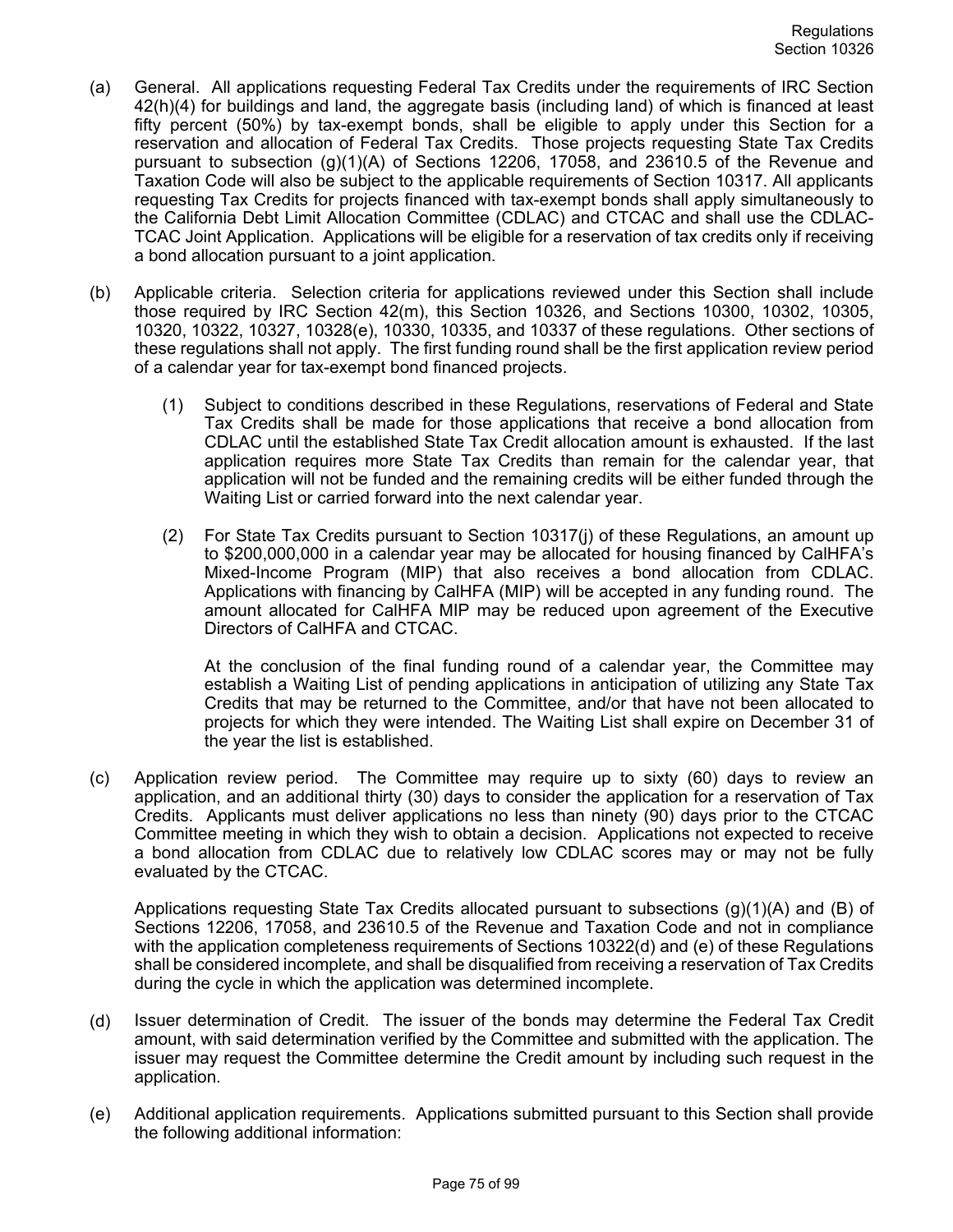(a) General. All applications requesting Federal Tax Credits under the requirements of IRC Section 42(h)(4) for buildings and land, the aggregate basis (including land) of which is financed at least fifty percent (50%) by tax-exempt bonds, shall be eligible to apply under this Section for a reservation and allocation of Federal Tax Credits. Those projects requesting State Tax Credits pursuant to subsection (g)(1)(A) of Sections 12206, 17058, and 23610.5 of the Revenue and Taxation Code will also be subject to the applicable requirements of Section 10317. All applicants requesting Tax Credits for projects financed with tax-exempt bonds shall apply simultaneously to the California Debt Limit Allocation Committee (CDLAC) and CTCAC and shall use the CDLAC-TCAC Joint Application. Applications will be eligible for a reservation of tax credits only if receiving a bond allocation pursuant to a joint application.

(b) Applicable criteria. Selection criteria for applications reviewed under this Section shall include those required by IRC Section 42(m), this Section 10326, and Sections 10300, 10302, 10305, 10320, 10322, 10327, 10328(e), 10330, 10335, and 10337 of these regulations. Other sections of these regulations shall not apply. The first funding round shall be the first application review period of a calendar year for tax-exempt bond financed projects.

   (1) Subject to conditions described in these Regulations, reservations of Federal and State Tax Credits shall be made for those applications that receive a bond allocation from CDLAC until the established State Tax Credit allocation amount is exhausted. If the last application requires more State Tax Credits than remain for the calendar year, that application will not be funded and the remaining credits will be either funded through the Waiting List or carried forward into the next calendar year.

   (2) For State Tax Credits pursuant to Section 10317(j) of these Regulations, an amount up to $200,000,000 in a calendar year may be allocated for housing financed by CalHFA's Mixed-Income Program (MIP) that also receives a bond allocation from CDLAC. Applications with financing by CalHFA (MIP) will be accepted in any funding round. The amount allocated for CalHFA MIP may be reduced upon agreement of the Executive Directors of CalHFA and CTCAC.

   At the conclusion of the final funding round of a calendar year, the Committee may establish a Waiting List of pending applications in anticipation of utilizing any State Tax Credits that may be returned to the Committee, and/or that have not been allocated to projects for which they were intended. The Waiting List shall expire on December 31 of the year the list is established.

(c) Application review period. The Committee may require up to sixty (60) days to review an application, and an additional thirty (30) days to consider the application for a reservation of Tax Credits. Applicants must deliver applications no less than ninety (90) days prior to the CTCAC Committee meeting in which they wish to obtain a decision. Applications not expected to receive a bond allocation from CDLAC due to relatively low CDLAC scores may or may not be fully evaluated by the CTCAC.

   Applications requesting State Tax Credits allocated pursuant to subsections (g)(1)(A) and (B) of Sections 12206, 17058, and 23610.5 of the Revenue and Taxation Code and not in compliance with the application completeness requirements of Sections 10322(d) and (e) of these Regulations shall be considered incomplete, and shall be disqualified from receiving a reservation of Tax Credits during the cycle in which the application was determined incomplete.

(d) Issuer determination of Credit. The issuer of the bonds may determine the Federal Tax Credit amount, with said determination verified by the Committee and submitted with the application. The issuer may request the Committee determine the Credit amount by including such request in the application.

(e) Additional application requirements. Applications submitted pursuant to this Section shall provide the following additional information: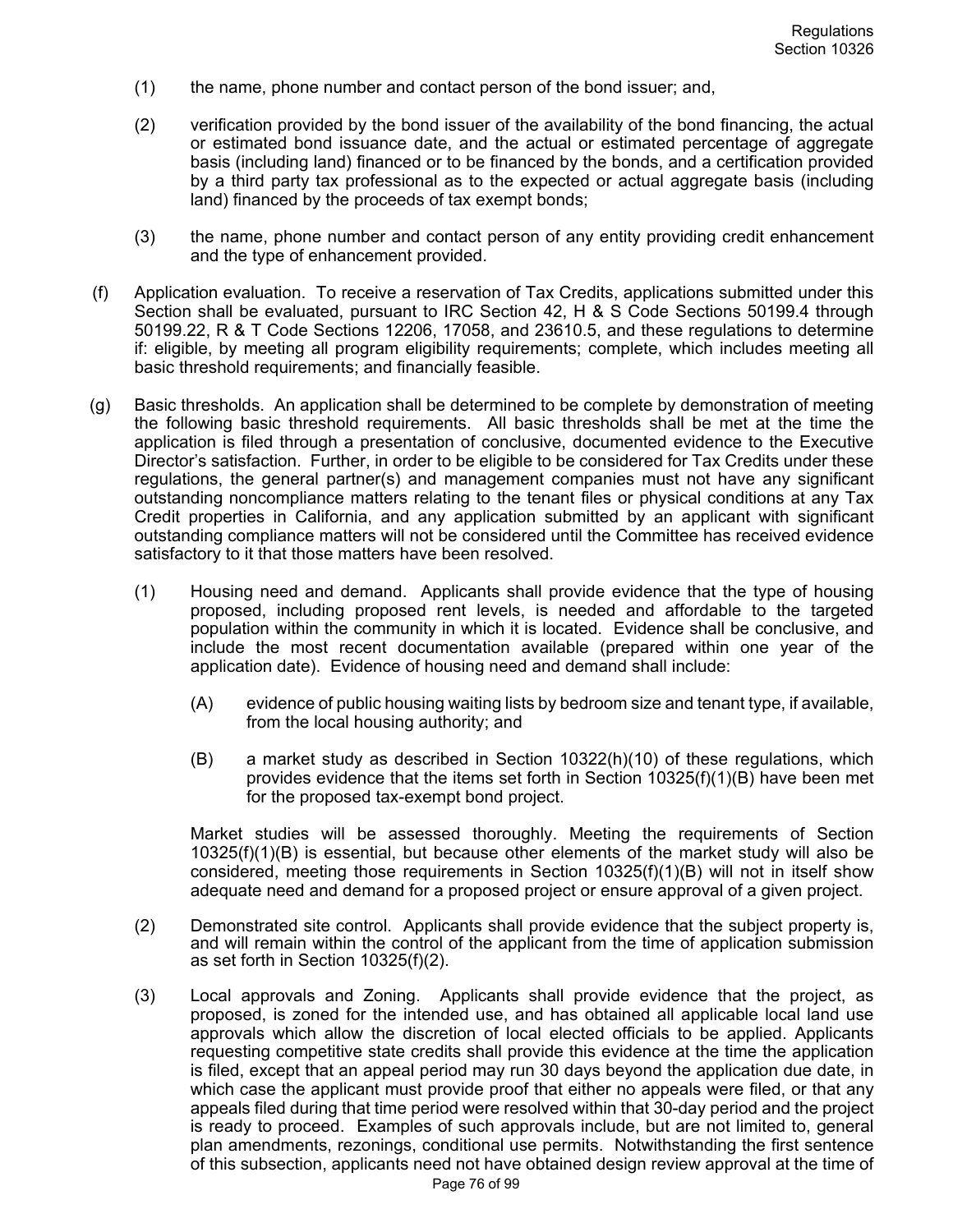(1) the name, phone number and contact person of the bond issuer; and,

(2) verification provided by the bond issuer of the availability of the bond financing, the actual or estimated bond issuance date, and the actual or estimated percentage of aggregate basis (including land) financed or to be financed by the bonds, and a certification provided by a third party tax professional as to the expected or actual aggregate basis (including land) financed by the proceeds of tax exempt bonds;

(3) the name, phone number and contact person of any entity providing credit enhancement and the type of enhancement provided.

(f) Application evaluation. To receive a reservation of Tax Credits, applications submitted under this Section shall be evaluated, pursuant to IRC Section 42, H & S Code Sections 50199.4 through 50199.22, R & T Code Sections 12206, 17058, and 23610.5, and these regulations to determine if: eligible, by meeting all program eligibility requirements; complete, which includes meeting all basic threshold requirements; and financially feasible.

(g) Basic thresholds. An application shall be determined to be complete by demonstration of meeting the following basic threshold requirements. All basic thresholds shall be met at the time the application is filed through a presentation of conclusive, documented evidence to the Executive Director's satisfaction. Further, in order to be eligible to be considered for Tax Credits under these regulations, the general partner(s) and management companies must not have any significant outstanding noncompliance matters relating to the tenant files or physical conditions at any Tax Credit properties in California, and any application submitted by an applicant with significant outstanding compliance matters will not be considered until the Committee has received evidence satisfactory to it that those matters have been resolved.

(1) Housing need and demand. Applicants shall provide evidence that the type of housing proposed, including proposed rent levels, is needed and affordable to the targeted population within the community in which it is located. Evidence shall be conclusive, and include the most recent documentation available (prepared within one year of the application date). Evidence of housing need and demand shall include:

(A) evidence of public housing waiting lists by bedroom size and tenant type, if available, from the local housing authority; and

(B) a market study as described in Section 10322(h)(10) of these regulations, which provides evidence that the items set forth in Section 10325(f)(1)(B) have been met for the proposed tax-exempt bond project.

Market studies will be assessed thoroughly. Meeting the requirements of Section 10325(f)(1)(B) is essential, but because other elements of the market study will also be considered, meeting those requirements in Section 10325(f)(1)(B) will not in itself show adequate need and demand for a proposed project or ensure approval of a given project.

(2) Demonstrated site control. Applicants shall provide evidence that the subject property is, and will remain within the control of the applicant from the time of application submission as set forth in Section 10325(f)(2).

(3) Local approvals and Zoning. Applicants shall provide evidence that the project, as proposed, is zoned for the intended use, and has obtained all applicable local land use approvals which allow the discretion of local elected officials to be applied. Applicants requesting competitive state credits shall provide this evidence at the time the application is filed, except that an appeal period may run 30 days beyond the application due date, in which case the applicant must provide proof that either no appeals were filed, or that any appeals filed during that time period were resolved within that 30-day period and the project is ready to proceed. Examples of such approvals include, but are not limited to, general plan amendments, rezonings, conditional use permits. Notwithstanding the first sentence of this subsection, applicants need not have obtained design review approval at the time of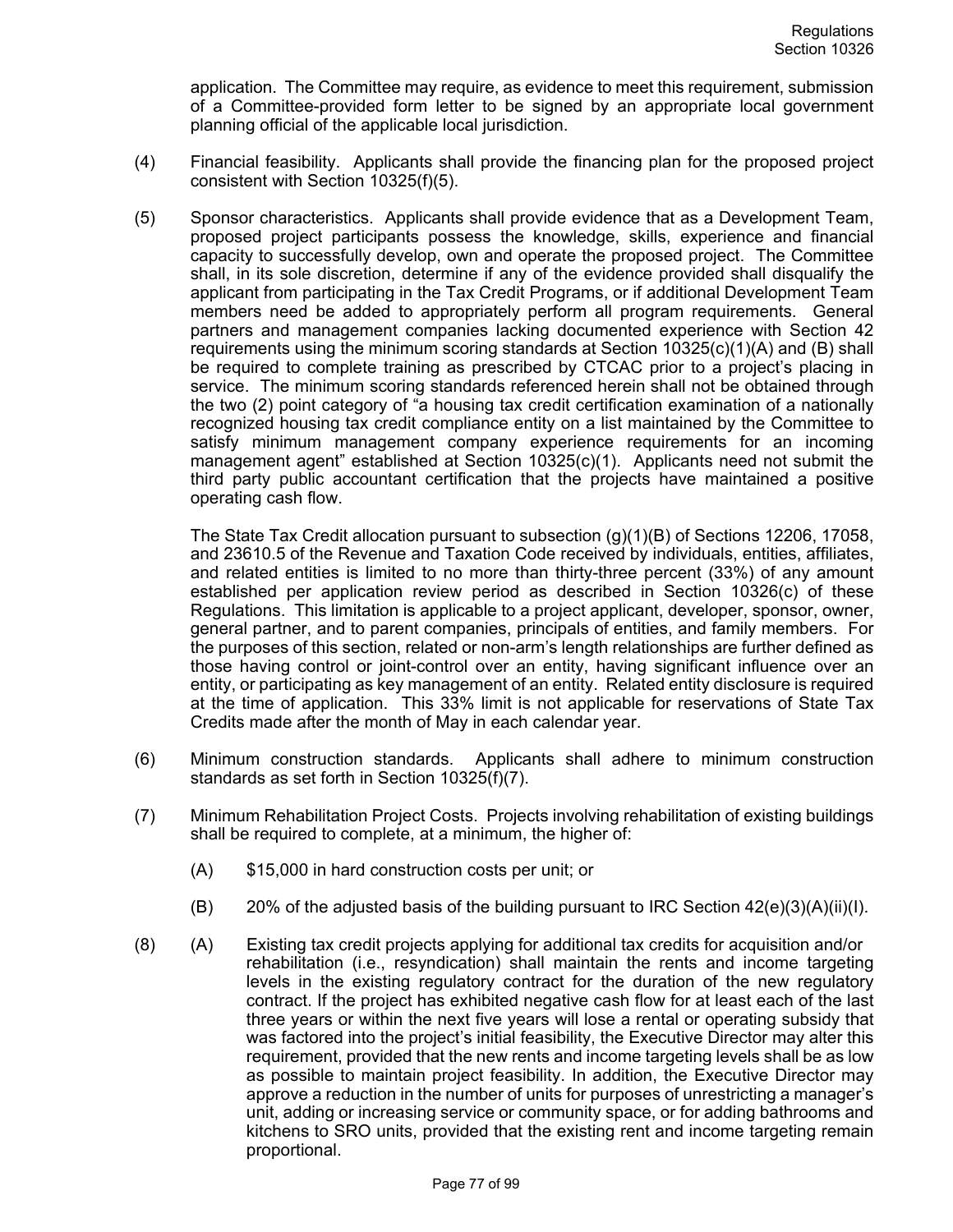application. The Committee may require, as evidence to meet this requirement, submission of a Committee-provided form letter to be signed by an appropriate local government planning official of the applicable local jurisdiction.

(4) Financial feasibility. Applicants shall provide the financing plan for the proposed project consistent with Section 10325(f)(5).

(5) Sponsor characteristics. Applicants shall provide evidence that as a Development Team, proposed project participants possess the knowledge, skills, experience and financial capacity to successfully develop, own and operate the proposed project. The Committee shall, in its sole discretion, determine if any of the evidence provided shall disqualify the applicant from participating in the Tax Credit Programs, or if additional Development Team members need be added to appropriately perform all program requirements. General partners and management companies lacking documented experience with Section 42 requirements using the minimum scoring standards at Section 10325(c)(1)(A) and (B) shall be required to complete training as prescribed by CTCAC prior to a project's placing in service. The minimum scoring standards referenced herein shall not be obtained through the two (2) point category of "a housing tax credit certification examination of a nationally recognized housing tax credit compliance entity on a list maintained by the Committee to satisfy minimum management company experience requirements for an incoming management agent" established at Section 10325(c)(1). Applicants need not submit the third party public accountant certification that the projects have maintained a positive operating cash flow.

The State Tax Credit allocation pursuant to subsection (g)(1)(B) of Sections 12206, 17058, and 23610.5 of the Revenue and Taxation Code received by individuals, entities, affiliates, and related entities is limited to no more than thirty-three percent (33%) of any amount established per application review period as described in Section 10326(c) of these Regulations. This limitation is applicable to a project applicant, developer, sponsor, owner, general partner, and to parent companies, principals of entities, and family members. For the purposes of this section, related or non-arm's length relationships are further defined as those having control or joint-control over an entity, having significant influence over an entity, or participating as key management of an entity. Related entity disclosure is required at the time of application. This 33% limit is not applicable for reservations of State Tax Credits made after the month of May in each calendar year.

(6) Minimum construction standards. Applicants shall adhere to minimum construction standards as set forth in Section 10325(f)(7).

(7) Minimum Rehabilitation Project Costs. Projects involving rehabilitation of existing buildings shall be required to complete, at a minimum, the higher of:

(A) $15,000 in hard construction costs per unit; or

(B) 20% of the adjusted basis of the building pursuant to IRC Section 42(e)(3)(A)(ii)(I).

(8) (A) Existing tax credit projects applying for additional tax credits for acquisition and/or rehabilitation (i.e., resyndication) shall maintain the rents and income targeting levels in the existing regulatory contract for the duration of the new regulatory contract. If the project has exhibited negative cash flow for at least each of the last three years or within the next five years will lose a rental or operating subsidy that was factored into the project's initial feasibility, the Executive Director may alter this requirement, provided that the new rents and income targeting levels shall be as low as possible to maintain project feasibility. In addition, the Executive Director may approve a reduction in the number of units for purposes of unrestricting a manager's unit, adding or increasing service or community space, or for adding bathrooms and kitchens to SRO units, provided that the existing rent and income targeting remain proportional.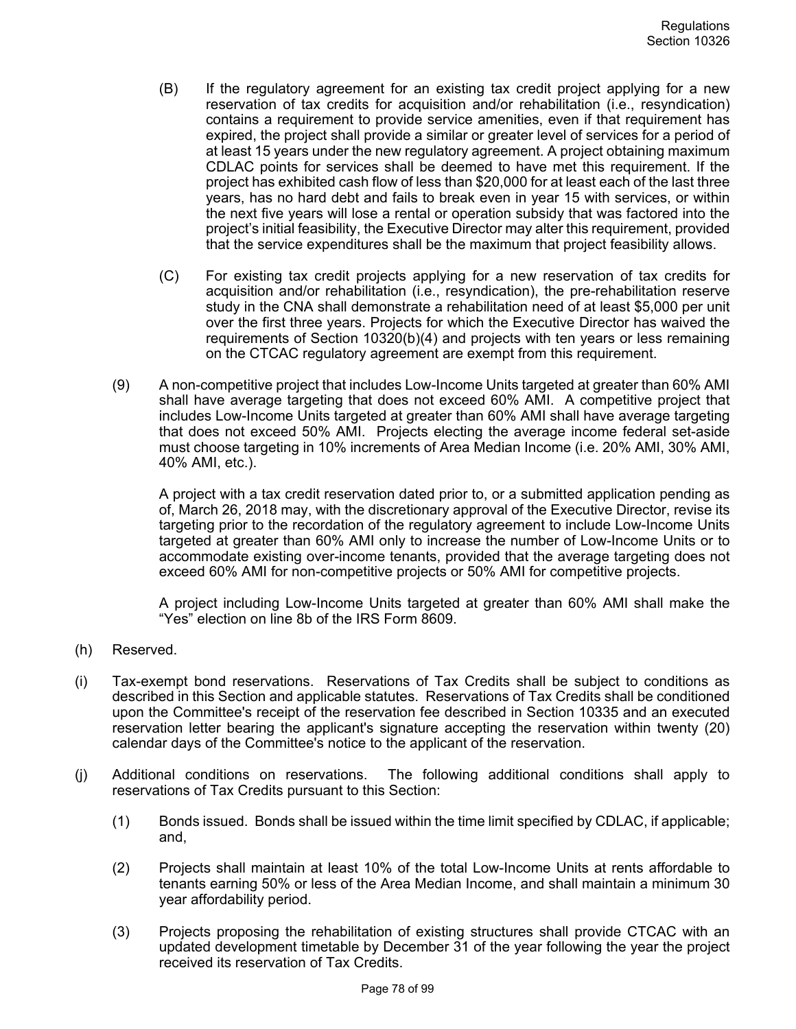(B) If the regulatory agreement for an existing tax credit project applying for a new reservation of tax credits for acquisition and/or rehabilitation (i.e., resyndication) contains a requirement to provide service amenities, even if that requirement has expired, the project shall provide a similar or greater level of services for a period of at least 15 years under the new regulatory agreement. A project obtaining maximum CDLAC points for services shall be deemed to have met this requirement. If the project has exhibited cash flow of less than $20,000 for at least each of the last three years, has no hard debt and fails to break even in year 15 with services, or within the next five years will lose a rental or operation subsidy that was factored into the project's initial feasibility, the Executive Director may alter this requirement, provided that the service expenditures shall be the maximum that project feasibility allows.

(C) For existing tax credit projects applying for a new reservation of tax credits for acquisition and/or rehabilitation (i.e., resyndication), the pre-rehabilitation reserve study in the CNA shall demonstrate a rehabilitation need of at least $5,000 per unit over the first three years. Projects for which the Executive Director has waived the requirements of Section 10320(b)(4) and projects with ten years or less remaining on the CTCAC regulatory agreement are exempt from this requirement.

(9) A non-competitive project that includes Low-Income Units targeted at greater than 60% AMI shall have average targeting that does not exceed 60% AMI. A competitive project that includes Low-Income Units targeted at greater than 60% AMI shall have average targeting that does not exceed 50% AMI. Projects electing the average income federal set-aside must choose targeting in 10% increments of Area Median Income (i.e. 20% AMI, 30% AMI, 40% AMI, etc.).

A project with a tax credit reservation dated prior to, or a submitted application pending as of, March 26, 2018 may, with the discretionary approval of the Executive Director, revise its targeting prior to the recordation of the regulatory agreement to include Low-Income Units targeted at greater than 60% AMI only to increase the number of Low-Income Units or to accommodate existing over-income tenants, provided that the average targeting does not exceed 60% AMI for non-competitive projects or 50% AMI for competitive projects.

A project including Low-Income Units targeted at greater than 60% AMI shall make the "Yes" election on line 8b of the IRS Form 8609.

(h) Reserved.

(i) Tax-exempt bond reservations. Reservations of Tax Credits shall be subject to conditions as described in this Section and applicable statutes. Reservations of Tax Credits shall be conditioned upon the Committee's receipt of the reservation fee described in Section 10335 and an executed reservation letter bearing the applicant's signature accepting the reservation within twenty (20) calendar days of the Committee's notice to the applicant of the reservation.

(j) Additional conditions on reservations. The following additional conditions shall apply to reservations of Tax Credits pursuant to this Section:

(1) Bonds issued. Bonds shall be issued within the time limit specified by CDLAC, if applicable; and,

(2) Projects shall maintain at least 10% of the total Low-Income Units at rents affordable to tenants earning 50% or less of the Area Median Income, and shall maintain a minimum 30 year affordability period.

(3) Projects proposing the rehabilitation of existing structures shall provide CTCAC with an updated development timetable by December 31 of the year following the year the project received its reservation of Tax Credits.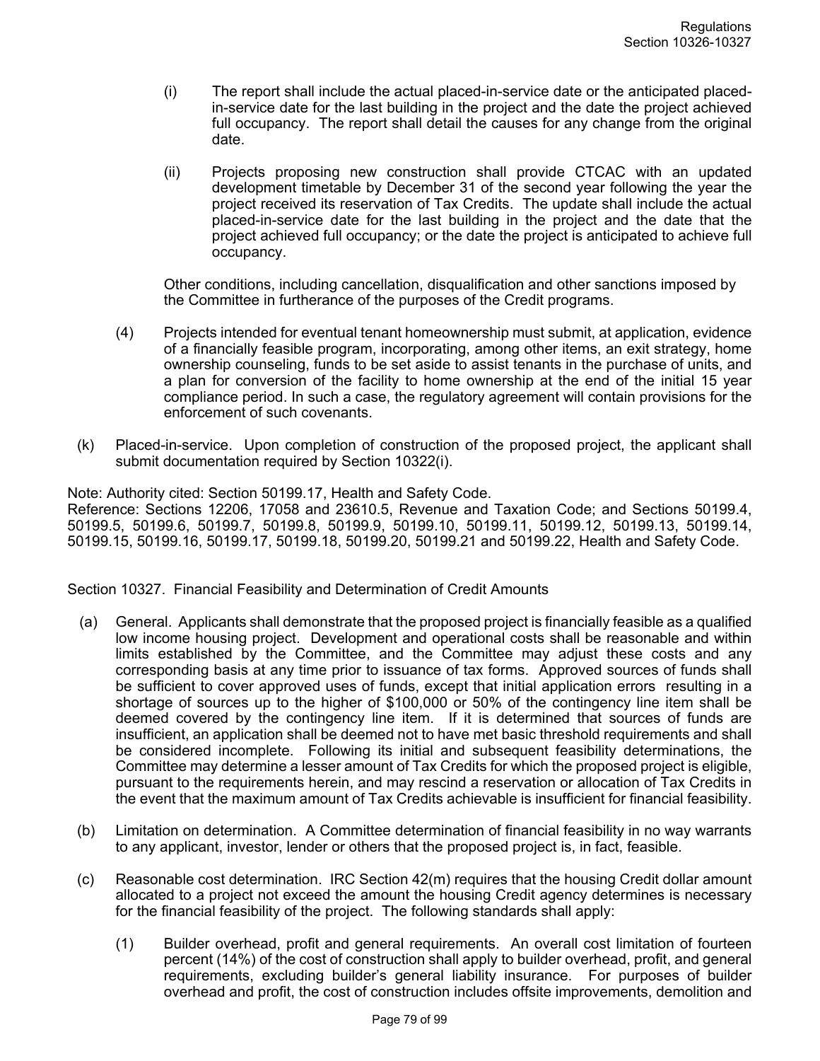(i) The report shall include the actual placed-in-service date or the anticipated placed-in-service date for the last building in the project and the date the project achieved full occupancy. The report shall detail the causes for any change from the original date.

(ii) Projects proposing new construction shall provide CTCAC with an updated development timetable by December 31 of the second year following the year the project received its reservation of Tax Credits. The update shall include the actual placed-in-service date for the last building in the project and the date that the project achieved full occupancy; or the date the project is anticipated to achieve full occupancy.

Other conditions, including cancellation, disqualification and other sanctions imposed by the Committee in furtherance of the purposes of the Credit programs.

(4) Projects intended for eventual tenant homeownership must submit, at application, evidence of a financially feasible program, incorporating, among other items, an exit strategy, home ownership counseling, funds to be set aside to assist tenants in the purchase of units, and a plan for conversion of the facility to home ownership at the end of the initial 15 year compliance period. In such a case, the regulatory agreement will contain provisions for the enforcement of such covenants.

(k) Placed-in-service. Upon completion of construction of the proposed project, the applicant shall submit documentation required by Section 10322(i).

Note: Authority cited: Section 50199.17, Health and Safety Code.
Reference: Sections 12206, 17058 and 23610.5, Revenue and Taxation Code; and Sections 50199.4, 50199.5, 50199.6, 50199.7, 50199.8, 50199.9, 50199.10, 50199.11, 50199.12, 50199.13, 50199.14, 50199.15, 50199.16, 50199.17, 50199.18, 50199.20, 50199.21 and 50199.22, Health and Safety Code.

## Section 10327. Financial Feasibility and Determination of Credit Amounts

(a) General. Applicants shall demonstrate that the proposed project is financially feasible as a qualified low income housing project. Development and operational costs shall be reasonable and within limits established by the Committee, and the Committee may adjust these costs and any corresponding basis at any time prior to issuance of tax forms. Approved sources of funds shall be sufficient to cover approved uses of funds, except that initial application errors resulting in a shortage of sources up to the higher of $100,000 or 50% of the contingency line item shall be deemed covered by the contingency line item. If it is determined that sources of funds are insufficient, an application shall be deemed not to have met basic threshold requirements and shall be considered incomplete. Following its initial and subsequent feasibility determinations, the Committee may determine a lesser amount of Tax Credits for which the proposed project is eligible, pursuant to the requirements herein, and may rescind a reservation or allocation of Tax Credits in the event that the maximum amount of Tax Credits achievable is insufficient for financial feasibility.

(b) Limitation on determination. A Committee determination of financial feasibility in no way warrants to any applicant, investor, lender or others that the proposed project is, in fact, feasible.

(c) Reasonable cost determination. IRC Section 42(m) requires that the housing Credit dollar amount allocated to a project not exceed the amount the housing Credit agency determines is necessary for the financial feasibility of the project. The following standards shall apply:

(1) Builder overhead, profit and general requirements. An overall cost limitation of fourteen percent (14%) of the cost of construction shall apply to builder overhead, profit, and general requirements, excluding builder's general liability insurance. For purposes of builder overhead and profit, the cost of construction includes offsite improvements, demolition and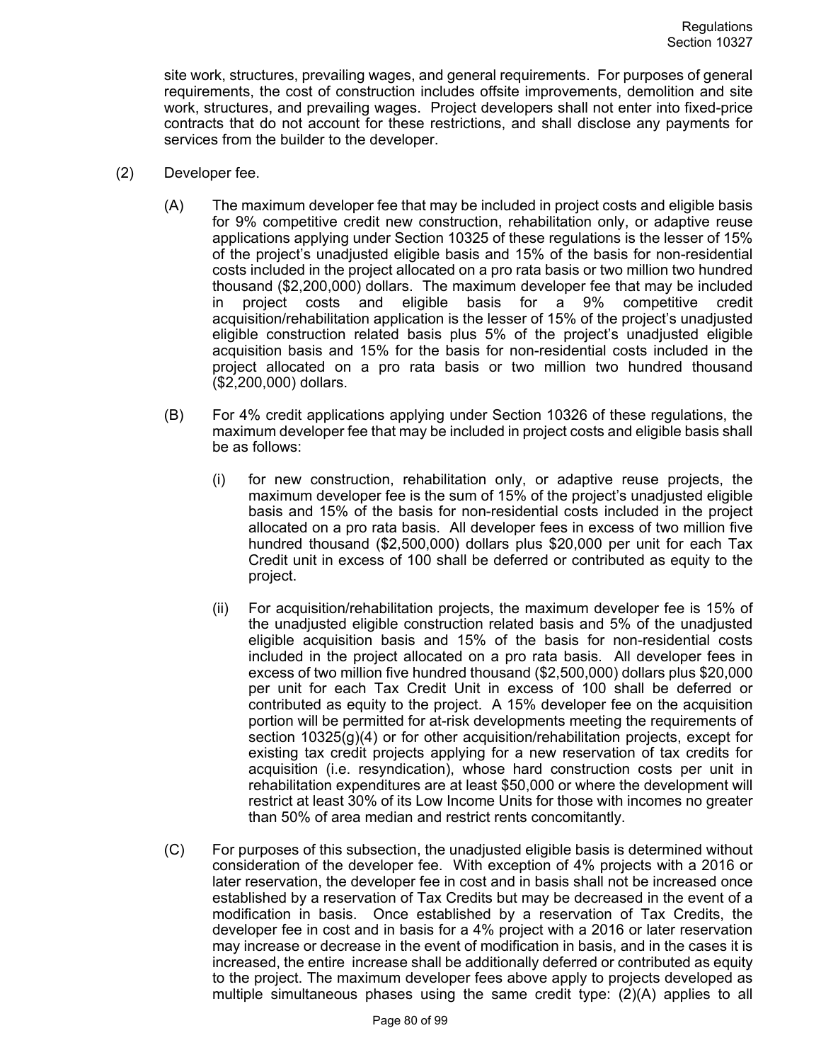site work, structures, prevailing wages, and general requirements. For purposes of general requirements, the cost of construction includes offsite improvements, demolition and site work, structures, and prevailing wages. Project developers shall not enter into fixed-price contracts that do not account for these restrictions, and shall disclose any payments for services from the builder to the developer.

(2) Developer fee.

(A) The maximum developer fee that may be included in project costs and eligible basis for 9% competitive credit new construction, rehabilitation only, or adaptive reuse applications applying under Section 10325 of these regulations is the lesser of 15% of the project's unadjusted eligible basis and 15% of the basis for non-residential costs included in the project allocated on a pro rata basis or two million two hundred thousand ($2,200,000) dollars. The maximum developer fee that may be included in project costs and eligible basis for a 9% competitive credit acquisition/rehabilitation application is the lesser of 15% of the project's unadjusted eligible construction related basis plus 5% of the project's unadjusted eligible acquisition basis and 15% for the basis for non-residential costs included in the project allocated on a pro rata basis or two million two hundred thousand ($2,200,000) dollars.

(B) For 4% credit applications applying under Section 10326 of these regulations, the maximum developer fee that may be included in project costs and eligible basis shall be as follows:

(i) for new construction, rehabilitation only, or adaptive reuse projects, the maximum developer fee is the sum of 15% of the project's unadjusted eligible basis and 15% of the basis for non-residential costs included in the project allocated on a pro rata basis. All developer fees in excess of two million five hundred thousand ($2,500,000) dollars plus $20,000 per unit for each Tax Credit unit in excess of 100 shall be deferred or contributed as equity to the project.

(ii) For acquisition/rehabilitation projects, the maximum developer fee is 15% of the unadjusted eligible construction related basis and 5% of the unadjusted eligible acquisition basis and 15% of the basis for non-residential costs included in the project allocated on a pro rata basis. All developer fees in excess of two million five hundred thousand ($2,500,000) dollars plus $20,000 per unit for each Tax Credit Unit in excess of 100 shall be deferred or contributed as equity to the project. A 15% developer fee on the acquisition portion will be permitted for at-risk developments meeting the requirements of section 10325(g)(4) or for other acquisition/rehabilitation projects, except for existing tax credit projects applying for a new reservation of tax credits for acquisition (i.e. resyndication), whose hard construction costs per unit in rehabilitation expenditures are at least $50,000 or where the development will restrict at least 30% of its Low Income Units for those with incomes no greater than 50% of area median and restrict rents concomitantly.

(C) For purposes of this subsection, the unadjusted eligible basis is determined without consideration of the developer fee. With exception of 4% projects with a 2016 or later reservation, the developer fee in cost and in basis shall not be increased once established by a reservation of Tax Credits but may be decreased in the event of a modification in basis. Once established by a reservation of Tax Credits, the developer fee in cost and in basis for a 4% project with a 2016 or later reservation may increase or decrease in the event of modification in basis, and in the cases it is increased, the entire increase shall be additionally deferred or contributed as equity to the project. The maximum developer fees above apply to projects developed as multiple simultaneous phases using the same credit type: (2)(A) applies to all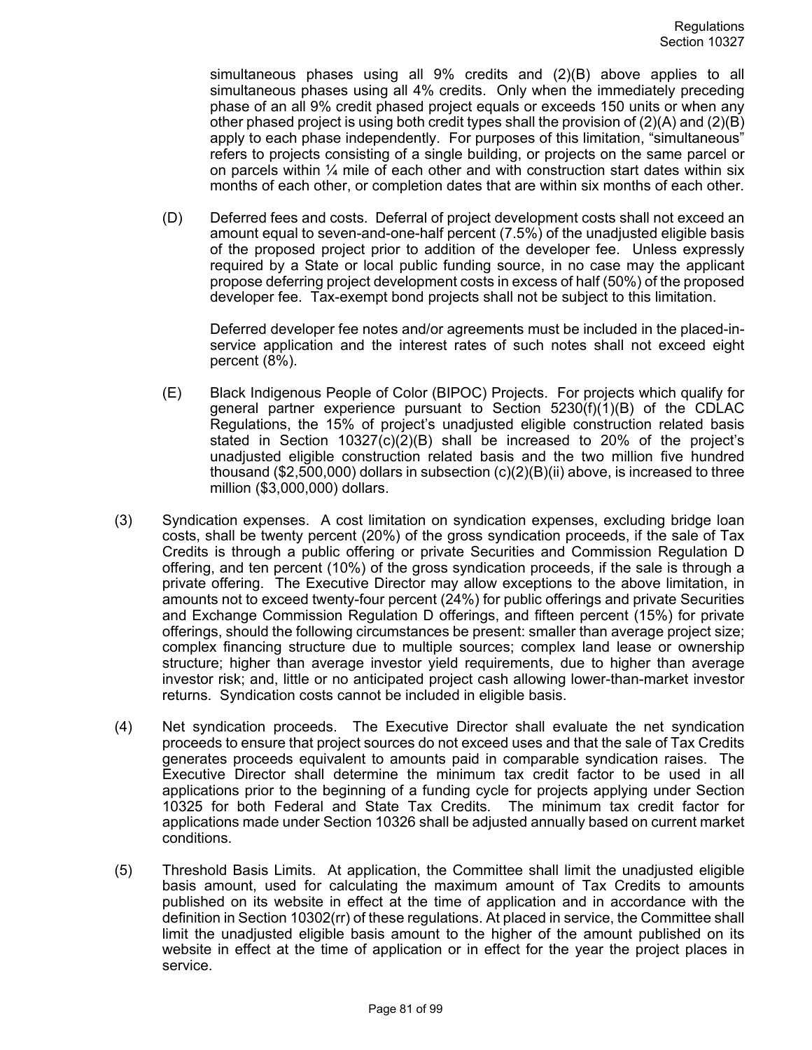simultaneous phases using all 9% credits and (2)(B) above applies to all simultaneous phases using all 4% credits. Only when the immediately preceding phase of an all 9% credit phased project equals or exceeds 150 units or when any other phased project is using both credit types shall the provision of (2)(A) and (2)(B) apply to each phase independently. For purposes of this limitation, "simultaneous" refers to projects consisting of a single building, or projects on the same parcel or on parcels within ¼ mile of each other and with construction start dates within six months of each other, or completion dates that are within six months of each other.

(D) Deferred fees and costs. Deferral of project development costs shall not exceed an amount equal to seven-and-one-half percent (7.5%) of the unadjusted eligible basis of the proposed project prior to addition of the developer fee. Unless expressly required by a State or local public funding source, in no case may the applicant propose deferring project development costs in excess of half (50%) of the proposed developer fee. Tax-exempt bond projects shall not be subject to this limitation.

Deferred developer fee notes and/or agreements must be included in the placed-in-service application and the interest rates of such notes shall not exceed eight percent (8%).

(E) Black Indigenous People of Color (BIPOC) Projects. For projects which qualify for general partner experience pursuant to Section 5230(f)(1)(B) of the CDLAC Regulations, the 15% of project's unadjusted eligible construction related basis stated in Section 10327(c)(2)(B) shall be increased to 20% of the project's unadjusted eligible construction related basis and the two million five hundred thousand ($2,500,000) dollars in subsection (c)(2)(B)(ii) above, is increased to three million ($3,000,000) dollars.

(3) Syndication expenses. A cost limitation on syndication expenses, excluding bridge loan costs, shall be twenty percent (20%) of the gross syndication proceeds, if the sale of Tax Credits is through a public offering or private Securities and Commission Regulation D offering, and ten percent (10%) of the gross syndication proceeds, if the sale is through a private offering. The Executive Director may allow exceptions to the above limitation, in amounts not to exceed twenty-four percent (24%) for public offerings and private Securities and Exchange Commission Regulation D offerings, and fifteen percent (15%) for private offerings, should the following circumstances be present: smaller than average project size; complex financing structure due to multiple sources; complex land lease or ownership structure; higher than average investor yield requirements, due to higher than average investor risk; and, little or no anticipated project cash allowing lower-than-market investor returns. Syndication costs cannot be included in eligible basis.

(4) Net syndication proceeds. The Executive Director shall evaluate the net syndication proceeds to ensure that project sources do not exceed uses and that the sale of Tax Credits generates proceeds equivalent to amounts paid in comparable syndication raises. The Executive Director shall determine the minimum tax credit factor to be used in all applications prior to the beginning of a funding cycle for projects applying under Section 10325 for both Federal and State Tax Credits. The minimum tax credit factor for applications made under Section 10326 shall be adjusted annually based on current market conditions.

(5) Threshold Basis Limits. At application, the Committee shall limit the unadjusted eligible basis amount, used for calculating the maximum amount of Tax Credits to amounts published on its website in effect at the time of application and in accordance with the definition in Section 10302(rr) of these regulations. At placed in service, the Committee shall limit the unadjusted eligible basis amount to the higher of the amount published on its website in effect at the time of application or in effect for the year the project places in service.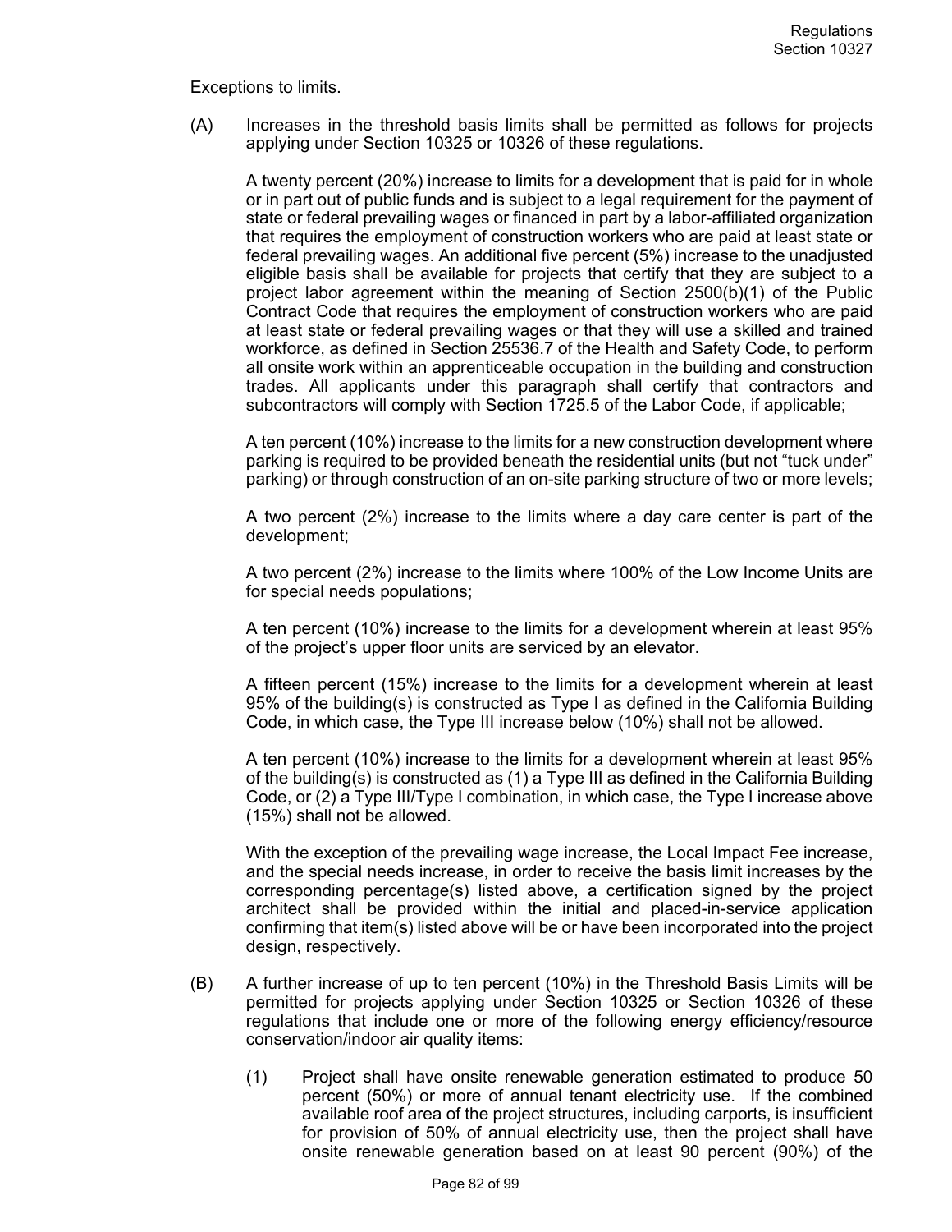Exceptions to limits.

(A) Increases in the threshold basis limits shall be permitted as follows for projects applying under Section 10325 or 10326 of these regulations.

A twenty percent (20%) increase to limits for a development that is paid for in whole or in part out of public funds and is subject to a legal requirement for the payment of state or federal prevailing wages or financed in part by a labor-affiliated organization that requires the employment of construction workers who are paid at least state or federal prevailing wages. An additional five percent (5%) increase to the unadjusted eligible basis shall be available for projects that certify that they are subject to a project labor agreement within the meaning of Section 2500(b)(1) of the Public Contract Code that requires the employment of construction workers who are paid at least state or federal prevailing wages or that they will use a skilled and trained workforce, as defined in Section 25536.7 of the Health and Safety Code, to perform all onsite work within an apprenticeable occupation in the building and construction trades. All applicants under this paragraph shall certify that contractors and subcontractors will comply with Section 1725.5 of the Labor Code, if applicable;

A ten percent (10%) increase to the limits for a new construction development where parking is required to be provided beneath the residential units (but not "tuck under" parking) or through construction of an on-site parking structure of two or more levels;

A two percent (2%) increase to the limits where a day care center is part of the development;

A two percent (2%) increase to the limits where 100% of the Low Income Units are for special needs populations;

A ten percent (10%) increase to the limits for a development wherein at least 95% of the project's upper floor units are serviced by an elevator.

A fifteen percent (15%) increase to the limits for a development wherein at least 95% of the building(s) is constructed as Type I as defined in the California Building Code, in which case, the Type III increase below (10%) shall not be allowed.

A ten percent (10%) increase to the limits for a development wherein at least 95% of the building(s) is constructed as (1) a Type III as defined in the California Building Code, or (2) a Type III/Type I combination, in which case, the Type I increase above (15%) shall not be allowed.

With the exception of the prevailing wage increase, the Local Impact Fee increase, and the special needs increase, in order to receive the basis limit increases by the corresponding percentage(s) listed above, a certification signed by the project architect shall be provided within the initial and placed-in-service application confirming that item(s) listed above will be or have been incorporated into the project design, respectively.

(B) A further increase of up to ten percent (10%) in the Threshold Basis Limits will be permitted for projects applying under Section 10325 or Section 10326 of these regulations that include one or more of the following energy efficiency/resource conservation/indoor air quality items:

(1) Project shall have onsite renewable generation estimated to produce 50 percent (50%) or more of annual tenant electricity use. If the combined available roof area of the project structures, including carports, is insufficient for provision of 50% of annual electricity use, then the project shall have onsite renewable generation based on at least 90 percent (90%) of the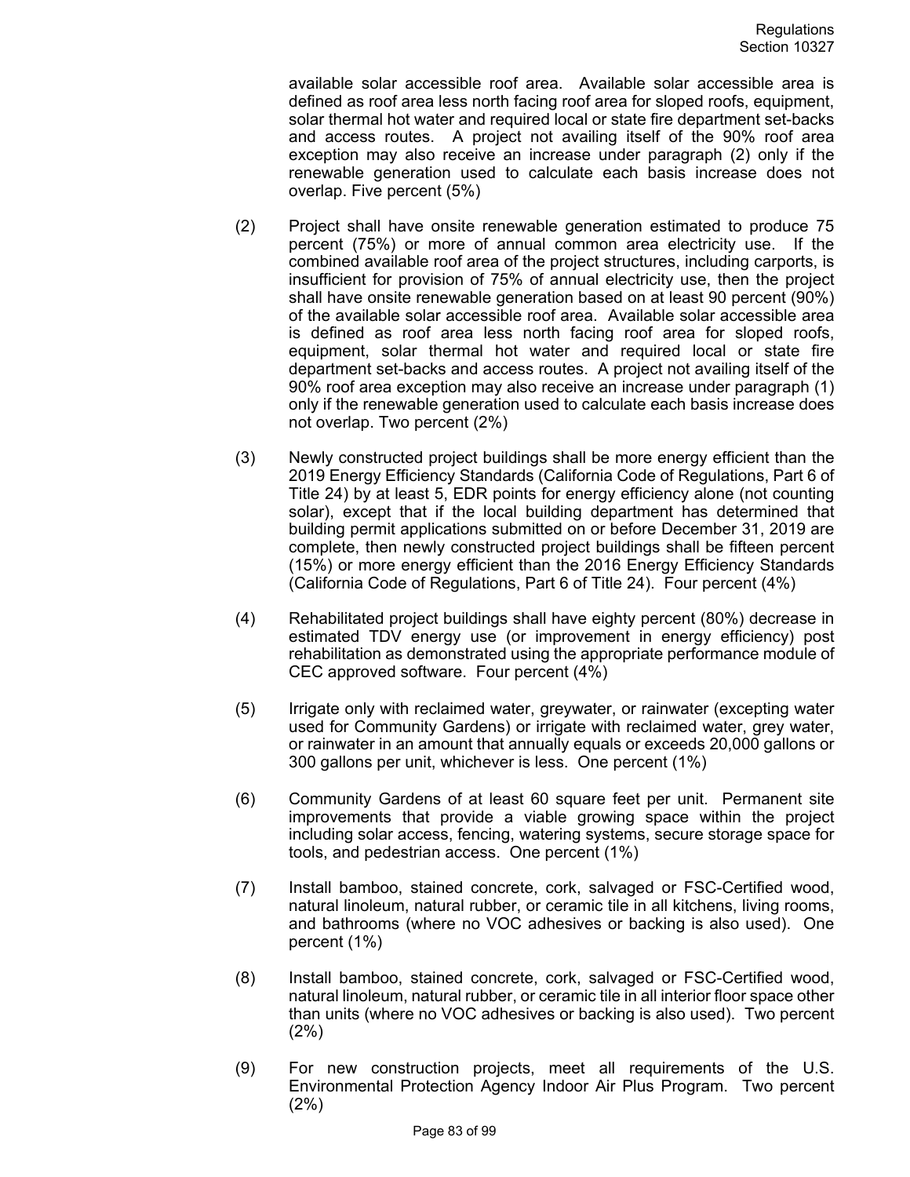available solar accessible roof area. Available solar accessible area is defined as roof area less north facing roof area for sloped roofs, equipment, solar thermal hot water and required local or state fire department set-backs and access routes. A project not availing itself of the 90% roof area exception may also receive an increase under paragraph (2) only if the renewable generation used to calculate each basis increase does not overlap. Five percent (5%)

(2) Project shall have onsite renewable generation estimated to produce 75 percent (75%) or more of annual common area electricity use. If the combined available roof area of the project structures, including carports, is insufficient for provision of 75% of annual electricity use, then the project shall have onsite renewable generation based on at least 90 percent (90%) of the available solar accessible roof area. Available solar accessible area is defined as roof area less north facing roof area for sloped roofs, equipment, solar thermal hot water and required local or state fire department set-backs and access routes. A project not availing itself of the 90% roof area exception may also receive an increase under paragraph (1) only if the renewable generation used to calculate each basis increase does not overlap. Two percent (2%)

(3) Newly constructed project buildings shall be more energy efficient than the 2019 Energy Efficiency Standards (California Code of Regulations, Part 6 of Title 24) by at least 5, EDR points for energy efficiency alone (not counting solar), except that if the local building department has determined that building permit applications submitted on or before December 31, 2019 are complete, then newly constructed project buildings shall be fifteen percent (15%) or more energy efficient than the 2016 Energy Efficiency Standards (California Code of Regulations, Part 6 of Title 24). Four percent (4%)

(4) Rehabilitated project buildings shall have eighty percent (80%) decrease in estimated TDV energy use (or improvement in energy efficiency) post rehabilitation as demonstrated using the appropriate performance module of CEC approved software. Four percent (4%)

(5) Irrigate only with reclaimed water, greywater, or rainwater (excepting water used for Community Gardens) or irrigate with reclaimed water, grey water, or rainwater in an amount that annually equals or exceeds 20,000 gallons or 300 gallons per unit, whichever is less. One percent (1%)

(6) Community Gardens of at least 60 square feet per unit. Permanent site improvements that provide a viable growing space within the project including solar access, fencing, watering systems, secure storage space for tools, and pedestrian access. One percent (1%)

(7) Install bamboo, stained concrete, cork, salvaged or FSC-Certified wood, natural linoleum, natural rubber, or ceramic tile in all kitchens, living rooms, and bathrooms (where no VOC adhesives or backing is also used). One percent (1%)

(8) Install bamboo, stained concrete, cork, salvaged or FSC-Certified wood, natural linoleum, natural rubber, or ceramic tile in all interior floor space other than units (where no VOC adhesives or backing is also used). Two percent (2%)

(9) For new construction projects, meet all requirements of the U.S. Environmental Protection Agency Indoor Air Plus Program. Two percent (2%)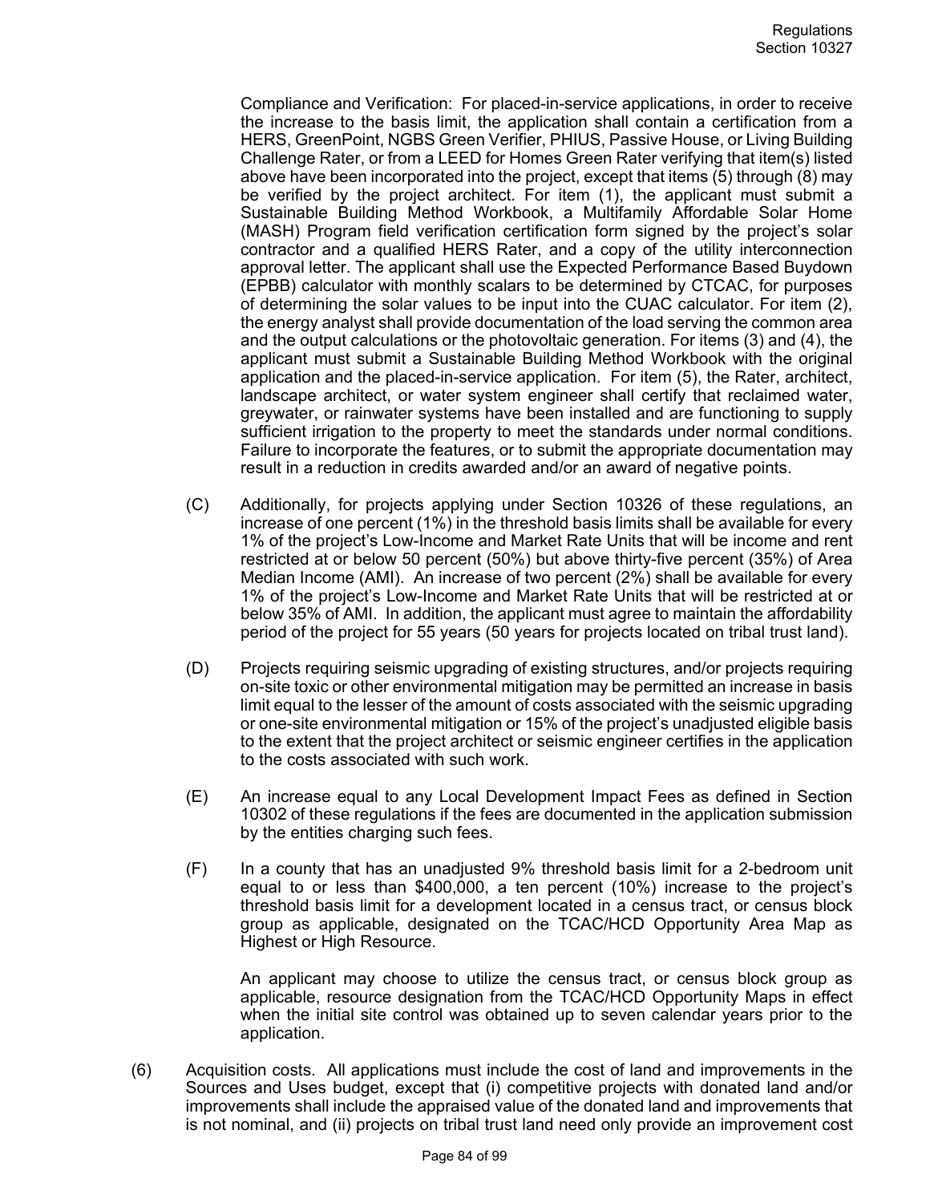Compliance and Verification: For placed-in-service applications, in order to receive the increase to the basis limit, the application shall contain a certification from a HERS, GreenPoint, NGBS Green Verifier, PHIUS, Passive House, or Living Building Challenge Rater, or from a LEED for Homes Green Rater verifying that item(s) listed above have been incorporated into the project, except that items (5) through (8) may be verified by the project architect. For item (1), the applicant must submit a Sustainable Building Method Workbook, a Multifamily Affordable Solar Home (MASH) Program field verification certification form signed by the project's solar contractor and a qualified HERS Rater, and a copy of the utility interconnection approval letter. The applicant shall use the Expected Performance Based Buydown (EPBB) calculator with monthly scalars to be determined by CTCAC, for purposes of determining the solar values to be input into the CUAC calculator. For item (2), the energy analyst shall provide documentation of the load serving the common area and the output calculations or the photovoltaic generation. For items (3) and (4), the applicant must submit a Sustainable Building Method Workbook with the original application and the placed-in-service application. For item (5), the Rater, architect, landscape architect, or water system engineer shall certify that reclaimed water, greywater, or rainwater systems have been installed and are functioning to supply sufficient irrigation to the property to meet the standards under normal conditions. Failure to incorporate the features, or to submit the appropriate documentation may result in a reduction in credits awarded and/or an award of negative points.

(C) Additionally, for projects applying under Section 10326 of these regulations, an increase of one percent (1%) in the threshold basis limits shall be available for every 1% of the project's Low-Income and Market Rate Units that will be income and rent restricted at or below 50 percent (50%) but above thirty-five percent (35%) of Area Median Income (AMI). An increase of two percent (2%) shall be available for every 1% of the project's Low-Income and Market Rate Units that will be restricted at or below 35% of AMI. In addition, the applicant must agree to maintain the affordability period of the project for 55 years (50 years for projects located on tribal trust land).

(D) Projects requiring seismic upgrading of existing structures, and/or projects requiring on-site toxic or other environmental mitigation may be permitted an increase in basis limit equal to the lesser of the amount of costs associated with the seismic upgrading or one-site environmental mitigation or 15% of the project's unadjusted eligible basis to the extent that the project architect or seismic engineer certifies in the application to the costs associated with such work.

(E) An increase equal to any Local Development Impact Fees as defined in Section 10302 of these regulations if the fees are documented in the application submission by the entities charging such fees.

(F) In a county that has an unadjusted 9% threshold basis limit for a 2-bedroom unit equal to or less than $400,000, a ten percent (10%) increase to the project's threshold basis limit for a development located in a census tract, or census block group as applicable, designated on the TCAC/HCD Opportunity Area Map as Highest or High Resource.

An applicant may choose to utilize the census tract, or census block group as applicable, resource designation from the TCAC/HCD Opportunity Maps in effect when the initial site control was obtained up to seven calendar years prior to the application.

(6) Acquisition costs. All applications must include the cost of land and improvements in the Sources and Uses budget, except that (i) competitive projects with donated land and/or improvements shall include the appraised value of the donated land and improvements that is not nominal, and (ii) projects on tribal trust land need only provide an improvement cost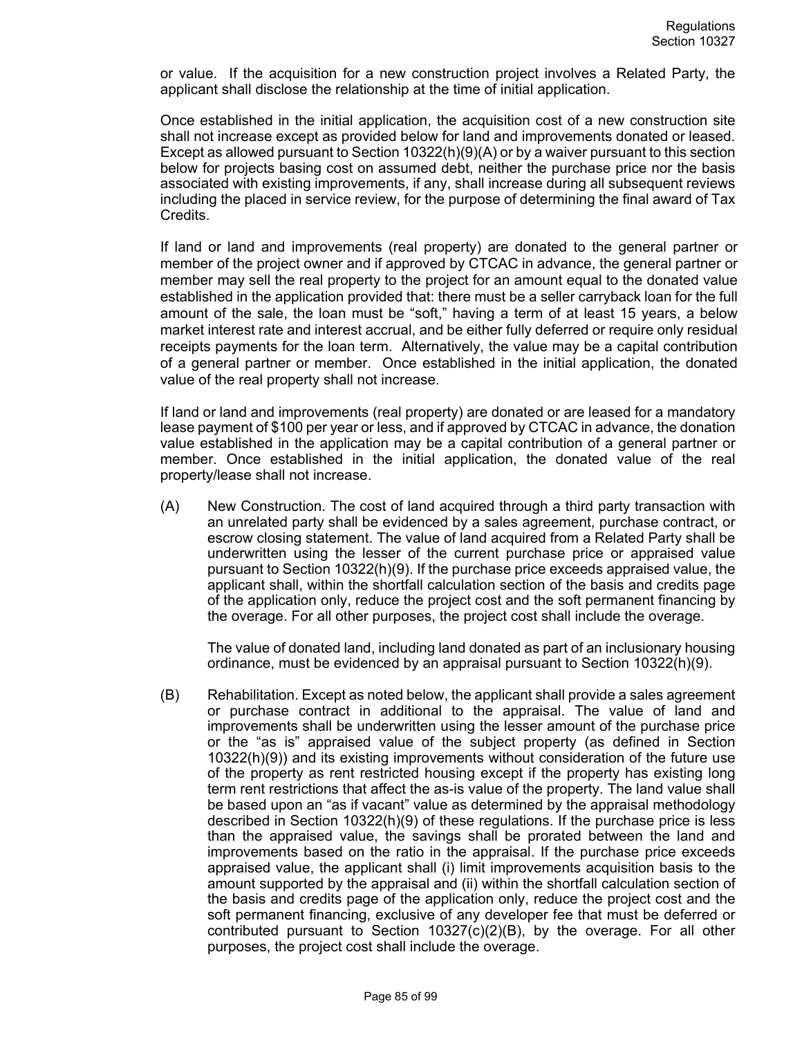or value. If the acquisition for a new construction project involves a Related Party, the applicant shall disclose the relationship at the time of initial application.

Once established in the initial application, the acquisition cost of a new construction site shall not increase except as provided below for land and improvements donated or leased. Except as allowed pursuant to Section 10322(h)(9)(A) or by a waiver pursuant to this section below for projects basing cost on assumed debt, neither the purchase price nor the basis associated with existing improvements, if any, shall increase during all subsequent reviews including the placed in service review, for the purpose of determining the final award of Tax Credits.

If land or land and improvements (real property) are donated to the general partner or member of the project owner and if approved by CTCAC in advance, the general partner or member may sell the real property to the project for an amount equal to the donated value established in the application provided that: there must be a seller carryback loan for the full amount of the sale, the loan must be "soft," having a term of at least 15 years, a below market interest rate and interest accrual, and be either fully deferred or require only residual receipts payments for the loan term. Alternatively, the value may be a capital contribution of a general partner or member. Once established in the initial application, the donated value of the real property shall not increase.

If land or land and improvements (real property) are donated or are leased for a mandatory lease payment of $100 per year or less, and if approved by CTCAC in advance, the donation value established in the application may be a capital contribution of a general partner or member. Once established in the initial application, the donated value of the real property/lease shall not increase.

(A) New Construction. The cost of land acquired through a third party transaction with an unrelated party shall be evidenced by a sales agreement, purchase contract, or escrow closing statement. The value of land acquired from a Related Party shall be underwritten using the lesser of the current purchase price or appraised value pursuant to Section 10322(h)(9). If the purchase price exceeds appraised value, the applicant shall, within the shortfall calculation section of the basis and credits page of the application only, reduce the project cost and the soft permanent financing by the overage. For all other purposes, the project cost shall include the overage.

The value of donated land, including land donated as part of an inclusionary housing ordinance, must be evidenced by an appraisal pursuant to Section 10322(h)(9).

(B) Rehabilitation. Except as noted below, the applicant shall provide a sales agreement or purchase contract in additional to the appraisal. The value of land and improvements shall be underwritten using the lesser amount of the purchase price or the "as is" appraised value of the subject property (as defined in Section 10322(h)(9)) and its existing improvements without consideration of the future use of the property as rent restricted housing except if the property has existing long term rent restrictions that affect the as-is value of the property. The land value shall be based upon an "as if vacant" value as determined by the appraisal methodology described in Section 10322(h)(9) of these regulations. If the purchase price is less than the appraised value, the savings shall be prorated between the land and improvements based on the ratio in the appraisal. If the purchase price exceeds appraised value, the applicant shall (i) limit improvements acquisition basis to the amount supported by the appraisal and (ii) within the shortfall calculation section of the basis and credits page of the application only, reduce the project cost and the soft permanent financing, exclusive of any developer fee that must be deferred or contributed pursuant to Section 10327(c)(2)(B), by the overage. For all other purposes, the project cost shall include the overage.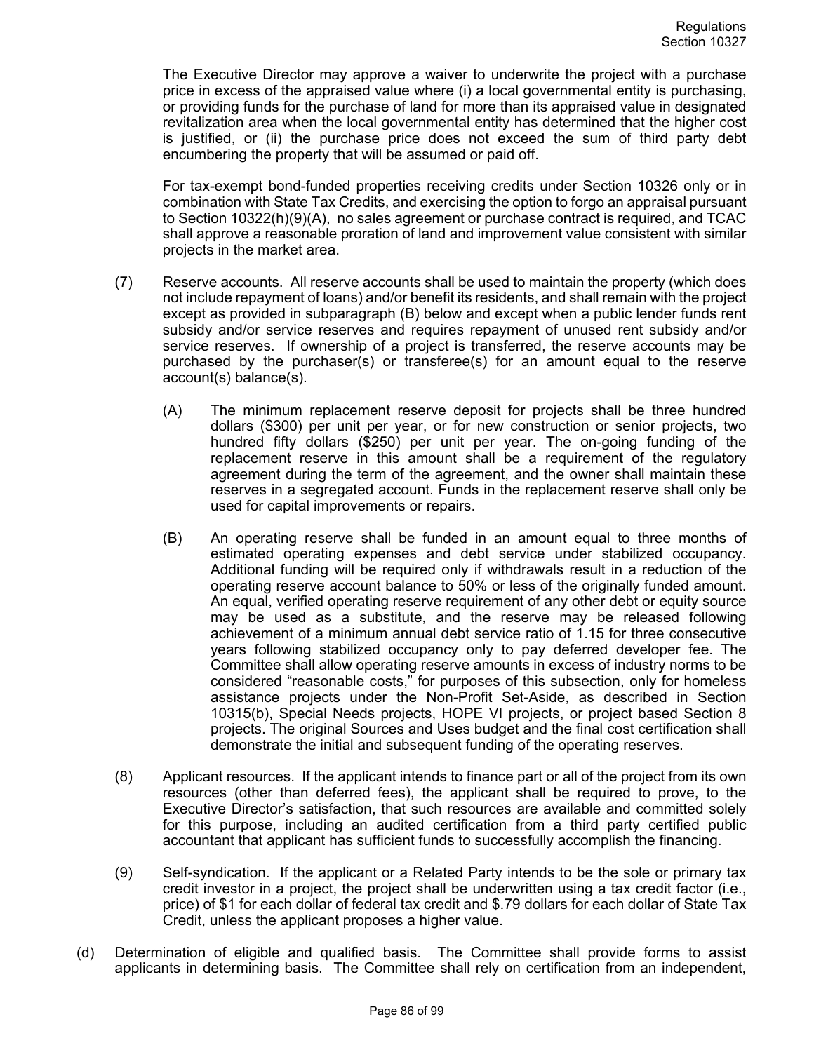The Executive Director may approve a waiver to underwrite the project with a purchase price in excess of the appraised value where (i) a local governmental entity is purchasing, or providing funds for the purchase of land for more than its appraised value in designated revitalization area when the local governmental entity has determined that the higher cost is justified, or (ii) the purchase price does not exceed the sum of third party debt encumbering the property that will be assumed or paid off.

For tax-exempt bond-funded properties receiving credits under Section 10326 only or in combination with State Tax Credits, and exercising the option to forgo an appraisal pursuant to Section 10322(h)(9)(A), no sales agreement or purchase contract is required, and TCAC shall approve a reasonable proration of land and improvement value consistent with similar projects in the market area.

(7) Reserve accounts. All reserve accounts shall be used to maintain the property (which does not include repayment of loans) and/or benefit its residents, and shall remain with the project except as provided in subparagraph (B) below and except when a public lender funds rent subsidy and/or service reserves and requires repayment of unused rent subsidy and/or service reserves. If ownership of a project is transferred, the reserve accounts may be purchased by the purchaser(s) or transferee(s) for an amount equal to the reserve account(s) balance(s).

(A) The minimum replacement reserve deposit for projects shall be three hundred dollars ($300) per unit per year, or for new construction or senior projects, two hundred fifty dollars ($250) per unit per year. The on-going funding of the replacement reserve in this amount shall be a requirement of the regulatory agreement during the term of the agreement, and the owner shall maintain these reserves in a segregated account. Funds in the replacement reserve shall only be used for capital improvements or repairs.

(B) An operating reserve shall be funded in an amount equal to three months of estimated operating expenses and debt service under stabilized occupancy. Additional funding will be required only if withdrawals result in a reduction of the operating reserve account balance to 50% or less of the originally funded amount. An equal, verified operating reserve requirement of any other debt or equity source may be used as a substitute, and the reserve may be released following achievement of a minimum annual debt service ratio of 1.15 for three consecutive years following stabilized occupancy only to pay deferred developer fee. The Committee shall allow operating reserve amounts in excess of industry norms to be considered "reasonable costs," for purposes of this subsection, only for homeless assistance projects under the Non-Profit Set-Aside, as described in Section 10315(b), Special Needs projects, HOPE VI projects, or project based Section 8 projects. The original Sources and Uses budget and the final cost certification shall demonstrate the initial and subsequent funding of the operating reserves.

(8) Applicant resources. If the applicant intends to finance part or all of the project from its own resources (other than deferred fees), the applicant shall be required to prove, to the Executive Director's satisfaction, that such resources are available and committed solely for this purpose, including an audited certification from a third party certified public accountant that applicant has sufficient funds to successfully accomplish the financing.

(9) Self-syndication. If the applicant or a Related Party intends to be the sole or primary tax credit investor in a project, the project shall be underwritten using a tax credit factor (i.e., price) of $1 for each dollar of federal tax credit and $.79 dollars for each dollar of State Tax Credit, unless the applicant proposes a higher value.

(d) Determination of eligible and qualified basis. The Committee shall provide forms to assist applicants in determining basis. The Committee shall rely on certification from an independent,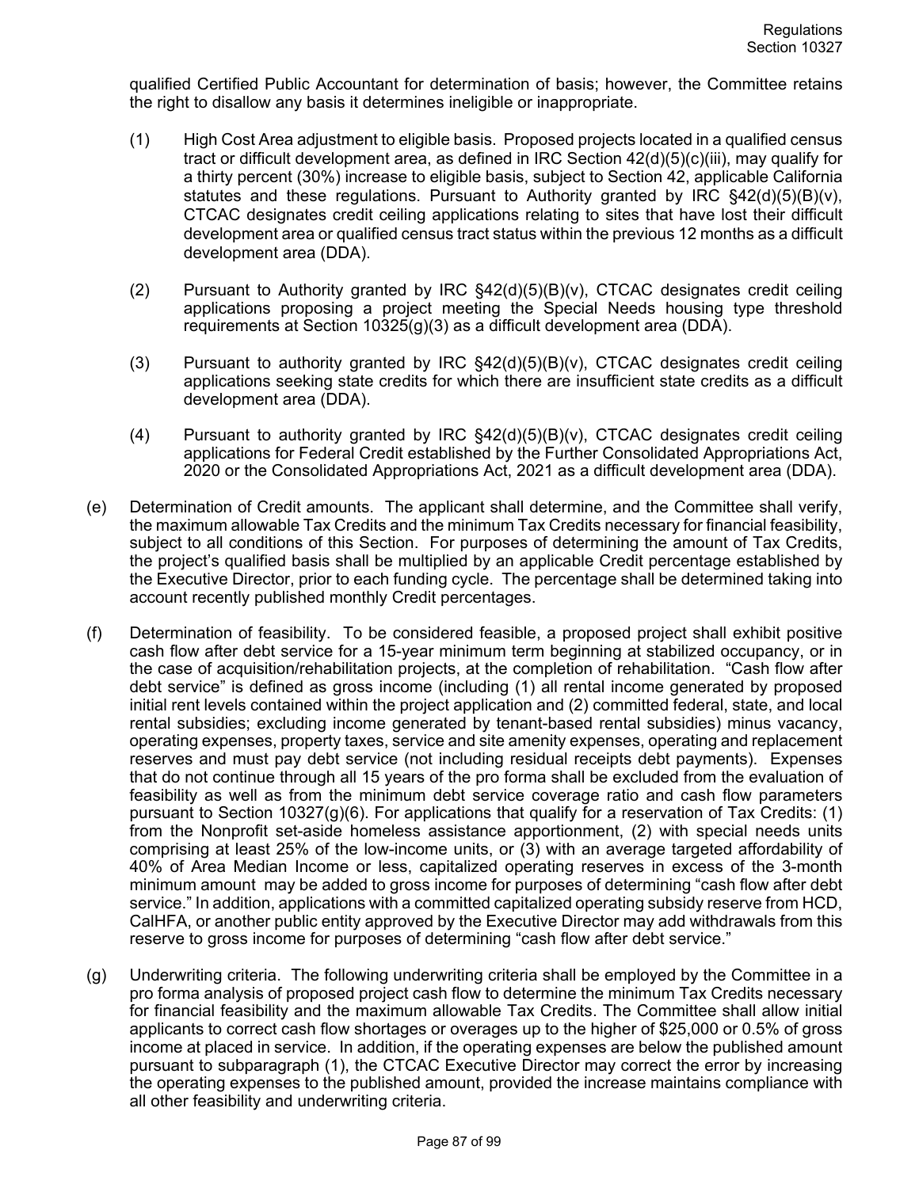qualified Certified Public Accountant for determination of basis; however, the Committee retains the right to disallow any basis it determines ineligible or inappropriate.

(1) High Cost Area adjustment to eligible basis. Proposed projects located in a qualified census tract or difficult development area, as defined in IRC Section 42(d)(5)(c)(iii), may qualify for a thirty percent (30%) increase to eligible basis, subject to Section 42, applicable California statutes and these regulations. Pursuant to Authority granted by IRC §42(d)(5)(B)(v), CTCAC designates credit ceiling applications relating to sites that have lost their difficult development area or qualified census tract status within the previous 12 months as a difficult development area (DDA).

(2) Pursuant to Authority granted by IRC §42(d)(5)(B)(v), CTCAC designates credit ceiling applications proposing a project meeting the Special Needs housing type threshold requirements at Section 10325(g)(3) as a difficult development area (DDA).

(3) Pursuant to authority granted by IRC §42(d)(5)(B)(v), CTCAC designates credit ceiling applications seeking state credits for which there are insufficient state credits as a difficult development area (DDA).

(4) Pursuant to authority granted by IRC §42(d)(5)(B)(v), CTCAC designates credit ceiling applications for Federal Credit established by the Further Consolidated Appropriations Act, 2020 or the Consolidated Appropriations Act, 2021 as a difficult development area (DDA).

(e) Determination of Credit amounts. The applicant shall determine, and the Committee shall verify, the maximum allowable Tax Credits and the minimum Tax Credits necessary for financial feasibility, subject to all conditions of this Section. For purposes of determining the amount of Tax Credits, the project's qualified basis shall be multiplied by an applicable Credit percentage established by the Executive Director, prior to each funding cycle. The percentage shall be determined taking into account recently published monthly Credit percentages.

(f) Determination of feasibility. To be considered feasible, a proposed project shall exhibit positive cash flow after debt service for a 15-year minimum term beginning at stabilized occupancy, or in the case of acquisition/rehabilitation projects, at the completion of rehabilitation. "Cash flow after debt service" is defined as gross income (including (1) all rental income generated by proposed initial rent levels contained within the project application and (2) committed federal, state, and local rental subsidies; excluding income generated by tenant-based rental subsidies) minus vacancy, operating expenses, property taxes, service and site amenity expenses, operating and replacement reserves and must pay debt service (not including residual receipts debt payments). Expenses that do not continue through all 15 years of the pro forma shall be excluded from the evaluation of feasibility as well as from the minimum debt service coverage ratio and cash flow parameters pursuant to Section 10327(g)(6). For applications that qualify for a reservation of Tax Credits: (1) from the Nonprofit set-aside homeless assistance apportionment, (2) with special needs units comprising at least 25% of the low-income units, or (3) with an average targeted affordability of 40% of Area Median Income or less, capitalized operating reserves in excess of the 3-month minimum amount may be added to gross income for purposes of determining "cash flow after debt service." In addition, applications with a committed capitalized operating subsidy reserve from HCD, CalHFA, or another public entity approved by the Executive Director may add withdrawals from this reserve to gross income for purposes of determining "cash flow after debt service."

(g) Underwriting criteria. The following underwriting criteria shall be employed by the Committee in a pro forma analysis of proposed project cash flow to determine the minimum Tax Credits necessary for financial feasibility and the maximum allowable Tax Credits. The Committee shall allow initial applicants to correct cash flow shortages or overages up to the higher of $25,000 or 0.5% of gross income at placed in service. In addition, if the operating expenses are below the published amount pursuant to subparagraph (1), the CTCAC Executive Director may correct the error by increasing the operating expenses to the published amount, provided the increase maintains compliance with all other feasibility and underwriting criteria.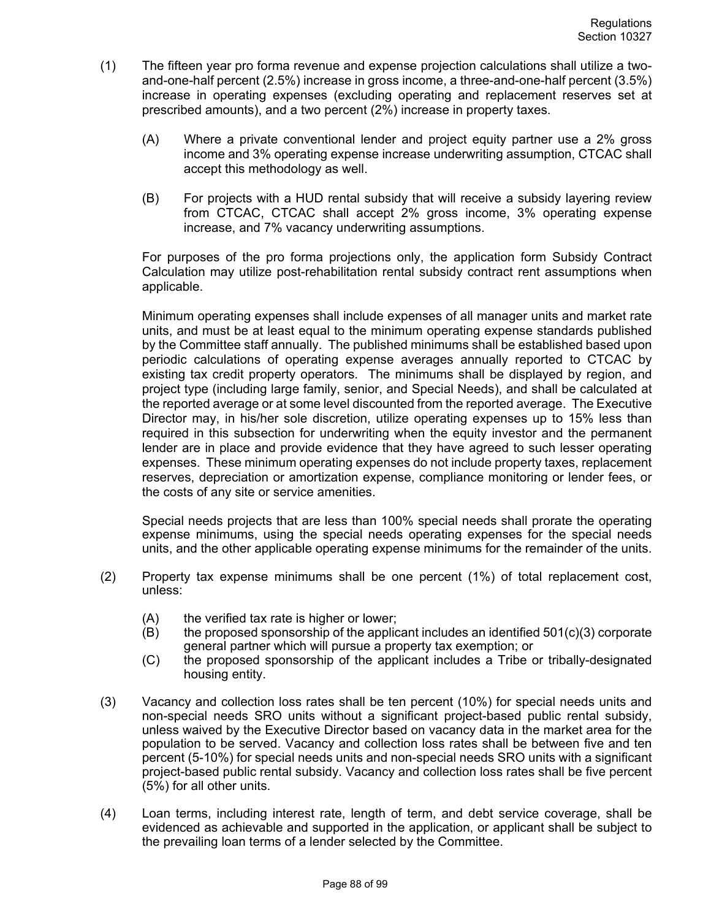(1) The fifteen year pro forma revenue and expense projection calculations shall utilize a two-and-one-half percent (2.5%) increase in gross income, a three-and-one-half percent (3.5%) increase in operating expenses (excluding operating and replacement reserves set at prescribed amounts), and a two percent (2%) increase in property taxes.

   (A) Where a private conventional lender and project equity partner use a 2% gross income and 3% operating expense increase underwriting assumption, CTCAC shall accept this methodology as well.

   (B) For projects with a HUD rental subsidy that will receive a subsidy layering review from CTCAC, CTCAC shall accept 2% gross income, 3% operating expense increase, and 7% vacancy underwriting assumptions.

   For purposes of the pro forma projections only, the application form Subsidy Contract Calculation may utilize post-rehabilitation rental subsidy contract rent assumptions when applicable.

   Minimum operating expenses shall include expenses of all manager units and market rate units, and must be at least equal to the minimum operating expense standards published by the Committee staff annually. The published minimums shall be established based upon periodic calculations of operating expense averages annually reported to CTCAC by existing tax credit property operators. The minimums shall be displayed by region, and project type (including large family, senior, and Special Needs), and shall be calculated at the reported average or at some level discounted from the reported average. The Executive Director may, in his/her sole discretion, utilize operating expenses up to 15% less than required in this subsection for underwriting when the equity investor and the permanent lender are in place and provide evidence that they have agreed to such lesser operating expenses. These minimum operating expenses do not include property taxes, replacement reserves, depreciation or amortization expense, compliance monitoring or lender fees, or the costs of any site or service amenities.

   Special needs projects that are less than 100% special needs shall prorate the operating expense minimums, using the special needs operating expenses for the special needs units, and the other applicable operating expense minimums for the remainder of the units.

(2) Property tax expense minimums shall be one percent (1%) of total replacement cost, unless:

   (A) the verified tax rate is higher or lower;
   (B) the proposed sponsorship of the applicant includes an identified 501(c)(3) corporate general partner which will pursue a property tax exemption; or
   (C) the proposed sponsorship of the applicant includes a Tribe or tribally-designated housing entity.

(3) Vacancy and collection loss rates shall be ten percent (10%) for special needs units and non-special needs SRO units without a significant project-based public rental subsidy, unless waived by the Executive Director based on vacancy data in the market area for the population to be served. Vacancy and collection loss rates shall be between five and ten percent (5-10%) for special needs units and non-special needs SRO units with a significant project-based public rental subsidy. Vacancy and collection loss rates shall be five percent (5%) for all other units.

(4) Loan terms, including interest rate, length of term, and debt service coverage, shall be evidenced as achievable and supported in the application, or applicant shall be subject to the prevailing loan terms of a lender selected by the Committee.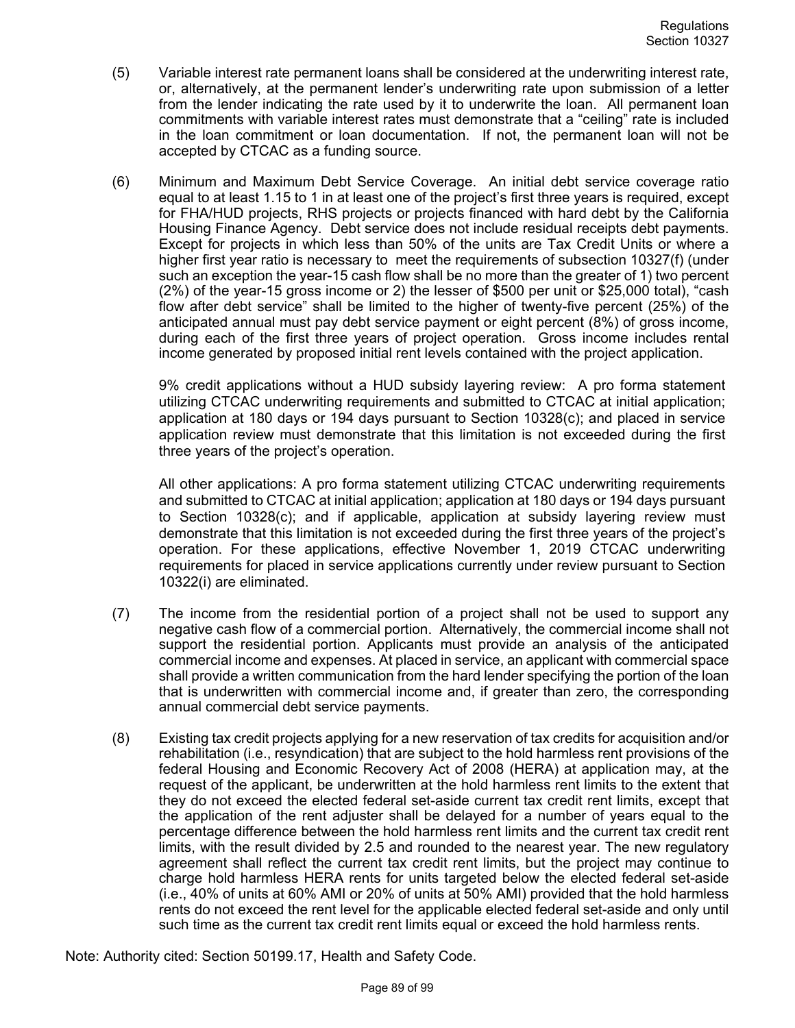(5) Variable interest rate permanent loans shall be considered at the underwriting interest rate, or, alternatively, at the permanent lender's underwriting rate upon submission of a letter from the lender indicating the rate used by it to underwrite the loan. All permanent loan commitments with variable interest rates must demonstrate that a "ceiling" rate is included in the loan commitment or loan documentation. If not, the permanent loan will not be accepted by CTCAC as a funding source.

(6) Minimum and Maximum Debt Service Coverage. An initial debt service coverage ratio equal to at least 1.15 to 1 in at least one of the project's first three years is required, except for FHA/HUD projects, RHS projects or projects financed with hard debt by the California Housing Finance Agency. Debt service does not include residual receipts debt payments. Except for projects in which less than 50% of the units are Tax Credit Units or where a higher first year ratio is necessary to meet the requirements of subsection 10327(f) (under such an exception the year-15 cash flow shall be no more than the greater of 1) two percent (2%) of the year-15 gross income or 2) the lesser of $500 per unit or $25,000 total), "cash flow after debt service" shall be limited to the higher of twenty-five percent (25%) of the anticipated annual must pay debt service payment or eight percent (8%) of gross income, during each of the first three years of project operation. Gross income includes rental income generated by proposed initial rent levels contained with the project application.

9% credit applications without a HUD subsidy layering review: A pro forma statement utilizing CTCAC underwriting requirements and submitted to CTCAC at initial application; application at 180 days or 194 days pursuant to Section 10328(c); and placed in service application review must demonstrate that this limitation is not exceeded during the first three years of the project's operation.

All other applications: A pro forma statement utilizing CTCAC underwriting requirements and submitted to CTCAC at initial application; application at 180 days or 194 days pursuant to Section 10328(c); and if applicable, application at subsidy layering review must demonstrate that this limitation is not exceeded during the first three years of the project's operation. For these applications, effective November 1, 2019 CTCAC underwriting requirements for placed in service applications currently under review pursuant to Section 10322(i) are eliminated.

(7) The income from the residential portion of a project shall not be used to support any negative cash flow of a commercial portion. Alternatively, the commercial income shall not support the residential portion. Applicants must provide an analysis of the anticipated commercial income and expenses. At placed in service, an applicant with commercial space shall provide a written communication from the hard lender specifying the portion of the loan that is underwritten with commercial income and, if greater than zero, the corresponding annual commercial debt service payments.

(8) Existing tax credit projects applying for a new reservation of tax credits for acquisition and/or rehabilitation (i.e., resyndication) that are subject to the hold harmless rent provisions of the federal Housing and Economic Recovery Act of 2008 (HERA) at application may, at the request of the applicant, be underwritten at the hold harmless rent limits to the extent that they do not exceed the elected federal set-aside current tax credit rent limits, except that the application of the rent adjuster shall be delayed for a number of years equal to the percentage difference between the hold harmless rent limits and the current tax credit rent limits, with the result divided by 2.5 and rounded to the nearest year. The new regulatory agreement shall reflect the current tax credit rent limits, but the project may continue to charge hold harmless HERA rents for units targeted below the elected federal set-aside (i.e., 40% of units at 60% AMI or 20% of units at 50% AMI) provided that the hold harmless rents do not exceed the rent level for the applicable elected federal set-aside and only until such time as the current tax credit rent limits equal or exceed the hold harmless rents.

Note: Authority cited: Section 50199.17, Health and Safety Code.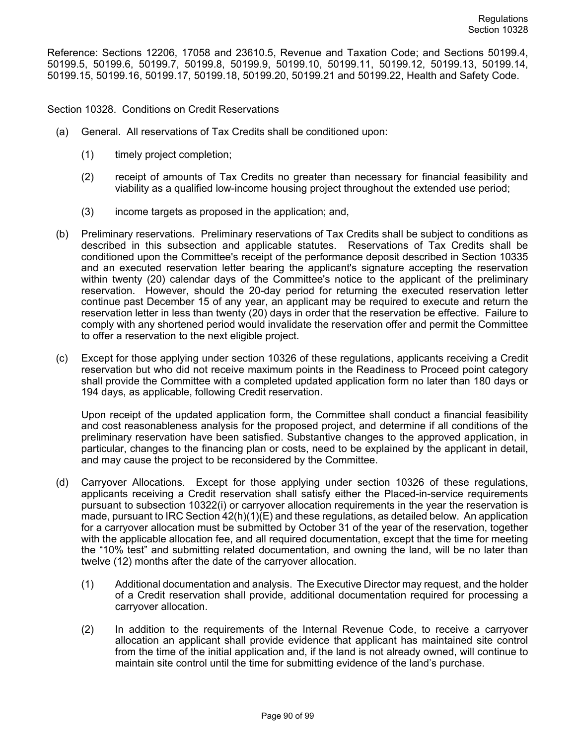Reference: Sections 12206, 17058 and 23610.5, Revenue and Taxation Code; and Sections 50199.4, 50199.5, 50199.6, 50199.7, 50199.8, 50199.9, 50199.10, 50199.11, 50199.12, 50199.13, 50199.14, 50199.15, 50199.16, 50199.17, 50199.18, 50199.20, 50199.21 and 50199.22, Health and Safety Code.

Section 10328. Conditions on Credit Reservations

(a) General. All reservations of Tax Credits shall be conditioned upon:

   (1) timely project completion;

   (2) receipt of amounts of Tax Credits no greater than necessary for financial feasibility and viability as a qualified low-income housing project throughout the extended use period;

   (3) income targets as proposed in the application; and,

(b) Preliminary reservations. Preliminary reservations of Tax Credits shall be subject to conditions as described in this subsection and applicable statutes. Reservations of Tax Credits shall be conditioned upon the Committee's receipt of the performance deposit described in Section 10335 and an executed reservation letter bearing the applicant's signature accepting the reservation within twenty (20) calendar days of the Committee's notice to the applicant of the preliminary reservation. However, should the 20-day period for returning the executed reservation letter continue past December 15 of any year, an applicant may be required to execute and return the reservation letter in less than twenty (20) days in order that the reservation be effective. Failure to comply with any shortened period would invalidate the reservation offer and permit the Committee to offer a reservation to the next eligible project.

(c) Except for those applying under section 10326 of these regulations, applicants receiving a Credit reservation but who did not receive maximum points in the Readiness to Proceed point category shall provide the Committee with a completed updated application form no later than 180 days or 194 days, as applicable, following Credit reservation.

   Upon receipt of the updated application form, the Committee shall conduct a financial feasibility and cost reasonableness analysis for the proposed project, and determine if all conditions of the preliminary reservation have been satisfied. Substantive changes to the approved application, in particular, changes to the financing plan or costs, need to be explained by the applicant in detail, and may cause the project to be reconsidered by the Committee.

(d) Carryover Allocations. Except for those applying under section 10326 of these regulations, applicants receiving a Credit reservation shall satisfy either the Placed-in-service requirements pursuant to subsection 10322(i) or carryover allocation requirements in the year the reservation is made, pursuant to IRC Section 42(h)(1)(E) and these regulations, as detailed below. An application for a carryover allocation must be submitted by October 31 of the year of the reservation, together with the applicable allocation fee, and all required documentation, except that the time for meeting the "10% test" and submitting related documentation, and owning the land, will be no later than twelve (12) months after the date of the carryover allocation.

   (1) Additional documentation and analysis. The Executive Director may request, and the holder of a Credit reservation shall provide, additional documentation required for processing a carryover allocation.

   (2) In addition to the requirements of the Internal Revenue Code, to receive a carryover allocation an applicant shall provide evidence that applicant has maintained site control from the time of the initial application and, if the land is not already owned, will continue to maintain site control until the time for submitting evidence of the land's purchase.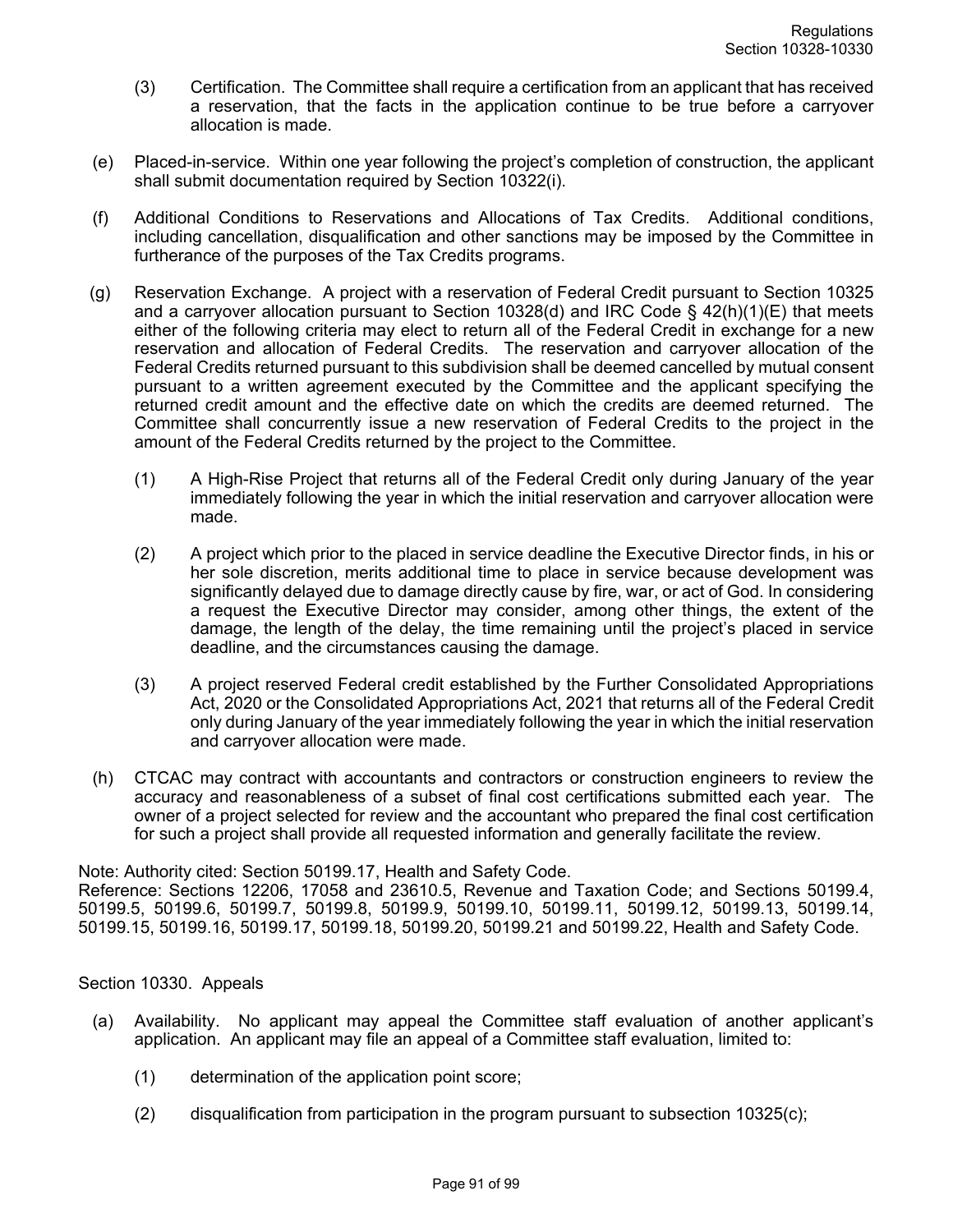(3) Certification. The Committee shall require a certification from an applicant that has received a reservation, that the facts in the application continue to be true before a carryover allocation is made.

(e) Placed-in-service. Within one year following the project's completion of construction, the applicant shall submit documentation required by Section 10322(i).

(f) Additional Conditions to Reservations and Allocations of Tax Credits. Additional conditions, including cancellation, disqualification and other sanctions may be imposed by the Committee in furtherance of the purposes of the Tax Credits programs.

(g) Reservation Exchange. A project with a reservation of Federal Credit pursuant to Section 10325 and a carryover allocation pursuant to Section 10328(d) and IRC Code § 42(h)(1)(E) that meets either of the following criteria may elect to return all of the Federal Credit in exchange for a new reservation and allocation of Federal Credits. The reservation and carryover allocation of the Federal Credits returned pursuant to this subdivision shall be deemed cancelled by mutual consent pursuant to a written agreement executed by the Committee and the applicant specifying the returned credit amount and the effective date on which the credits are deemed returned. The Committee shall concurrently issue a new reservation of Federal Credits to the project in the amount of the Federal Credits returned by the project to the Committee.

(1) A High-Rise Project that returns all of the Federal Credit only during January of the year immediately following the year in which the initial reservation and carryover allocation were made.

(2) A project which prior to the placed in service deadline the Executive Director finds, in his or her sole discretion, merits additional time to place in service because development was significantly delayed due to damage directly cause by fire, war, or act of God. In considering a request the Executive Director may consider, among other things, the extent of the damage, the length of the delay, the time remaining until the project's placed in service deadline, and the circumstances causing the damage.

(3) A project reserved Federal credit established by the Further Consolidated Appropriations Act, 2020 or the Consolidated Appropriations Act, 2021 that returns all of the Federal Credit only during January of the year immediately following the year in which the initial reservation and carryover allocation were made.

(h) CTCAC may contract with accountants and contractors or construction engineers to review the accuracy and reasonableness of a subset of final cost certifications submitted each year. The owner of a project selected for review and the accountant who prepared the final cost certification for such a project shall provide all requested information and generally facilitate the review.

Note: Authority cited: Section 50199.17, Health and Safety Code.
Reference: Sections 12206, 17058 and 23610.5, Revenue and Taxation Code; and Sections 50199.4, 50199.5, 50199.6, 50199.7, 50199.8, 50199.9, 50199.10, 50199.11, 50199.12, 50199.13, 50199.14, 50199.15, 50199.16, 50199.17, 50199.18, 50199.20, 50199.21 and 50199.22, Health and Safety Code.

## Section 10330. Appeals

(a) Availability. No applicant may appeal the Committee staff evaluation of another applicant's application. An applicant may file an appeal of a Committee staff evaluation, limited to:

(1) determination of the application point score;

(2) disqualification from participation in the program pursuant to subsection 10325(c);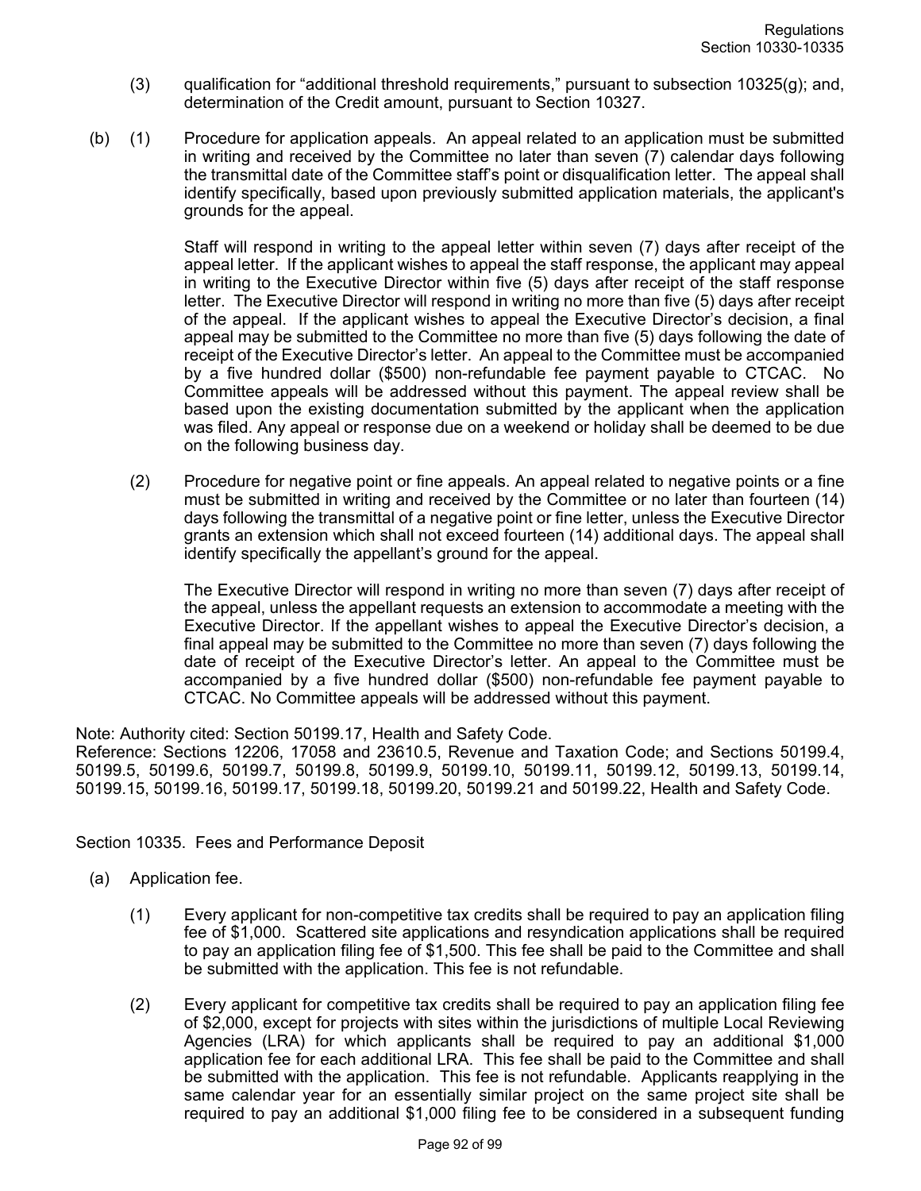(3) qualification for "additional threshold requirements," pursuant to subsection 10325(g); and, determination of the Credit amount, pursuant to Section 10327.

(b) (1) Procedure for application appeals. An appeal related to an application must be submitted in writing and received by the Committee no later than seven (7) calendar days following the transmittal date of the Committee staff's point or disqualification letter. The appeal shall identify specifically, based upon previously submitted application materials, the applicant's grounds for the appeal.

Staff will respond in writing to the appeal letter within seven (7) days after receipt of the appeal letter. If the applicant wishes to appeal the staff response, the applicant may appeal in writing to the Executive Director within five (5) days after receipt of the staff response letter. The Executive Director will respond in writing no more than five (5) days after receipt of the appeal. If the applicant wishes to appeal the Executive Director's decision, a final appeal may be submitted to the Committee no more than five (5) days following the date of receipt of the Executive Director's letter. An appeal to the Committee must be accompanied by a five hundred dollar ($500) non-refundable fee payment payable to CTCAC. No Committee appeals will be addressed without this payment. The appeal review shall be based upon the existing documentation submitted by the applicant when the application was filed. Any appeal or response due on a weekend or holiday shall be deemed to be due on the following business day.

(2) Procedure for negative point or fine appeals. An appeal related to negative points or a fine must be submitted in writing and received by the Committee or no later than fourteen (14) days following the transmittal of a negative point or fine letter, unless the Executive Director grants an extension which shall not exceed fourteen (14) additional days. The appeal shall identify specifically the appellant's ground for the appeal.

The Executive Director will respond in writing no more than seven (7) days after receipt of the appeal, unless the appellant requests an extension to accommodate a meeting with the Executive Director. If the appellant wishes to appeal the Executive Director's decision, a final appeal may be submitted to the Committee no more than seven (7) days following the date of receipt of the Executive Director's letter. An appeal to the Committee must be accompanied by a five hundred dollar ($500) non-refundable fee payment payable to CTCAC. No Committee appeals will be addressed without this payment.

Note: Authority cited: Section 50199.17, Health and Safety Code.
Reference: Sections 12206, 17058 and 23610.5, Revenue and Taxation Code; and Sections 50199.4, 50199.5, 50199.6, 50199.7, 50199.8, 50199.9, 50199.10, 50199.11, 50199.12, 50199.13, 50199.14, 50199.15, 50199.16, 50199.17, 50199.18, 50199.20, 50199.21 and 50199.22, Health and Safety Code.

## Section 10335. Fees and Performance Deposit

(a) Application fee.

(1) Every applicant for non-competitive tax credits shall be required to pay an application filing fee of $1,000. Scattered site applications and resyndication applications shall be required to pay an application filing fee of $1,500. This fee shall be paid to the Committee and shall be submitted with the application. This fee is not refundable.

(2) Every applicant for competitive tax credits shall be required to pay an application filing fee of $2,000, except for projects with sites within the jurisdictions of multiple Local Reviewing Agencies (LRA) for which applicants shall be required to pay an additional $1,000 application fee for each additional LRA. This fee shall be paid to the Committee and shall be submitted with the application. This fee is not refundable. Applicants reapplying in the same calendar year for an essentially similar project on the same project site shall be required to pay an additional $1,000 filing fee to be considered in a subsequent funding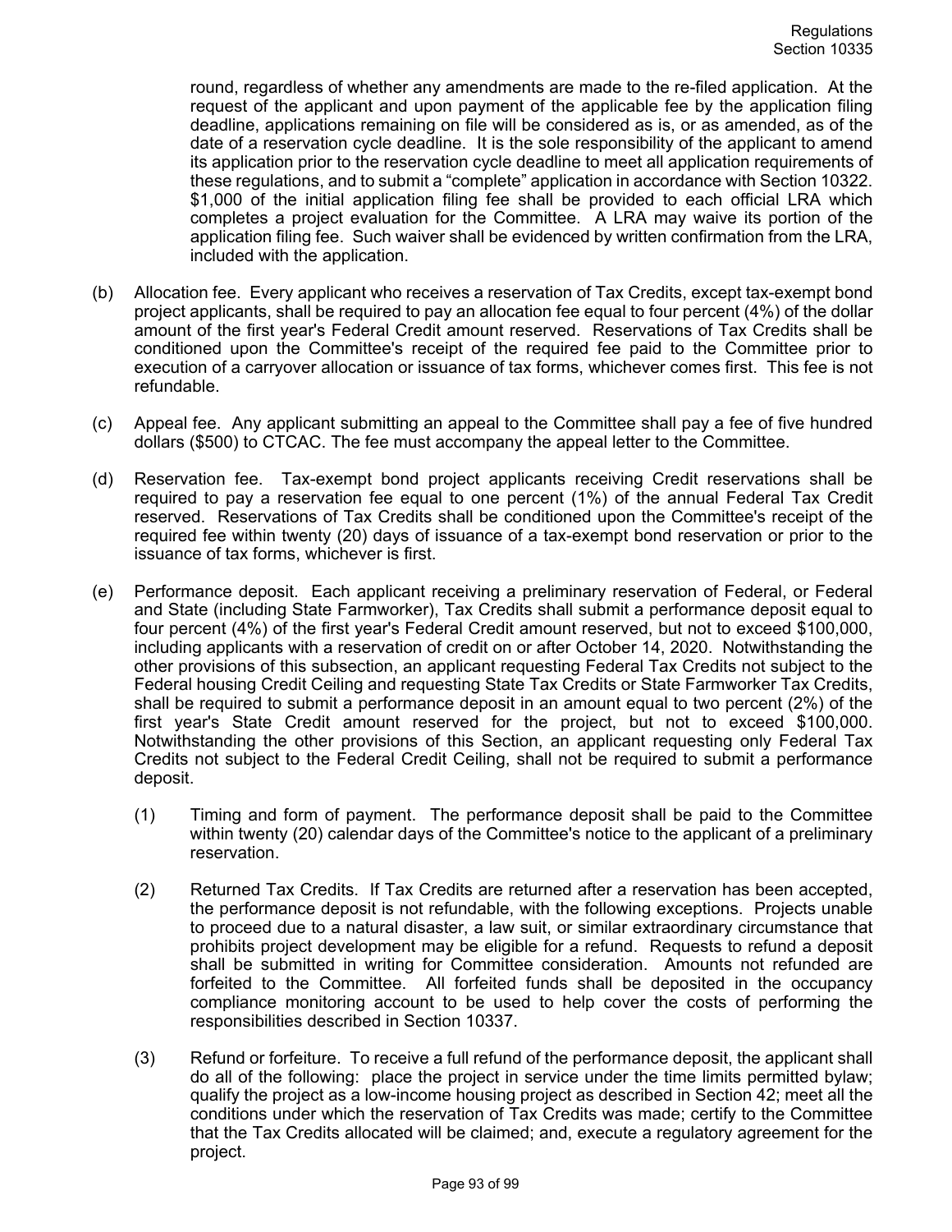round, regardless of whether any amendments are made to the re-filed application. At the request of the applicant and upon payment of the applicable fee by the application filing deadline, applications remaining on file will be considered as is, or as amended, as of the date of a reservation cycle deadline. It is the sole responsibility of the applicant to amend its application prior to the reservation cycle deadline to meet all application requirements of these regulations, and to submit a "complete" application in accordance with Section 10322. $1,000 of the initial application filing fee shall be provided to each official LRA which completes a project evaluation for the Committee. A LRA may waive its portion of the application filing fee. Such waiver shall be evidenced by written confirmation from the LRA, included with the application.

(b) Allocation fee. Every applicant who receives a reservation of Tax Credits, except tax-exempt bond project applicants, shall be required to pay an allocation fee equal to four percent (4%) of the dollar amount of the first year's Federal Credit amount reserved. Reservations of Tax Credits shall be conditioned upon the Committee's receipt of the required fee paid to the Committee prior to execution of a carryover allocation or issuance of tax forms, whichever comes first. This fee is not refundable.

(c) Appeal fee. Any applicant submitting an appeal to the Committee shall pay a fee of five hundred dollars ($500) to CTCAC. The fee must accompany the appeal letter to the Committee.

(d) Reservation fee. Tax-exempt bond project applicants receiving Credit reservations shall be required to pay a reservation fee equal to one percent (1%) of the annual Federal Tax Credit reserved. Reservations of Tax Credits shall be conditioned upon the Committee's receipt of the required fee within twenty (20) days of issuance of a tax-exempt bond reservation or prior to the issuance of tax forms, whichever is first.

(e) Performance deposit. Each applicant receiving a preliminary reservation of Federal, or Federal and State (including State Farmworker), Tax Credits shall submit a performance deposit equal to four percent (4%) of the first year's Federal Credit amount reserved, but not to exceed $100,000, including applicants with a reservation of credit on or after October 14, 2020. Notwithstanding the other provisions of this subsection, an applicant requesting Federal Tax Credits not subject to the Federal housing Credit Ceiling and requesting State Tax Credits or State Farmworker Tax Credits, shall be required to submit a performance deposit in an amount equal to two percent (2%) of the first year's State Credit amount reserved for the project, but not to exceed $100,000. Notwithstanding the other provisions of this Section, an applicant requesting only Federal Tax Credits not subject to the Federal Credit Ceiling, shall not be required to submit a performance deposit.

(1) Timing and form of payment. The performance deposit shall be paid to the Committee within twenty (20) calendar days of the Committee's notice to the applicant of a preliminary reservation.

(2) Returned Tax Credits. If Tax Credits are returned after a reservation has been accepted, the performance deposit is not refundable, with the following exceptions. Projects unable to proceed due to a natural disaster, a law suit, or similar extraordinary circumstance that prohibits project development may be eligible for a refund. Requests to refund a deposit shall be submitted in writing for Committee consideration. Amounts not refunded are forfeited to the Committee. All forfeited funds shall be deposited in the occupancy compliance monitoring account to be used to help cover the costs of performing the responsibilities described in Section 10337.

(3) Refund or forfeiture. To receive a full refund of the performance deposit, the applicant shall do all of the following: place the project in service under the time limits permitted bylaw; qualify the project as a low-income housing project as described in Section 42; meet all the conditions under which the reservation of Tax Credits was made; certify to the Committee that the Tax Credits allocated will be claimed; and, execute a regulatory agreement for the project.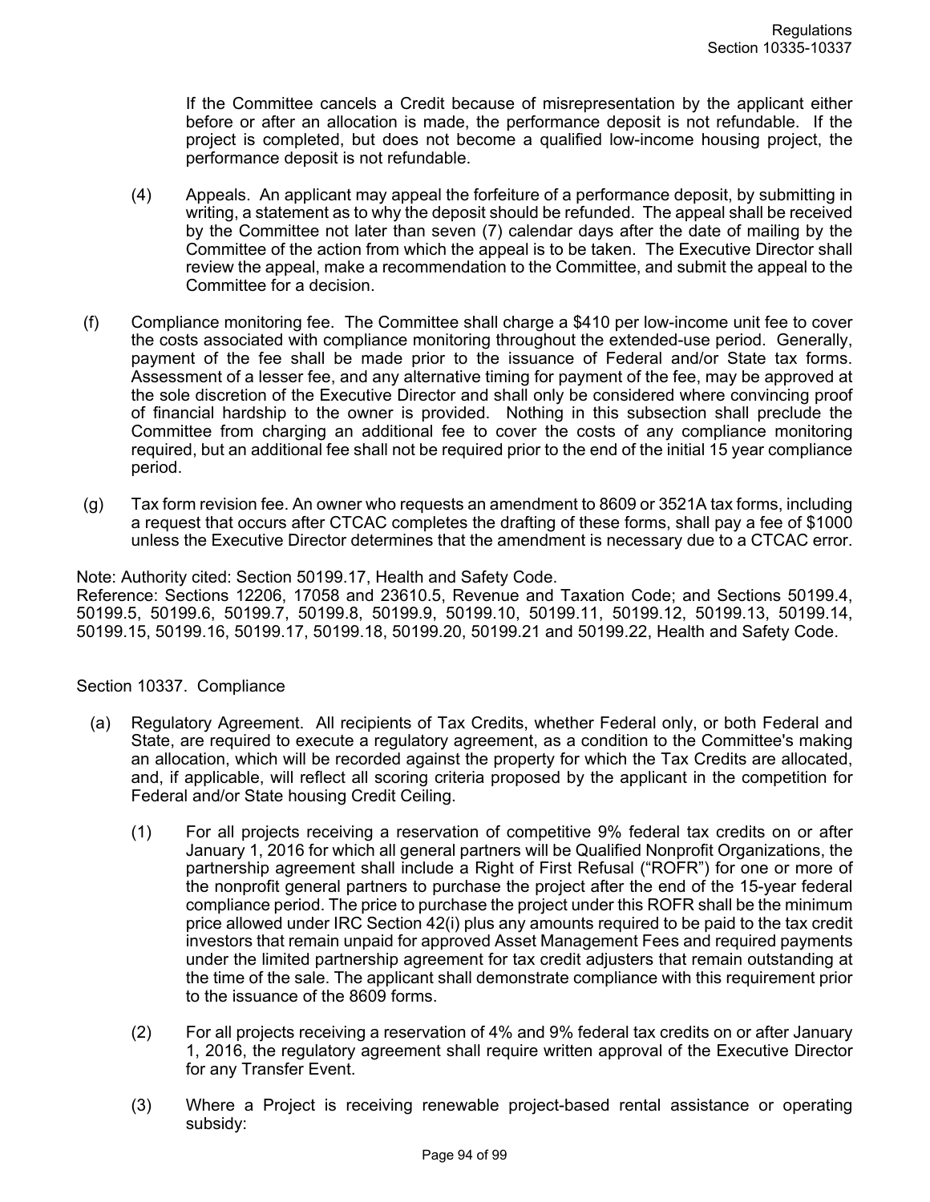If the Committee cancels a Credit because of misrepresentation by the applicant either before or after an allocation is made, the performance deposit is not refundable. If the project is completed, but does not become a qualified low-income housing project, the performance deposit is not refundable.

(4) Appeals. An applicant may appeal the forfeiture of a performance deposit, by submitting in writing, a statement as to why the deposit should be refunded. The appeal shall be received by the Committee not later than seven (7) calendar days after the date of mailing by the Committee of the action from which the appeal is to be taken. The Executive Director shall review the appeal, make a recommendation to the Committee, and submit the appeal to the Committee for a decision.

(f) Compliance monitoring fee. The Committee shall charge a $410 per low-income unit fee to cover the costs associated with compliance monitoring throughout the extended-use period. Generally, payment of the fee shall be made prior to the issuance of Federal and/or State tax forms. Assessment of a lesser fee, and any alternative timing for payment of the fee, may be approved at the sole discretion of the Executive Director and shall only be considered where convincing proof of financial hardship to the owner is provided. Nothing in this subsection shall preclude the Committee from charging an additional fee to cover the costs of any compliance monitoring required, but an additional fee shall not be required prior to the end of the initial 15 year compliance period.

(g) Tax form revision fee. An owner who requests an amendment to 8609 or 3521A tax forms, including a request that occurs after CTCAC completes the drafting of these forms, shall pay a fee of $1000 unless the Executive Director determines that the amendment is necessary due to a CTCAC error.

Note: Authority cited: Section 50199.17, Health and Safety Code.
Reference: Sections 12206, 17058 and 23610.5, Revenue and Taxation Code; and Sections 50199.4, 50199.5, 50199.6, 50199.7, 50199.8, 50199.9, 50199.10, 50199.11, 50199.12, 50199.13, 50199.14, 50199.15, 50199.16, 50199.17, 50199.18, 50199.20, 50199.21 and 50199.22, Health and Safety Code.

Section 10337. Compliance

(a) Regulatory Agreement. All recipients of Tax Credits, whether Federal only, or both Federal and State, are required to execute a regulatory agreement, as a condition to the Committee's making an allocation, which will be recorded against the property for which the Tax Credits are allocated, and, if applicable, will reflect all scoring criteria proposed by the applicant in the competition for Federal and/or State housing Credit Ceiling.

(1) For all projects receiving a reservation of competitive 9% federal tax credits on or after January 1, 2016 for which all general partners will be Qualified Nonprofit Organizations, the partnership agreement shall include a Right of First Refusal ("ROFR") for one or more of the nonprofit general partners to purchase the project after the end of the 15-year federal compliance period. The price to purchase the project under this ROFR shall be the minimum price allowed under IRC Section 42(i) plus any amounts required to be paid to the tax credit investors that remain unpaid for approved Asset Management Fees and required payments under the limited partnership agreement for tax credit adjusters that remain outstanding at the time of the sale. The applicant shall demonstrate compliance with this requirement prior to the issuance of the 8609 forms.

(2) For all projects receiving a reservation of 4% and 9% federal tax credits on or after January 1, 2016, the regulatory agreement shall require written approval of the Executive Director for any Transfer Event.

(3) Where a Project is receiving renewable project-based rental assistance or operating subsidy: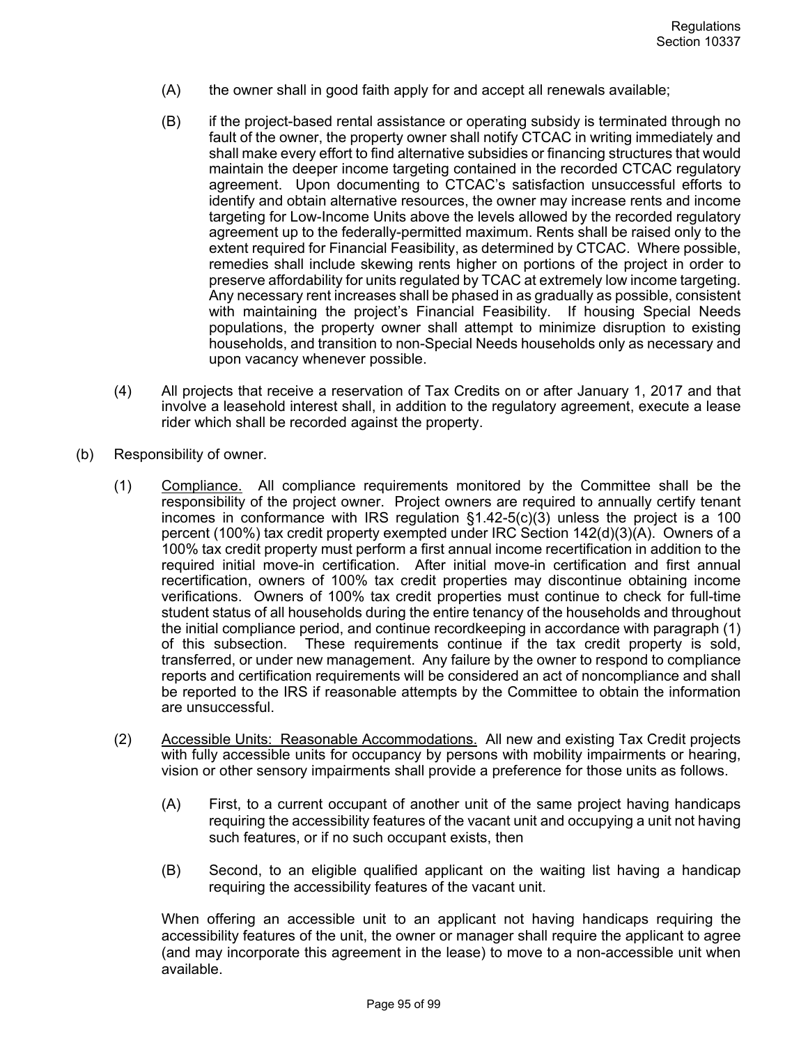(A) the owner shall in good faith apply for and accept all renewals available;

(B) if the project-based rental assistance or operating subsidy is terminated through no fault of the owner, the property owner shall notify CTCAC in writing immediately and shall make every effort to find alternative subsidies or financing structures that would maintain the deeper income targeting contained in the recorded CTCAC regulatory agreement. Upon documenting to CTCAC's satisfaction unsuccessful efforts to identify and obtain alternative resources, the owner may increase rents and income targeting for Low-Income Units above the levels allowed by the recorded regulatory agreement up to the federally-permitted maximum. Rents shall be raised only to the extent required for Financial Feasibility, as determined by CTCAC. Where possible, remedies shall include skewing rents higher on portions of the project in order to preserve affordability for units regulated by TCAC at extremely low income targeting. Any necessary rent increases shall be phased in as gradually as possible, consistent with maintaining the project's Financial Feasibility. If housing Special Needs populations, the property owner shall attempt to minimize disruption to existing households, and transition to non-Special Needs households only as necessary and upon vacancy whenever possible.

(4) All projects that receive a reservation of Tax Credits on or after January 1, 2017 and that involve a leasehold interest shall, in addition to the regulatory agreement, execute a lease rider which shall be recorded against the property.

(b) Responsibility of owner.

(1) Compliance. All compliance requirements monitored by the Committee shall be the responsibility of the project owner. Project owners are required to annually certify tenant incomes in conformance with IRS regulation §1.42-5(c)(3) unless the project is a 100 percent (100%) tax credit property exempted under IRC Section 142(d)(3)(A). Owners of a 100% tax credit property must perform a first annual income recertification in addition to the required initial move-in certification. After initial move-in certification and first annual recertification, owners of 100% tax credit properties may discontinue obtaining income verifications. Owners of 100% tax credit properties must continue to check for full-time student status of all households during the entire tenancy of the households and throughout the initial compliance period, and continue recordkeeping in accordance with paragraph (1) of this subsection. These requirements continue if the tax credit property is sold, transferred, or under new management. Any failure by the owner to respond to compliance reports and certification requirements will be considered an act of noncompliance and shall be reported to the IRS if reasonable attempts by the Committee to obtain the information are unsuccessful.

(2) Accessible Units: Reasonable Accommodations. All new and existing Tax Credit projects with fully accessible units for occupancy by persons with mobility impairments or hearing, vision or other sensory impairments shall provide a preference for those units as follows.

(A) First, to a current occupant of another unit of the same project having handicaps requiring the accessibility features of the vacant unit and occupying a unit not having such features, or if no such occupant exists, then

(B) Second, to an eligible qualified applicant on the waiting list having a handicap requiring the accessibility features of the vacant unit.

When offering an accessible unit to an applicant not having handicaps requiring the accessibility features of the unit, the owner or manager shall require the applicant to agree (and may incorporate this agreement in the lease) to move to a non-accessible unit when available.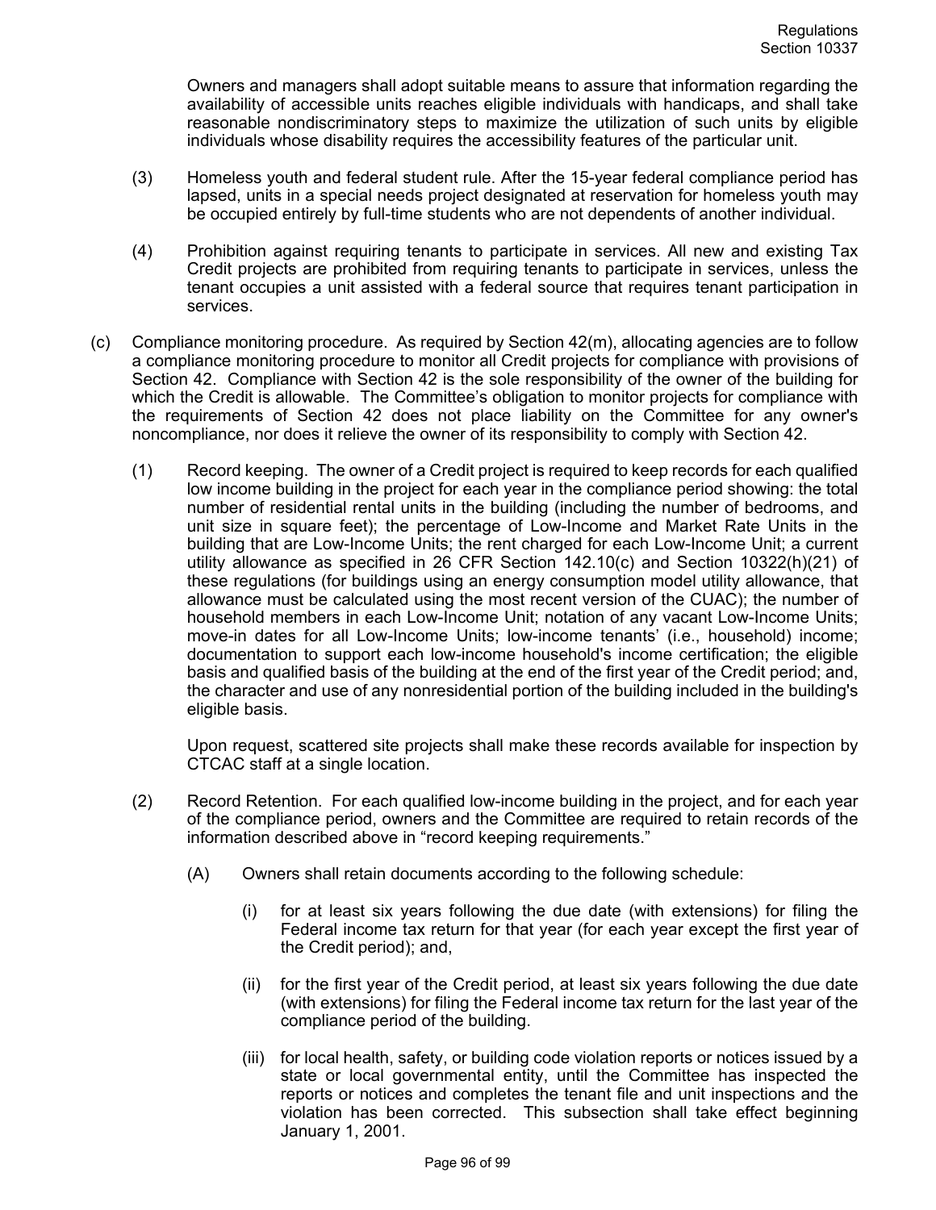Owners and managers shall adopt suitable means to assure that information regarding the availability of accessible units reaches eligible individuals with handicaps, and shall take reasonable nondiscriminatory steps to maximize the utilization of such units by eligible individuals whose disability requires the accessibility features of the particular unit.

(3) Homeless youth and federal student rule. After the 15-year federal compliance period has lapsed, units in a special needs project designated at reservation for homeless youth may be occupied entirely by full-time students who are not dependents of another individual.

(4) Prohibition against requiring tenants to participate in services. All new and existing Tax Credit projects are prohibited from requiring tenants to participate in services, unless the tenant occupies a unit assisted with a federal source that requires tenant participation in services.

(c) Compliance monitoring procedure. As required by Section 42(m), allocating agencies are to follow a compliance monitoring procedure to monitor all Credit projects for compliance with provisions of Section 42. Compliance with Section 42 is the sole responsibility of the owner of the building for which the Credit is allowable. The Committee's obligation to monitor projects for compliance with the requirements of Section 42 does not place liability on the Committee for any owner's noncompliance, nor does it relieve the owner of its responsibility to comply with Section 42.

(1) Record keeping. The owner of a Credit project is required to keep records for each qualified low income building in the project for each year in the compliance period showing: the total number of residential rental units in the building (including the number of bedrooms, and unit size in square feet); the percentage of Low-Income and Market Rate Units in the building that are Low-Income Units; the rent charged for each Low-Income Unit; a current utility allowance as specified in 26 CFR Section 142.10(c) and Section 10322(h)(21) of these regulations (for buildings using an energy consumption model utility allowance, that allowance must be calculated using the most recent version of the CUAC); the number of household members in each Low-Income Unit; notation of any vacant Low-Income Units; move-in dates for all Low-Income Units; low-income tenants' (i.e., household) income; documentation to support each low-income household's income certification; the eligible basis and qualified basis of the building at the end of the first year of the Credit period; and, the character and use of any nonresidential portion of the building included in the building's eligible basis.

Upon request, scattered site projects shall make these records available for inspection by CTCAC staff at a single location.

(2) Record Retention. For each qualified low-income building in the project, and for each year of the compliance period, owners and the Committee are required to retain records of the information described above in "record keeping requirements."

(A) Owners shall retain documents according to the following schedule:

(i) for at least six years following the due date (with extensions) for filing the Federal income tax return for that year (for each year except the first year of the Credit period); and,

(ii) for the first year of the Credit period, at least six years following the due date (with extensions) for filing the Federal income tax return for the last year of the compliance period of the building.

(iii) for local health, safety, or building code violation reports or notices issued by a state or local governmental entity, until the Committee has inspected the reports or notices and completes the tenant file and unit inspections and the violation has been corrected. This subsection shall take effect beginning January 1, 2001.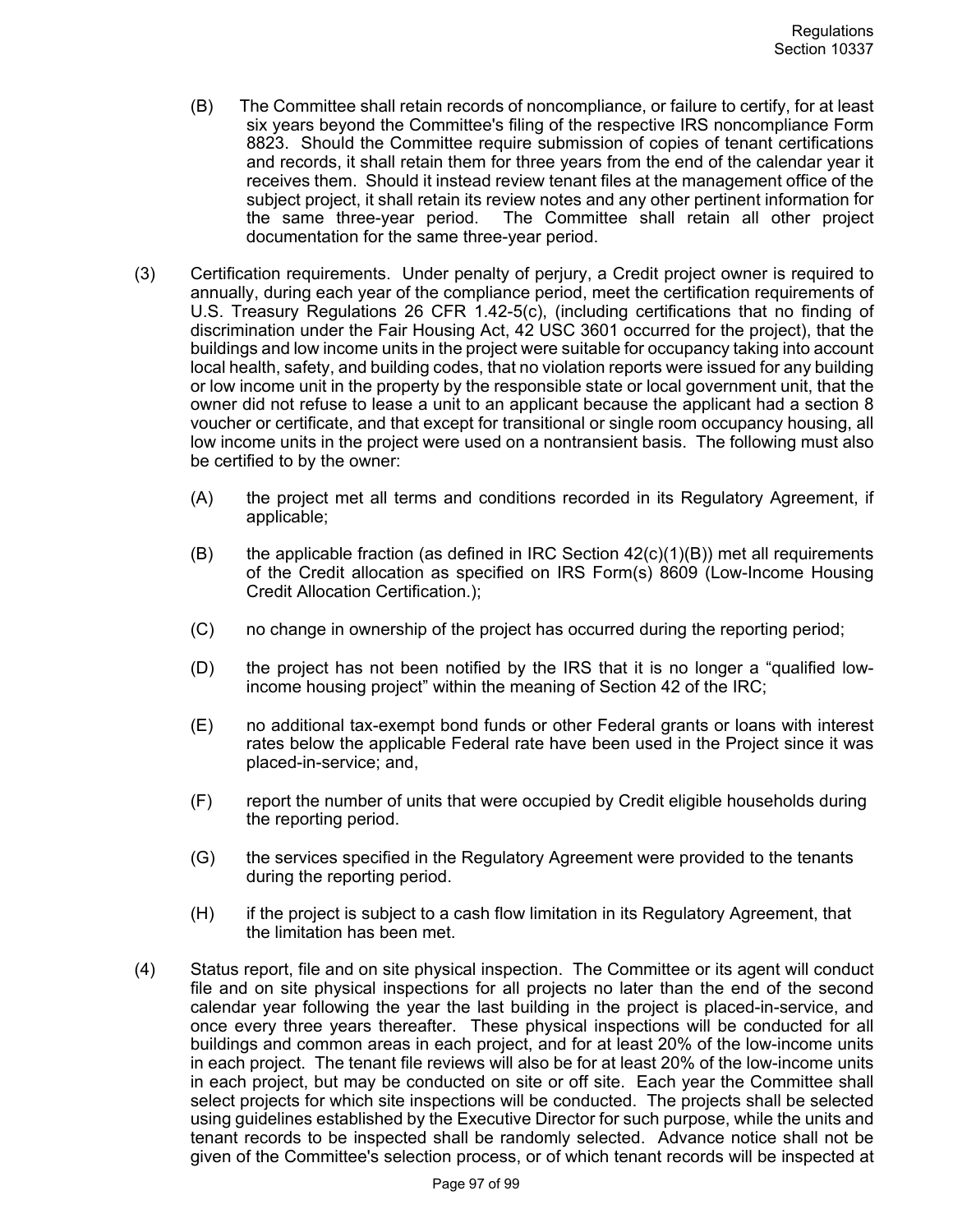(B) The Committee shall retain records of noncompliance, or failure to certify, for at least six years beyond the Committee's filing of the respective IRS noncompliance Form 8823. Should the Committee require submission of copies of tenant certifications and records, it shall retain them for three years from the end of the calendar year it receives them. Should it instead review tenant files at the management office of the subject project, it shall retain its review notes and any other pertinent information for the same three-year period. The Committee shall retain all other project documentation for the same three-year period.

(3) Certification requirements. Under penalty of perjury, a Credit project owner is required to annually, during each year of the compliance period, meet the certification requirements of U.S. Treasury Regulations 26 CFR 1.42-5(c), (including certifications that no finding of discrimination under the Fair Housing Act, 42 USC 3601 occurred for the project), that the buildings and low income units in the project were suitable for occupancy taking into account local health, safety, and building codes, that no violation reports were issued for any building or low income unit in the property by the responsible state or local government unit, that the owner did not refuse to lease a unit to an applicant because the applicant had a section 8 voucher or certificate, and that except for transitional or single room occupancy housing, all low income units in the project were used on a nontransient basis. The following must also be certified to by the owner:

(A) the project met all terms and conditions recorded in its Regulatory Agreement, if applicable;

(B) the applicable fraction (as defined in IRC Section 42(c)(1)(B)) met all requirements of the Credit allocation as specified on IRS Form(s) 8609 (Low-Income Housing Credit Allocation Certification.);

(C) no change in ownership of the project has occurred during the reporting period;

(D) the project has not been notified by the IRS that it is no longer a "qualified low-income housing project" within the meaning of Section 42 of the IRC;

(E) no additional tax-exempt bond funds or other Federal grants or loans with interest rates below the applicable Federal rate have been used in the Project since it was placed-in-service; and,

(F) report the number of units that were occupied by Credit eligible households during the reporting period.

(G) the services specified in the Regulatory Agreement were provided to the tenants during the reporting period.

(H) if the project is subject to a cash flow limitation in its Regulatory Agreement, that the limitation has been met.

(4) Status report, file and on site physical inspection. The Committee or its agent will conduct file and on site physical inspections for all projects no later than the end of the second calendar year following the year the last building in the project is placed-in-service, and once every three years thereafter. These physical inspections will be conducted for all buildings and common areas in each project, and for at least 20% of the low-income units in each project. The tenant file reviews will also be for at least 20% of the low-income units in each project, but may be conducted on site or off site. Each year the Committee shall select projects for which site inspections will be conducted. The projects shall be selected using guidelines established by the Executive Director for such purpose, while the units and tenant records to be inspected shall be randomly selected. Advance notice shall not be given of the Committee's selection process, or of which tenant records will be inspected at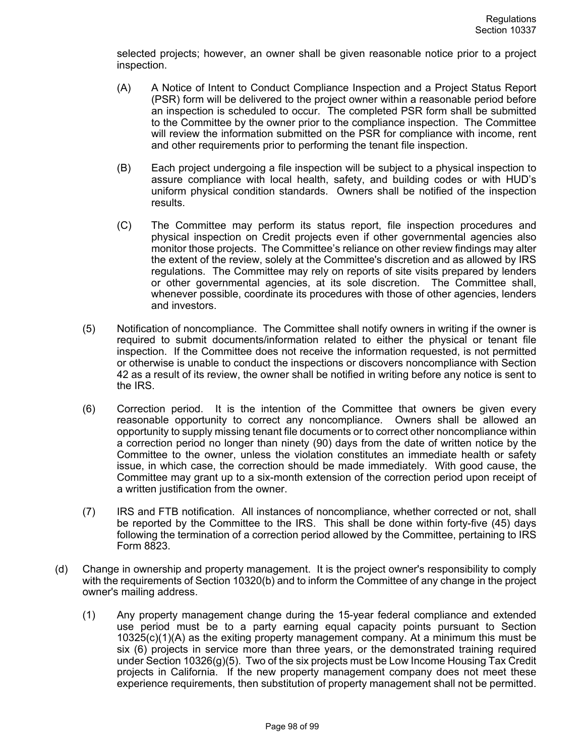selected projects; however, an owner shall be given reasonable notice prior to a project inspection.

(A) A Notice of Intent to Conduct Compliance Inspection and a Project Status Report (PSR) form will be delivered to the project owner within a reasonable period before an inspection is scheduled to occur. The completed PSR form shall be submitted to the Committee by the owner prior to the compliance inspection. The Committee will review the information submitted on the PSR for compliance with income, rent and other requirements prior to performing the tenant file inspection.

(B) Each project undergoing a file inspection will be subject to a physical inspection to assure compliance with local health, safety, and building codes or with HUD's uniform physical condition standards. Owners shall be notified of the inspection results.

(C) The Committee may perform its status report, file inspection procedures and physical inspection on Credit projects even if other governmental agencies also monitor those projects. The Committee's reliance on other review findings may alter the extent of the review, solely at the Committee's discretion and as allowed by IRS regulations. The Committee may rely on reports of site visits prepared by lenders or other governmental agencies, at its sole discretion. The Committee shall, whenever possible, coordinate its procedures with those of other agencies, lenders and investors.

(5) Notification of noncompliance. The Committee shall notify owners in writing if the owner is required to submit documents/information related to either the physical or tenant file inspection. If the Committee does not receive the information requested, is not permitted or otherwise is unable to conduct the inspections or discovers noncompliance with Section 42 as a result of its review, the owner shall be notified in writing before any notice is sent to the IRS.

(6) Correction period. It is the intention of the Committee that owners be given every reasonable opportunity to correct any noncompliance. Owners shall be allowed an opportunity to supply missing tenant file documents or to correct other noncompliance within a correction period no longer than ninety (90) days from the date of written notice by the Committee to the owner, unless the violation constitutes an immediate health or safety issue, in which case, the correction should be made immediately. With good cause, the Committee may grant up to a six-month extension of the correction period upon receipt of a written justification from the owner.

(7) IRS and FTB notification. All instances of noncompliance, whether corrected or not, shall be reported by the Committee to the IRS. This shall be done within forty-five (45) days following the termination of a correction period allowed by the Committee, pertaining to IRS Form 8823.

(d) Change in ownership and property management. It is the project owner's responsibility to comply with the requirements of Section 10320(b) and to inform the Committee of any change in the project owner's mailing address.

(1) Any property management change during the 15-year federal compliance and extended use period must be to a party earning equal capacity points pursuant to Section 10325(c)(1)(A) as the exiting property management company. At a minimum this must be six (6) projects in service more than three years, or the demonstrated training required under Section 10326(g)(5). Two of the six projects must be Low Income Housing Tax Credit projects in California. If the new property management company does not meet these experience requirements, then substitution of property management shall not be permitted.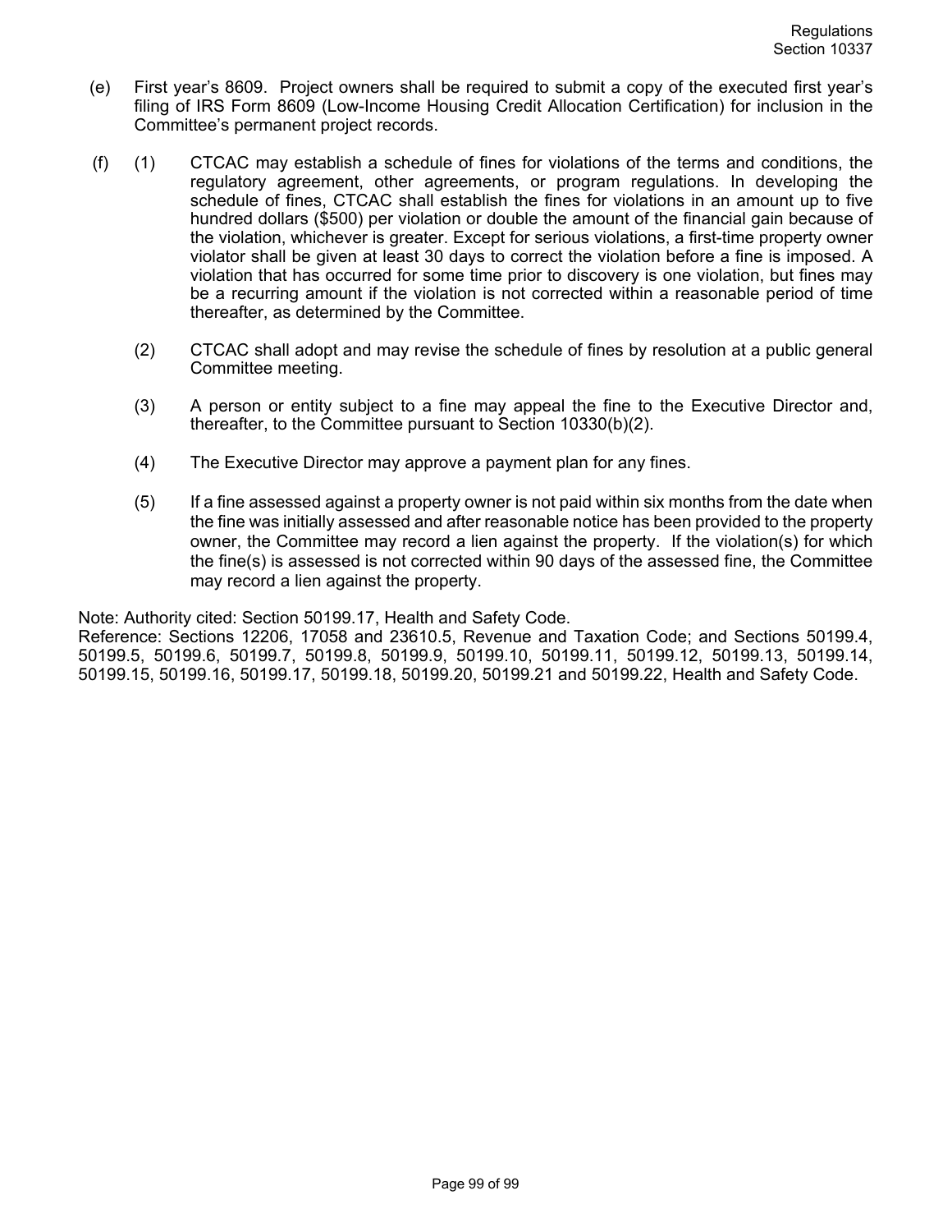(e) First year's 8609. Project owners shall be required to submit a copy of the executed first year's filing of IRS Form 8609 (Low-Income Housing Credit Allocation Certification) for inclusion in the Committee's permanent project records.

(f) (1) CTCAC may establish a schedule of fines for violations of the terms and conditions, the regulatory agreement, other agreements, or program regulations. In developing the schedule of fines, CTCAC shall establish the fines for violations in an amount up to five hundred dollars ($500) per violation or double the amount of the financial gain because of the violation, whichever is greater. Except for serious violations, a first-time property owner violator shall be given at least 30 days to correct the violation before a fine is imposed. A violation that has occurred for some time prior to discovery is one violation, but fines may be a recurring amount if the violation is not corrected within a reasonable period of time thereafter, as determined by the Committee.

(2) CTCAC shall adopt and may revise the schedule of fines by resolution at a public general Committee meeting.

(3) A person or entity subject to a fine may appeal the fine to the Executive Director and, thereafter, to the Committee pursuant to Section 10330(b)(2).

(4) The Executive Director may approve a payment plan for any fines.

(5) If a fine assessed against a property owner is not paid within six months from the date when the fine was initially assessed and after reasonable notice has been provided to the property owner, the Committee may record a lien against the property. If the violation(s) for which the fine(s) is assessed is not corrected within 90 days of the assessed fine, the Committee may record a lien against the property.

Note: Authority cited: Section 50199.17, Health and Safety Code.
Reference: Sections 12206, 17058 and 23610.5, Revenue and Taxation Code; and Sections 50199.4, 50199.5, 50199.6, 50199.7, 50199.8, 50199.9, 50199.10, 50199.11, 50199.12, 50199.13, 50199.14, 50199.15, 50199.16, 50199.17, 50199.18, 50199.20, 50199.21 and 50199.22, Health and Safety Code.